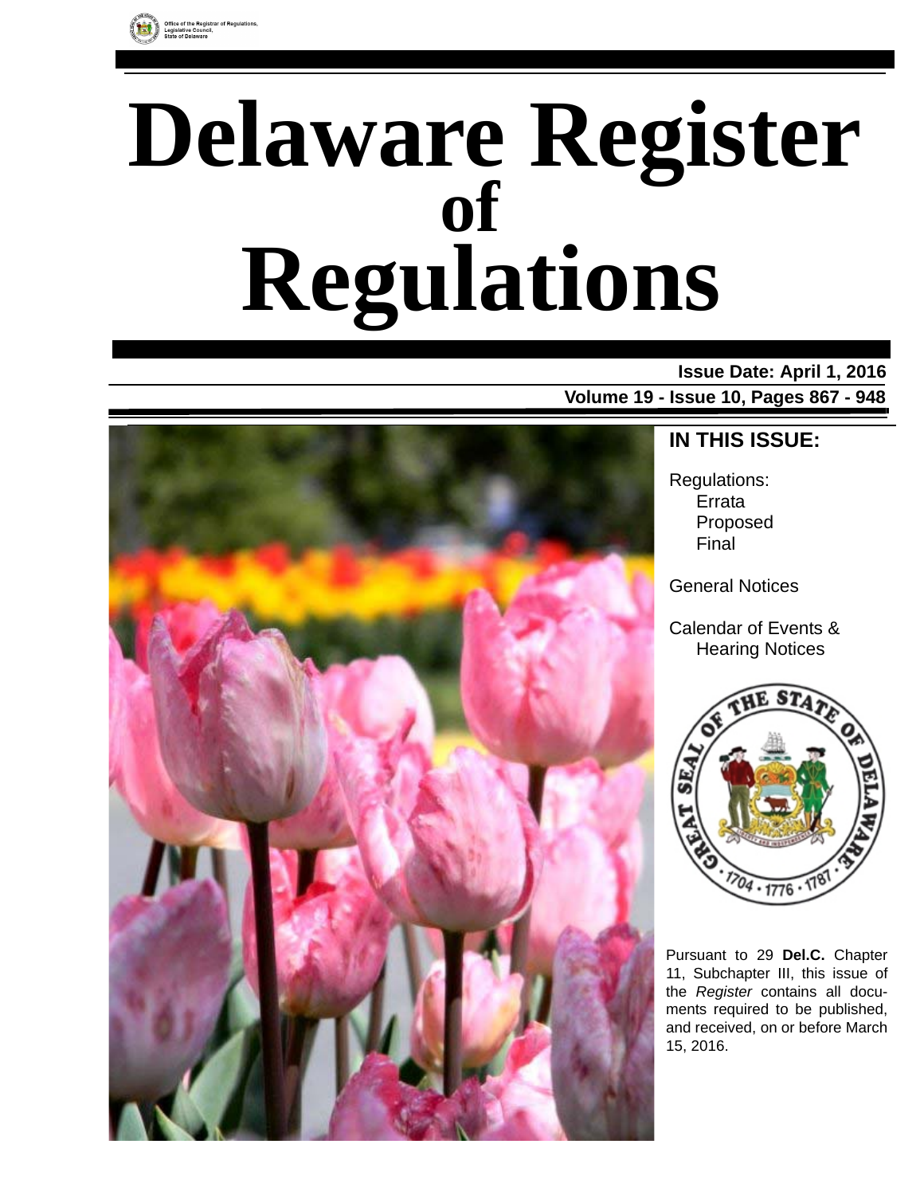Office of the Registrar of Regulations, Legislative Council, State of Delaware

# Delaware Register of Regulations

**Issue Date: April 1, 2016**

**Volume 19 - Issue 10, Pages 867 - 948**

## IN THIS ISSUE:

Regulations:
- Errata
- Proposed
- Final

General Notices

Calendar of Events & Hearing Notices

Pursuant to 29 **Del.C.** Chapter 11, Subchapter III, this issue of the *Register* contains all documents required to be published, and received, on or before March 15, 2016.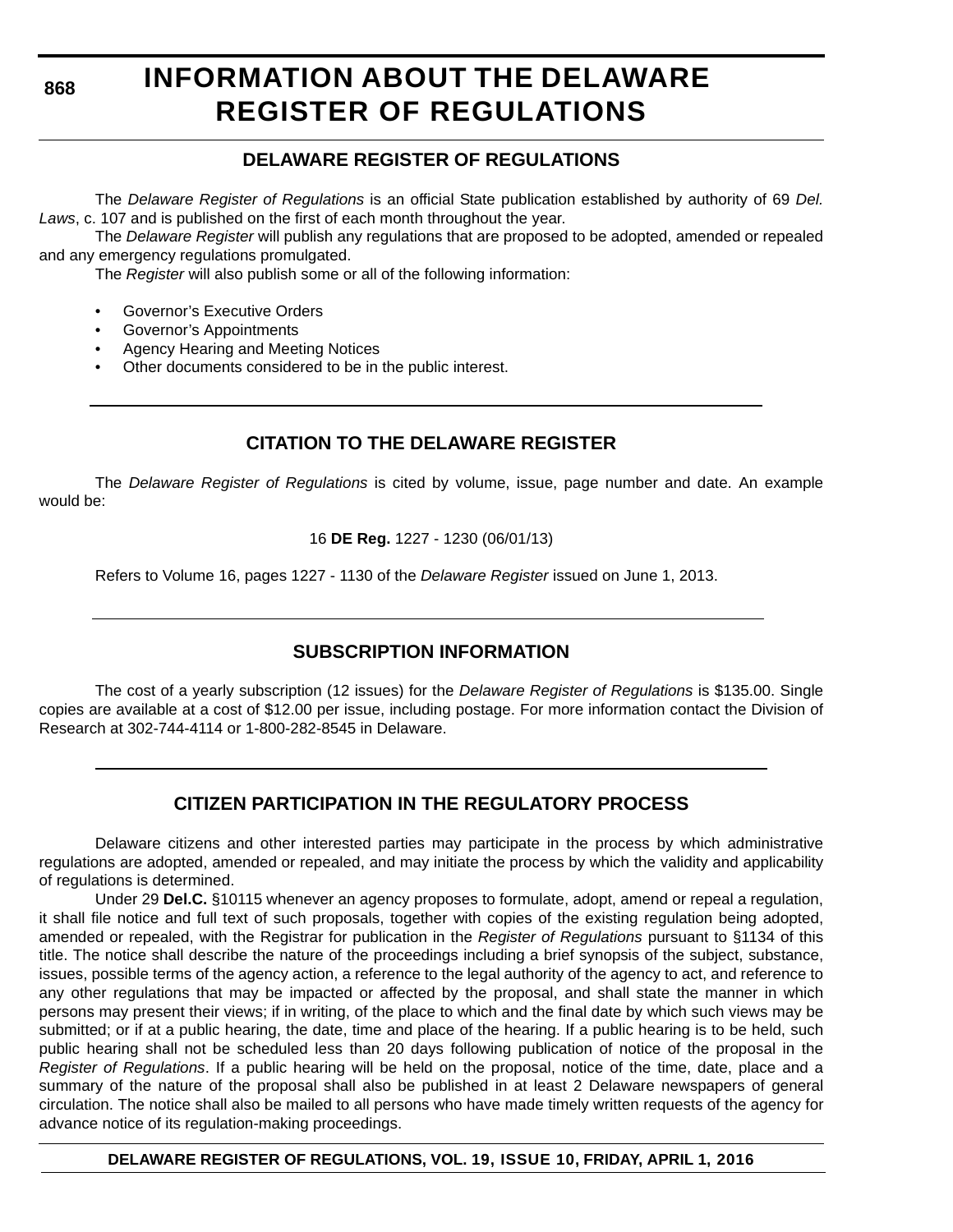# INFORMATION ABOUT THE DELAWARE REGISTER OF REGULATIONS

## DELAWARE REGISTER OF REGULATIONS

The *Delaware Register of Regulations* is an official State publication established by authority of 69 *Del. Laws*, c. 107 and is published on the first of each month throughout the year.

The *Delaware Register* will publish any regulations that are proposed to be adopted, amended or repealed and any emergency regulations promulgated.

The *Register* will also publish some or all of the following information:

- Governor's Executive Orders
- Governor's Appointments
- Agency Hearing and Meeting Notices
- Other documents considered to be in the public interest.

## CITATION TO THE DELAWARE REGISTER

The *Delaware Register of Regulations* is cited by volume, issue, page number and date. An example would be:

16 **DE Reg.** 1227 - 1230 (06/01/13)

Refers to Volume 16, pages 1227 - 1130 of the *Delaware Register* issued on June 1, 2013.

## SUBSCRIPTION INFORMATION

The cost of a yearly subscription (12 issues) for the *Delaware Register of Regulations* is $135.00. Single copies are available at a cost of $12.00 per issue, including postage. For more information contact the Division of Research at 302-744-4114 or 1-800-282-8545 in Delaware.

## CITIZEN PARTICIPATION IN THE REGULATORY PROCESS

Delaware citizens and other interested parties may participate in the process by which administrative regulations are adopted, amended or repealed, and may initiate the process by which the validity and applicability of regulations is determined.

Under 29 **Del.C.** §10115 whenever an agency proposes to formulate, adopt, amend or repeal a regulation, it shall file notice and full text of such proposals, together with copies of the existing regulation being adopted, amended or repealed, with the Registrar for publication in the *Register of Regulations* pursuant to §1134 of this title. The notice shall describe the nature of the proceedings including a brief synopsis of the subject, substance, issues, possible terms of the agency action, a reference to the legal authority of the agency to act, and reference to any other regulations that may be impacted or affected by the proposal, and shall state the manner in which persons may present their views; if in writing, of the place to which and the final date by which such views may be submitted; or if at a public hearing, the date, time and place of the hearing. If a public hearing is to be held, such public hearing shall not be scheduled less than 20 days following publication of notice of the proposal in the *Register of Regulations*. If a public hearing will be held on the proposal, notice of the time, date, place and a summary of the nature of the proposal shall also be published in at least 2 Delaware newspapers of general circulation. The notice shall also be mailed to all persons who have made timely written requests of the agency for advance notice of its regulation-making proceedings.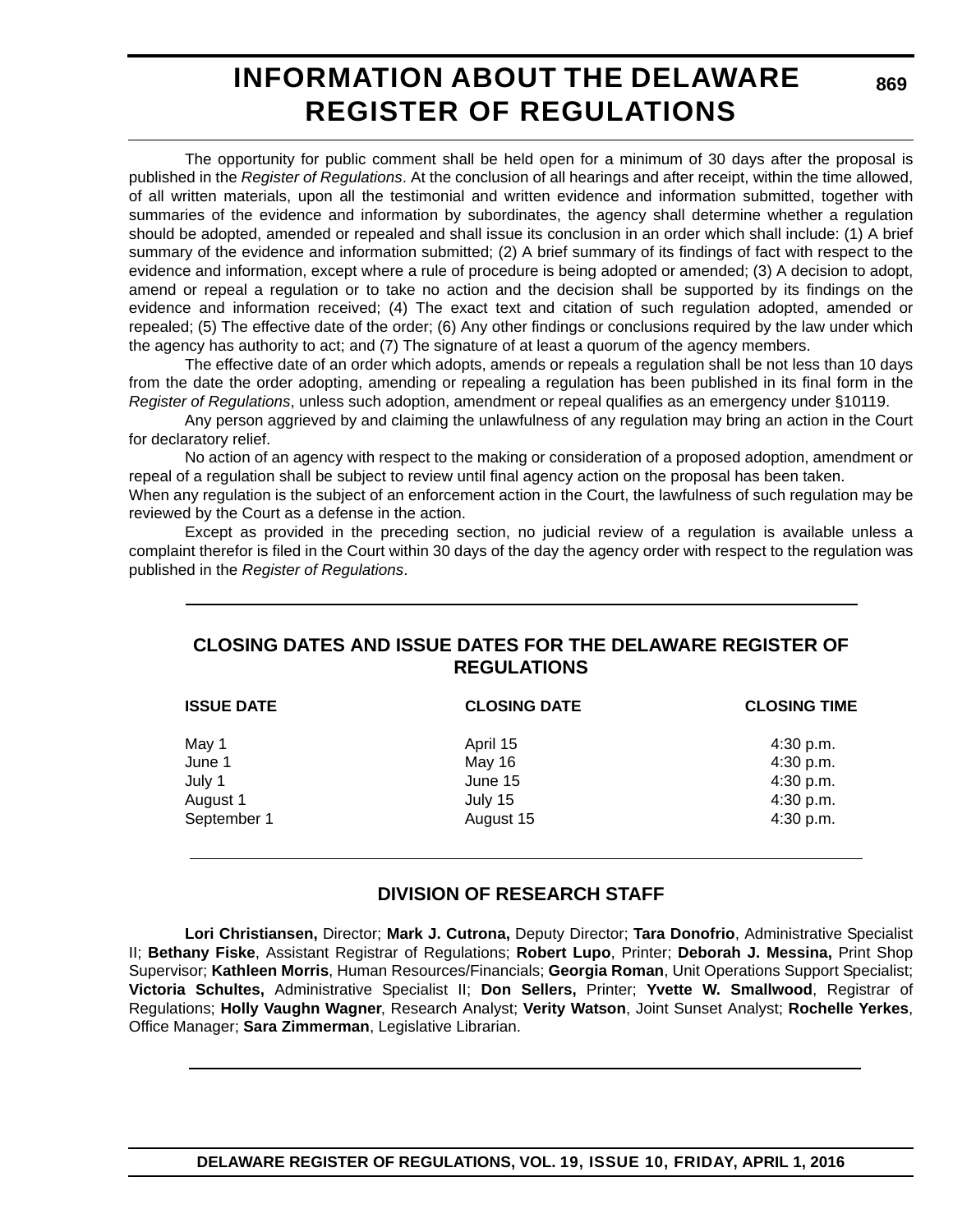# INFORMATION ABOUT THE DELAWARE REGISTER OF REGULATIONS

The opportunity for public comment shall be held open for a minimum of 30 days after the proposal is published in the *Register of Regulations*. At the conclusion of all hearings and after receipt, within the time allowed, of all written materials, upon all the testimonial and written evidence and information submitted, together with summaries of the evidence and information by subordinates, the agency shall determine whether a regulation should be adopted, amended or repealed and shall issue its conclusion in an order which shall include: (1) A brief summary of the evidence and information submitted; (2) A brief summary of its findings of fact with respect to the evidence and information, except where a rule of procedure is being adopted or amended; (3) A decision to adopt, amend or repeal a regulation or to take no action and the decision shall be supported by its findings on the evidence and information received; (4) The exact text and citation of such regulation adopted, amended or repealed; (5) The effective date of the order; (6) Any other findings or conclusions required by the law under which the agency has authority to act; and (7) The signature of at least a quorum of the agency members.

The effective date of an order which adopts, amends or repeals a regulation shall be not less than 10 days from the date the order adopting, amending or repealing a regulation has been published in its final form in the *Register of Regulations*, unless such adoption, amendment or repeal qualifies as an emergency under §10119.

Any person aggrieved by and claiming the unlawfulness of any regulation may bring an action in the Court for declaratory relief.

No action of an agency with respect to the making or consideration of a proposed adoption, amendment or repeal of a regulation shall be subject to review until final agency action on the proposal has been taken.

When any regulation is the subject of an enforcement action in the Court, the lawfulness of such regulation may be reviewed by the Court as a defense in the action.

Except as provided in the preceding section, no judicial review of a regulation is available unless a complaint therefor is filed in the Court within 30 days of the day the agency order with respect to the regulation was published in the *Register of Regulations*.

## CLOSING DATES AND ISSUE DATES FOR THE DELAWARE REGISTER OF REGULATIONS

| ISSUE DATE | CLOSING DATE | CLOSING TIME |
|---|---|---|
| May 1 | April 15 | 4:30 p.m. |
| June 1 | May 16 | 4:30 p.m. |
| July 1 | June 15 | 4:30 p.m. |
| August 1 | July 15 | 4:30 p.m. |
| September 1 | August 15 | 4:30 p.m. |

## DIVISION OF RESEARCH STAFF

**Lori Christiansen,** Director; **Mark J. Cutrona,** Deputy Director; **Tara Donofrio**, Administrative Specialist II; **Bethany Fiske**, Assistant Registrar of Regulations; **Robert Lupo**, Printer; **Deborah J. Messina,** Print Shop Supervisor; **Kathleen Morris**, Human Resources/Financials; **Georgia Roman**, Unit Operations Support Specialist; **Victoria Schultes,** Administrative Specialist II; **Don Sellers,** Printer; **Yvette W. Smallwood**, Registrar of Regulations; **Holly Vaughn Wagner**, Research Analyst; **Verity Watson**, Joint Sunset Analyst; **Rochelle Yerkes**, Office Manager; **Sara Zimmerman**, Legislative Librarian.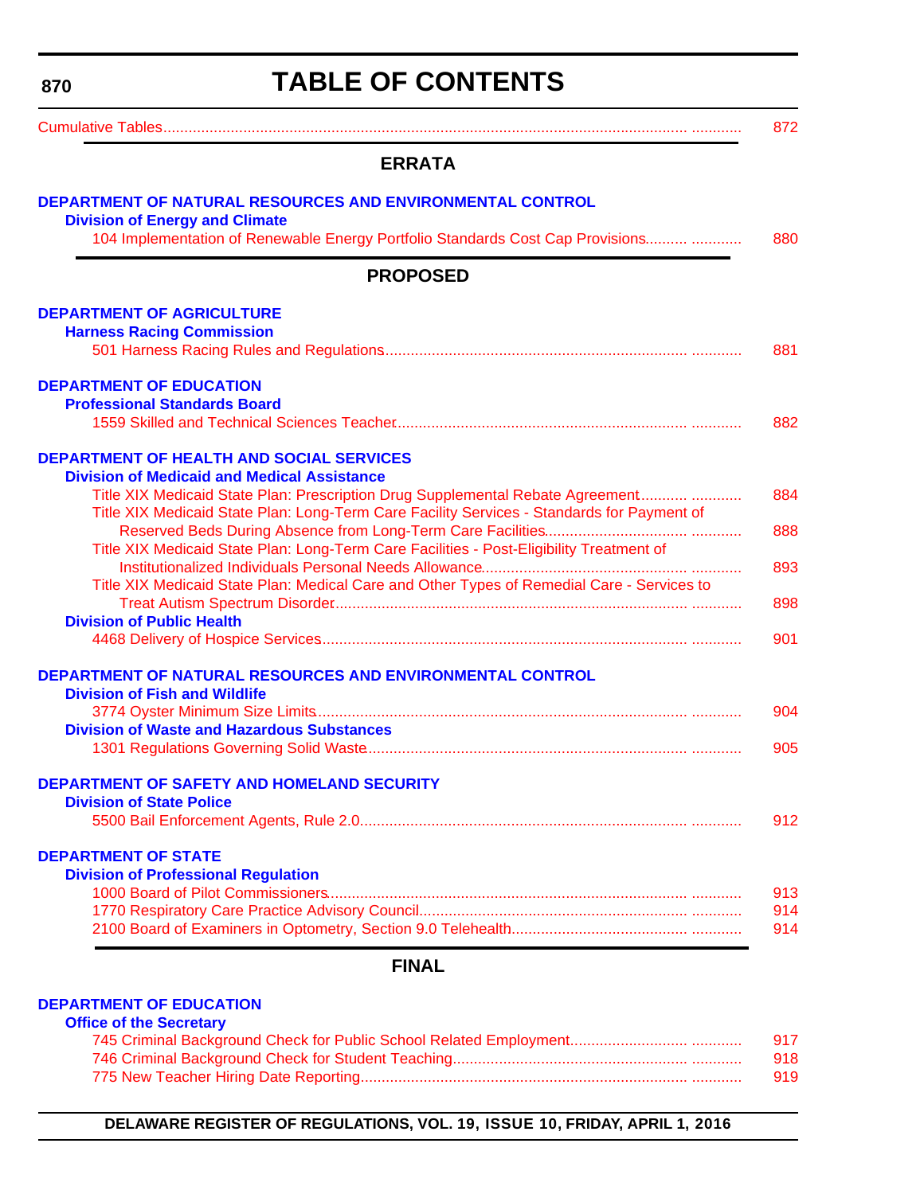# TABLE OF CONTENTS

Cumulative Tables ............ 872

## ERRATA

**DEPARTMENT OF NATURAL RESOURCES AND ENVIRONMENTAL CONTROL**

**Division of Energy and Climate**

104 Implementation of Renewable Energy Portfolio Standards Cost Cap Provisions ............ 880

## PROPOSED

**DEPARTMENT OF AGRICULTURE**

**Harness Racing Commission**

501 Harness Racing Rules and Regulations ............ 881

**DEPARTMENT OF EDUCATION**

**Professional Standards Board**

1559 Skilled and Technical Sciences Teacher ............ 882

**DEPARTMENT OF HEALTH AND SOCIAL SERVICES**

**Division of Medicaid and Medical Assistance**

Title XIX Medicaid State Plan: Prescription Drug Supplemental Rebate Agreement ............ 884

Title XIX Medicaid State Plan: Long-Term Care Facility Services - Standards for Payment of Reserved Beds During Absence from Long-Term Care Facilities ............ 888

Title XIX Medicaid State Plan: Long-Term Care Facilities - Post-Eligibility Treatment of Institutionalized Individuals Personal Needs Allowance ............ 893

Title XIX Medicaid State Plan: Medical Care and Other Types of Remedial Care - Services to Treat Autism Spectrum Disorder ............ 898

**Division of Public Health**

4468 Delivery of Hospice Services ............ 901

**DEPARTMENT OF NATURAL RESOURCES AND ENVIRONMENTAL CONTROL**

**Division of Fish and Wildlife**

3774 Oyster Minimum Size Limits ............ 904

**Division of Waste and Hazardous Substances**

1301 Regulations Governing Solid Waste ............ 905

**DEPARTMENT OF SAFETY AND HOMELAND SECURITY**

**Division of State Police**

5500 Bail Enforcement Agents, Rule 2.0 ............ 912

**DEPARTMENT OF STATE**

**Division of Professional Regulation**

1000 Board of Pilot Commissioners ............ 913

1770 Respiratory Care Practice Advisory Council ............ 914

2100 Board of Examiners in Optometry, Section 9.0 Telehealth ............ 914

## FINAL

**DEPARTMENT OF EDUCATION**

**Office of the Secretary**

745 Criminal Background Check for Public School Related Employment ............ 917

746 Criminal Background Check for Student Teaching ............ 918

775 New Teacher Hiring Date Reporting ............ 919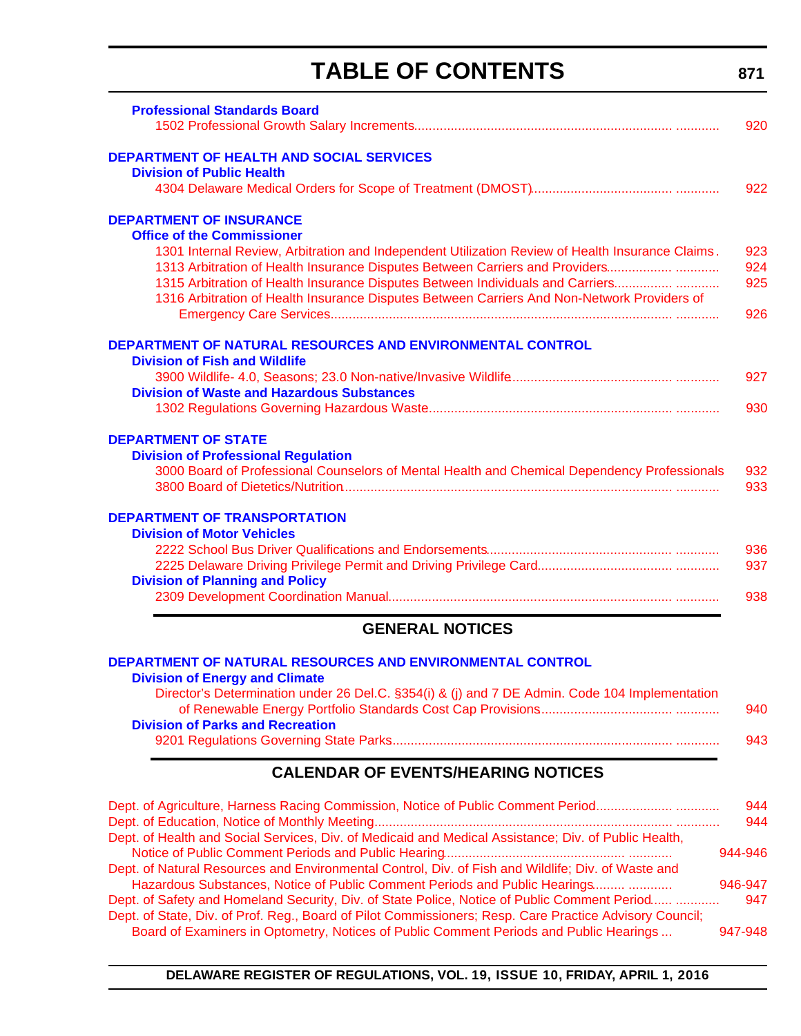# TABLE OF CONTENTS

**Professional Standards Board**

1502 Professional Growth Salary Increments ........................................................................ 920

**DEPARTMENT OF HEALTH AND SOCIAL SERVICES**

**Division of Public Health**

4304 Delaware Medical Orders for Scope of Treatment (DMOST)........................................ 922

**DEPARTMENT OF INSURANCE**

**Office of the Commissioner**

1301 Internal Review, Arbitration and Independent Utilization Review of Health Insurance Claims . 923

1313 Arbitration of Health Insurance Disputes Between Carriers and Providers.................... 924

1315 Arbitration of Health Insurance Disputes Between Individuals and Carriers................. 925

1316 Arbitration of Health Insurance Disputes Between Carriers And Non-Network Providers of Emergency Care Services........................................................................................ 926

**DEPARTMENT OF NATURAL RESOURCES AND ENVIRONMENTAL CONTROL**

**Division of Fish and Wildlife**

3900 Wildlife- 4.0, Seasons; 23.0 Non-native/Invasive Wildlife.............................................. 927

**Division of Waste and Hazardous Substances**

1302 Regulations Governing Hazardous Waste.................................................................... 930

**DEPARTMENT OF STATE**

**Division of Professional Regulation**

3000 Board of Professional Counselors of Mental Health and Chemical Dependency Professionals 932

3800 Board of Dietetics/Nutrition.......................................................................................... 933

**DEPARTMENT OF TRANSPORTATION**

**Division of Motor Vehicles**

2222 School Bus Driver Qualifications and Endorsements.................................................... 936

2225 Delaware Driving Privilege Permit and Driving Privilege Card...................................... 937

**Division of Planning and Policy**

2309 Development Coordination Manual.............................................................................. 938

## GENERAL NOTICES

**DEPARTMENT OF NATURAL RESOURCES AND ENVIRONMENTAL CONTROL**

**Division of Energy and Climate**

Director's Determination under 26 Del.C. §354(i) & (j) and 7 DE Admin. Code 104 Implementation of Renewable Energy Portfolio Standards Cost Cap Provisions..................................... 940

**Division of Parks and Recreation**

9201 Regulations Governing State Parks.............................................................................. 943

## CALENDAR OF EVENTS/HEARING NOTICES

Dept. of Agriculture, Harness Racing Commission, Notice of Public Comment Period....................... 944

Dept. of Education, Notice of Monthly Meeting................................................................................... 944

Dept. of Health and Social Services, Div. of Medicaid and Medical Assistance; Div. of Public Health, Notice of Public Comment Periods and Public Hearing................................................... 944-946

Dept. of Natural Resources and Environmental Control, Div. of Fish and Wildlife; Div. of Waste and Hazardous Substances, Notice of Public Comment Periods and Public Hearings......... 946-947

Dept. of Safety and Homeland Security, Div. of State Police, Notice of Public Comment Period...... 947

Dept. of State, Div. of Prof. Reg., Board of Pilot Commissioners; Resp. Care Practice Advisory Council; Board of Examiners in Optometry, Notices of Public Comment Periods and Public Hearings ... 947-948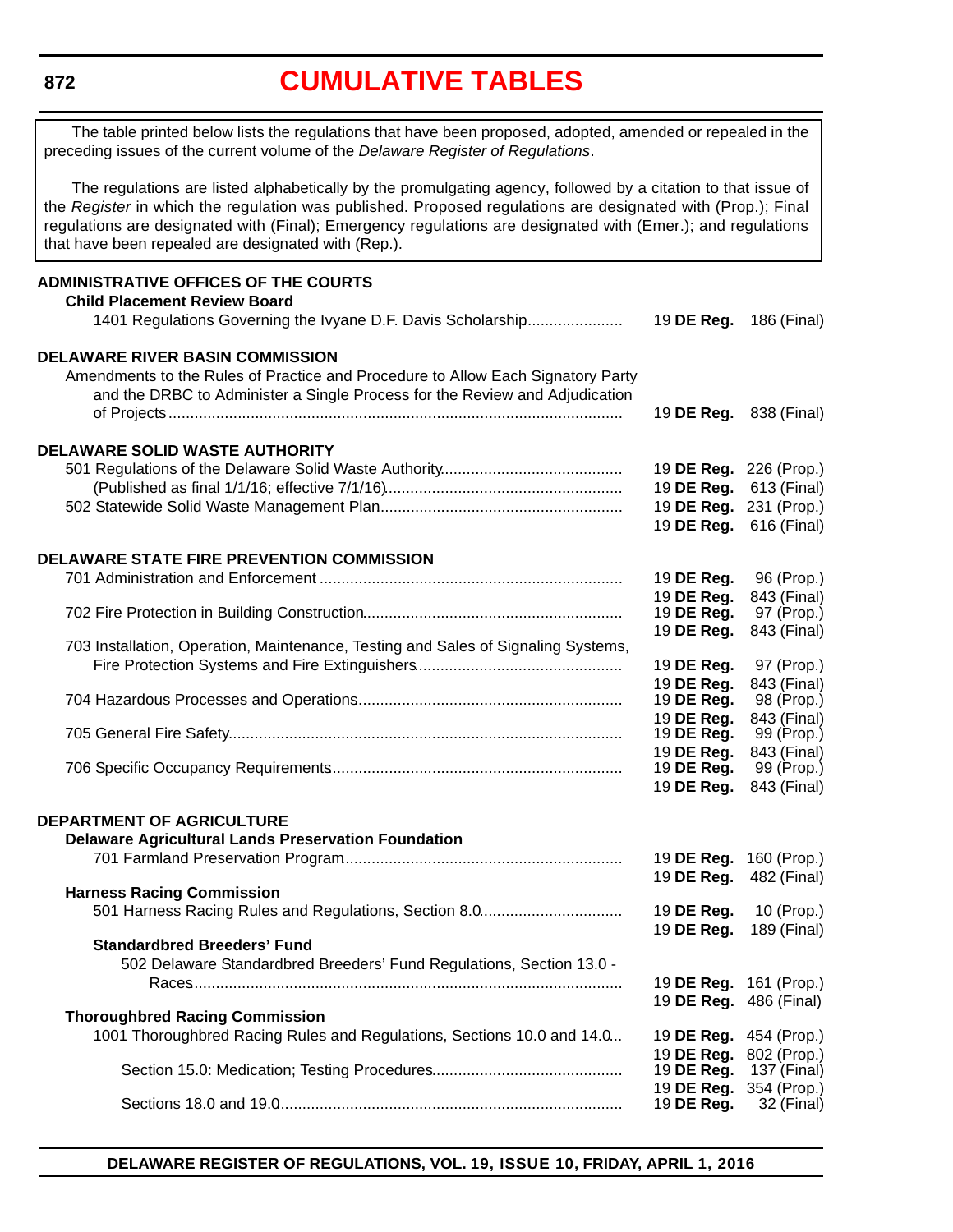# CUMULATIVE TABLES

The table printed below lists the regulations that have been proposed, adopted, amended or repealed in the preceding issues of the current volume of the *Delaware Register of Regulations*.

The regulations are listed alphabetically by the promulgating agency, followed by a citation to that issue of the *Register* in which the regulation was published. Proposed regulations are designated with (Prop.); Final regulations are designated with (Final); Emergency regulations are designated with (Emer.); and regulations that have been repealed are designated with (Rep.).

**ADMINISTRATIVE OFFICES OF THE COURTS**

**Child Placement Review Board**

| Regulation | Citation |
|---|---|
| 1401 Regulations Governing the Ivyane D.F. Davis Scholarship | 19 **DE Reg.** 186 (Final) |

**DELAWARE RIVER BASIN COMMISSION**

| Regulation | Citation |
|---|---|
| Amendments to the Rules of Practice and Procedure to Allow Each Signatory Party and the DRBC to Administer a Single Process for the Review and Adjudication of Projects | 19 **DE Reg.** 838 (Final) |

**DELAWARE SOLID WASTE AUTHORITY**

| Regulation | Citation |
|---|---|
| 501 Regulations of the Delaware Solid Waste Authority | 19 **DE Reg.** 226 (Prop.) |
| (Published as final 1/1/16; effective 7/1/16) | 19 **DE Reg.** 613 (Final) |
| 502 Statewide Solid Waste Management Plan | 19 **DE Reg.** 231 (Prop.) |
| | 19 **DE Reg.** 616 (Final) |

**DELAWARE STATE FIRE PREVENTION COMMISSION**

| Regulation | Citation |
|---|---|
| 701 Administration and Enforcement | 19 **DE Reg.** 96 (Prop.) |
| | 19 **DE Reg.** 843 (Final) |
| 702 Fire Protection in Building Construction | 19 **DE Reg.** 97 (Prop.) |
| | 19 **DE Reg.** 843 (Final) |
| 703 Installation, Operation, Maintenance, Testing and Sales of Signaling Systems, Fire Protection Systems and Fire Extinguishers | 19 **DE Reg.** 97 (Prop.) |
| | 19 **DE Reg.** 843 (Final) |
| 704 Hazardous Processes and Operations | 19 **DE Reg.** 98 (Prop.) |
| | 19 **DE Reg.** 843 (Final) |
| 705 General Fire Safety | 19 **DE Reg.** 99 (Prop.) |
| | 19 **DE Reg.** 843 (Final) |
| 706 Specific Occupancy Requirements | 19 **DE Reg.** 99 (Prop.) |
| | 19 **DE Reg.** 843 (Final) |

**DEPARTMENT OF AGRICULTURE**

**Delaware Agricultural Lands Preservation Foundation**

| Regulation | Citation |
|---|---|
| 701 Farmland Preservation Program | 19 **DE Reg.** 160 (Prop.) |
| | 19 **DE Reg.** 482 (Final) |

**Harness Racing Commission**

| Regulation | Citation |
|---|---|
| 501 Harness Racing Rules and Regulations, Section 8.0 | 19 **DE Reg.** 10 (Prop.) |
| | 19 **DE Reg.** 189 (Final) |

**Standardbred Breeders' Fund**

| Regulation | Citation |
|---|---|
| 502 Delaware Standardbred Breeders' Fund Regulations, Section 13.0 - Races | 19 **DE Reg.** 161 (Prop.) |
| | 19 **DE Reg.** 486 (Final) |

**Thoroughbred Racing Commission**

| Regulation | Citation |
|---|---|
| 1001 Thoroughbred Racing Rules and Regulations, Sections 10.0 and 14.0 | 19 **DE Reg.** 454 (Prop.) |
| | 19 **DE Reg.** 802 (Prop.) |
| Section 15.0: Medication; Testing Procedures | 19 **DE Reg.** 137 (Final) |
| | 19 **DE Reg.** 354 (Prop.) |
| Sections 18.0 and 19.0 | 19 **DE Reg.** 32 (Final) |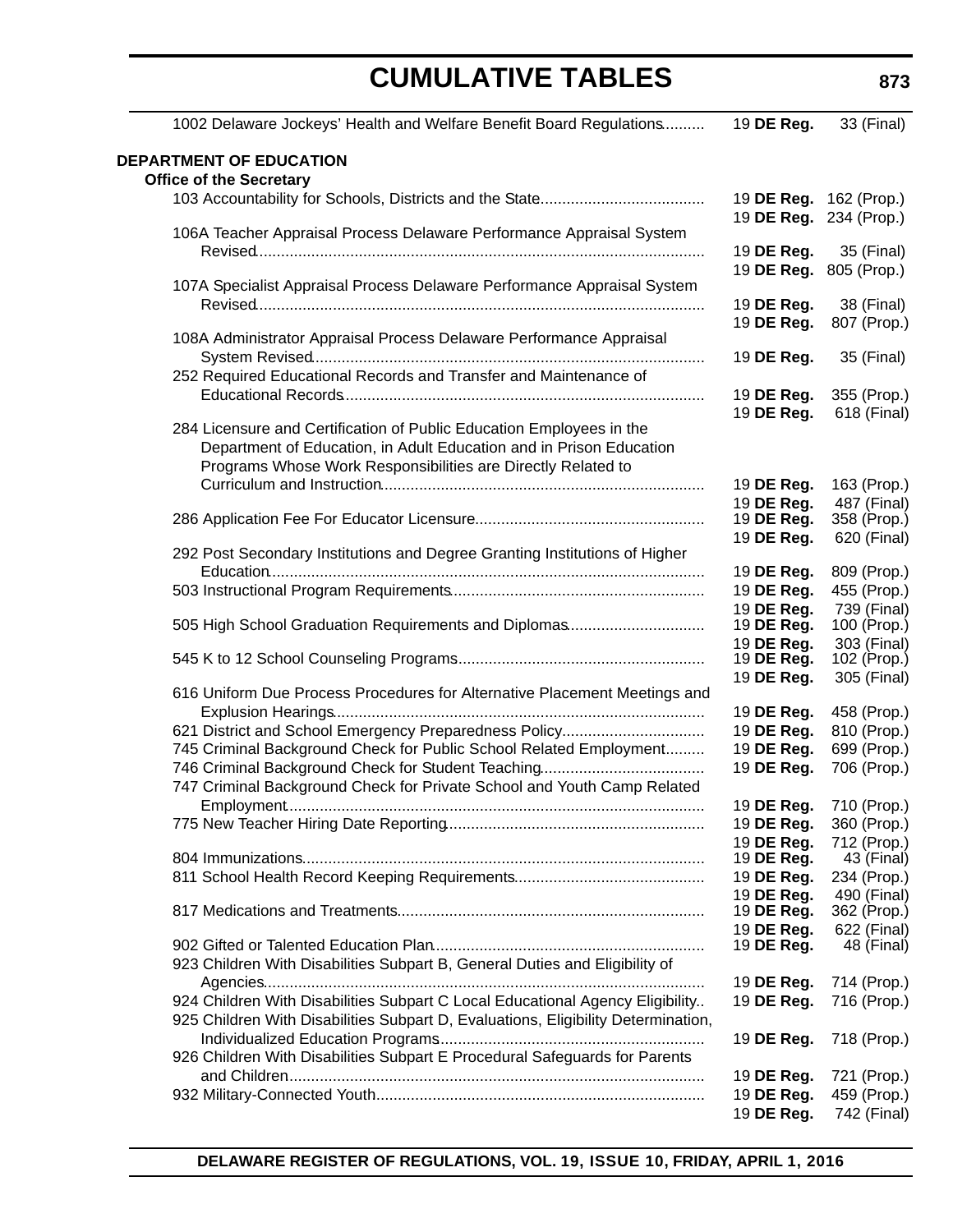## CUMULATIVE TABLES

| | | |
|---|---|---|
| 1002 Delaware Jockeys' Health and Welfare Benefit Board Regulations | 19 **DE Reg.** | 33 (Final) |

**DEPARTMENT OF EDUCATION**

**Office of the Secretary**

| | | |
|---|---|---|
| 103 Accountability for Schools, Districts and the State | 19 **DE Reg.** | 162 (Prop.) |
| | 19 **DE Reg.** | 234 (Prop.) |
| 106A Teacher Appraisal Process Delaware Performance Appraisal System Revised | 19 **DE Reg.** | 35 (Final) |
| | 19 **DE Reg.** | 805 (Prop.) |
| 107A Specialist Appraisal Process Delaware Performance Appraisal System Revised | 19 **DE Reg.** | 38 (Final) |
| | 19 **DE Reg.** | 807 (Prop.) |
| 108A Administrator Appraisal Process Delaware Performance Appraisal System Revised | 19 **DE Reg.** | 35 (Final) |
| 252 Required Educational Records and Transfer and Maintenance of Educational Records | 19 **DE Reg.** | 355 (Prop.) |
| | 19 **DE Reg.** | 618 (Final) |
| 284 Licensure and Certification of Public Education Employees in the Department of Education, in Adult Education and in Prison Education Programs Whose Work Responsibilities are Directly Related to Curriculum and Instruction | 19 **DE Reg.** | 163 (Prop.) |
| | 19 **DE Reg.** | 487 (Final) |
| 286 Application Fee For Educator Licensure | 19 **DE Reg.** | 358 (Prop.) |
| | 19 **DE Reg.** | 620 (Final) |
| 292 Post Secondary Institutions and Degree Granting Institutions of Higher Education | 19 **DE Reg.** | 809 (Prop.) |
| 503 Instructional Program Requirements | 19 **DE Reg.** | 455 (Prop.) |
| | 19 **DE Reg.** | 739 (Final) |
| 505 High School Graduation Requirements and Diplomas | 19 **DE Reg.** | 100 (Prop.) |
| | 19 **DE Reg.** | 303 (Final) |
| 545 K to 12 School Counseling Programs | 19 **DE Reg.** | 102 (Prop.) |
| | 19 **DE Reg.** | 305 (Final) |
| 616 Uniform Due Process Procedures for Alternative Placement Meetings and Explusion Hearings | 19 **DE Reg.** | 458 (Prop.) |
| 621 District and School Emergency Preparedness Policy | 19 **DE Reg.** | 810 (Prop.) |
| 745 Criminal Background Check for Public School Related Employment | 19 **DE Reg.** | 699 (Prop.) |
| 746 Criminal Background Check for Student Teaching | 19 **DE Reg.** | 706 (Prop.) |
| 747 Criminal Background Check for Private School and Youth Camp Related Employment | 19 **DE Reg.** | 710 (Prop.) |
| 775 New Teacher Hiring Date Reporting | 19 **DE Reg.** | 360 (Prop.) |
| | 19 **DE Reg.** | 712 (Prop.) |
| 804 Immunizations | 19 **DE Reg.** | 43 (Final) |
| 811 School Health Record Keeping Requirements | 19 **DE Reg.** | 234 (Prop.) |
| | 19 **DE Reg.** | 490 (Final) |
| 817 Medications and Treatments | 19 **DE Reg.** | 362 (Prop.) |
| | 19 **DE Reg.** | 622 (Final) |
| 902 Gifted or Talented Education Plan | 19 **DE Reg.** | 48 (Final) |
| 923 Children With Disabilities Subpart B, General Duties and Eligibility of Agencies | 19 **DE Reg.** | 714 (Prop.) |
| 924 Children With Disabilities Subpart C Local Educational Agency Eligibility | 19 **DE Reg.** | 716 (Prop.) |
| 925 Children With Disabilities Subpart D, Evaluations, Eligibility Determination, Individualized Education Programs | 19 **DE Reg.** | 718 (Prop.) |
| 926 Children With Disabilities Subpart E Procedural Safeguards for Parents and Children | 19 **DE Reg.** | 721 (Prop.) |
| 932 Military-Connected Youth | 19 **DE Reg.** | 459 (Prop.) |
| | 19 **DE Reg.** | 742 (Final) |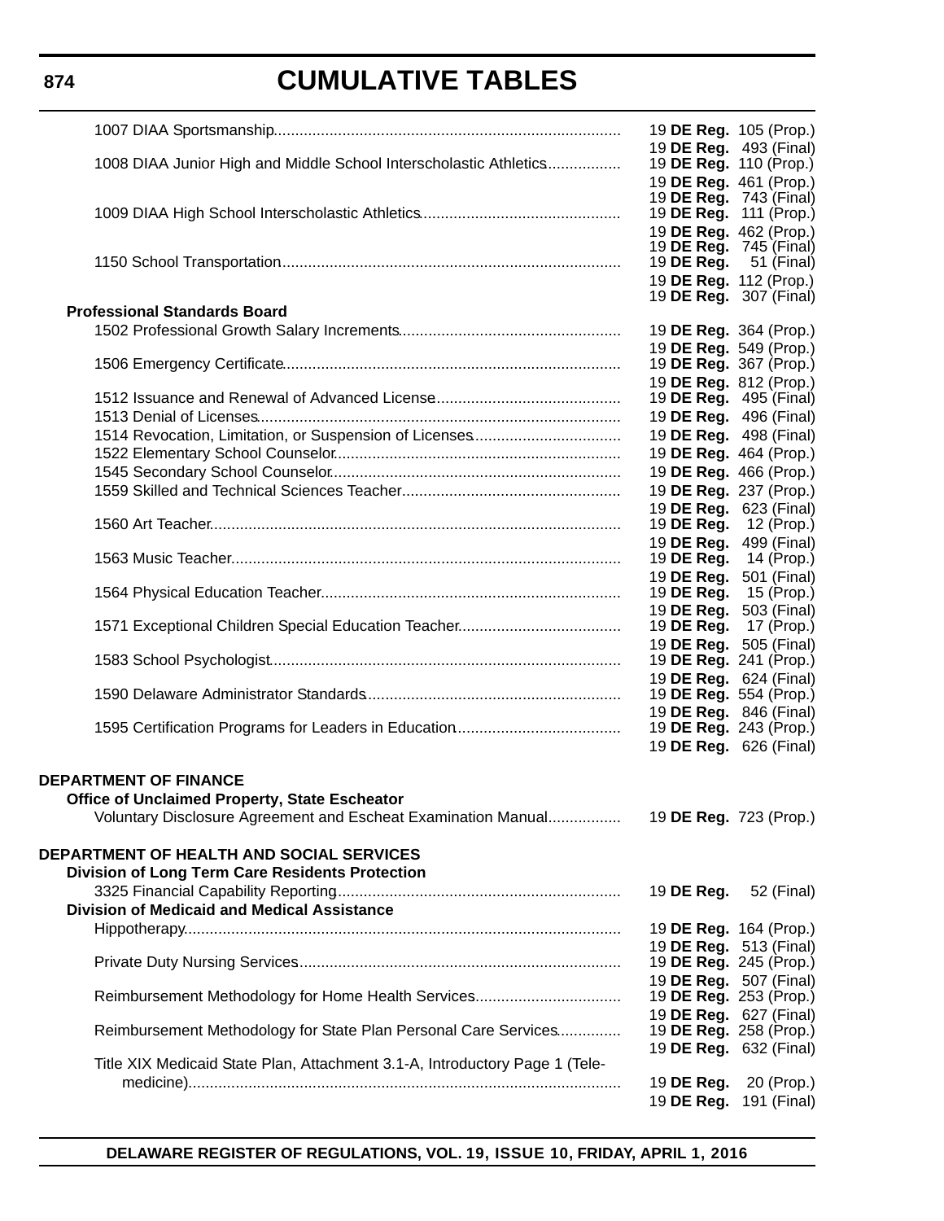# CUMULATIVE TABLES

| | |
|---|---|
| 1007 DIAA Sportsmanship | 19 **DE Reg.** 105 (Prop.) |
| | 19 **DE Reg.** 493 (Final) |
| 1008 DIAA Junior High and Middle School Interscholastic Athletics | 19 **DE Reg.** 110 (Prop.) |
| | 19 **DE Reg.** 461 (Prop.) |
| | 19 **DE Reg.** 743 (Final) |
| 1009 DIAA High School Interscholastic Athletics | 19 **DE Reg.** 111 (Prop.) |
| | 19 **DE Reg.** 462 (Prop.) |
| | 19 **DE Reg.** 745 (Final) |
| 1150 School Transportation | 19 **DE Reg.** 51 (Final) |
| | 19 **DE Reg.** 112 (Prop.) |
| | 19 **DE Reg.** 307 (Final) |
| **Professional Standards Board** | |
| 1502 Professional Growth Salary Increments | 19 **DE Reg.** 364 (Prop.) |
| | 19 **DE Reg.** 549 (Prop.) |
| 1506 Emergency Certificate | 19 **DE Reg.** 367 (Prop.) |
| | 19 **DE Reg.** 812 (Prop.) |
| 1512 Issuance and Renewal of Advanced License | 19 **DE Reg.** 495 (Final) |
| 1513 Denial of Licenses | 19 **DE Reg.** 496 (Final) |
| 1514 Revocation, Limitation, or Suspension of Licenses | 19 **DE Reg.** 498 (Final) |
| 1522 Elementary School Counselor | 19 **DE Reg.** 464 (Prop.) |
| 1545 Secondary School Counselor | 19 **DE Reg.** 466 (Prop.) |
| 1559 Skilled and Technical Sciences Teacher | 19 **DE Reg.** 237 (Prop.) |
| | 19 **DE Reg.** 623 (Final) |
| 1560 Art Teacher | 19 **DE Reg.** 12 (Prop.) |
| | 19 **DE Reg.** 499 (Final) |
| 1563 Music Teacher | 19 **DE Reg.** 14 (Prop.) |
| | 19 **DE Reg.** 501 (Final) |
| 1564 Physical Education Teacher | 19 **DE Reg.** 15 (Prop.) |
| | 19 **DE Reg.** 503 (Final) |
| 1571 Exceptional Children Special Education Teacher | 19 **DE Reg.** 17 (Prop.) |
| | 19 **DE Reg.** 505 (Final) |
| 1583 School Psychologist | 19 **DE Reg.** 241 (Prop.) |
| | 19 **DE Reg.** 624 (Final) |
| 1590 Delaware Administrator Standards | 19 **DE Reg.** 554 (Prop.) |
| | 19 **DE Reg.** 846 (Final) |
| 1595 Certification Programs for Leaders in Education | 19 **DE Reg.** 243 (Prop.) |
| | 19 **DE Reg.** 626 (Final) |

**DEPARTMENT OF FINANCE**

| | |
|---|---|
| **Office of Unclaimed Property, State Escheator** | |
| Voluntary Disclosure Agreement and Escheat Examination Manual | 19 **DE Reg.** 723 (Prop.) |

**DEPARTMENT OF HEALTH AND SOCIAL SERVICES**

| | |
|---|---|
| **Division of Long Term Care Residents Protection** | |
| 3325 Financial Capability Reporting | 19 **DE Reg.** 52 (Final) |
| **Division of Medicaid and Medical Assistance** | |
| Hippotherapy | 19 **DE Reg.** 164 (Prop.) |
| | 19 **DE Reg.** 513 (Final) |
| Private Duty Nursing Services | 19 **DE Reg.** 245 (Prop.) |
| | 19 **DE Reg.** 507 (Final) |
| Reimbursement Methodology for Home Health Services | 19 **DE Reg.** 253 (Prop.) |
| | 19 **DE Reg.** 627 (Final) |
| Reimbursement Methodology for State Plan Personal Care Services | 19 **DE Reg.** 258 (Prop.) |
| | 19 **DE Reg.** 632 (Final) |
| Title XIX Medicaid State Plan, Attachment 3.1-A, Introductory Page 1 (Telemedicine) | 19 **DE Reg.** 20 (Prop.) |
| | 19 **DE Reg.** 191 (Final) |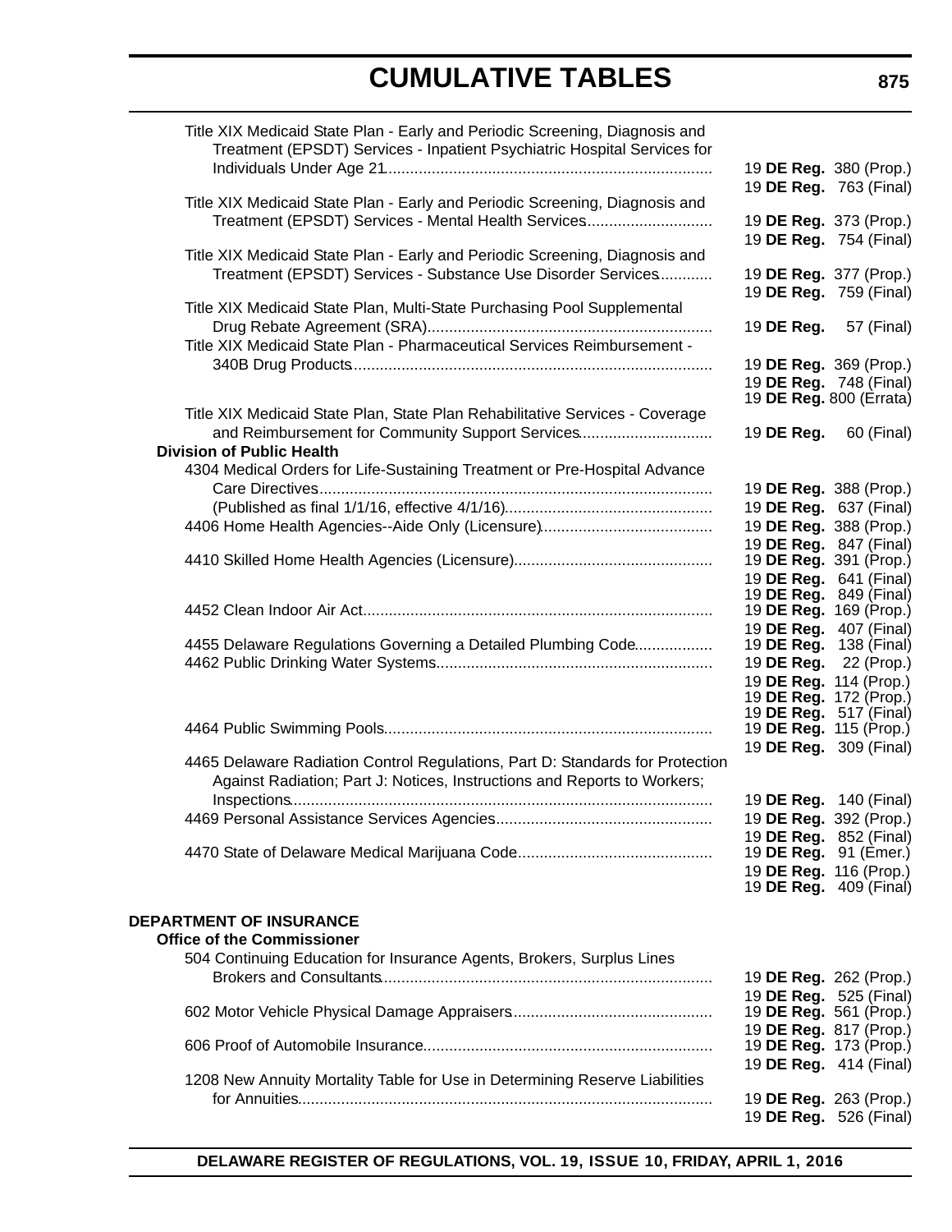# CUMULATIVE TABLES

| Regulation | Citation |
|---|---|
| Title XIX Medicaid State Plan - Early and Periodic Screening, Diagnosis and Treatment (EPSDT) Services - Inpatient Psychiatric Hospital Services for Individuals Under Age 21 | 19 **DE Reg.** 380 (Prop.) |
| | 19 **DE Reg.** 763 (Final) |
| Title XIX Medicaid State Plan - Early and Periodic Screening, Diagnosis and Treatment (EPSDT) Services - Mental Health Services | 19 **DE Reg.** 373 (Prop.) |
| | 19 **DE Reg.** 754 (Final) |
| Title XIX Medicaid State Plan - Early and Periodic Screening, Diagnosis and Treatment (EPSDT) Services - Substance Use Disorder Services | 19 **DE Reg.** 377 (Prop.) |
| | 19 **DE Reg.** 759 (Final) |
| Title XIX Medicaid State Plan, Multi-State Purchasing Pool Supplemental Drug Rebate Agreement (SRA) | 19 **DE Reg.** 57 (Final) |
| Title XIX Medicaid State Plan - Pharmaceutical Services Reimbursement - 340B Drug Products | 19 **DE Reg.** 369 (Prop.) |
| | 19 **DE Reg.** 748 (Final) |
| | 19 **DE Reg.** 800 (Errata) |
| Title XIX Medicaid State Plan, State Plan Rehabilitative Services - Coverage and Reimbursement for Community Support Services | 19 **DE Reg.** 60 (Final) |
| **Division of Public Health** | |
| 4304 Medical Orders for Life-Sustaining Treatment or Pre-Hospital Advance Care Directives | 19 **DE Reg.** 388 (Prop.) |
| (Published as final 1/1/16, effective 4/1/16) | 19 **DE Reg.** 637 (Final) |
| 4406 Home Health Agencies--Aide Only (Licensure) | 19 **DE Reg.** 388 (Prop.) |
| | 19 **DE Reg.** 847 (Final) |
| 4410 Skilled Home Health Agencies (Licensure) | 19 **DE Reg.** 391 (Prop.) |
| | 19 **DE Reg.** 641 (Final) |
| | 19 **DE Reg.** 849 (Final) |
| 4452 Clean Indoor Air Act | 19 **DE Reg.** 169 (Prop.) |
| | 19 **DE Reg.** 407 (Final) |
| 4455 Delaware Regulations Governing a Detailed Plumbing Code | 19 **DE Reg.** 138 (Final) |
| 4462 Public Drinking Water Systems | 19 **DE Reg.** 22 (Prop.) |
| | 19 **DE Reg.** 114 (Prop.) |
| | 19 **DE Reg.** 172 (Prop.) |
| | 19 **DE Reg.** 517 (Final) |
| 4464 Public Swimming Pools | 19 **DE Reg.** 115 (Prop.) |
| | 19 **DE Reg.** 309 (Final) |
| 4465 Delaware Radiation Control Regulations, Part D: Standards for Protection Against Radiation; Part J: Notices, Instructions and Reports to Workers; Inspections | 19 **DE Reg.** 140 (Final) |
| 4469 Personal Assistance Services Agencies | 19 **DE Reg.** 392 (Prop.) |
| | 19 **DE Reg.** 852 (Final) |
| 4470 State of Delaware Medical Marijuana Code | 19 **DE Reg.** 91 (Emer.) |
| | 19 **DE Reg.** 116 (Prop.) |
| | 19 **DE Reg.** 409 (Final) |

## DEPARTMENT OF INSURANCE

| Regulation | Citation |
|---|---|
| **Office of the Commissioner** | |
| 504 Continuing Education for Insurance Agents, Brokers, Surplus Lines Brokers and Consultants | 19 **DE Reg.** 262 (Prop.) |
| | 19 **DE Reg.** 525 (Final) |
| 602 Motor Vehicle Physical Damage Appraisers | 19 **DE Reg.** 561 (Prop.) |
| | 19 **DE Reg.** 817 (Prop.) |
| 606 Proof of Automobile Insurance | 19 **DE Reg.** 173 (Prop.) |
| | 19 **DE Reg.** 414 (Final) |
| 1208 New Annuity Mortality Table for Use in Determining Reserve Liabilities for Annuities | 19 **DE Reg.** 263 (Prop.) |
| | 19 **DE Reg.** 526 (Final) |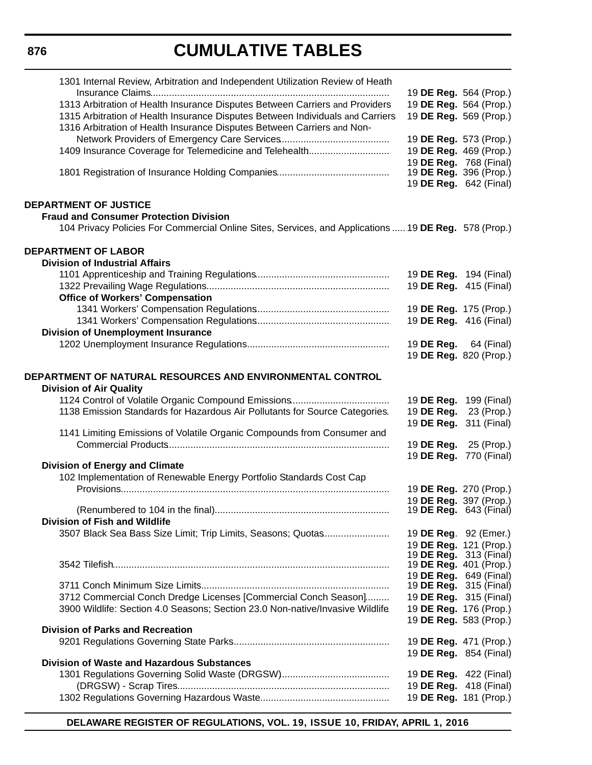1301 Internal Review, Arbitration and Independent Utilization Review of Heath Insurance Claims........................................................................................ 19 **DE Reg.** 564 (Prop.)
1313 Arbitration of Health Insurance Disputes Between Carriers and Providers 19 **DE Reg.** 564 (Prop.)
1315 Arbitration of Health Insurance Disputes Between Individuals and Carriers 19 **DE Reg.** 569 (Prop.)
1316 Arbitration of Health Insurance Disputes Between Carriers and Non-Network Providers of Emergency Care Services........................................ 19 **DE Reg.** 573 (Prop.)
1409 Insurance Coverage for Telemedicine and Telehealth............................. 19 **DE Reg.** 469 (Prop.)
19 **DE Reg.** 768 (Final)
1801 Registration of Insurance Holding Companies......................................... 19 **DE Reg.** 396 (Prop.)
19 **DE Reg.** 642 (Final)

**DEPARTMENT OF JUSTICE**

**Fraud and Consumer Protection Division**

104 Privacy Policies For Commercial Online Sites, Services, and Applications ..... 19 **DE Reg.** 578 (Prop.)

**DEPARTMENT OF LABOR**

**Division of Industrial Affairs**

1101 Apprenticeship and Training Regulations................................................. 19 **DE Reg.** 194 (Final)
1322 Prevailing Wage Regulations................................................................... 19 **DE Reg.** 415 (Final)

**Office of Workers' Compensation**

1341 Workers' Compensation Regulations................................................. 19 **DE Reg.** 175 (Prop.)
1341 Workers' Compensation Regulations................................................. 19 **DE Reg.** 416 (Final)

**Division of Unemployment Insurance**

1202 Unemployment Insurance Regulations.................................................... 19 **DE Reg.** 64 (Final)
19 **DE Reg.** 820 (Prop.)

**DEPARTMENT OF NATURAL RESOURCES AND ENVIRONMENTAL CONTROL**

**Division of Air Quality**

1124 Control of Volatile Organic Compound Emissions.................................... 19 **DE Reg.** 199 (Final)
1138 Emission Standards for Hazardous Air Pollutants for Source Categories. 19 **DE Reg.** 23 (Prop.)
19 **DE Reg.** 311 (Final)
1141 Limiting Emissions of Volatile Organic Compounds from Consumer and Commercial Products.................................................................................. 19 **DE Reg.** 25 (Prop.)
19 **DE Reg.** 770 (Final)

**Division of Energy and Climate**

102 Implementation of Renewable Energy Portfolio Standards Cost Cap Provisions.................................................................................................... 19 **DE Reg.** 270 (Prop.)
19 **DE Reg.** 397 (Prop.)
(Renumbered to 104 in the final)................................................................. 19 **DE Reg.** 643 (Final)

**Division of Fish and Wildlife**

3507 Black Sea Bass Size Limit; Trip Limits, Seasons; Quotas........................ 19 **DE Reg**. 92 (Emer.)
19 **DE Reg.** 121 (Prop.)
19 **DE Reg.** 313 (Final)
3542 Tilefish....................................................................................................... 19 **DE Reg.** 401 (Prop.)
19 **DE Reg.** 649 (Final)
3711 Conch Minimum Size Limits..................................................................... 19 **DE Reg.** 315 (Final)
3712 Commercial Conch Dredge Licenses [Commercial Conch Season]......... 19 **DE Reg.** 315 (Final)
3900 Wildlife: Section 4.0 Seasons; Section 23.0 Non-native/Invasive Wildlife 19 **DE Reg.** 176 (Prop.)
19 **DE Reg.** 583 (Prop.)

**Division of Parks and Recreation**

9201 Regulations Governing State Parks.......................................................... 19 **DE Reg.** 471 (Prop.)
19 **DE Reg.** 854 (Final)

**Division of Waste and Hazardous Substances**

1301 Regulations Governing Solid Waste (DRGSW)........................................ 19 **DE Reg.** 422 (Final)
(DRGSW) - Scrap Tires.............................................................................. 19 **DE Reg.** 418 (Final)
1302 Regulations Governing Hazardous Waste................................................ 19 **DE Reg.** 181 (Prop.)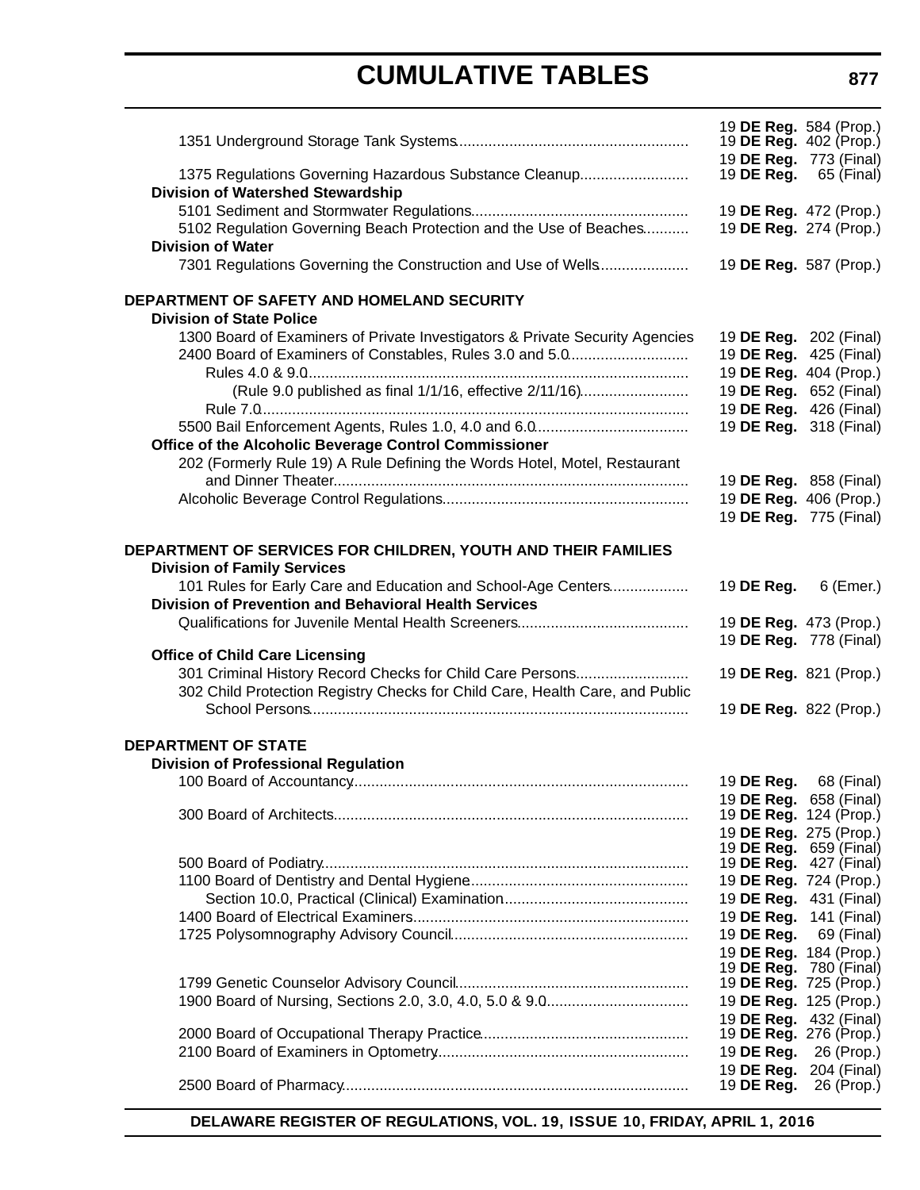| | |
|---|---|
| 1351 Underground Storage Tank Systems | 19 **DE Reg.** 584 (Prop.) |
| | 19 **DE Reg.** 402 (Prop.) |
| | 19 **DE Reg.** 773 (Final) |
| 1375 Regulations Governing Hazardous Substance Cleanup | 19 **DE Reg.** 65 (Final) |
| **Division of Watershed Stewardship** | |
| 5101 Sediment and Stormwater Regulations | 19 **DE Reg.** 472 (Prop.) |
| 5102 Regulation Governing Beach Protection and the Use of Beaches | 19 **DE Reg.** 274 (Prop.) |
| **Division of Water** | |
| 7301 Regulations Governing the Construction and Use of Wells | 19 **DE Reg.** 587 (Prop.) |

**DEPARTMENT OF SAFETY AND HOMELAND SECURITY**

| | |
|---|---|
| **Division of State Police** | |
| 1300 Board of Examiners of Private Investigators & Private Security Agencies | 19 **DE Reg.** 202 (Final) |
| 2400 Board of Examiners of Constables, Rules 3.0 and 5.0 | 19 **DE Reg.** 425 (Final) |
| Rules 4.0 & 9.0 | 19 **DE Reg.** 404 (Prop.) |
| (Rule 9.0 published as final 1/1/16, effective 2/11/16) | 19 **DE Reg.** 652 (Final) |
| Rule 7.0 | 19 **DE Reg.** 426 (Final) |
| 5500 Bail Enforcement Agents, Rules 1.0, 4.0 and 6.0 | 19 **DE Reg.** 318 (Final) |
| **Office of the Alcoholic Beverage Control Commissioner** | |
| 202 (Formerly Rule 19) A Rule Defining the Words Hotel, Motel, Restaurant and Dinner Theater | 19 **DE Reg.** 858 (Final) |
| Alcoholic Beverage Control Regulations | 19 **DE Reg.** 406 (Prop.) |
| | 19 **DE Reg.** 775 (Final) |

**DEPARTMENT OF SERVICES FOR CHILDREN, YOUTH AND THEIR FAMILIES**

| | |
|---|---|
| **Division of Family Services** | |
| 101 Rules for Early Care and Education and School-Age Centers | 19 **DE Reg.** 6 (Emer.) |
| **Division of Prevention and Behavioral Health Services** | |
| Qualifications for Juvenile Mental Health Screeners | 19 **DE Reg.** 473 (Prop.) |
| | 19 **DE Reg.** 778 (Final) |
| **Office of Child Care Licensing** | |
| 301 Criminal History Record Checks for Child Care Persons | 19 **DE Reg.** 821 (Prop.) |
| 302 Child Protection Registry Checks for Child Care, Health Care, and Public School Persons | 19 **DE Reg.** 822 (Prop.) |

**DEPARTMENT OF STATE**

| | |
|---|---|
| **Division of Professional Regulation** | |
| 100 Board of Accountancy | 19 **DE Reg.** 68 (Final) |
| | 19 **DE Reg.** 658 (Final) |
| 300 Board of Architects | 19 **DE Reg.** 124 (Prop.) |
| | 19 **DE Reg.** 275 (Prop.) |
| | 19 **DE Reg.** 659 (Final) |
| 500 Board of Podiatry | 19 **DE Reg.** 427 (Final) |
| 1100 Board of Dentistry and Dental Hygiene | 19 **DE Reg.** 724 (Prop.) |
| Section 10.0, Practical (Clinical) Examination | 19 **DE Reg.** 431 (Final) |
| 1400 Board of Electrical Examiners | 19 **DE Reg.** 141 (Final) |
| 1725 Polysomnography Advisory Council | 19 **DE Reg.** 69 (Final) |
| | 19 **DE Reg.** 184 (Prop.) |
| | 19 **DE Reg.** 780 (Final) |
| 1799 Genetic Counselor Advisory Council | 19 **DE Reg.** 725 (Prop.) |
| 1900 Board of Nursing, Sections 2.0, 3.0, 4.0, 5.0 & 9.0 | 19 **DE Reg.** 125 (Prop.) |
| | 19 **DE Reg.** 432 (Final) |
| 2000 Board of Occupational Therapy Practice | 19 **DE Reg.** 276 (Prop.) |
| 2100 Board of Examiners in Optometry | 19 **DE Reg.** 26 (Prop.) |
| | 19 **DE Reg.** 204 (Final) |
| 2500 Board of Pharmacy | 19 **DE Reg.** 26 (Prop.) |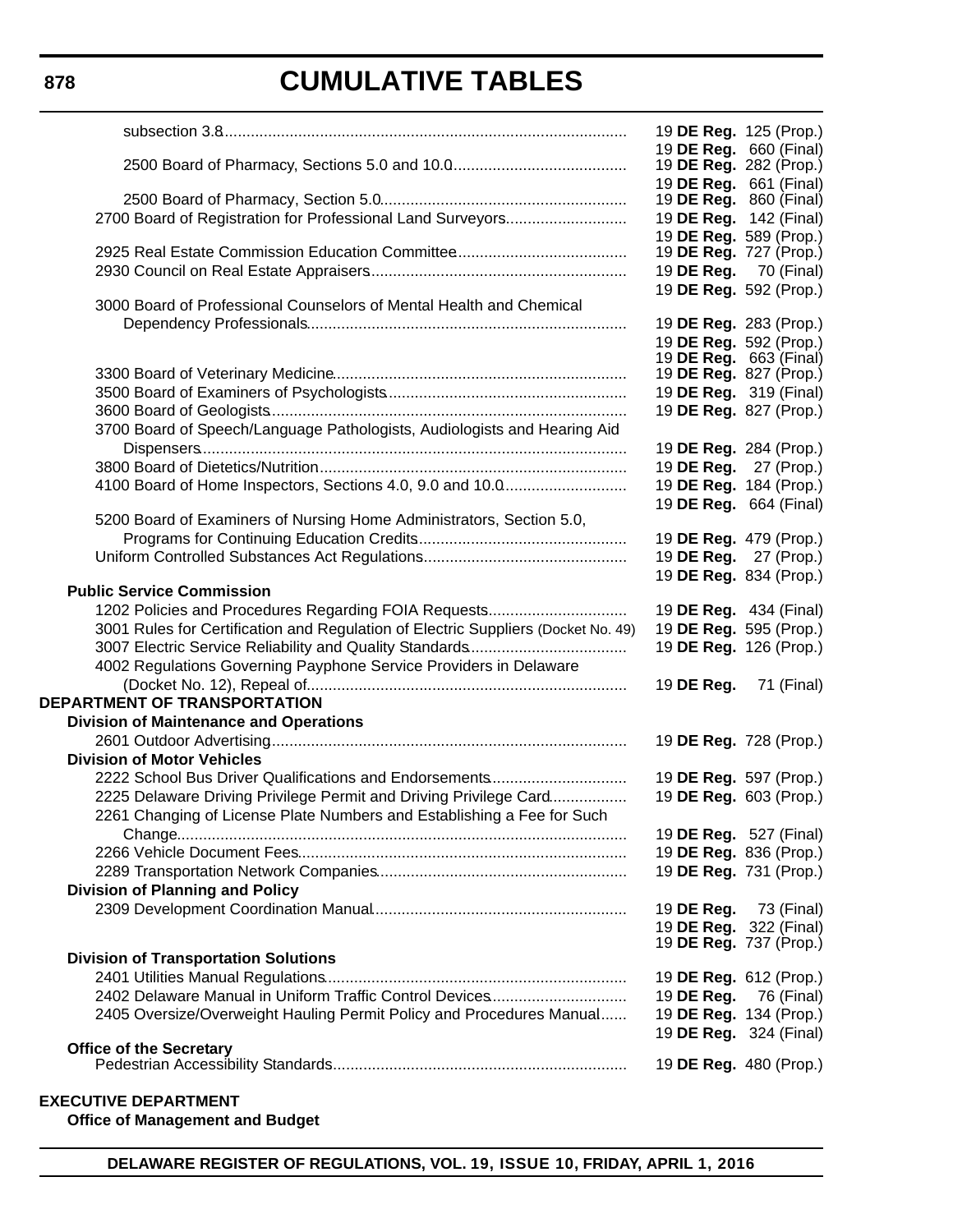# CUMULATIVE TABLES

| | |
|---|---|
| subsection 3.8 | 19 **DE Reg.** 125 (Prop.) |
| | 19 **DE Reg.** 660 (Final) |
| 2500 Board of Pharmacy, Sections 5.0 and 10.0 | 19 **DE Reg.** 282 (Prop.) |
| | 19 **DE Reg.** 661 (Final) |
| 2500 Board of Pharmacy, Section 5.0 | 19 **DE Reg.** 860 (Final) |
| 2700 Board of Registration for Professional Land Surveyors | 19 **DE Reg.** 142 (Final) |
| | 19 **DE Reg.** 589 (Prop.) |
| 2925 Real Estate Commission Education Committee | 19 **DE Reg.** 727 (Prop.) |
| 2930 Council on Real Estate Appraisers | 19 **DE Reg.** 70 (Final) |
| | 19 **DE Reg.** 592 (Prop.) |
| 3000 Board of Professional Counselors of Mental Health and Chemical Dependency Professionals | 19 **DE Reg.** 283 (Prop.) |
| | 19 **DE Reg.** 592 (Prop.) |
| | 19 **DE Reg.** 663 (Final) |
| 3300 Board of Veterinary Medicine | 19 **DE Reg.** 827 (Prop.) |
| 3500 Board of Examiners of Psychologists | 19 **DE Reg.** 319 (Final) |
| 3600 Board of Geologists | 19 **DE Reg.** 827 (Prop.) |
| 3700 Board of Speech/Language Pathologists, Audiologists and Hearing Aid Dispensers | 19 **DE Reg.** 284 (Prop.) |
| 3800 Board of Dietetics/Nutrition | 19 **DE Reg.** 27 (Prop.) |
| 4100 Board of Home Inspectors, Sections 4.0, 9.0 and 10.0 | 19 **DE Reg.** 184 (Prop.) |
| | 19 **DE Reg.** 664 (Final) |
| 5200 Board of Examiners of Nursing Home Administrators, Section 5.0, Programs for Continuing Education Credits | 19 **DE Reg.** 479 (Prop.) |
| Uniform Controlled Substances Act Regulations | 19 **DE Reg.** 27 (Prop.) |
| | 19 **DE Reg.** 834 (Prop.) |
| **Public Service Commission** | |
| 1202 Policies and Procedures Regarding FOIA Requests | 19 **DE Reg.** 434 (Final) |
| 3001 Rules for Certification and Regulation of Electric Suppliers (Docket No. 49) | 19 **DE Reg.** 595 (Prop.) |
| 3007 Electric Service Reliability and Quality Standards | 19 **DE Reg.** 126 (Prop.) |
| 4002 Regulations Governing Payphone Service Providers in Delaware (Docket No. 12), Repeal of | 19 **DE Reg.** 71 (Final) |
| **DEPARTMENT OF TRANSPORTATION** | |
| **Division of Maintenance and Operations** | |
| 2601 Outdoor Advertising | 19 **DE Reg.** 728 (Prop.) |
| **Division of Motor Vehicles** | |
| 2222 School Bus Driver Qualifications and Endorsements | 19 **DE Reg.** 597 (Prop.) |
| 2225 Delaware Driving Privilege Permit and Driving Privilege Card | 19 **DE Reg.** 603 (Prop.) |
| 2261 Changing of License Plate Numbers and Establishing a Fee for Such Change | 19 **DE Reg.** 527 (Final) |
| 2266 Vehicle Document Fees | 19 **DE Reg.** 836 (Prop.) |
| 2289 Transportation Network Companies | 19 **DE Reg.** 731 (Prop.) |
| **Division of Planning and Policy** | |
| 2309 Development Coordination Manual | 19 **DE Reg.** 73 (Final) |
| | 19 **DE Reg.** 322 (Final) |
| | 19 **DE Reg.** 737 (Prop.) |
| **Division of Transportation Solutions** | |
| 2401 Utilities Manual Regulations | 19 **DE Reg.** 612 (Prop.) |
| 2402 Delaware Manual in Uniform Traffic Control Devices | 19 **DE Reg.** 76 (Final) |
| 2405 Oversize/Overweight Hauling Permit Policy and Procedures Manual | 19 **DE Reg.** 134 (Prop.) |
| | 19 **DE Reg.** 324 (Final) |
| **Office of the Secretary** | |
| Pedestrian Accessibility Standards | 19 **DE Reg.** 480 (Prop.) |

**EXECUTIVE DEPARTMENT**

**Office of Management and Budget**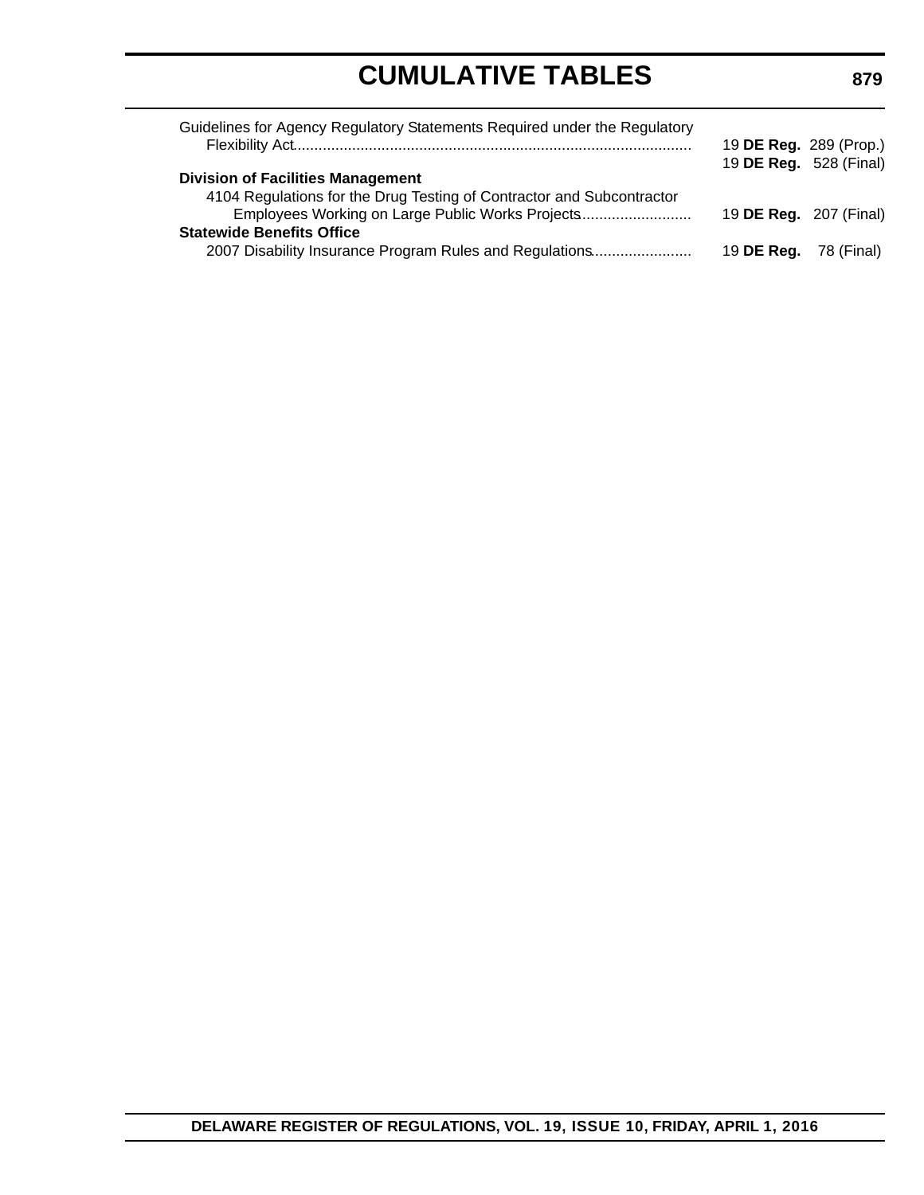| | |
|---|---|
| Guidelines for Agency Regulatory Statements Required under the Regulatory Flexibility Act | 19 **DE Reg.** 289 (Prop.) |
| | 19 **DE Reg.** 528 (Final) |
| **Division of Facilities Management** | |
| 4104 Regulations for the Drug Testing of Contractor and Subcontractor Employees Working on Large Public Works Projects | 19 **DE Reg.** 207 (Final) |
| **Statewide Benefits Office** | |
| 2007 Disability Insurance Program Rules and Regulations | 19 **DE Reg.** 78 (Final) |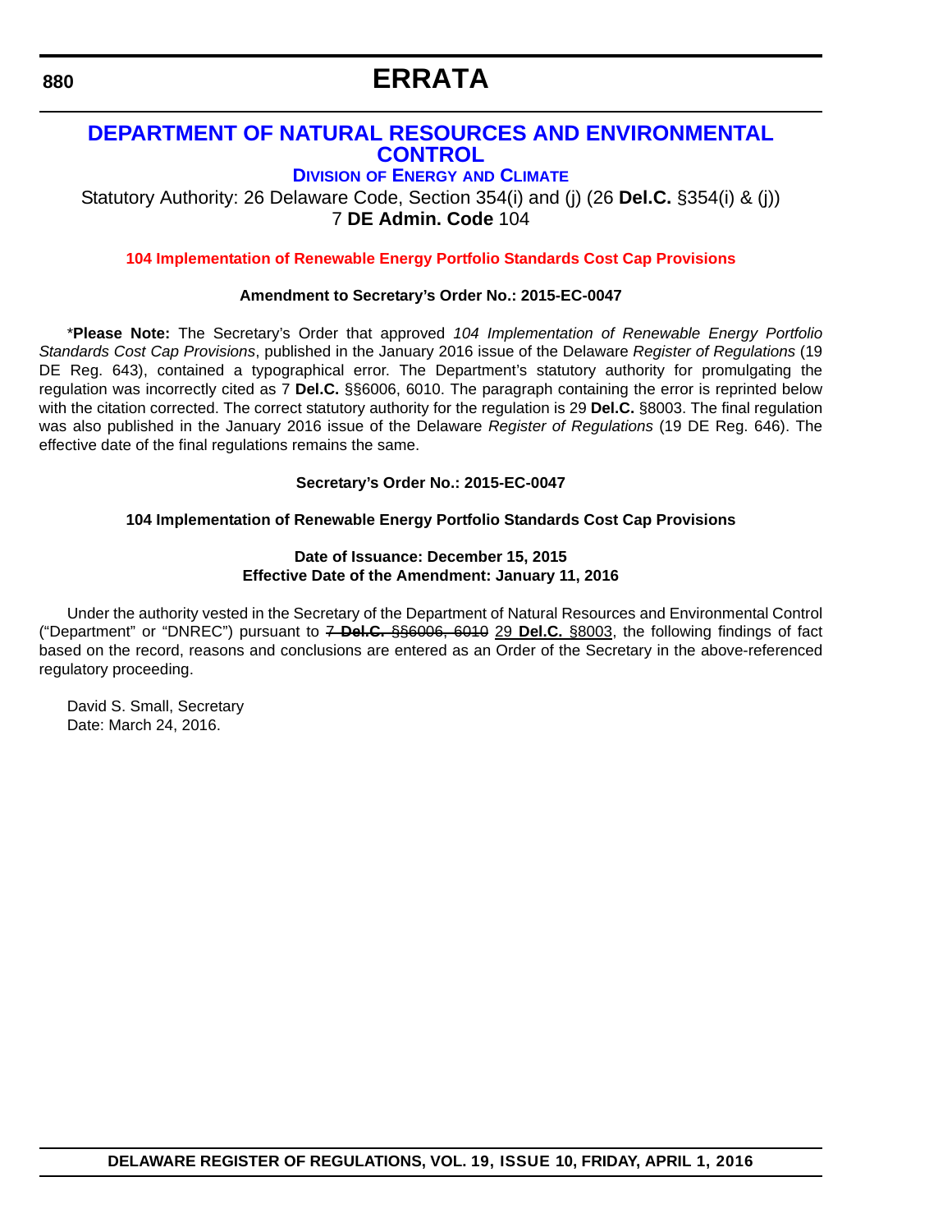# ERRATA

## DEPARTMENT OF NATURAL RESOURCES AND ENVIRONMENTAL CONTROL

### DIVISION OF ENERGY AND CLIMATE

Statutory Authority: 26 Delaware Code, Section 354(i) and (j) (26 **Del.C.** §354(i) & (j))
7 **DE Admin. Code** 104

**104 Implementation of Renewable Energy Portfolio Standards Cost Cap Provisions**

**Amendment to Secretary's Order No.: 2015-EC-0047**

\***Please Note:** The Secretary's Order that approved *104 Implementation of Renewable Energy Portfolio Standards Cost Cap Provisions*, published in the January 2016 issue of the Delaware *Register of Regulations* (19 DE Reg. 643), contained a typographical error. The Department's statutory authority for promulgating the regulation was incorrectly cited as 7 **Del.C.** §§6006, 6010. The paragraph containing the error is reprinted below with the citation corrected. The correct statutory authority for the regulation is 29 **Del.C.** §8003. The final regulation was also published in the January 2016 issue of the Delaware *Register of Regulations* (19 DE Reg. 646). The effective date of the final regulations remains the same.

**Secretary's Order No.: 2015-EC-0047**

**104 Implementation of Renewable Energy Portfolio Standards Cost Cap Provisions**

**Date of Issuance: December 15, 2015**
**Effective Date of the Amendment: January 11, 2016**

Under the authority vested in the Secretary of the Department of Natural Resources and Environmental Control ("Department" or "DNREC") pursuant to ~~7 **Del.C.** §§6006, 6010~~ <u>29 **Del.C.** §8003</u>, the following findings of fact based on the record, reasons and conclusions are entered as an Order of the Secretary in the above-referenced regulatory proceeding.

David S. Small, Secretary
Date: March 24, 2016.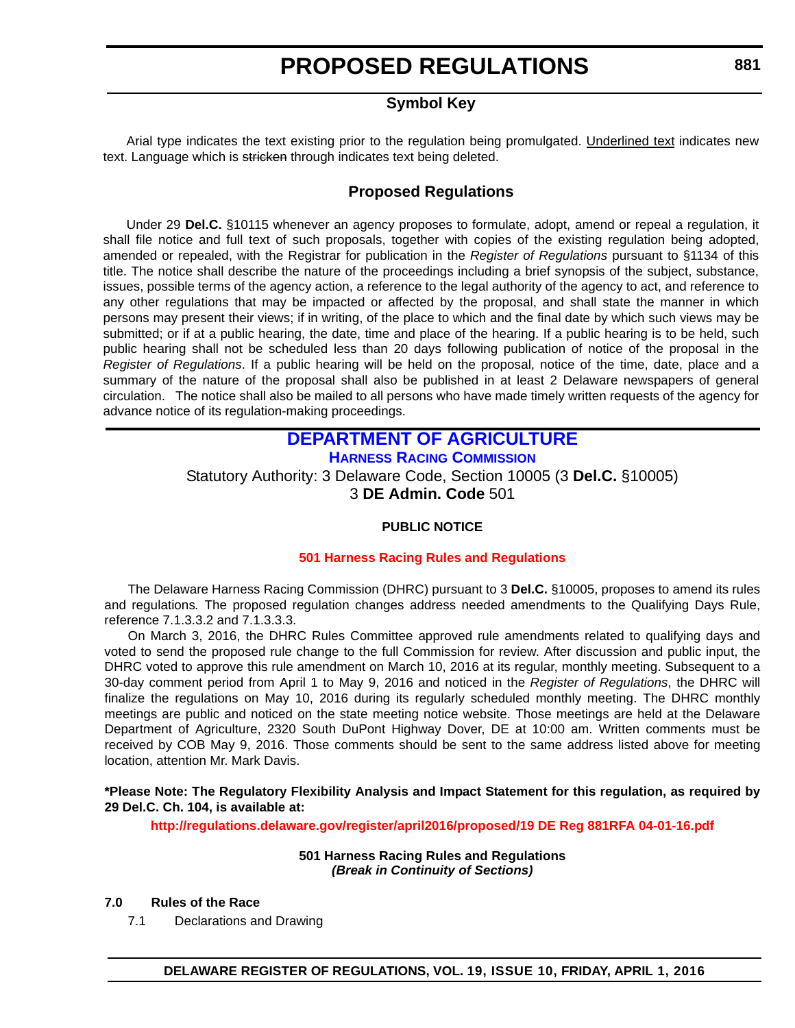# PROPOSED REGULATIONS

## Symbol Key

Arial type indicates the text existing prior to the regulation being promulgated. Underlined text indicates new text. Language which is ~~stricken~~ through indicates text being deleted.

## Proposed Regulations

Under 29 **Del.C.** §10115 whenever an agency proposes to formulate, adopt, amend or repeal a regulation, it shall file notice and full text of such proposals, together with copies of the existing regulation being adopted, amended or repealed, with the Registrar for publication in the *Register of Regulations* pursuant to §1134 of this title. The notice shall describe the nature of the proceedings including a brief synopsis of the subject, substance, issues, possible terms of the agency action, a reference to the legal authority of the agency to act, and reference to any other regulations that may be impacted or affected by the proposal, and shall state the manner in which persons may present their views; if in writing, of the place to which and the final date by which such views may be submitted; or if at a public hearing, the date, time and place of the hearing. If a public hearing is to be held, such public hearing shall not be scheduled less than 20 days following publication of notice of the proposal in the *Register of Regulations*. If a public hearing will be held on the proposal, notice of the time, date, place and a summary of the nature of the proposal shall also be published in at least 2 Delaware newspapers of general circulation. The notice shall also be mailed to all persons who have made timely written requests of the agency for advance notice of its regulation-making proceedings.

## DEPARTMENT OF AGRICULTURE

### HARNESS RACING COMMISSION

Statutory Authority: 3 Delaware Code, Section 10005 (3 **Del.C.** §10005)
3 **DE Admin. Code** 501

**PUBLIC NOTICE**

**501 Harness Racing Rules and Regulations**

The Delaware Harness Racing Commission (DHRC) pursuant to 3 **Del.C.** §10005, proposes to amend its rules and regulations*.* The proposed regulation changes address needed amendments to the Qualifying Days Rule, reference 7.1.3.3.2 and 7.1.3.3.3.

On March 3, 2016, the DHRC Rules Committee approved rule amendments related to qualifying days and voted to send the proposed rule change to the full Commission for review. After discussion and public input, the DHRC voted to approve this rule amendment on March 10, 2016 at its regular, monthly meeting. Subsequent to a 30-day comment period from April 1 to May 9, 2016 and noticed in the *Register of Regulations*, the DHRC will finalize the regulations on May 10, 2016 during its regularly scheduled monthly meeting. The DHRC monthly meetings are public and noticed on the state meeting notice website. Those meetings are held at the Delaware Department of Agriculture, 2320 South DuPont Highway Dover, DE at 10:00 am. Written comments must be received by COB May 9, 2016. Those comments should be sent to the same address listed above for meeting location, attention Mr. Mark Davis.

**\*Please Note: The Regulatory Flexibility Analysis and Impact Statement for this regulation, as required by 29 Del.C. Ch. 104, is available at:**

**http://regulations.delaware.gov/register/april2016/proposed/19 DE Reg 881RFA 04-01-16.pdf**

**501 Harness Racing Rules and Regulations**
***(Break in Continuity of Sections)***

**7.0 Rules of the Race**

7.1 Declarations and Drawing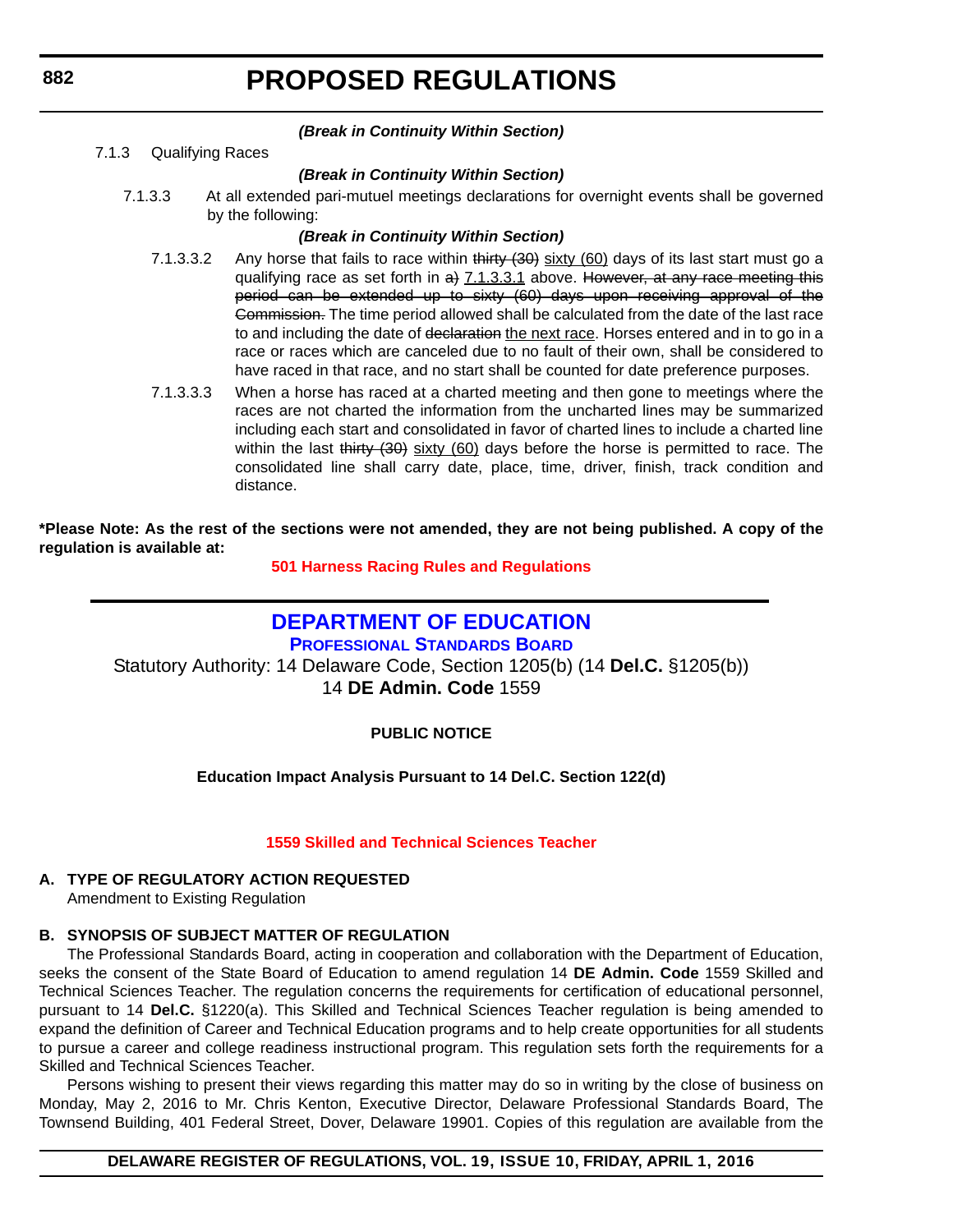***(Break in Continuity Within Section)***

7.1.3 Qualifying Races

***(Break in Continuity Within Section)***

7.1.3.3 At all extended pari-mutuel meetings declarations for overnight events shall be governed by the following:

***(Break in Continuity Within Section)***

7.1.3.3.2 Any horse that fails to race within ~~thirty (30)~~ <u>sixty (60)</u> days of its last start must go a qualifying race as set forth in ~~a)~~ <u>7.1.3.3.1</u> above. ~~However, at any race meeting this period can be extended up to sixty (60) days upon receiving approval of the Commission.~~ The time period allowed shall be calculated from the date of the last race to and including the date of ~~declaration~~ <u>the next race</u>. Horses entered and in to go in a race or races which are canceled due to no fault of their own, shall be considered to have raced in that race, and no start shall be counted for date preference purposes.

7.1.3.3.3 When a horse has raced at a charted meeting and then gone to meetings where the races are not charted the information from the uncharted lines may be summarized including each start and consolidated in favor of charted lines to include a charted line within the last ~~thirty (30)~~ <u>sixty (60)</u> days before the horse is permitted to race. The consolidated line shall carry date, place, time, driver, finish, track condition and distance.

**\*Please Note: As the rest of the sections were not amended, they are not being published. A copy of the regulation is available at:**

**501 Harness Racing Rules and Regulations**

## DEPARTMENT OF EDUCATION

### PROFESSIONAL STANDARDS BOARD

Statutory Authority: 14 Delaware Code, Section 1205(b) (14 **Del.C.** §1205(b))
14 **DE Admin. Code** 1559

**PUBLIC NOTICE**

**Education Impact Analysis Pursuant to 14 Del.C. Section 122(d)**

**1559 Skilled and Technical Sciences Teacher**

**A. TYPE OF REGULATORY ACTION REQUESTED**

Amendment to Existing Regulation

**B. SYNOPSIS OF SUBJECT MATTER OF REGULATION**

The Professional Standards Board, acting in cooperation and collaboration with the Department of Education, seeks the consent of the State Board of Education to amend regulation 14 **DE Admin. Code** 1559 Skilled and Technical Sciences Teacher. The regulation concerns the requirements for certification of educational personnel, pursuant to 14 **Del.C.** §1220(a). This Skilled and Technical Sciences Teacher regulation is being amended to expand the definition of Career and Technical Education programs and to help create opportunities for all students to pursue a career and college readiness instructional program. This regulation sets forth the requirements for a Skilled and Technical Sciences Teacher.

Persons wishing to present their views regarding this matter may do so in writing by the close of business on Monday, May 2, 2016 to Mr. Chris Kenton, Executive Director, Delaware Professional Standards Board, The Townsend Building, 401 Federal Street, Dover, Delaware 19901. Copies of this regulation are available from the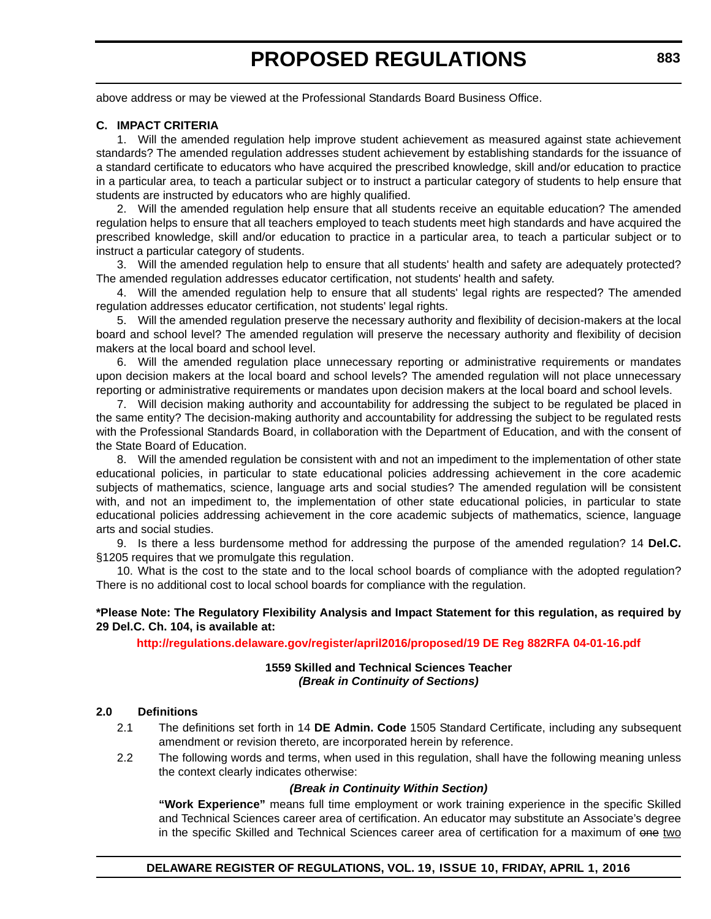above address or may be viewed at the Professional Standards Board Business Office.

**C. IMPACT CRITERIA**

1. Will the amended regulation help improve student achievement as measured against state achievement standards? The amended regulation addresses student achievement by establishing standards for the issuance of a standard certificate to educators who have acquired the prescribed knowledge, skill and/or education to practice in a particular area, to teach a particular subject or to instruct a particular category of students to help ensure that students are instructed by educators who are highly qualified.

2. Will the amended regulation help ensure that all students receive an equitable education? The amended regulation helps to ensure that all teachers employed to teach students meet high standards and have acquired the prescribed knowledge, skill and/or education to practice in a particular area, to teach a particular subject or to instruct a particular category of students.

3. Will the amended regulation help to ensure that all students' health and safety are adequately protected? The amended regulation addresses educator certification, not students' health and safety.

4. Will the amended regulation help to ensure that all students' legal rights are respected? The amended regulation addresses educator certification, not students' legal rights.

5. Will the amended regulation preserve the necessary authority and flexibility of decision-makers at the local board and school level? The amended regulation will preserve the necessary authority and flexibility of decision makers at the local board and school level.

6. Will the amended regulation place unnecessary reporting or administrative requirements or mandates upon decision makers at the local board and school levels? The amended regulation will not place unnecessary reporting or administrative requirements or mandates upon decision makers at the local board and school levels.

7. Will decision making authority and accountability for addressing the subject to be regulated be placed in the same entity? The decision-making authority and accountability for addressing the subject to be regulated rests with the Professional Standards Board, in collaboration with the Department of Education, and with the consent of the State Board of Education.

8. Will the amended regulation be consistent with and not an impediment to the implementation of other state educational policies, in particular to state educational policies addressing achievement in the core academic subjects of mathematics, science, language arts and social studies? The amended regulation will be consistent with, and not an impediment to, the implementation of other state educational policies, in particular to state educational policies addressing achievement in the core academic subjects of mathematics, science, language arts and social studies.

9. Is there a less burdensome method for addressing the purpose of the amended regulation? 14 **Del.C.** §1205 requires that we promulgate this regulation.

10. What is the cost to the state and to the local school boards of compliance with the adopted regulation? There is no additional cost to local school boards for compliance with the regulation.

**\*Please Note: The Regulatory Flexibility Analysis and Impact Statement for this regulation, as required by 29 Del.C. Ch. 104, is available at:**

**http://regulations.delaware.gov/register/april2016/proposed/19 DE Reg 882RFA 04-01-16.pdf**

**1559 Skilled and Technical Sciences Teacher**
***(Break in Continuity of Sections)***

**2.0 Definitions**

2.1 The definitions set forth in 14 **DE Admin. Code** 1505 Standard Certificate, including any subsequent amendment or revision thereto, are incorporated herein by reference.

2.2 The following words and terms, when used in this regulation, shall have the following meaning unless the context clearly indicates otherwise:

***(Break in Continuity Within Section)***

**"Work Experience"** means full time employment or work training experience in the specific Skilled and Technical Sciences career area of certification. An educator may substitute an Associate's degree in the specific Skilled and Technical Sciences career area of certification for a maximum of ~~one~~ two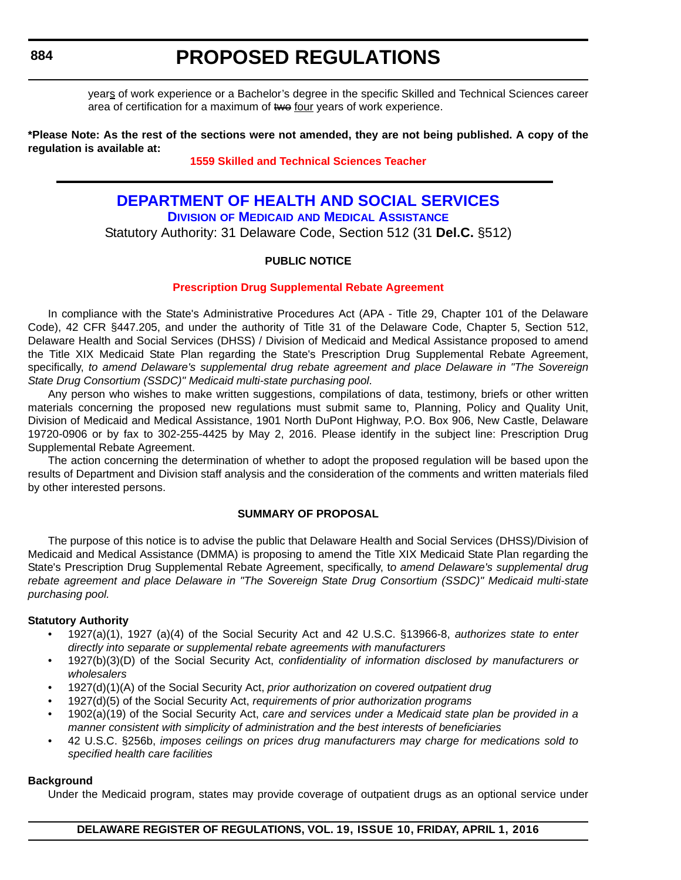years of work experience or a Bachelor's degree in the specific Skilled and Technical Sciences career area of certification for a maximum of ~~two~~ four years of work experience.

**\*Please Note: As the rest of the sections were not amended, they are not being published. A copy of the regulation is available at:**

**1559 Skilled and Technical Sciences Teacher**

# DEPARTMENT OF HEALTH AND SOCIAL SERVICES

## Division of Medicaid and Medical Assistance

Statutory Authority: 31 Delaware Code, Section 512 (31 **Del.C.** §512)

**PUBLIC NOTICE**

**Prescription Drug Supplemental Rebate Agreement**

In compliance with the State's Administrative Procedures Act (APA - Title 29, Chapter 101 of the Delaware Code), 42 CFR §447.205, and under the authority of Title 31 of the Delaware Code, Chapter 5, Section 512, Delaware Health and Social Services (DHSS) / Division of Medicaid and Medical Assistance proposed to amend the Title XIX Medicaid State Plan regarding the State's Prescription Drug Supplemental Rebate Agreement, specifically, *to amend Delaware's supplemental drug rebate agreement and place Delaware in "The Sovereign State Drug Consortium (SSDC)" Medicaid multi-state purchasing pool*.

Any person who wishes to make written suggestions, compilations of data, testimony, briefs or other written materials concerning the proposed new regulations must submit same to, Planning, Policy and Quality Unit, Division of Medicaid and Medical Assistance, 1901 North DuPont Highway, P.O. Box 906, New Castle, Delaware 19720-0906 or by fax to 302-255-4425 by May 2, 2016. Please identify in the subject line: Prescription Drug Supplemental Rebate Agreement.

The action concerning the determination of whether to adopt the proposed regulation will be based upon the results of Department and Division staff analysis and the consideration of the comments and written materials filed by other interested persons.

**SUMMARY OF PROPOSAL**

The purpose of this notice is to advise the public that Delaware Health and Social Services (DHSS)/Division of Medicaid and Medical Assistance (DMMA) is proposing to amend the Title XIX Medicaid State Plan regarding the State's Prescription Drug Supplemental Rebate Agreement, specifically, t*o amend Delaware's supplemental drug rebate agreement and place Delaware in "The Sovereign State Drug Consortium (SSDC)" Medicaid multi-state purchasing pool.*

**Statutory Authority**

- 1927(a)(1), 1927 (a)(4) of the Social Security Act and 42 U.S.C. §13966-8, *authorizes state to enter directly into separate or supplemental rebate agreements with manufacturers*
- 1927(b)(3)(D) of the Social Security Act, *confidentiality of information disclosed by manufacturers or wholesalers*
- 1927(d)(1)(A) of the Social Security Act, *prior authorization on covered outpatient drug*
- 1927(d)(5) of the Social Security Act, *requirements of prior authorization programs*
- 1902(a)(19) of the Social Security Act, *care and services under a Medicaid state plan be provided in a manner consistent with simplicity of administration and the best interests of beneficiaries*
- 42 U.S.C. §256b, *imposes ceilings on prices drug manufacturers may charge for medications sold to specified health care facilities*

**Background**

Under the Medicaid program, states may provide coverage of outpatient drugs as an optional service under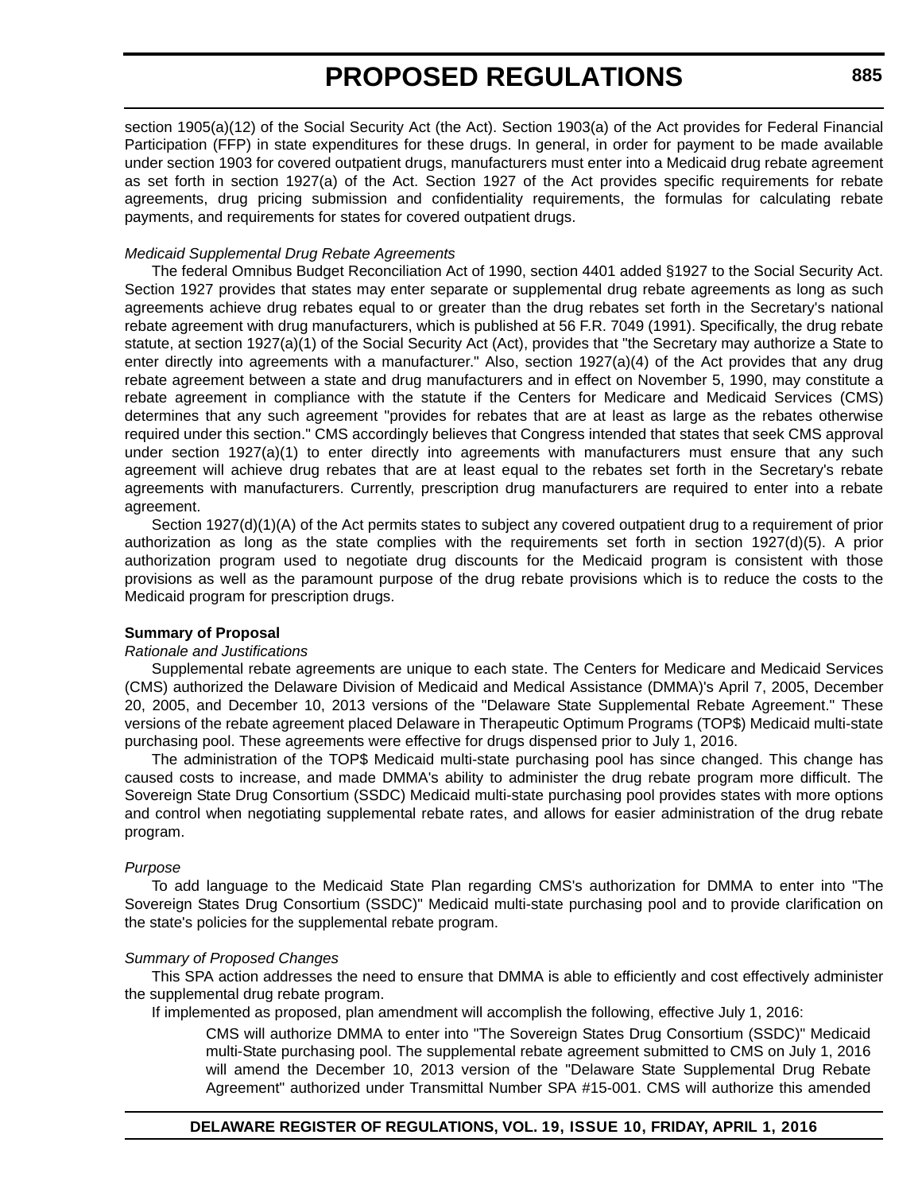section 1905(a)(12) of the Social Security Act (the Act). Section 1903(a) of the Act provides for Federal Financial Participation (FFP) in state expenditures for these drugs. In general, in order for payment to be made available under section 1903 for covered outpatient drugs, manufacturers must enter into a Medicaid drug rebate agreement as set forth in section 1927(a) of the Act. Section 1927 of the Act provides specific requirements for rebate agreements, drug pricing submission and confidentiality requirements, the formulas for calculating rebate payments, and requirements for states for covered outpatient drugs.

*Medicaid Supplemental Drug Rebate Agreements*

The federal Omnibus Budget Reconciliation Act of 1990, section 4401 added §1927 to the Social Security Act. Section 1927 provides that states may enter separate or supplemental drug rebate agreements as long as such agreements achieve drug rebates equal to or greater than the drug rebates set forth in the Secretary's national rebate agreement with drug manufacturers, which is published at 56 F.R. 7049 (1991). Specifically, the drug rebate statute, at section 1927(a)(1) of the Social Security Act (Act), provides that "the Secretary may authorize a State to enter directly into agreements with a manufacturer." Also, section 1927(a)(4) of the Act provides that any drug rebate agreement between a state and drug manufacturers and in effect on November 5, 1990, may constitute a rebate agreement in compliance with the statute if the Centers for Medicare and Medicaid Services (CMS) determines that any such agreement "provides for rebates that are at least as large as the rebates otherwise required under this section." CMS accordingly believes that Congress intended that states that seek CMS approval under section 1927(a)(1) to enter directly into agreements with manufacturers must ensure that any such agreement will achieve drug rebates that are at least equal to the rebates set forth in the Secretary's rebate agreements with manufacturers. Currently, prescription drug manufacturers are required to enter into a rebate agreement.

Section 1927(d)(1)(A) of the Act permits states to subject any covered outpatient drug to a requirement of prior authorization as long as the state complies with the requirements set forth in section 1927(d)(5). A prior authorization program used to negotiate drug discounts for the Medicaid program is consistent with those provisions as well as the paramount purpose of the drug rebate provisions which is to reduce the costs to the Medicaid program for prescription drugs.

**Summary of Proposal**

*Rationale and Justifications*

Supplemental rebate agreements are unique to each state. The Centers for Medicare and Medicaid Services (CMS) authorized the Delaware Division of Medicaid and Medical Assistance (DMMA)'s April 7, 2005, December 20, 2005, and December 10, 2013 versions of the "Delaware State Supplemental Rebate Agreement." These versions of the rebate agreement placed Delaware in Therapeutic Optimum Programs (TOP$) Medicaid multi-state purchasing pool. These agreements were effective for drugs dispensed prior to July 1, 2016.

The administration of the TOP$ Medicaid multi-state purchasing pool has since changed. This change has caused costs to increase, and made DMMA's ability to administer the drug rebate program more difficult. The Sovereign State Drug Consortium (SSDC) Medicaid multi-state purchasing pool provides states with more options and control when negotiating supplemental rebate rates, and allows for easier administration of the drug rebate program.

*Purpose*

To add language to the Medicaid State Plan regarding CMS's authorization for DMMA to enter into "The Sovereign States Drug Consortium (SSDC)" Medicaid multi-state purchasing pool and to provide clarification on the state's policies for the supplemental rebate program.

*Summary of Proposed Changes*

This SPA action addresses the need to ensure that DMMA is able to efficiently and cost effectively administer the supplemental drug rebate program.

If implemented as proposed, plan amendment will accomplish the following, effective July 1, 2016:

> CMS will authorize DMMA to enter into "The Sovereign States Drug Consortium (SSDC)" Medicaid multi-State purchasing pool. The supplemental rebate agreement submitted to CMS on July 1, 2016 will amend the December 10, 2013 version of the "Delaware State Supplemental Drug Rebate Agreement" authorized under Transmittal Number SPA #15-001. CMS will authorize this amended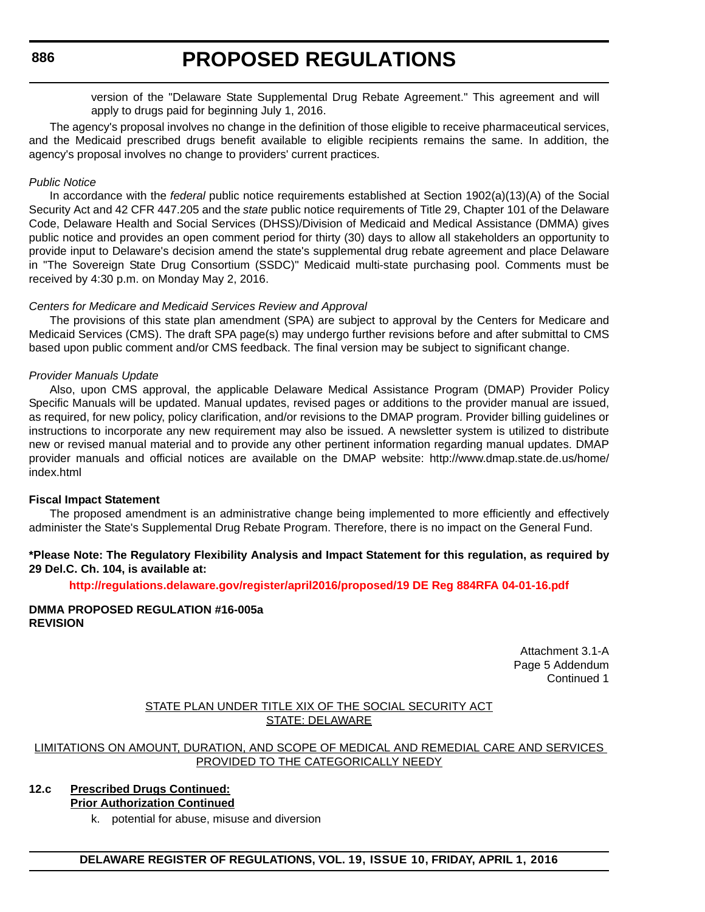version of the "Delaware State Supplemental Drug Rebate Agreement." This agreement and will apply to drugs paid for beginning July 1, 2016.

The agency's proposal involves no change in the definition of those eligible to receive pharmaceutical services, and the Medicaid prescribed drugs benefit available to eligible recipients remains the same. In addition, the agency's proposal involves no change to providers' current practices.

*Public Notice*

In accordance with the *federal* public notice requirements established at Section 1902(a)(13)(A) of the Social Security Act and 42 CFR 447.205 and the *state* public notice requirements of Title 29, Chapter 101 of the Delaware Code, Delaware Health and Social Services (DHSS)/Division of Medicaid and Medical Assistance (DMMA) gives public notice and provides an open comment period for thirty (30) days to allow all stakeholders an opportunity to provide input to Delaware's decision amend the state's supplemental drug rebate agreement and place Delaware in "The Sovereign State Drug Consortium (SSDC)" Medicaid multi-state purchasing pool. Comments must be received by 4:30 p.m. on Monday May 2, 2016.

*Centers for Medicare and Medicaid Services Review and Approval*

The provisions of this state plan amendment (SPA) are subject to approval by the Centers for Medicare and Medicaid Services (CMS). The draft SPA page(s) may undergo further revisions before and after submittal to CMS based upon public comment and/or CMS feedback. The final version may be subject to significant change.

*Provider Manuals Update*

Also, upon CMS approval, the applicable Delaware Medical Assistance Program (DMAP) Provider Policy Specific Manuals will be updated. Manual updates, revised pages or additions to the provider manual are issued, as required, for new policy, policy clarification, and/or revisions to the DMAP program. Provider billing guidelines or instructions to incorporate any new requirement may also be issued. A newsletter system is utilized to distribute new or revised manual material and to provide any other pertinent information regarding manual updates. DMAP provider manuals and official notices are available on the DMAP website: http://www.dmap.state.de.us/home/index.html

**Fiscal Impact Statement**

The proposed amendment is an administrative change being implemented to more efficiently and effectively administer the State's Supplemental Drug Rebate Program. Therefore, there is no impact on the General Fund.

**\*Please Note: The Regulatory Flexibility Analysis and Impact Statement for this regulation, as required by 29 Del.C. Ch. 104, is available at:**

**http://regulations.delaware.gov/register/april2016/proposed/19 DE Reg 884RFA 04-01-16.pdf**

**DMMA PROPOSED REGULATION #16-005a**
**REVISION**

Attachment 3.1-A
Page 5 Addendum
Continued 1

STATE PLAN UNDER TITLE XIX OF THE SOCIAL SECURITY ACT
STATE: DELAWARE

LIMITATIONS ON AMOUNT, DURATION, AND SCOPE OF MEDICAL AND REMEDIAL CARE AND SERVICES PROVIDED TO THE CATEGORICALLY NEEDY

**12.c Prescribed Drugs Continued:**
**Prior Authorization Continued**

k. potential for abuse, misuse and diversion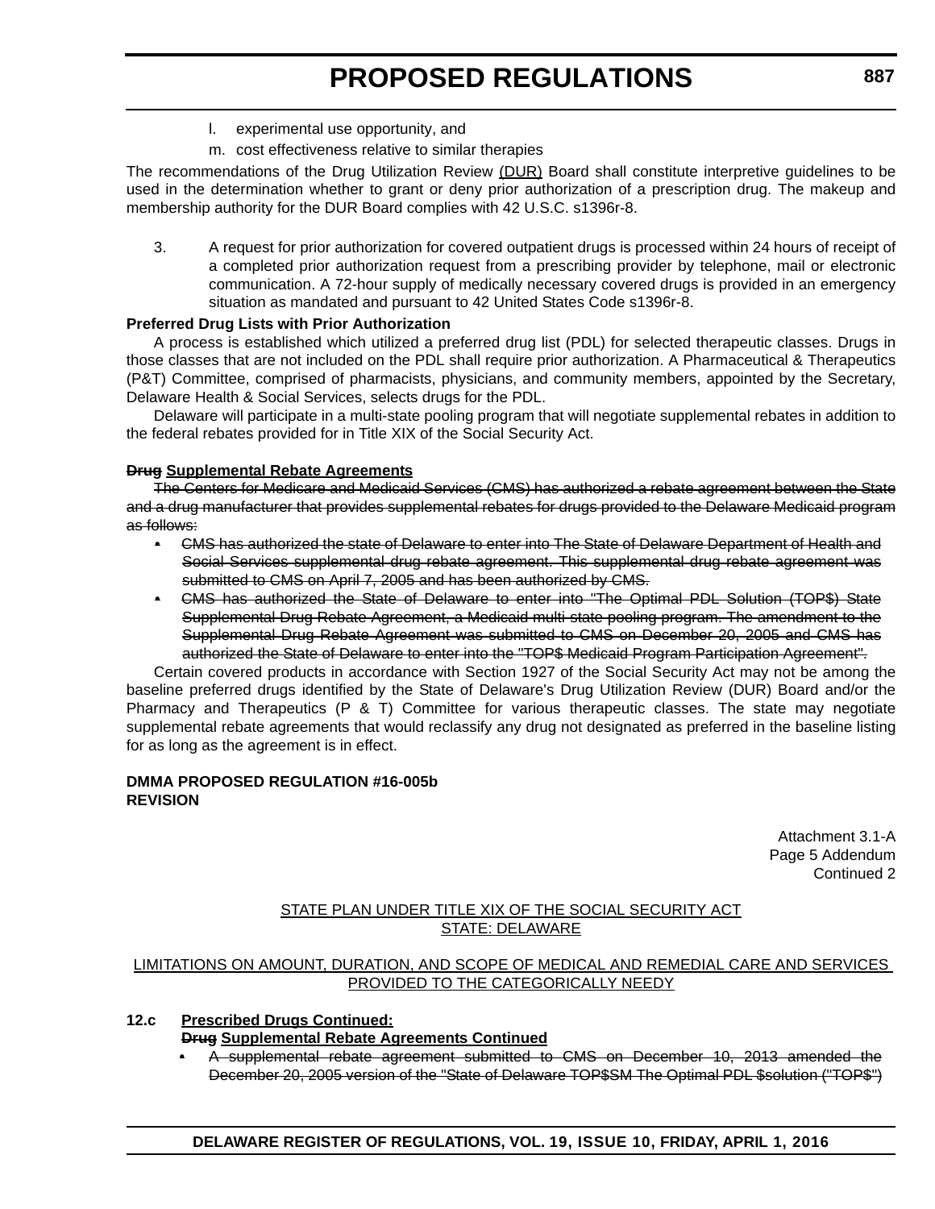l. experimental use opportunity, and

m. cost effectiveness relative to similar therapies

The recommendations of the Drug Utilization Review <u>(DUR)</u> Board shall constitute interpretive guidelines to be used in the determination whether to grant or deny prior authorization of a prescription drug. The makeup and membership authority for the DUR Board complies with 42 U.S.C. s1396r-8.

3. A request for prior authorization for covered outpatient drugs is processed within 24 hours of receipt of a completed prior authorization request from a prescribing provider by telephone, mail or electronic communication. A 72-hour supply of medically necessary covered drugs is provided in an emergency situation as mandated and pursuant to 42 United States Code s1396r-8.

**Preferred Drug Lists with Prior Authorization**

A process is established which utilized a preferred drug list (PDL) for selected therapeutic classes. Drugs in those classes that are not included on the PDL shall require prior authorization. A Pharmaceutical & Therapeutics (P&T) Committee, comprised of pharmacists, physicians, and community members, appointed by the Secretary, Delaware Health & Social Services, selects drugs for the PDL.

Delaware will participate in a multi-state pooling program that will negotiate supplemental rebates in addition to the federal rebates provided for in Title XIX of the Social Security Act.

**~~Drug~~ <u>Supplemental Rebate Agreements</u>**

~~The Centers for Medicare and Medicaid Services (CMS) has authorized a rebate agreement between the State and a drug manufacturer that provides supplemental rebates for drugs provided to the Delaware Medicaid program as follows:~~

- ~~CMS has authorized the state of Delaware to enter into The State of Delaware Department of Health and Social Services supplemental drug rebate agreement. This supplemental drug rebate agreement was submitted to CMS on April 7, 2005 and has been authorized by CMS.~~
- ~~CMS has authorized the State of Delaware to enter into "The Optimal PDL Solution (TOP$) State Supplemental Drug Rebate Agreement, a Medicaid multi-state pooling program. The amendment to the Supplemental Drug Rebate Agreement was submitted to CMS on December 20, 2005 and CMS has authorized the State of Delaware to enter into the "TOP$ Medicaid Program Participation Agreement".~~

Certain covered products in accordance with Section 1927 of the Social Security Act may not be among the baseline preferred drugs identified by the State of Delaware's Drug Utilization Review (DUR) Board and/or the Pharmacy and Therapeutics (P & T) Committee for various therapeutic classes. The state may negotiate supplemental rebate agreements that would reclassify any drug not designated as preferred in the baseline listing for as long as the agreement is in effect.

**DMMA PROPOSED REGULATION #16-005b**
**REVISION**

Attachment 3.1-A
Page 5 Addendum
Continued 2

<u>STATE PLAN UNDER TITLE XIX OF THE SOCIAL SECURITY ACT</u>
<u>STATE: DELAWARE</u>

<u>LIMITATIONS ON AMOUNT, DURATION, AND SCOPE OF MEDICAL AND REMEDIAL CARE AND SERVICES PROVIDED TO THE CATEGORICALLY NEEDY</u>

**12.c <u>Prescribed Drugs Continued:</u>**
**~~Drug~~ <u>Supplemental Rebate Agreements Continued</u>**

- ~~A supplemental rebate agreement submitted to CMS on December 10, 2013 amended the December 20, 2005 version of the "State of Delaware TOP$SM The Optimal PDL $solution ("TOP$")~~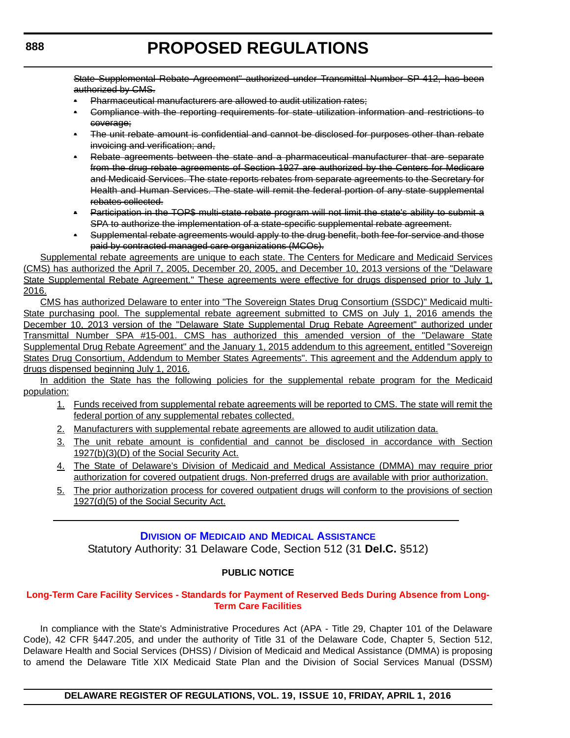~~State Supplemental Rebate Agreement" authorized under Transmittal Number SP 412, has been authorized by CMS.~~

- ~~Pharmaceutical manufacturers are allowed to audit utilization rates;~~
- ~~Compliance with the reporting requirements for state utilization information and restrictions to coverage;~~
- ~~The unit rebate amount is confidential and cannot be disclosed for purposes other than rebate invoicing and verification; and,~~
- ~~Rebate agreements between the state and a pharmaceutical manufacturer that are separate from the drug rebate agreements of Section 1927 are authorized by the Centers for Medicare and Medicaid Services. The state reports rebates from separate agreements to the Secretary for Health and Human Services. The state will remit the federal portion of any state supplemental rebates collected.~~
- ~~Participation in the TOP$ multi-state rebate program will not limit the state's ability to submit a SPA to authorize the implementation of a state-specific supplemental rebate agreement.~~
- ~~Supplemental rebate agreements would apply to the drug benefit, both fee-for-service and those paid by contracted managed care organizations (MCOs).~~

<u>Supplemental rebate agreements are unique to each state. The Centers for Medicare and Medicaid Services (CMS) has authorized the April 7, 2005, December 20, 2005, and December 10, 2013 versions of the "Delaware State Supplemental Rebate Agreement." These agreements were effective for drugs dispensed prior to July 1, 2016.</u>

<u>CMS has authorized Delaware to enter into "The Sovereign States Drug Consortium (SSDC)" Medicaid multi-State purchasing pool. The supplemental rebate agreement submitted to CMS on July 1, 2016 amends the December 10, 2013 version of the "Delaware State Supplemental Drug Rebate Agreement" authorized under Transmittal Number SPA #15-001. CMS has authorized this amended version of the "Delaware State Supplemental Drug Rebate Agreement" and the January 1, 2015 addendum to this agreement, entitled "Sovereign States Drug Consortium, Addendum to Member States Agreements". This agreement and the Addendum apply to drugs dispensed beginning July 1, 2016.</u>

<u>In addition the State has the following policies for the supplemental rebate program for the Medicaid population:</u>

1. <u>Funds received from supplemental rebate agreements will be reported to CMS. The state will remit the federal portion of any supplemental rebates collected.</u>
2. <u>Manufacturers with supplemental rebate agreements are allowed to audit utilization data.</u>
3. <u>The unit rebate amount is confidential and cannot be disclosed in accordance with Section 1927(b)(3)(D) of the Social Security Act.</u>
4. <u>The State of Delaware's Division of Medicaid and Medical Assistance (DMMA) may require prior authorization for covered outpatient drugs. Non-preferred drugs are available with prior authorization.</u>
5. <u>The prior authorization process for covered outpatient drugs will conform to the provisions of section 1927(d)(5) of the Social Security Act.</u>

---

## Division of Medicaid and Medical Assistance

Statutory Authority: 31 Delaware Code, Section 512 (31 **Del.C.** §512)

**PUBLIC NOTICE**

### Long-Term Care Facility Services - Standards for Payment of Reserved Beds During Absence from Long-Term Care Facilities

In compliance with the State's Administrative Procedures Act (APA - Title 29, Chapter 101 of the Delaware Code), 42 CFR §447.205, and under the authority of Title 31 of the Delaware Code, Chapter 5, Section 512, Delaware Health and Social Services (DHSS) / Division of Medicaid and Medical Assistance (DMMA) is proposing to amend the Delaware Title XIX Medicaid State Plan and the Division of Social Services Manual (DSSM)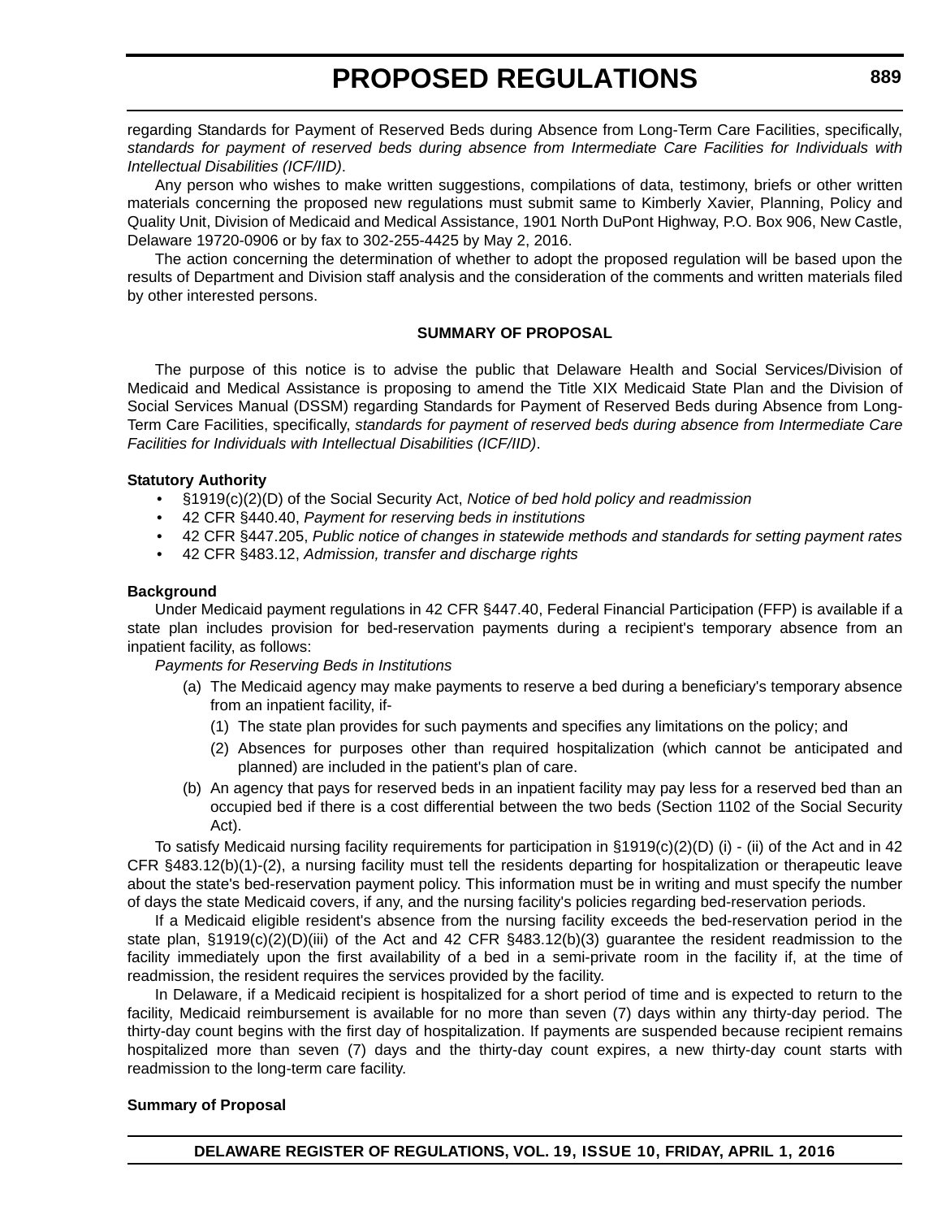regarding Standards for Payment of Reserved Beds during Absence from Long-Term Care Facilities, specifically, *standards for payment of reserved beds during absence from Intermediate Care Facilities for Individuals with Intellectual Disabilities (ICF/IID)*.

Any person who wishes to make written suggestions, compilations of data, testimony, briefs or other written materials concerning the proposed new regulations must submit same to Kimberly Xavier, Planning, Policy and Quality Unit, Division of Medicaid and Medical Assistance, 1901 North DuPont Highway, P.O. Box 906, New Castle, Delaware 19720-0906 or by fax to 302-255-4425 by May 2, 2016.

The action concerning the determination of whether to adopt the proposed regulation will be based upon the results of Department and Division staff analysis and the consideration of the comments and written materials filed by other interested persons.

**SUMMARY OF PROPOSAL**

The purpose of this notice is to advise the public that Delaware Health and Social Services/Division of Medicaid and Medical Assistance is proposing to amend the Title XIX Medicaid State Plan and the Division of Social Services Manual (DSSM) regarding Standards for Payment of Reserved Beds during Absence from Long-Term Care Facilities, specifically, *standards for payment of reserved beds during absence from Intermediate Care Facilities for Individuals with Intellectual Disabilities (ICF/IID)*.

**Statutory Authority**

- §1919(c)(2)(D) of the Social Security Act, *Notice of bed hold policy and readmission*
- 42 CFR §440.40, *Payment for reserving beds in institutions*
- 42 CFR §447.205, *Public notice of changes in statewide methods and standards for setting payment rates*
- 42 CFR §483.12, *Admission, transfer and discharge rights*

**Background**

Under Medicaid payment regulations in 42 CFR §447.40, Federal Financial Participation (FFP) is available if a state plan includes provision for bed-reservation payments during a recipient's temporary absence from an inpatient facility, as follows:

*Payments for Reserving Beds in Institutions*

(a) The Medicaid agency may make payments to reserve a bed during a beneficiary's temporary absence from an inpatient facility, if-

(1) The state plan provides for such payments and specifies any limitations on the policy; and

(2) Absences for purposes other than required hospitalization (which cannot be anticipated and planned) are included in the patient's plan of care.

(b) An agency that pays for reserved beds in an inpatient facility may pay less for a reserved bed than an occupied bed if there is a cost differential between the two beds (Section 1102 of the Social Security Act).

To satisfy Medicaid nursing facility requirements for participation in §1919(c)(2)(D) (i) - (ii) of the Act and in 42 CFR §483.12(b)(1)-(2), a nursing facility must tell the residents departing for hospitalization or therapeutic leave about the state's bed-reservation payment policy. This information must be in writing and must specify the number of days the state Medicaid covers, if any, and the nursing facility's policies regarding bed-reservation periods.

If a Medicaid eligible resident's absence from the nursing facility exceeds the bed-reservation period in the state plan, §1919(c)(2)(D)(iii) of the Act and 42 CFR §483.12(b)(3) guarantee the resident readmission to the facility immediately upon the first availability of a bed in a semi-private room in the facility if, at the time of readmission, the resident requires the services provided by the facility.

In Delaware, if a Medicaid recipient is hospitalized for a short period of time and is expected to return to the facility, Medicaid reimbursement is available for no more than seven (7) days within any thirty-day period. The thirty-day count begins with the first day of hospitalization. If payments are suspended because recipient remains hospitalized more than seven (7) days and the thirty-day count expires, a new thirty-day count starts with readmission to the long-term care facility.

**Summary of Proposal**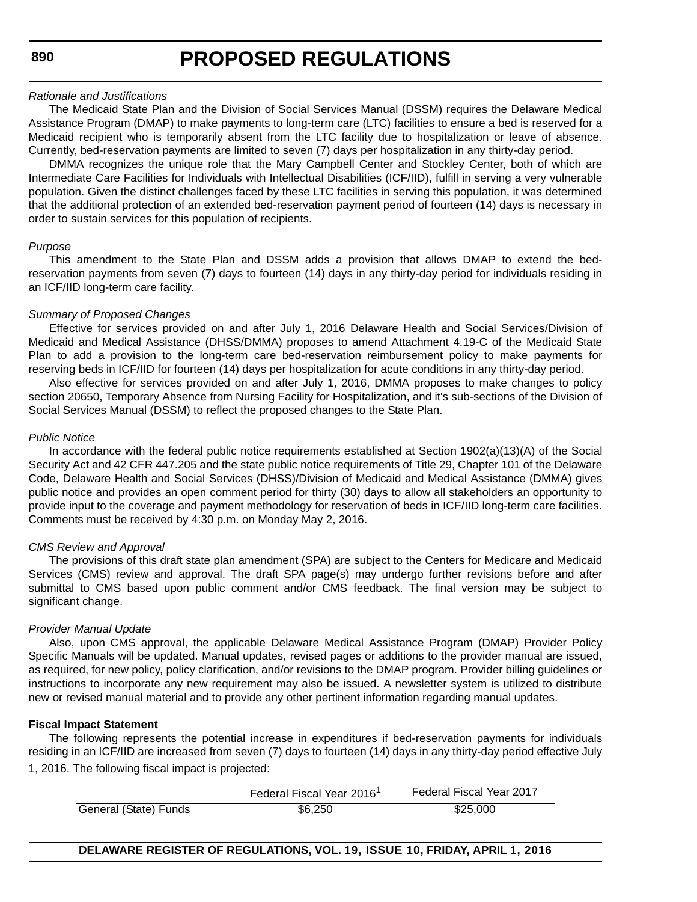*Rationale and Justifications*

The Medicaid State Plan and the Division of Social Services Manual (DSSM) requires the Delaware Medical Assistance Program (DMAP) to make payments to long-term care (LTC) facilities to ensure a bed is reserved for a Medicaid recipient who is temporarily absent from the LTC facility due to hospitalization or leave of absence. Currently, bed-reservation payments are limited to seven (7) days per hospitalization in any thirty-day period.

DMMA recognizes the unique role that the Mary Campbell Center and Stockley Center, both of which are Intermediate Care Facilities for Individuals with Intellectual Disabilities (ICF/IID), fulfill in serving a very vulnerable population. Given the distinct challenges faced by these LTC facilities in serving this population, it was determined that the additional protection of an extended bed-reservation payment period of fourteen (14) days is necessary in order to sustain services for this population of recipients.

*Purpose*

This amendment to the State Plan and DSSM adds a provision that allows DMAP to extend the bed-reservation payments from seven (7) days to fourteen (14) days in any thirty-day period for individuals residing in an ICF/IID long-term care facility.

*Summary of Proposed Changes*

Effective for services provided on and after July 1, 2016 Delaware Health and Social Services/Division of Medicaid and Medical Assistance (DHSS/DMMA) proposes to amend Attachment 4.19-C of the Medicaid State Plan to add a provision to the long-term care bed-reservation reimbursement policy to make payments for reserving beds in ICF/IID for fourteen (14) days per hospitalization for acute conditions in any thirty-day period.

Also effective for services provided on and after July 1, 2016, DMMA proposes to make changes to policy section 20650, Temporary Absence from Nursing Facility for Hospitalization, and it's sub-sections of the Division of Social Services Manual (DSSM) to reflect the proposed changes to the State Plan.

*Public Notice*

In accordance with the federal public notice requirements established at Section 1902(a)(13)(A) of the Social Security Act and 42 CFR 447.205 and the state public notice requirements of Title 29, Chapter 101 of the Delaware Code, Delaware Health and Social Services (DHSS)/Division of Medicaid and Medical Assistance (DMMA) gives public notice and provides an open comment period for thirty (30) days to allow all stakeholders an opportunity to provide input to the coverage and payment methodology for reservation of beds in ICF/IID long-term care facilities. Comments must be received by 4:30 p.m. on Monday May 2, 2016.

*CMS Review and Approval*

The provisions of this draft state plan amendment (SPA) are subject to the Centers for Medicare and Medicaid Services (CMS) review and approval. The draft SPA page(s) may undergo further revisions before and after submittal to CMS based upon public comment and/or CMS feedback. The final version may be subject to significant change.

*Provider Manual Update*

Also, upon CMS approval, the applicable Delaware Medical Assistance Program (DMAP) Provider Policy Specific Manuals will be updated. Manual updates, revised pages or additions to the provider manual are issued, as required, for new policy, policy clarification, and/or revisions to the DMAP program. Provider billing guidelines or instructions to incorporate any new requirement may also be issued. A newsletter system is utilized to distribute new or revised manual material and to provide any other pertinent information regarding manual updates.

**Fiscal Impact Statement**

The following represents the potential increase in expenditures if bed-reservation payments for individuals residing in an ICF/IID are increased from seven (7) days to fourteen (14) days in any thirty-day period effective July 1, 2016. The following fiscal impact is projected:

| | Federal Fiscal Year 2016[1] | Federal Fiscal Year 2017 |
|---|---|---|
| General (State) Funds | $6,250 | $25,000 |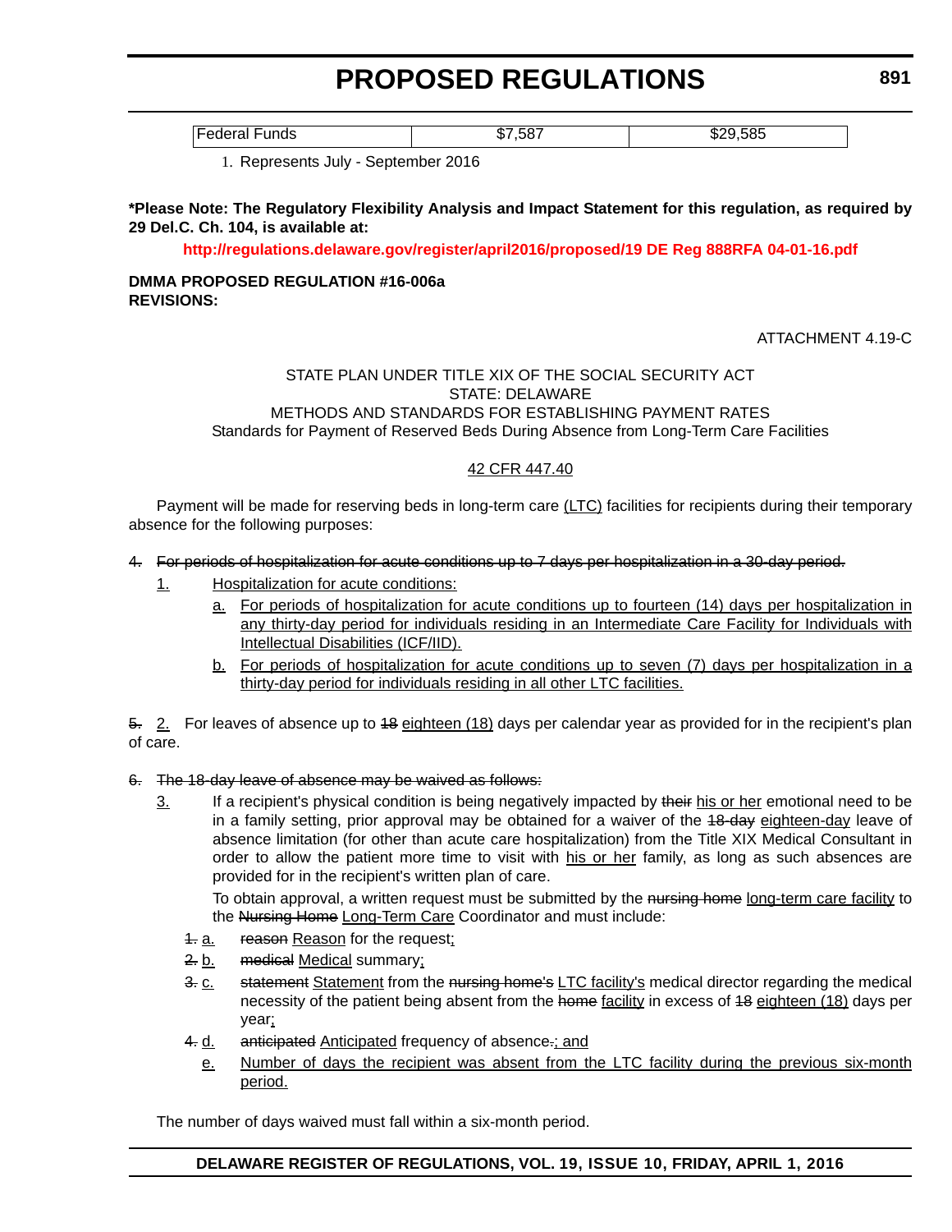| Federal Funds | $7,587 | $29,585 |
|---|---|---|

1. Represents July - September 2016

**\*Please Note: The Regulatory Flexibility Analysis and Impact Statement for this regulation, as required by 29 Del.C. Ch. 104, is available at:**

**http://regulations.delaware.gov/register/april2016/proposed/19 DE Reg 888RFA 04-01-16.pdf**

**DMMA PROPOSED REGULATION #16-006a**
**REVISIONS:**

ATTACHMENT 4.19-C

STATE PLAN UNDER TITLE XIX OF THE SOCIAL SECURITY ACT
STATE: DELAWARE
METHODS AND STANDARDS FOR ESTABLISHING PAYMENT RATES
Standards for Payment of Reserved Beds During Absence from Long-Term Care Facilities

<u>42 CFR 447.40</u>

Payment will be made for reserving beds in long-term care <u>(LTC)</u> facilities for recipients during their temporary absence for the following purposes:

~~4. For periods of hospitalization for acute conditions up to 7 days per hospitalization in a 30-day period.~~

<u>1.</u> <u>Hospitalization for acute conditions:</u>

<u>a.</u> <u>For periods of hospitalization for acute conditions up to fourteen (14) days per hospitalization in any thirty-day period for individuals residing in an Intermediate Care Facility for Individuals with Intellectual Disabilities (ICF/IID).</u>

<u>b.</u> <u>For periods of hospitalization for acute conditions up to seven (7) days per hospitalization in a thirty-day period for individuals residing in all other LTC facilities.</u>

~~5.~~ <u>2.</u> For leaves of absence up to ~~18~~ <u>eighteen (18)</u> days per calendar year as provided for in the recipient's plan of care.

~~6. The 18-day leave of absence may be waived as follows:~~

<u>3.</u> If a recipient's physical condition is being negatively impacted by ~~their~~ <u>his or her</u> emotional need to be in a family setting, prior approval may be obtained for a waiver of the ~~18-day~~ <u>eighteen-day</u> leave of absence limitation (for other than acute care hospitalization) from the Title XIX Medical Consultant in order to allow the patient more time to visit with <u>his or her</u> family, as long as such absences are provided for in the recipient's written plan of care.

To obtain approval, a written request must be submitted by the ~~nursing home~~ <u>long-term care facility</u> to the ~~Nursing Home~~ <u>Long-Term Care</u> Coordinator and must include:

~~1.~~ <u>a.</u> ~~reason~~ <u>Reason</u> for the request<u>;</u>

~~2.~~ <u>b.</u> ~~medical~~ <u>Medical</u> summary<u>;</u>

~~3.~~ <u>c.</u> ~~statement~~ <u>Statement</u> from the ~~nursing home's~~ <u>LTC facility's</u> medical director regarding the medical necessity of the patient being absent from the ~~home~~ <u>facility</u> in excess of ~~18~~ <u>eighteen (18)</u> days per year<u>;</u>

~~4.~~ <u>d.</u> ~~anticipated~~ <u>Anticipated</u> frequency of absence~~.~~<u>; and</u>

<u>e.</u> <u>Number of days the recipient was absent from the LTC facility during the previous six-month period.</u>

The number of days waived must fall within a six-month period.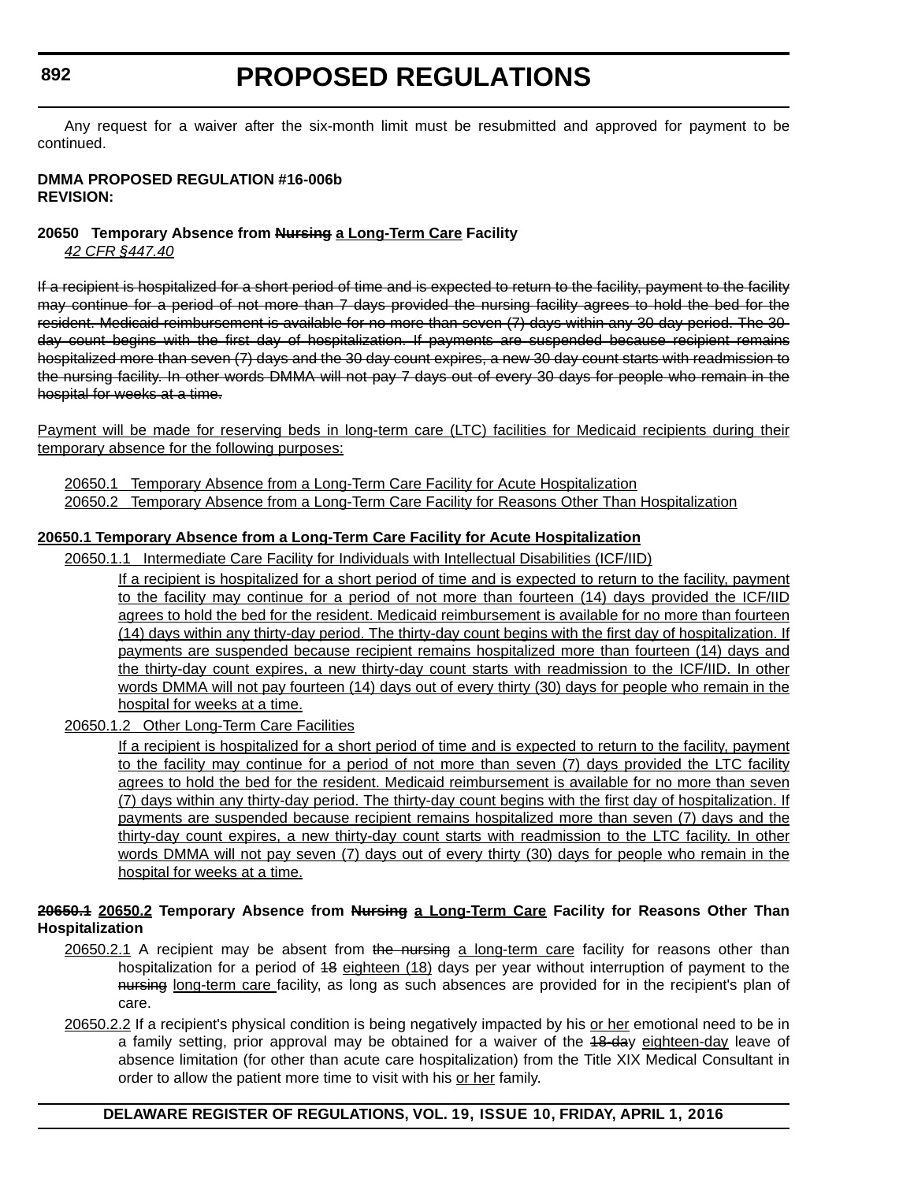Any request for a waiver after the six-month limit must be resubmitted and approved for payment to be continued.

**DMMA PROPOSED REGULATION #16-006b**
**REVISION:**

**20650 Temporary Absence from ~~Nursing~~ <u>a Long-Term Care</u> Facility**

*<u>42 CFR §447.40</u>*

~~If a recipient is hospitalized for a short period of time and is expected to return to the facility, payment to the facility may continue for a period of not more than 7 days provided the nursing facility agrees to hold the bed for the resident. Medicaid reimbursement is available for no more than seven (7) days within any 30-day period. The 30-day count begins with the first day of hospitalization. If payments are suspended because recipient remains hospitalized more than seven (7) days and the 30 day count expires, a new 30 day count starts with readmission to the nursing facility. In other words DMMA will not pay 7 days out of every 30 days for people who remain in the hospital for weeks at a time.~~

<u>Payment will be made for reserving beds in long-term care (LTC) facilities for Medicaid recipients during their temporary absence for the following purposes:</u>

<u>20650.1 Temporary Absence from a Long-Term Care Facility for Acute Hospitalization</u>
<u>20650.2 Temporary Absence from a Long-Term Care Facility for Reasons Other Than Hospitalization</u>

**<u>20650.1 Temporary Absence from a Long-Term Care Facility for Acute Hospitalization</u>**

<u>20650.1.1 Intermediate Care Facility for Individuals with Intellectual Disabilities (ICF/IID)</u>

<u>If a recipient is hospitalized for a short period of time and is expected to return to the facility, payment to the facility may continue for a period of not more than fourteen (14) days provided the ICF/IID agrees to hold the bed for the resident. Medicaid reimbursement is available for no more than fourteen (14) days within any thirty-day period. The thirty-day count begins with the first day of hospitalization. If payments are suspended because recipient remains hospitalized more than fourteen (14) days and the thirty-day count expires, a new thirty-day count starts with readmission to the ICF/IID. In other words DMMA will not pay fourteen (14) days out of every thirty (30) days for people who remain in the hospital for weeks at a time.</u>

<u>20650.1.2 Other Long-Term Care Facilities</u>

<u>If a recipient is hospitalized for a short period of time and is expected to return to the facility, payment to the facility may continue for a period of not more than seven (7) days provided the LTC facility agrees to hold the bed for the resident. Medicaid reimbursement is available for no more than seven (7) days within any thirty-day period. The thirty-day count begins with the first day of hospitalization. If payments are suspended because recipient remains hospitalized more than seven (7) days and the thirty-day count expires, a new thirty-day count starts with readmission to the LTC facility. In other words DMMA will not pay seven (7) days out of every thirty (30) days for people who remain in the hospital for weeks at a time.</u>

**~~20650.1~~ <u>20650.2</u> Temporary Absence from ~~Nursing~~ <u>a Long-Term Care</u> Facility for Reasons Other Than Hospitalization**

<u>20650.2.1</u> A recipient may be absent from ~~the nursing~~ <u>a long-term care</u> facility for reasons other than hospitalization for a period of ~~18~~ <u>eighteen (18)</u> days per year without interruption of payment to the ~~nursing~~ <u>long-term care</u> facility, as long as such absences are provided for in the recipient's plan of care.

<u>20650.2.2</u> If a recipient's physical condition is being negatively impacted by his <u>or her</u> emotional need to be in a family setting, prior approval may be obtained for a waiver of the ~~18-day~~ <u>eighteen-day</u> leave of absence limitation (for other than acute care hospitalization) from the Title XIX Medical Consultant in order to allow the patient more time to visit with his <u>or her</u> family.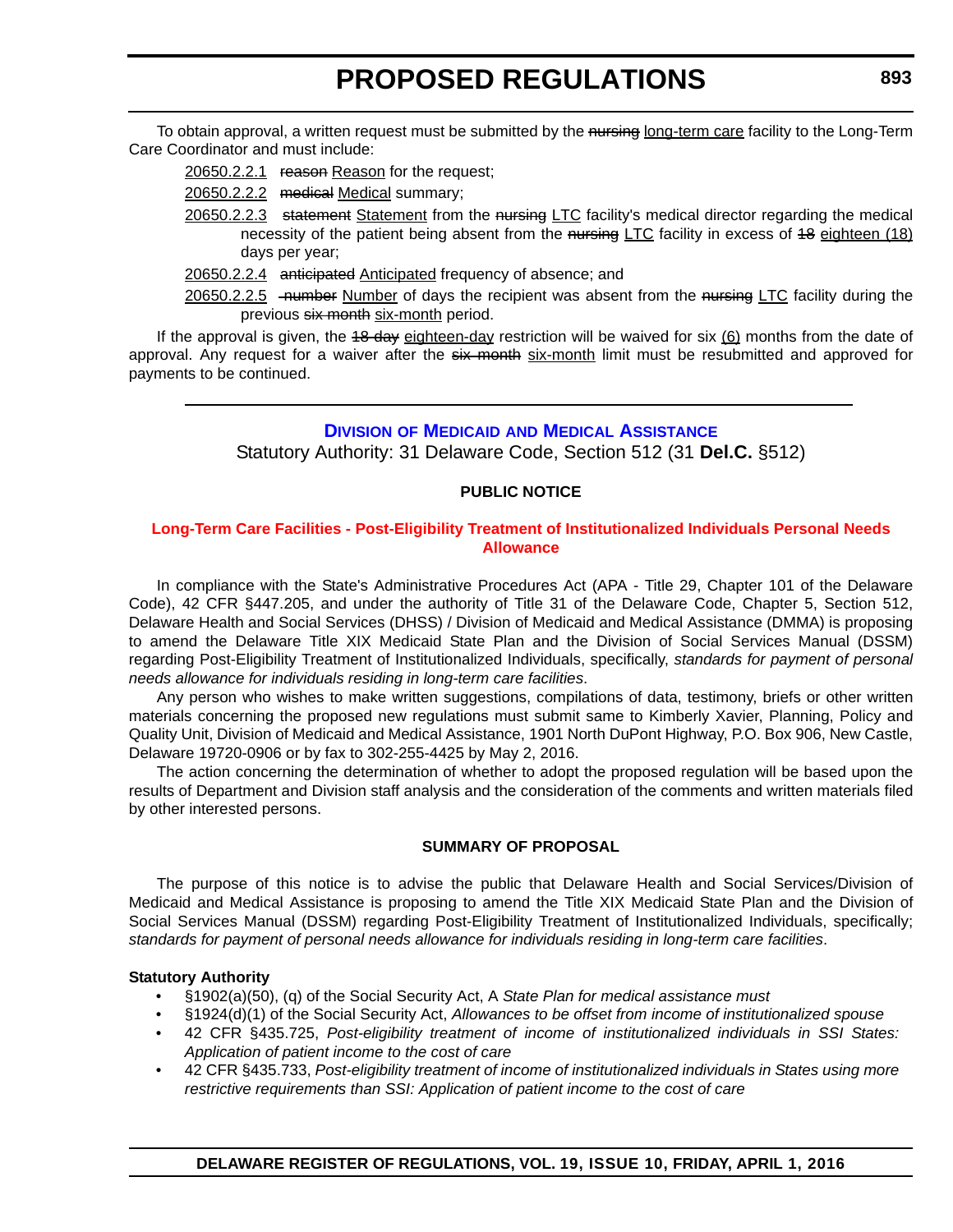To obtain approval, a written request must be submitted by the ~~nursing~~ long-term care facility to the Long-Term Care Coordinator and must include:

20650.2.2.1 ~~reason~~ Reason for the request;

20650.2.2.2 ~~medical~~ Medical summary;

20650.2.2.3 ~~statement~~ Statement from the ~~nursing~~ LTC facility's medical director regarding the medical necessity of the patient being absent from the ~~nursing~~ LTC facility in excess of ~~18~~ eighteen (18) days per year;

20650.2.2.4 ~~anticipated~~ Anticipated frequency of absence; and

20650.2.2.5 ~~number~~ Number of days the recipient was absent from the ~~nursing~~ LTC facility during the previous ~~six month~~ six-month period.

If the approval is given, the ~~18-day~~ eighteen-day restriction will be waived for six (6) months from the date of approval. Any request for a waiver after the ~~six month~~ six-month limit must be resubmitted and approved for payments to be continued.

---

## Division of Medicaid and Medical Assistance

Statutory Authority: 31 Delaware Code, Section 512 (31 **Del.C.** §512)

**PUBLIC NOTICE**

### Long-Term Care Facilities - Post-Eligibility Treatment of Institutionalized Individuals Personal Needs Allowance

In compliance with the State's Administrative Procedures Act (APA - Title 29, Chapter 101 of the Delaware Code), 42 CFR §447.205, and under the authority of Title 31 of the Delaware Code, Chapter 5, Section 512, Delaware Health and Social Services (DHSS) / Division of Medicaid and Medical Assistance (DMMA) is proposing to amend the Delaware Title XIX Medicaid State Plan and the Division of Social Services Manual (DSSM) regarding Post-Eligibility Treatment of Institutionalized Individuals, specifically, *standards for payment of personal needs allowance for individuals residing in long-term care facilities*.

Any person who wishes to make written suggestions, compilations of data, testimony, briefs or other written materials concerning the proposed new regulations must submit same to Kimberly Xavier, Planning, Policy and Quality Unit, Division of Medicaid and Medical Assistance, 1901 North DuPont Highway, P.O. Box 906, New Castle, Delaware 19720-0906 or by fax to 302-255-4425 by May 2, 2016.

The action concerning the determination of whether to adopt the proposed regulation will be based upon the results of Department and Division staff analysis and the consideration of the comments and written materials filed by other interested persons.

**SUMMARY OF PROPOSAL**

The purpose of this notice is to advise the public that Delaware Health and Social Services/Division of Medicaid and Medical Assistance is proposing to amend the Title XIX Medicaid State Plan and the Division of Social Services Manual (DSSM) regarding Post-Eligibility Treatment of Institutionalized Individuals, specifically; *standards for payment of personal needs allowance for individuals residing in long-term care facilities*.

**Statutory Authority**

- §1902(a)(50), (q) of the Social Security Act, A *State Plan for medical assistance must*
- §1924(d)(1) of the Social Security Act, *Allowances to be offset from income of institutionalized spouse*
- 42 CFR §435.725, *Post-eligibility treatment of income of institutionalized individuals in SSI States: Application of patient income to the cost of care*
- 42 CFR §435.733, *Post-eligibility treatment of income of institutionalized individuals in States using more restrictive requirements than SSI: Application of patient income to the cost of care*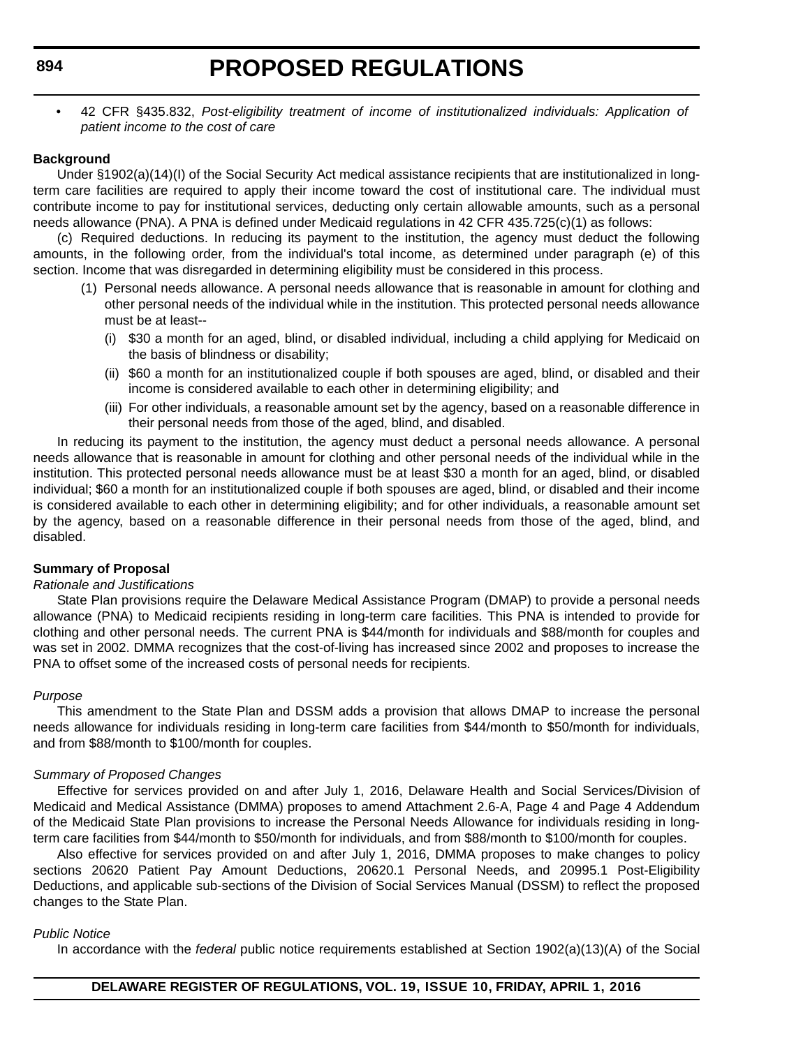- 42 CFR §435.832, *Post-eligibility treatment of income of institutionalized individuals: Application of patient income to the cost of care*

**Background**

Under §1902(a)(14)(I) of the Social Security Act medical assistance recipients that are institutionalized in long-term care facilities are required to apply their income toward the cost of institutional care. The individual must contribute income to pay for institutional services, deducting only certain allowable amounts, such as a personal needs allowance (PNA). A PNA is defined under Medicaid regulations in 42 CFR 435.725(c)(1) as follows:

(c) Required deductions. In reducing its payment to the institution, the agency must deduct the following amounts, in the following order, from the individual's total income, as determined under paragraph (e) of this section. Income that was disregarded in determining eligibility must be considered in this process.

(1) Personal needs allowance. A personal needs allowance that is reasonable in amount for clothing and other personal needs of the individual while in the institution. This protected personal needs allowance must be at least--

(i) $30 a month for an aged, blind, or disabled individual, including a child applying for Medicaid on the basis of blindness or disability;

(ii) $60 a month for an institutionalized couple if both spouses are aged, blind, or disabled and their income is considered available to each other in determining eligibility; and

(iii) For other individuals, a reasonable amount set by the agency, based on a reasonable difference in their personal needs from those of the aged, blind, and disabled.

In reducing its payment to the institution, the agency must deduct a personal needs allowance. A personal needs allowance that is reasonable in amount for clothing and other personal needs of the individual while in the institution. This protected personal needs allowance must be at least $30 a month for an aged, blind, or disabled individual; $60 a month for an institutionalized couple if both spouses are aged, blind, or disabled and their income is considered available to each other in determining eligibility; and for other individuals, a reasonable amount set by the agency, based on a reasonable difference in their personal needs from those of the aged, blind, and disabled.

**Summary of Proposal**

*Rationale and Justifications*

State Plan provisions require the Delaware Medical Assistance Program (DMAP) to provide a personal needs allowance (PNA) to Medicaid recipients residing in long-term care facilities. This PNA is intended to provide for clothing and other personal needs. The current PNA is $44/month for individuals and $88/month for couples and was set in 2002. DMMA recognizes that the cost-of-living has increased since 2002 and proposes to increase the PNA to offset some of the increased costs of personal needs for recipients.

*Purpose*

This amendment to the State Plan and DSSM adds a provision that allows DMAP to increase the personal needs allowance for individuals residing in long-term care facilities from $44/month to $50/month for individuals, and from $88/month to $100/month for couples.

*Summary of Proposed Changes*

Effective for services provided on and after July 1, 2016, Delaware Health and Social Services/Division of Medicaid and Medical Assistance (DMMA) proposes to amend Attachment 2.6-A, Page 4 and Page 4 Addendum of the Medicaid State Plan provisions to increase the Personal Needs Allowance for individuals residing in long-term care facilities from $44/month to $50/month for individuals, and from $88/month to $100/month for couples.

Also effective for services provided on and after July 1, 2016, DMMA proposes to make changes to policy sections 20620 Patient Pay Amount Deductions, 20620.1 Personal Needs, and 20995.1 Post-Eligibility Deductions, and applicable sub-sections of the Division of Social Services Manual (DSSM) to reflect the proposed changes to the State Plan.

*Public Notice*

In accordance with the *federal* public notice requirements established at Section 1902(a)(13)(A) of the Social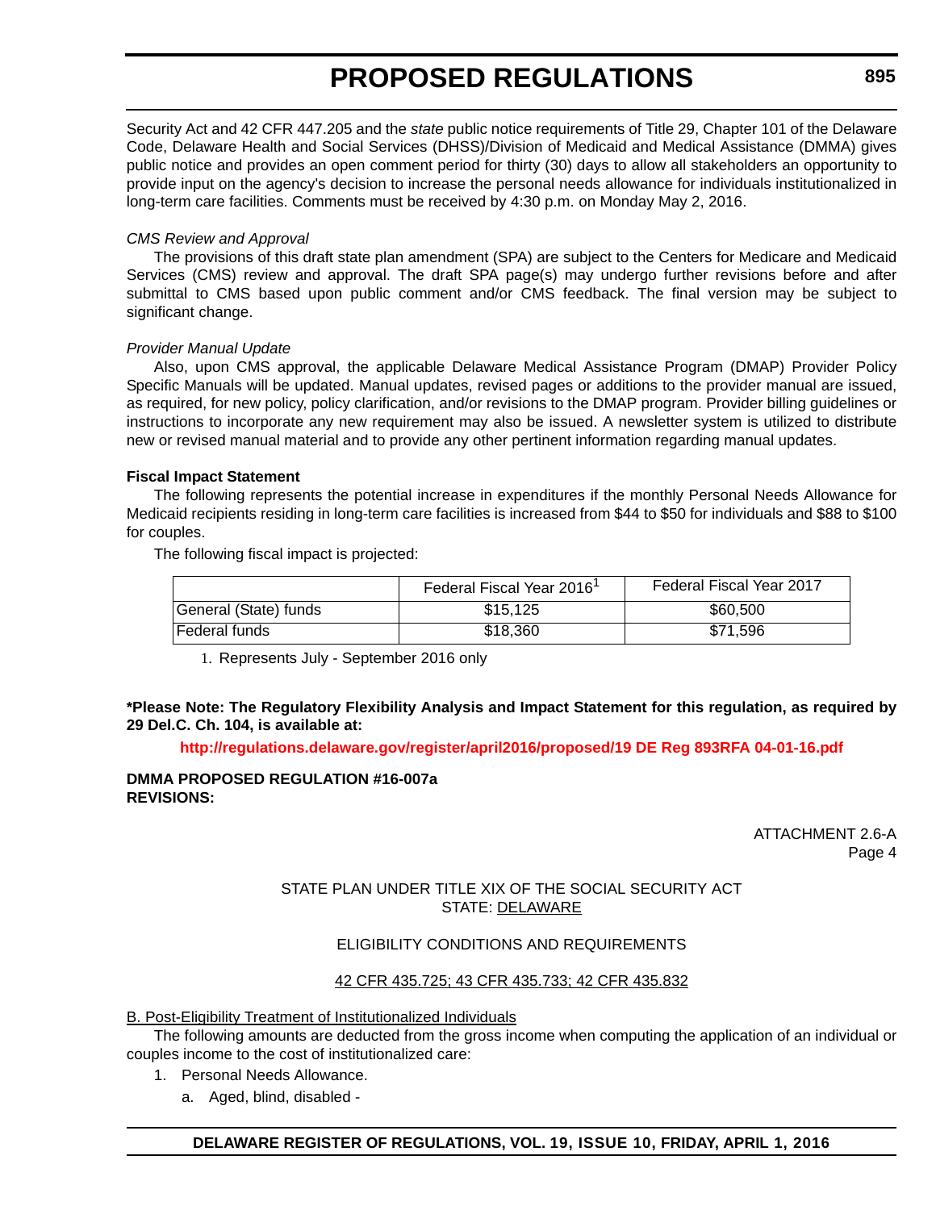Security Act and 42 CFR 447.205 and the *state* public notice requirements of Title 29, Chapter 101 of the Delaware Code, Delaware Health and Social Services (DHSS)/Division of Medicaid and Medical Assistance (DMMA) gives public notice and provides an open comment period for thirty (30) days to allow all stakeholders an opportunity to provide input on the agency's decision to increase the personal needs allowance for individuals institutionalized in long-term care facilities. Comments must be received by 4:30 p.m. on Monday May 2, 2016.

*CMS Review and Approval*

The provisions of this draft state plan amendment (SPA) are subject to the Centers for Medicare and Medicaid Services (CMS) review and approval. The draft SPA page(s) may undergo further revisions before and after submittal to CMS based upon public comment and/or CMS feedback. The final version may be subject to significant change.

*Provider Manual Update*

Also, upon CMS approval, the applicable Delaware Medical Assistance Program (DMAP) Provider Policy Specific Manuals will be updated. Manual updates, revised pages or additions to the provider manual are issued, as required, for new policy, policy clarification, and/or revisions to the DMAP program. Provider billing guidelines or instructions to incorporate any new requirement may also be issued. A newsletter system is utilized to distribute new or revised manual material and to provide any other pertinent information regarding manual updates.

**Fiscal Impact Statement**

The following represents the potential increase in expenditures if the monthly Personal Needs Allowance for Medicaid recipients residing in long-term care facilities is increased from $44 to $50 for individuals and $88 to $100 for couples.

The following fiscal impact is projected:

| | Federal Fiscal Year 2016[1] | Federal Fiscal Year 2017 |
|---|---|---|
| General (State) funds | $15,125 | $60,500 |
| Federal funds | $18,360 | $71,596 |

1. Represents July - September 2016 only

**\*Please Note: The Regulatory Flexibility Analysis and Impact Statement for this regulation, as required by 29 Del.C. Ch. 104, is available at:**

**http://regulations.delaware.gov/register/april2016/proposed/19 DE Reg 893RFA 04-01-16.pdf**

**DMMA PROPOSED REGULATION #16-007a**
**REVISIONS:**

ATTACHMENT 2.6-A
Page 4

STATE PLAN UNDER TITLE XIX OF THE SOCIAL SECURITY ACT
STATE: DELAWARE

ELIGIBILITY CONDITIONS AND REQUIREMENTS

42 CFR 435.725; 43 CFR 435.733; 42 CFR 435.832

B. Post-Eligibility Treatment of Institutionalized Individuals

The following amounts are deducted from the gross income when computing the application of an individual or couples income to the cost of institutionalized care:

1. Personal Needs Allowance.
   a. Aged, blind, disabled -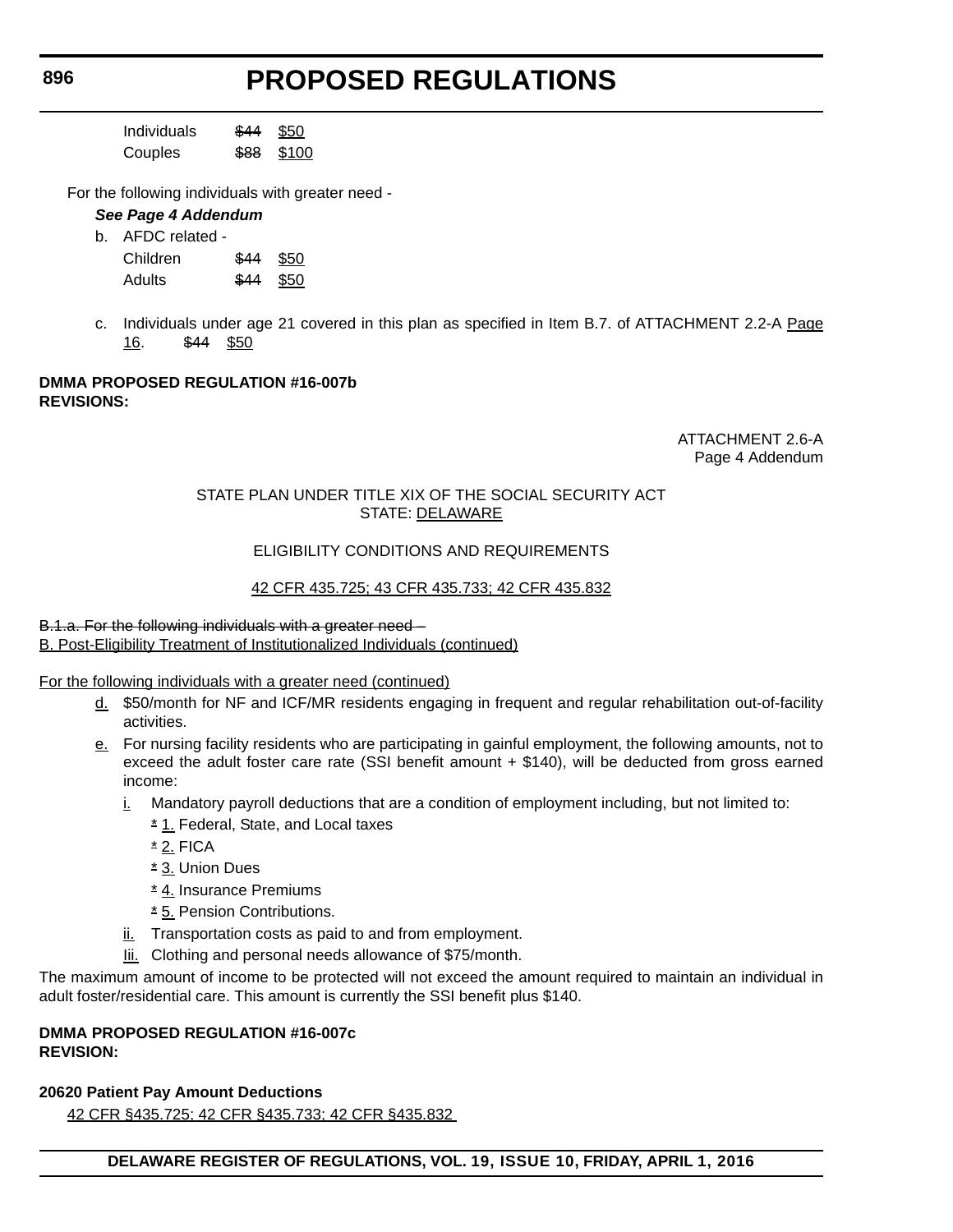| | | |
|---|---|---|
| Individuals | ~~$44~~ | $50 |
| Couples | ~~$88~~ | $100 |

For the following individuals with greater need -

***See Page 4 Addendum***

b. AFDC related -

| | | |
|---|---|---|
| Children | ~~$44~~ | $50 |
| Adults | ~~$44~~ | $50 |

c. Individuals under age 21 covered in this plan as specified in Item B.7. of ATTACHMENT 2.2-A Page 16. ~~$44~~ $50

**DMMA PROPOSED REGULATION #16-007b**
**REVISIONS:**

ATTACHMENT 2.6-A
Page 4 Addendum

STATE PLAN UNDER TITLE XIX OF THE SOCIAL SECURITY ACT
STATE: DELAWARE

ELIGIBILITY CONDITIONS AND REQUIREMENTS

42 CFR 435.725; 43 CFR 435.733; 42 CFR 435.832

~~B.1.a. For the following individuals with a greater need –~~
B. Post-Eligibility Treatment of Institutionalized Individuals (continued)

For the following individuals with a greater need (continued)

d. $50/month for NF and ICF/MR residents engaging in frequent and regular rehabilitation out-of-facility activities.

e. For nursing facility residents who are participating in gainful employment, the following amounts, not to exceed the adult foster care rate (SSI benefit amount + $140), will be deducted from gross earned income:

   i. Mandatory payroll deductions that are a condition of employment including, but not limited to:
      ~~*~~ 1. Federal, State, and Local taxes
      ~~*~~ 2. FICA
      ~~*~~ 3. Union Dues
      ~~*~~ 4. Insurance Premiums
      ~~*~~ 5. Pension Contributions.

   ii. Transportation costs as paid to and from employment.

   Iii. Clothing and personal needs allowance of $75/month.

The maximum amount of income to be protected will not exceed the amount required to maintain an individual in adult foster/residential care. This amount is currently the SSI benefit plus $140.

**DMMA PROPOSED REGULATION #16-007c**
**REVISION:**

**20620 Patient Pay Amount Deductions**

42 CFR §435.725; 42 CFR §435.733; 42 CFR §435.832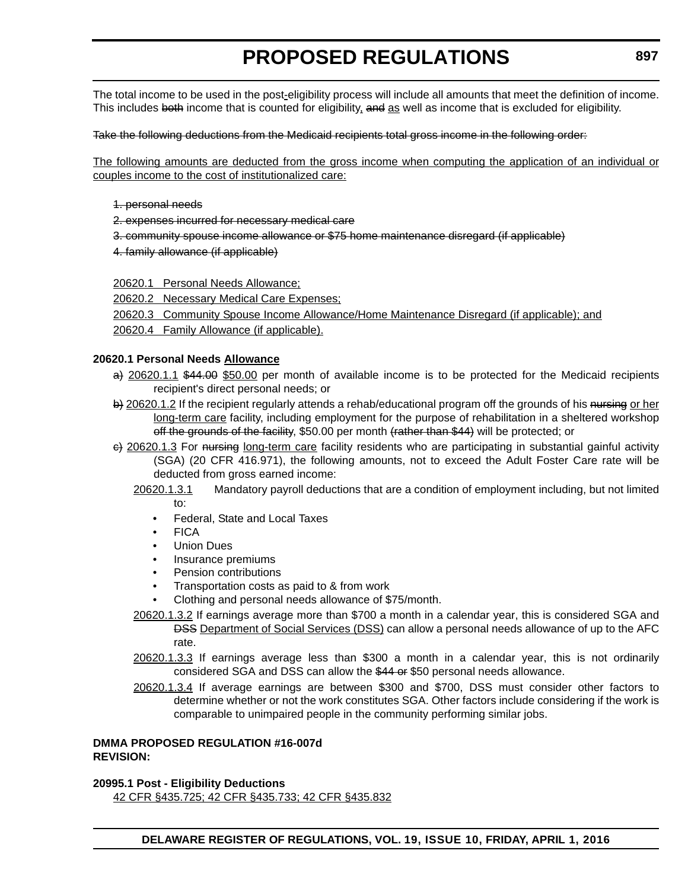The total income to be used in the post-eligibility process will include all amounts that meet the definition of income. This includes ~~both~~ income that is counted for eligibility, ~~and~~ as well as income that is excluded for eligibility.

~~Take the following deductions from the Medicaid recipients total gross income in the following order:~~

The following amounts are deducted from the gross income when computing the application of an individual or couples income to the cost of institutionalized care:

~~1. personal needs~~

~~2. expenses incurred for necessary medical care~~

~~3. community spouse income allowance or $75 home maintenance disregard (if applicable)~~

~~4. family allowance (if applicable)~~

20620.1 Personal Needs Allowance;

20620.2 Necessary Medical Care Expenses;

20620.3 Community Spouse Income Allowance/Home Maintenance Disregard (if applicable); and

20620.4 Family Allowance (if applicable).

**20620.1 Personal Needs Allowance**

~~a)~~ 20620.1.1 ~~$44.00~~ $50.00 per month of available income is to be protected for the Medicaid recipients recipient's direct personal needs; or

~~b)~~ 20620.1.2 If the recipient regularly attends a rehab/educational program off the grounds of his ~~nursing~~ or her long-term care facility, including employment for the purpose of rehabilitation in a sheltered workshop ~~off the grounds of the facility~~, $50.00 per month ~~(rather than $44)~~ will be protected; or

~~c)~~ 20620.1.3 For ~~nursing~~ long-term care facility residents who are participating in substantial gainful activity (SGA) (20 CFR 416.971), the following amounts, not to exceed the Adult Foster Care rate will be deducted from gross earned income:

20620.1.3.1 Mandatory payroll deductions that are a condition of employment including, but not limited to:

- Federal, State and Local Taxes
- FICA
- Union Dues
- Insurance premiums
- Pension contributions
- Transportation costs as paid to & from work
- Clothing and personal needs allowance of $75/month.

20620.1.3.2 If earnings average more than $700 a month in a calendar year, this is considered SGA and ~~DSS~~ Department of Social Services (DSS) can allow a personal needs allowance of up to the AFC rate.

20620.1.3.3 If earnings average less than $300 a month in a calendar year, this is not ordinarily considered SGA and DSS can allow the ~~$44 or~~ $50 personal needs allowance.

20620.1.3.4 If average earnings are between $300 and $700, DSS must consider other factors to determine whether or not the work constitutes SGA. Other factors include considering if the work is comparable to unimpaired people in the community performing similar jobs.

**DMMA PROPOSED REGULATION #16-007d**
**REVISION:**

**20995.1 Post - Eligibility Deductions**

42 CFR §435.725; 42 CFR §435.733; 42 CFR §435.832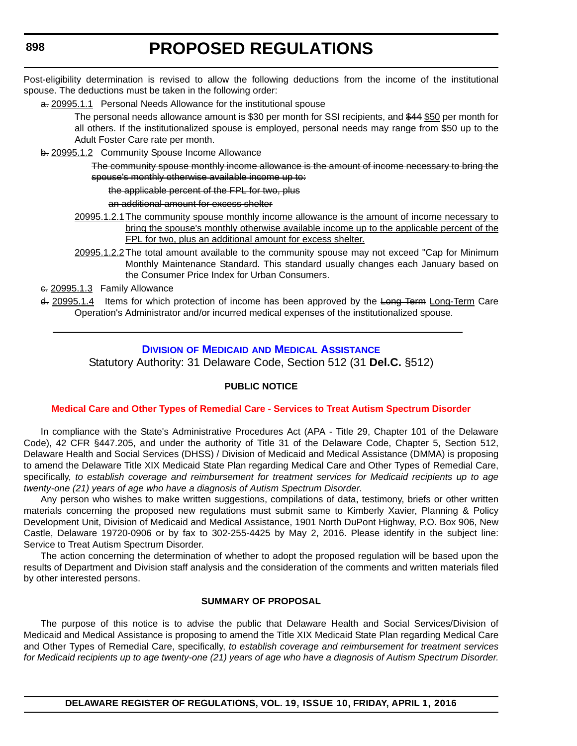Post-eligibility determination is revised to allow the following deductions from the income of the institutional spouse. The deductions must be taken in the following order:

~~a.~~ 20995.1.1 Personal Needs Allowance for the institutional spouse

The personal needs allowance amount is $30 per month for SSI recipients, and ~~$44~~ $50 per month for all others. If the institutionalized spouse is employed, personal needs may range from $50 up to the Adult Foster Care rate per month.

~~b.~~ 20995.1.2 Community Spouse Income Allowance

~~The community spouse monthly income allowance is the amount of income necessary to bring the spouse's monthly otherwise available income up to:~~

~~the applicable percent of the FPL for two, plus~~

~~an additional amount for excess shelter~~

20995.1.2.1 The community spouse monthly income allowance is the amount of income necessary to bring the spouse's monthly otherwise available income up to the applicable percent of the FPL for two, plus an additional amount for excess shelter.

20995.1.2.2 The total amount available to the community spouse may not exceed "Cap for Minimum Monthly Maintenance Standard. This standard usually changes each January based on the Consumer Price Index for Urban Consumers.

~~c.~~ 20995.1.3 Family Allowance

~~d.~~ 20995.1.4 Items for which protection of income has been approved by the ~~Long Term~~ Long-Term Care Operation's Administrator and/or incurred medical expenses of the institutionalized spouse.

---

## Division of Medicaid and Medical Assistance

Statutory Authority: 31 Delaware Code, Section 512 (31 **Del.C.** §512)

### PUBLIC NOTICE

### Medical Care and Other Types of Remedial Care - Services to Treat Autism Spectrum Disorder

In compliance with the State's Administrative Procedures Act (APA - Title 29, Chapter 101 of the Delaware Code), 42 CFR §447.205, and under the authority of Title 31 of the Delaware Code, Chapter 5, Section 512, Delaware Health and Social Services (DHSS) / Division of Medicaid and Medical Assistance (DMMA) is proposing to amend the Delaware Title XIX Medicaid State Plan regarding Medical Care and Other Types of Remedial Care, specifically, *to establish coverage and reimbursement for treatment services for Medicaid recipients up to age twenty-one (21) years of age who have a diagnosis of Autism Spectrum Disorder.*

Any person who wishes to make written suggestions, compilations of data, testimony, briefs or other written materials concerning the proposed new regulations must submit same to Kimberly Xavier, Planning & Policy Development Unit, Division of Medicaid and Medical Assistance, 1901 North DuPont Highway, P.O. Box 906, New Castle, Delaware 19720-0906 or by fax to 302-255-4425 by May 2, 2016. Please identify in the subject line: Service to Treat Autism Spectrum Disorder.

The action concerning the determination of whether to adopt the proposed regulation will be based upon the results of Department and Division staff analysis and the consideration of the comments and written materials filed by other interested persons.

### SUMMARY OF PROPOSAL

The purpose of this notice is to advise the public that Delaware Health and Social Services/Division of Medicaid and Medical Assistance is proposing to amend the Title XIX Medicaid State Plan regarding Medical Care and Other Types of Remedial Care, specifically, *to establish coverage and reimbursement for treatment services for Medicaid recipients up to age twenty-one (21) years of age who have a diagnosis of Autism Spectrum Disorder.*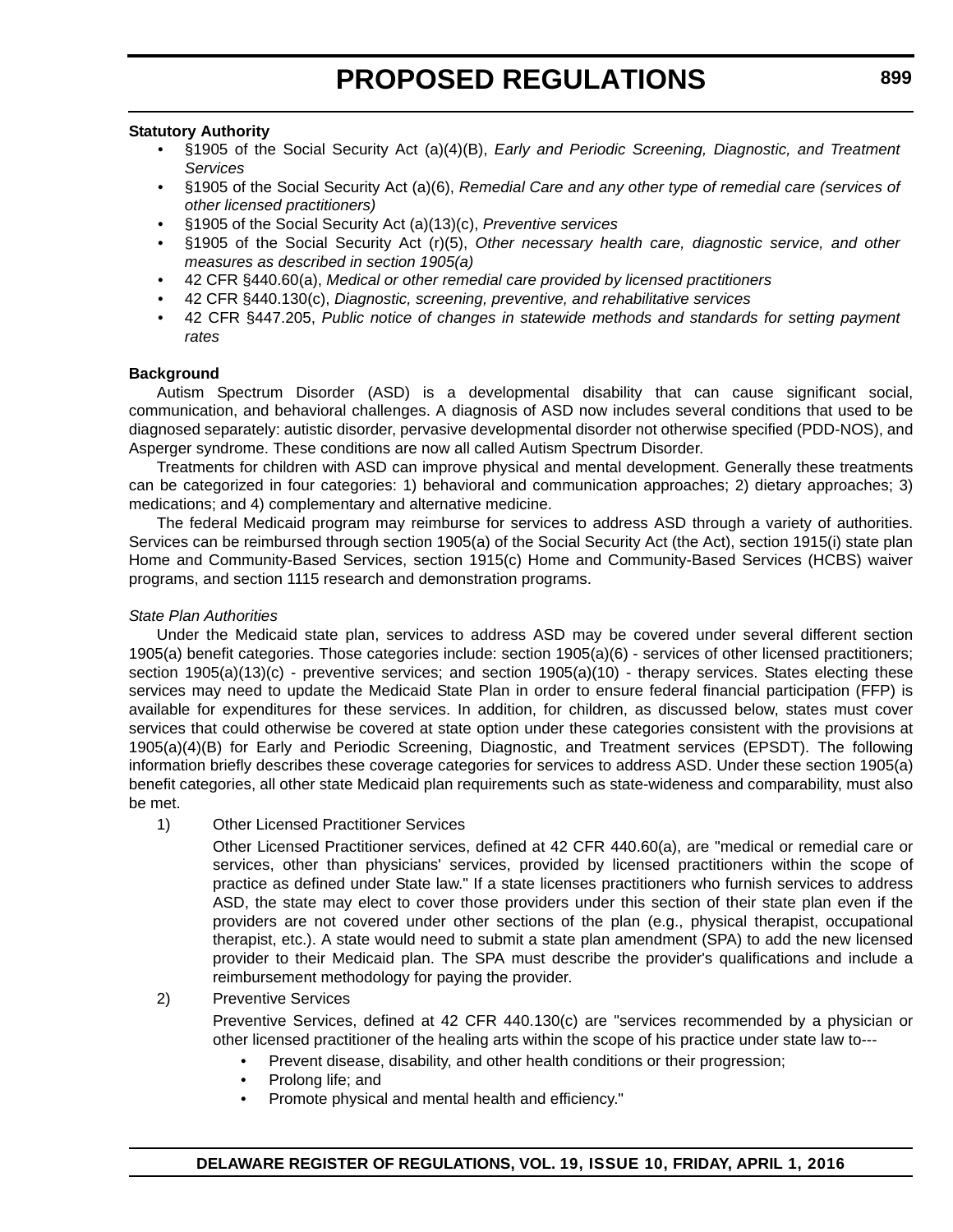**Statutory Authority**

- §1905 of the Social Security Act (a)(4)(B), *Early and Periodic Screening, Diagnostic, and Treatment Services*
- §1905 of the Social Security Act (a)(6), *Remedial Care and any other type of remedial care (services of other licensed practitioners)*
- §1905 of the Social Security Act (a)(13)(c), *Preventive services*
- §1905 of the Social Security Act (r)(5), *Other necessary health care, diagnostic service, and other measures as described in section 1905(a)*
- 42 CFR §440.60(a), *Medical or other remedial care provided by licensed practitioners*
- 42 CFR §440.130(c), *Diagnostic, screening, preventive, and rehabilitative services*
- 42 CFR §447.205, *Public notice of changes in statewide methods and standards for setting payment rates*

**Background**

Autism Spectrum Disorder (ASD) is a developmental disability that can cause significant social, communication, and behavioral challenges. A diagnosis of ASD now includes several conditions that used to be diagnosed separately: autistic disorder, pervasive developmental disorder not otherwise specified (PDD-NOS), and Asperger syndrome. These conditions are now all called Autism Spectrum Disorder.

Treatments for children with ASD can improve physical and mental development. Generally these treatments can be categorized in four categories: 1) behavioral and communication approaches; 2) dietary approaches; 3) medications; and 4) complementary and alternative medicine.

The federal Medicaid program may reimburse for services to address ASD through a variety of authorities. Services can be reimbursed through section 1905(a) of the Social Security Act (the Act), section 1915(i) state plan Home and Community-Based Services, section 1915(c) Home and Community-Based Services (HCBS) waiver programs, and section 1115 research and demonstration programs.

*State Plan Authorities*

Under the Medicaid state plan, services to address ASD may be covered under several different section 1905(a) benefit categories. Those categories include: section 1905(a)(6) - services of other licensed practitioners; section 1905(a)(13)(c) - preventive services; and section 1905(a)(10) - therapy services. States electing these services may need to update the Medicaid State Plan in order to ensure federal financial participation (FFP) is available for expenditures for these services. In addition, for children, as discussed below, states must cover services that could otherwise be covered at state option under these categories consistent with the provisions at 1905(a)(4)(B) for Early and Periodic Screening, Diagnostic, and Treatment services (EPSDT). The following information briefly describes these coverage categories for services to address ASD. Under these section 1905(a) benefit categories, all other state Medicaid plan requirements such as state-wideness and comparability, must also be met.

1) Other Licensed Practitioner Services

   Other Licensed Practitioner services, defined at 42 CFR 440.60(a), are "medical or remedial care or services, other than physicians' services, provided by licensed practitioners within the scope of practice as defined under State law." If a state licenses practitioners who furnish services to address ASD, the state may elect to cover those providers under this section of their state plan even if the providers are not covered under other sections of the plan (e.g., physical therapist, occupational therapist, etc.). A state would need to submit a state plan amendment (SPA) to add the new licensed provider to their Medicaid plan. The SPA must describe the provider's qualifications and include a reimbursement methodology for paying the provider.

2) Preventive Services

   Preventive Services, defined at 42 CFR 440.130(c) are "services recommended by a physician or other licensed practitioner of the healing arts within the scope of his practice under state law to---

   - Prevent disease, disability, and other health conditions or their progression;
   - Prolong life; and
   - Promote physical and mental health and efficiency."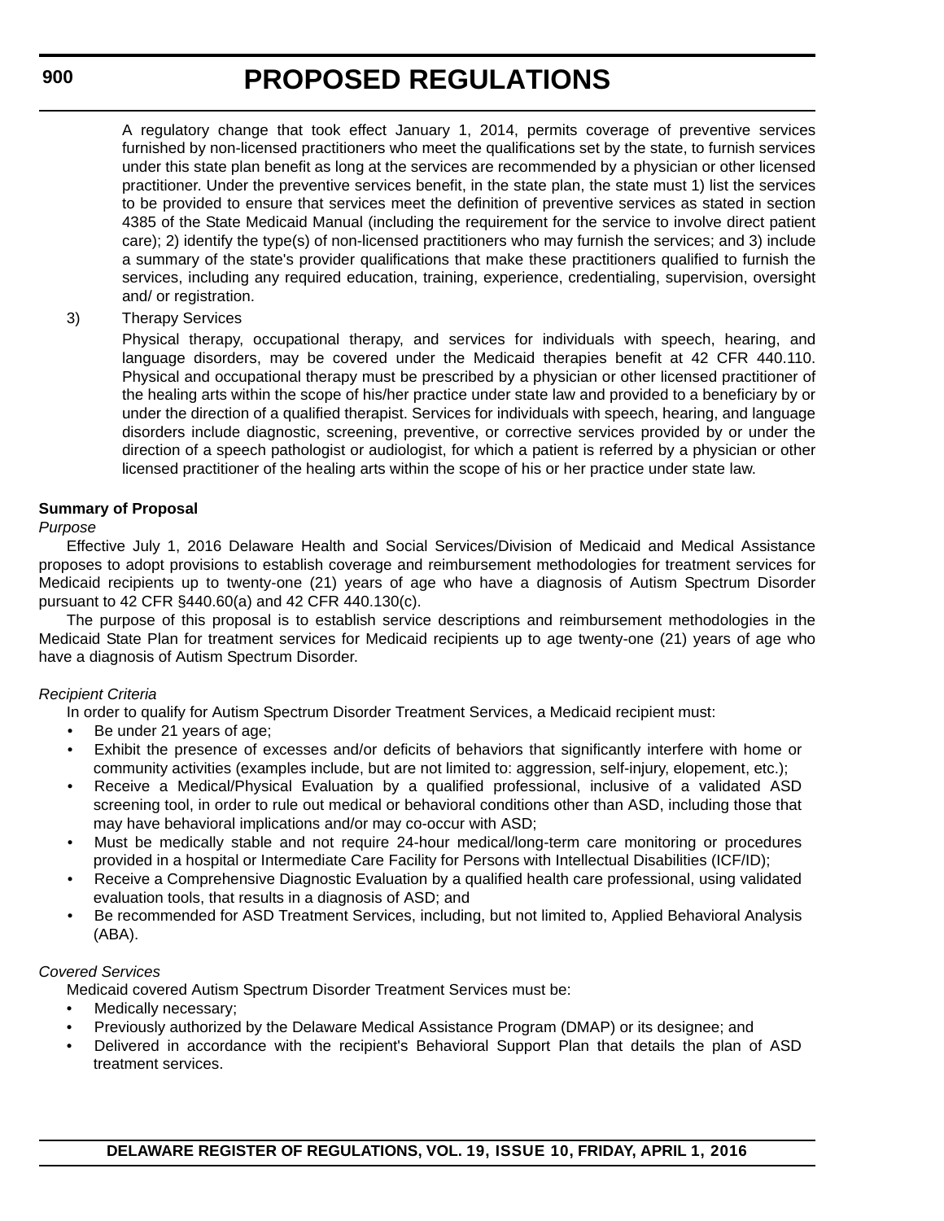A regulatory change that took effect January 1, 2014, permits coverage of preventive services furnished by non-licensed practitioners who meet the qualifications set by the state, to furnish services under this state plan benefit as long at the services are recommended by a physician or other licensed practitioner. Under the preventive services benefit, in the state plan, the state must 1) list the services to be provided to ensure that services meet the definition of preventive services as stated in section 4385 of the State Medicaid Manual (including the requirement for the service to involve direct patient care); 2) identify the type(s) of non-licensed practitioners who may furnish the services; and 3) include a summary of the state's provider qualifications that make these practitioners qualified to furnish the services, including any required education, training, experience, credentialing, supervision, oversight and/ or registration.

3) Therapy Services

Physical therapy, occupational therapy, and services for individuals with speech, hearing, and language disorders, may be covered under the Medicaid therapies benefit at 42 CFR 440.110. Physical and occupational therapy must be prescribed by a physician or other licensed practitioner of the healing arts within the scope of his/her practice under state law and provided to a beneficiary by or under the direction of a qualified therapist. Services for individuals with speech, hearing, and language disorders include diagnostic, screening, preventive, or corrective services provided by or under the direction of a speech pathologist or audiologist, for which a patient is referred by a physician or other licensed practitioner of the healing arts within the scope of his or her practice under state law.

**Summary of Proposal**

*Purpose*

Effective July 1, 2016 Delaware Health and Social Services/Division of Medicaid and Medical Assistance proposes to adopt provisions to establish coverage and reimbursement methodologies for treatment services for Medicaid recipients up to twenty-one (21) years of age who have a diagnosis of Autism Spectrum Disorder pursuant to 42 CFR §440.60(a) and 42 CFR 440.130(c).

The purpose of this proposal is to establish service descriptions and reimbursement methodologies in the Medicaid State Plan for treatment services for Medicaid recipients up to age twenty-one (21) years of age who have a diagnosis of Autism Spectrum Disorder.

*Recipient Criteria*

In order to qualify for Autism Spectrum Disorder Treatment Services, a Medicaid recipient must:

- Be under 21 years of age;
- Exhibit the presence of excesses and/or deficits of behaviors that significantly interfere with home or community activities (examples include, but are not limited to: aggression, self-injury, elopement, etc.);
- Receive a Medical/Physical Evaluation by a qualified professional, inclusive of a validated ASD screening tool, in order to rule out medical or behavioral conditions other than ASD, including those that may have behavioral implications and/or may co-occur with ASD;
- Must be medically stable and not require 24-hour medical/long-term care monitoring or procedures provided in a hospital or Intermediate Care Facility for Persons with Intellectual Disabilities (ICF/ID);
- Receive a Comprehensive Diagnostic Evaluation by a qualified health care professional, using validated evaluation tools, that results in a diagnosis of ASD; and
- Be recommended for ASD Treatment Services, including, but not limited to, Applied Behavioral Analysis (ABA).

*Covered Services*

Medicaid covered Autism Spectrum Disorder Treatment Services must be:

- Medically necessary;
- Previously authorized by the Delaware Medical Assistance Program (DMAP) or its designee; and
- Delivered in accordance with the recipient's Behavioral Support Plan that details the plan of ASD treatment services.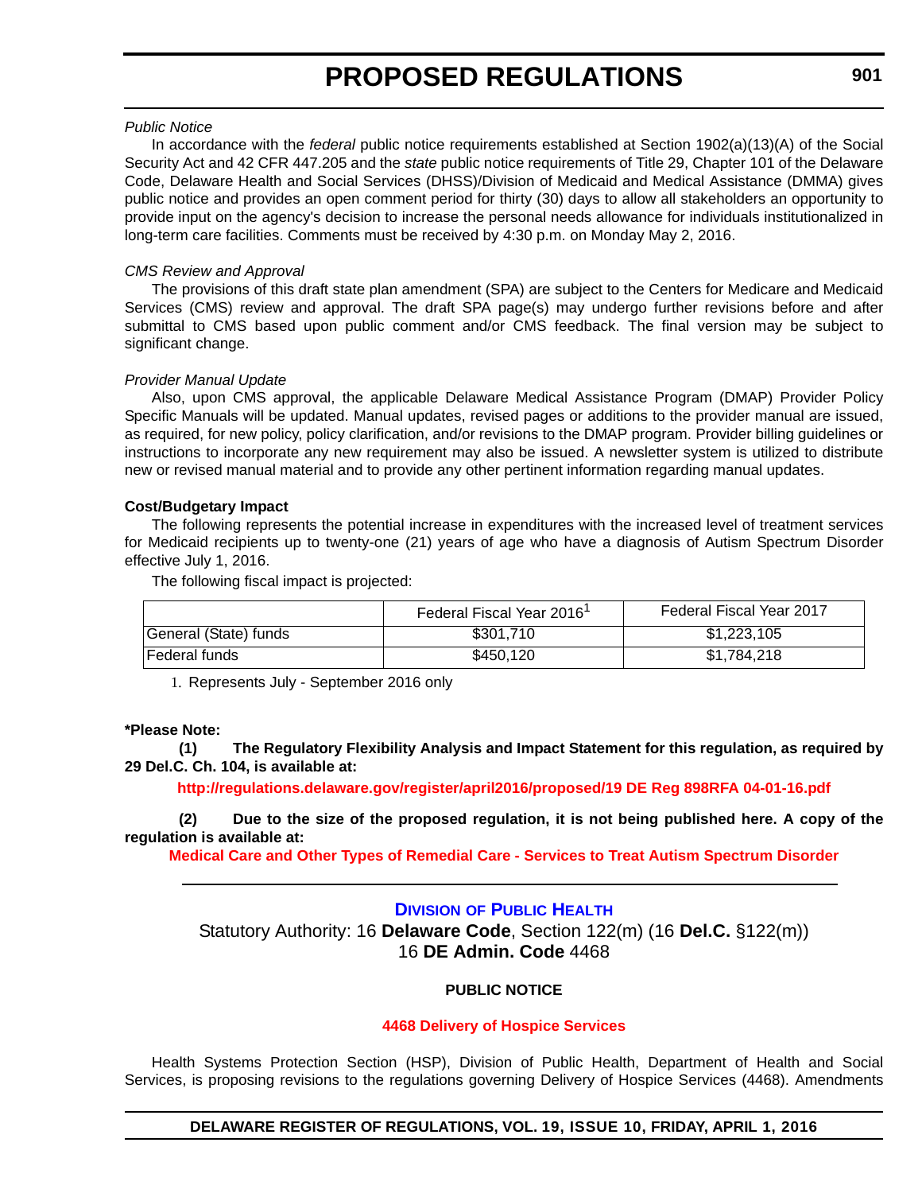*Public Notice*

In accordance with the *federal* public notice requirements established at Section 1902(a)(13)(A) of the Social Security Act and 42 CFR 447.205 and the *state* public notice requirements of Title 29, Chapter 101 of the Delaware Code, Delaware Health and Social Services (DHSS)/Division of Medicaid and Medical Assistance (DMMA) gives public notice and provides an open comment period for thirty (30) days to allow all stakeholders an opportunity to provide input on the agency's decision to increase the personal needs allowance for individuals institutionalized in long-term care facilities. Comments must be received by 4:30 p.m. on Monday May 2, 2016.

*CMS Review and Approval*

The provisions of this draft state plan amendment (SPA) are subject to the Centers for Medicare and Medicaid Services (CMS) review and approval. The draft SPA page(s) may undergo further revisions before and after submittal to CMS based upon public comment and/or CMS feedback. The final version may be subject to significant change.

*Provider Manual Update*

Also, upon CMS approval, the applicable Delaware Medical Assistance Program (DMAP) Provider Policy Specific Manuals will be updated. Manual updates, revised pages or additions to the provider manual are issued, as required, for new policy, policy clarification, and/or revisions to the DMAP program. Provider billing guidelines or instructions to incorporate any new requirement may also be issued. A newsletter system is utilized to distribute new or revised manual material and to provide any other pertinent information regarding manual updates.

**Cost/Budgetary Impact**

The following represents the potential increase in expenditures with the increased level of treatment services for Medicaid recipients up to twenty-one (21) years of age who have a diagnosis of Autism Spectrum Disorder effective July 1, 2016.

The following fiscal impact is projected:

| | Federal Fiscal Year 2016[1] | Federal Fiscal Year 2017 |
|---|---|---|
| General (State) funds | $301,710 | $1,223,105 |
| Federal funds | $450,120 | $1,784,218 |

1. Represents July - September 2016 only

**\*Please Note:**

**(1) The Regulatory Flexibility Analysis and Impact Statement for this regulation, as required by 29 Del.C. Ch. 104, is available at:**

**http://regulations.delaware.gov/register/april2016/proposed/19 DE Reg 898RFA 04-01-16.pdf**

**(2) Due to the size of the proposed regulation, it is not being published here. A copy of the regulation is available at:**

**Medical Care and Other Types of Remedial Care - Services to Treat Autism Spectrum Disorder**

---

## DIVISION OF PUBLIC HEALTH

Statutory Authority: 16 **Delaware Code**, Section 122(m) (16 **Del.C.** §122(m))
16 **DE Admin. Code** 4468

**PUBLIC NOTICE**

**4468 Delivery of Hospice Services**

Health Systems Protection Section (HSP), Division of Public Health, Department of Health and Social Services, is proposing revisions to the regulations governing Delivery of Hospice Services (4468). Amendments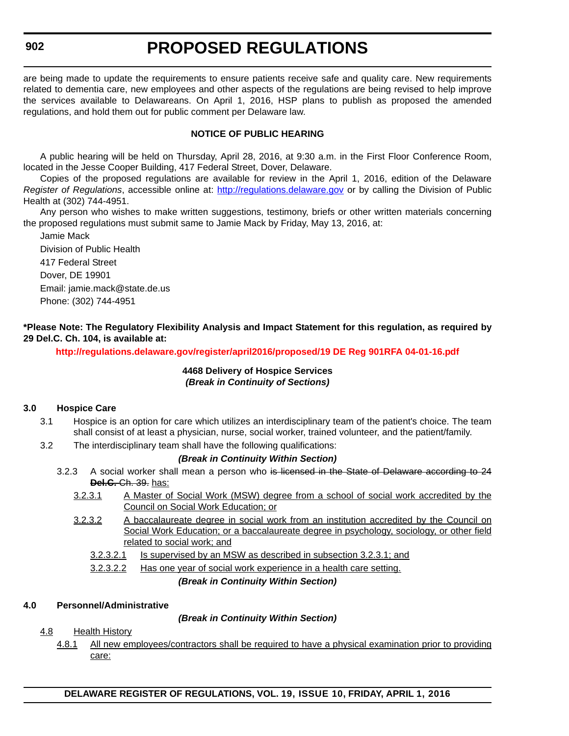are being made to update the requirements to ensure patients receive safe and quality care. New requirements related to dementia care, new employees and other aspects of the regulations are being revised to help improve the services available to Delawareans. On April 1, 2016, HSP plans to publish as proposed the amended regulations, and hold them out for public comment per Delaware law.

**NOTICE OF PUBLIC HEARING**

A public hearing will be held on Thursday, April 28, 2016, at 9:30 a.m. in the First Floor Conference Room, located in the Jesse Cooper Building, 417 Federal Street, Dover, Delaware.

Copies of the proposed regulations are available for review in the April 1, 2016, edition of the Delaware *Register of Regulations*, accessible online at: [http://regulations.delaware.gov](http://regulations.delaware.gov) or by calling the Division of Public Health at (302) 744-4951.

Any person who wishes to make written suggestions, testimony, briefs or other written materials concerning the proposed regulations must submit same to Jamie Mack by Friday, May 13, 2016, at:

Jamie Mack
Division of Public Health
417 Federal Street
Dover, DE 19901
Email: jamie.mack@state.de.us
Phone: (302) 744-4951

**\*Please Note: The Regulatory Flexibility Analysis and Impact Statement for this regulation, as required by 29 Del.C. Ch. 104, is available at:**

**http://regulations.delaware.gov/register/april2016/proposed/19 DE Reg 901RFA 04-01-16.pdf**

**4468 Delivery of Hospice Services**
***(Break in Continuity of Sections)***

**3.0 Hospice Care**

3.1 Hospice is an option for care which utilizes an interdisciplinary team of the patient's choice. The team shall consist of at least a physician, nurse, social worker, trained volunteer, and the patient/family.

3.2 The interdisciplinary team shall have the following qualifications:

***(Break in Continuity Within Section)***

3.2.3 A social worker shall mean a person who ~~is licensed in the State of Delaware according to 24 **Del.C.** Ch. 39.~~ <u>has:</u>

<u>3.2.3.1</u> <u>A Master of Social Work (MSW) degree from a school of social work accredited by the Council on Social Work Education; or</u>

<u>3.2.3.2</u> <u>A baccalaureate degree in social work from an institution accredited by the Council on Social Work Education; or a baccalaureate degree in psychology, sociology, or other field related to social work; and</u>

<u>3.2.3.2.1</u> <u>Is supervised by an MSW as described in subsection 3.2.3.1; and</u>

<u>3.2.3.2.2</u> <u>Has one year of social work experience in a health care setting.</u>

***(Break in Continuity Within Section)***

**4.0 Personnel/Administrative**

***(Break in Continuity Within Section)***

<u>4.8</u> <u>Health History</u>

<u>4.8.1</u> <u>All new employees/contractors shall be required to have a physical examination prior to providing care:</u>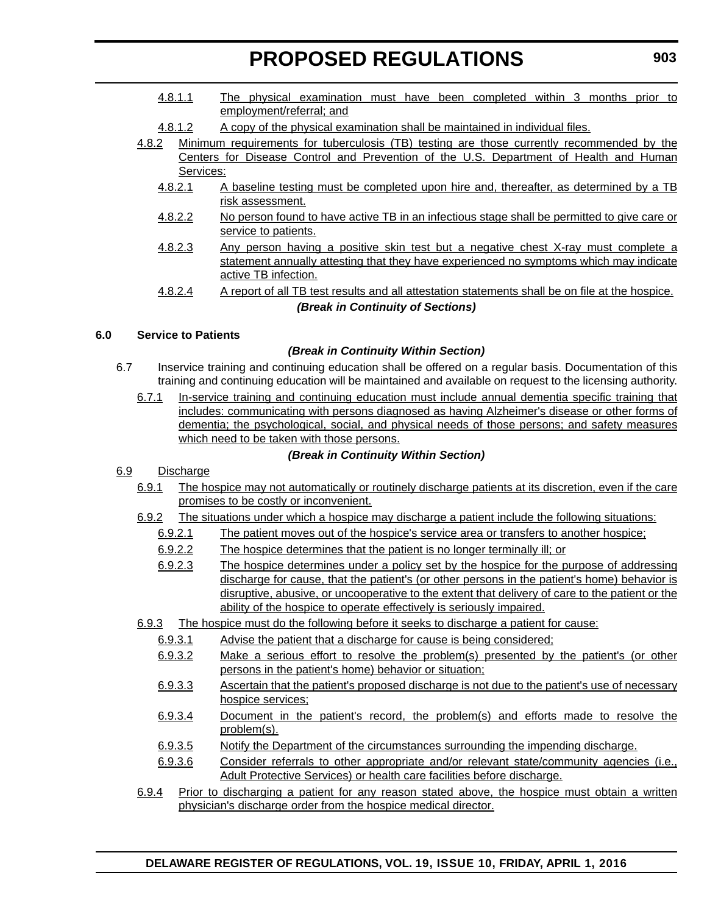4.8.1.1 The physical examination must have been completed within 3 months prior to employment/referral; and

4.8.1.2 A copy of the physical examination shall be maintained in individual files.

4.8.2 Minimum requirements for tuberculosis (TB) testing are those currently recommended by the Centers for Disease Control and Prevention of the U.S. Department of Health and Human Services:

4.8.2.1 A baseline testing must be completed upon hire and, thereafter, as determined by a TB risk assessment.

4.8.2.2 No person found to have active TB in an infectious stage shall be permitted to give care or service to patients.

4.8.2.3 Any person having a positive skin test but a negative chest X-ray must complete a statement annually attesting that they have experienced no symptoms which may indicate active TB infection.

4.8.2.4 A report of all TB test results and all attestation statements shall be on file at the hospice.

***(Break in Continuity of Sections)***

**6.0 Service to Patients**

***(Break in Continuity Within Section)***

6.7 Inservice training and continuing education shall be offered on a regular basis. Documentation of this training and continuing education will be maintained and available on request to the licensing authority.

6.7.1 In-service training and continuing education must include annual dementia specific training that includes: communicating with persons diagnosed as having Alzheimer's disease or other forms of dementia; the psychological, social, and physical needs of those persons; and safety measures which need to be taken with those persons.

***(Break in Continuity Within Section)***

6.9 Discharge

6.9.1 The hospice may not automatically or routinely discharge patients at its discretion, even if the care promises to be costly or inconvenient.

6.9.2 The situations under which a hospice may discharge a patient include the following situations:

6.9.2.1 The patient moves out of the hospice's service area or transfers to another hospice;

6.9.2.2 The hospice determines that the patient is no longer terminally ill; or

6.9.2.3 The hospice determines under a policy set by the hospice for the purpose of addressing discharge for cause, that the patient's (or other persons in the patient's home) behavior is disruptive, abusive, or uncooperative to the extent that delivery of care to the patient or the ability of the hospice to operate effectively is seriously impaired.

6.9.3 The hospice must do the following before it seeks to discharge a patient for cause:

6.9.3.1 Advise the patient that a discharge for cause is being considered;

6.9.3.2 Make a serious effort to resolve the problem(s) presented by the patient's (or other persons in the patient's home) behavior or situation;

6.9.3.3 Ascertain that the patient's proposed discharge is not due to the patient's use of necessary hospice services;

6.9.3.4 Document in the patient's record, the problem(s) and efforts made to resolve the problem(s).

6.9.3.5 Notify the Department of the circumstances surrounding the impending discharge.

6.9.3.6 Consider referrals to other appropriate and/or relevant state/community agencies (i.e., Adult Protective Services) or health care facilities before discharge.

6.9.4 Prior to discharging a patient for any reason stated above, the hospice must obtain a written physician's discharge order from the hospice medical director.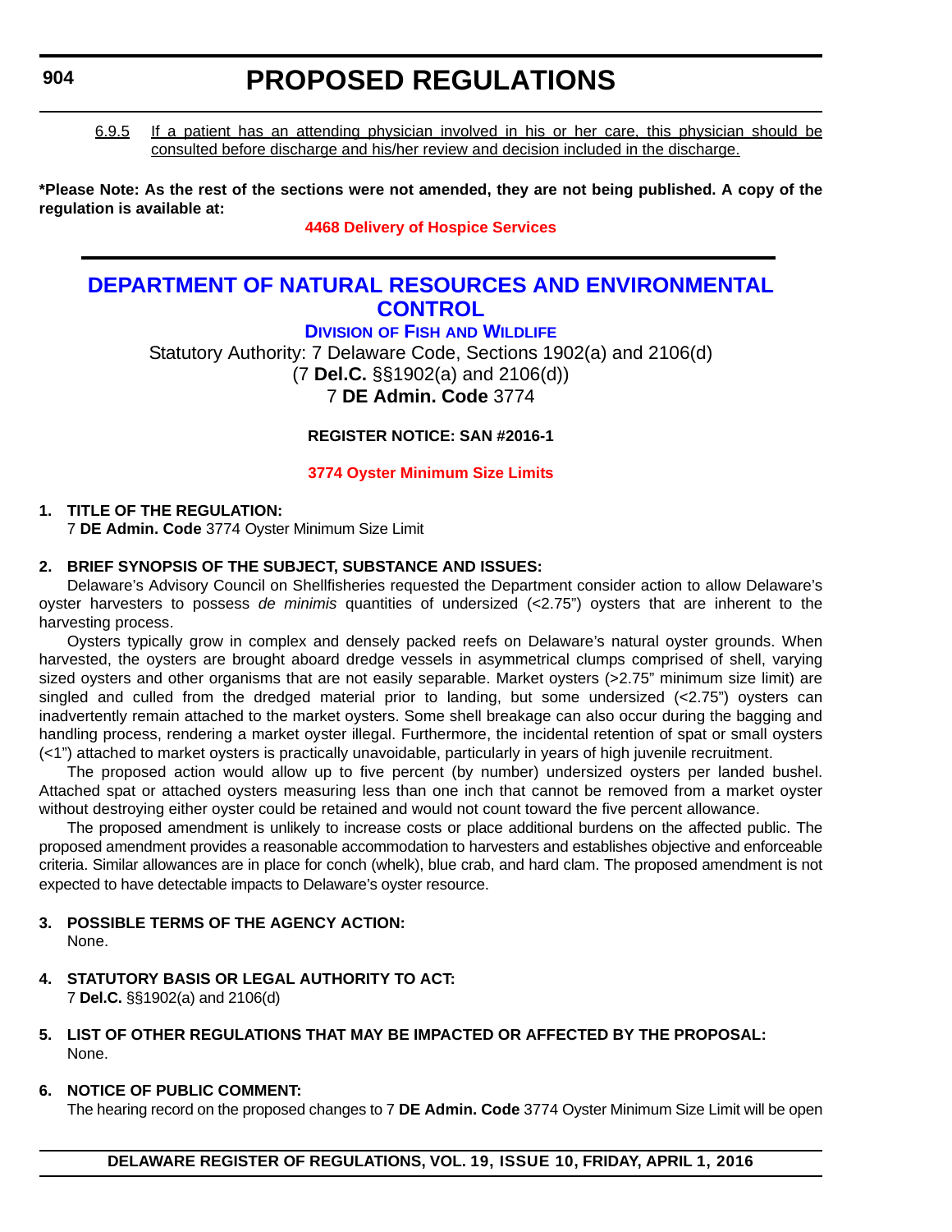6.9.5 If a patient has an attending physician involved in his or her care, this physician should be consulted before discharge and his/her review and decision included in the discharge.

**\*Please Note: As the rest of the sections were not amended, they are not being published. A copy of the regulation is available at:**

**4468 Delivery of Hospice Services**

## DEPARTMENT OF NATURAL RESOURCES AND ENVIRONMENTAL CONTROL

### DIVISION OF FISH AND WILDLIFE

Statutory Authority: 7 Delaware Code, Sections 1902(a) and 2106(d)
(7 **Del.C.** §§1902(a) and 2106(d))
7 **DE Admin. Code** 3774

**REGISTER NOTICE: SAN #2016-1**

**3774 Oyster Minimum Size Limits**

**1. TITLE OF THE REGULATION:**

7 **DE Admin. Code** 3774 Oyster Minimum Size Limit

**2. BRIEF SYNOPSIS OF THE SUBJECT, SUBSTANCE AND ISSUES:**

Delaware's Advisory Council on Shellfisheries requested the Department consider action to allow Delaware's oyster harvesters to possess *de minimis* quantities of undersized (<2.75") oysters that are inherent to the harvesting process.

Oysters typically grow in complex and densely packed reefs on Delaware's natural oyster grounds. When harvested, the oysters are brought aboard dredge vessels in asymmetrical clumps comprised of shell, varying sized oysters and other organisms that are not easily separable. Market oysters (>2.75" minimum size limit) are singled and culled from the dredged material prior to landing, but some undersized (<2.75") oysters can inadvertently remain attached to the market oysters. Some shell breakage can also occur during the bagging and handling process, rendering a market oyster illegal. Furthermore, the incidental retention of spat or small oysters (<1") attached to market oysters is practically unavoidable, particularly in years of high juvenile recruitment.

The proposed action would allow up to five percent (by number) undersized oysters per landed bushel. Attached spat or attached oysters measuring less than one inch that cannot be removed from a market oyster without destroying either oyster could be retained and would not count toward the five percent allowance.

The proposed amendment is unlikely to increase costs or place additional burdens on the affected public. The proposed amendment provides a reasonable accommodation to harvesters and establishes objective and enforceable criteria. Similar allowances are in place for conch (whelk), blue crab, and hard clam. The proposed amendment is not expected to have detectable impacts to Delaware's oyster resource.

**3. POSSIBLE TERMS OF THE AGENCY ACTION:**

None.

**4. STATUTORY BASIS OR LEGAL AUTHORITY TO ACT:**

7 **Del.C.** §§1902(a) and 2106(d)

**5. LIST OF OTHER REGULATIONS THAT MAY BE IMPACTED OR AFFECTED BY THE PROPOSAL:**

None.

**6. NOTICE OF PUBLIC COMMENT:**

The hearing record on the proposed changes to 7 **DE Admin. Code** 3774 Oyster Minimum Size Limit will be open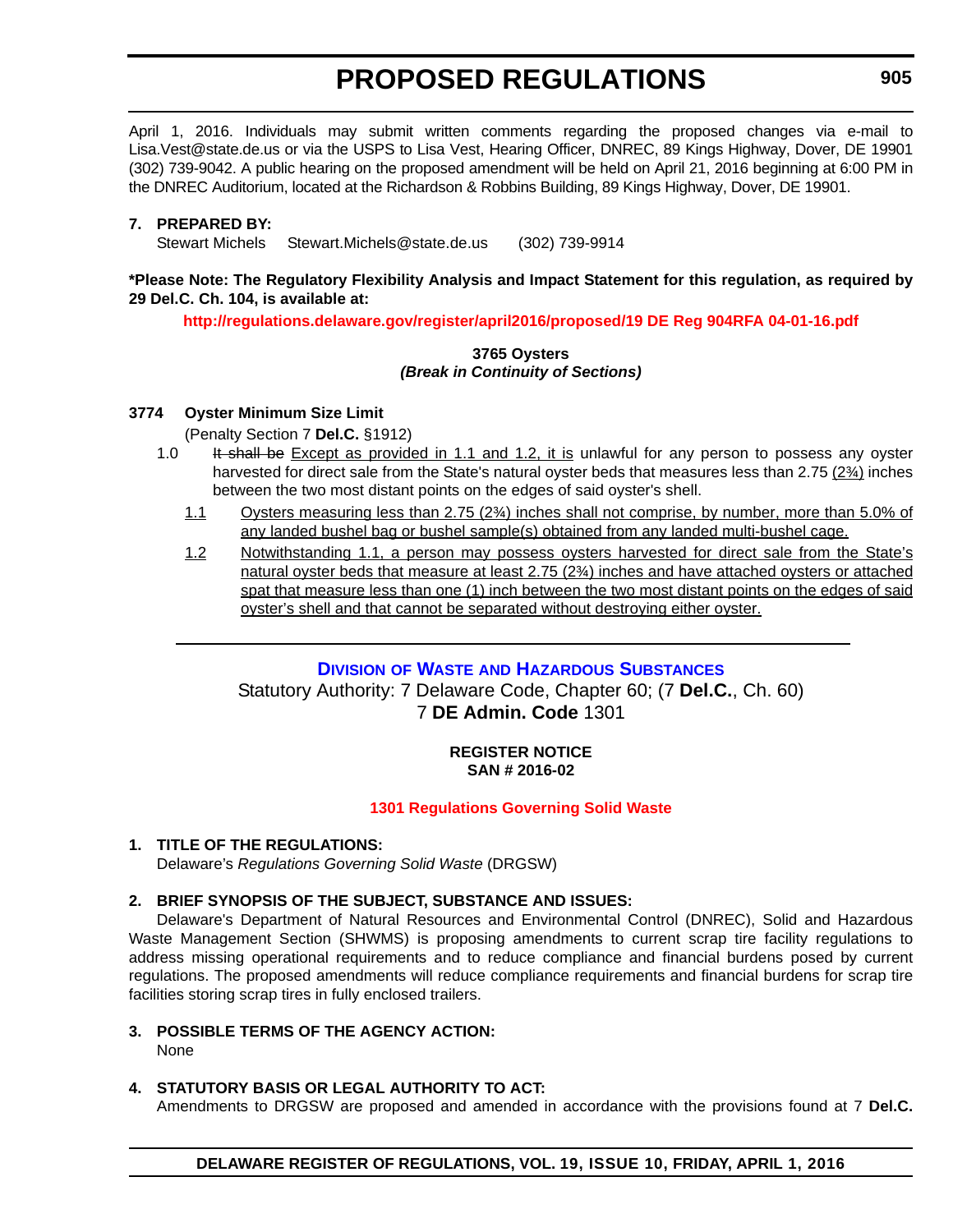April 1, 2016. Individuals may submit written comments regarding the proposed changes via e-mail to Lisa.Vest@state.de.us or via the USPS to Lisa Vest, Hearing Officer, DNREC, 89 Kings Highway, Dover, DE 19901 (302) 739-9042. A public hearing on the proposed amendment will be held on April 21, 2016 beginning at 6:00 PM in the DNREC Auditorium, located at the Richardson & Robbins Building, 89 Kings Highway, Dover, DE 19901.

**7. PREPARED BY:**

Stewart Michels Stewart.Michels@state.de.us (302) 739-9914

**\*Please Note: The Regulatory Flexibility Analysis and Impact Statement for this regulation, as required by 29 Del.C. Ch. 104, is available at:**

**http://regulations.delaware.gov/register/april2016/proposed/19 DE Reg 904RFA 04-01-16.pdf**

**3765 Oysters**
***(Break in Continuity of Sections)***

**3774 Oyster Minimum Size Limit**

(Penalty Section 7 **Del.C.** §1912)

1.0 ~~It shall be~~ Except as provided in 1.1 and 1.2, it is unlawful for any person to possess any oyster harvested for direct sale from the State's natural oyster beds that measures less than 2.75 (2¾) inches between the two most distant points on the edges of said oyster's shell.

1.1 Oysters measuring less than 2.75 (2¾) inches shall not comprise, by number, more than 5.0% of any landed bushel bag or bushel sample(s) obtained from any landed multi-bushel cage.

1.2 Notwithstanding 1.1, a person may possess oysters harvested for direct sale from the State's natural oyster beds that measure at least 2.75 (2¾) inches and have attached oysters or attached spat that measure less than one (1) inch between the two most distant points on the edges of said oyster's shell and that cannot be separated without destroying either oyster.

---

**Division of Waste and Hazardous Substances**

Statutory Authority: 7 Delaware Code, Chapter 60; (7 **Del.C.**, Ch. 60)
7 **DE Admin. Code** 1301

**REGISTER NOTICE**
**SAN # 2016-02**

**1301 Regulations Governing Solid Waste**

**1. TITLE OF THE REGULATIONS:**

Delaware's *Regulations Governing Solid Waste* (DRGSW)

**2. BRIEF SYNOPSIS OF THE SUBJECT, SUBSTANCE AND ISSUES:**

Delaware's Department of Natural Resources and Environmental Control (DNREC), Solid and Hazardous Waste Management Section (SHWMS) is proposing amendments to current scrap tire facility regulations to address missing operational requirements and to reduce compliance and financial burdens posed by current regulations. The proposed amendments will reduce compliance requirements and financial burdens for scrap tire facilities storing scrap tires in fully enclosed trailers.

**3. POSSIBLE TERMS OF THE AGENCY ACTION:**

None

**4. STATUTORY BASIS OR LEGAL AUTHORITY TO ACT:**

Amendments to DRGSW are proposed and amended in accordance with the provisions found at 7 **Del.C.**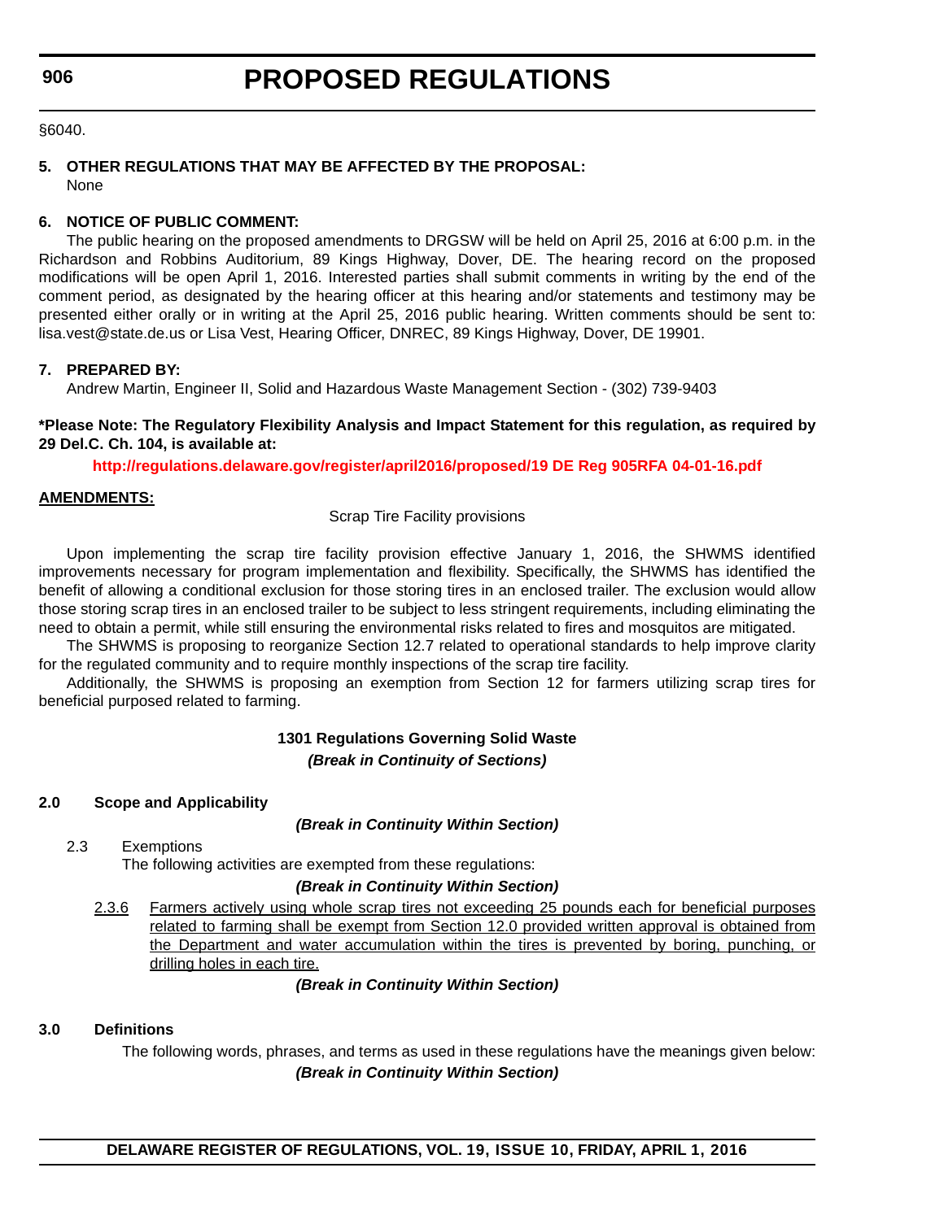§6040.

**5. OTHER REGULATIONS THAT MAY BE AFFECTED BY THE PROPOSAL:**

None

**6. NOTICE OF PUBLIC COMMENT:**

The public hearing on the proposed amendments to DRGSW will be held on April 25, 2016 at 6:00 p.m. in the Richardson and Robbins Auditorium, 89 Kings Highway, Dover, DE. The hearing record on the proposed modifications will be open April 1, 2016. Interested parties shall submit comments in writing by the end of the comment period, as designated by the hearing officer at this hearing and/or statements and testimony may be presented either orally or in writing at the April 25, 2016 public hearing. Written comments should be sent to: lisa.vest@state.de.us or Lisa Vest, Hearing Officer, DNREC, 89 Kings Highway, Dover, DE 19901.

**7. PREPARED BY:**

Andrew Martin, Engineer II, Solid and Hazardous Waste Management Section - (302) 739-9403

**\*Please Note: The Regulatory Flexibility Analysis and Impact Statement for this regulation, as required by 29 Del.C. Ch. 104, is available at:**

**http://regulations.delaware.gov/register/april2016/proposed/19 DE Reg 905RFA 04-01-16.pdf**

**AMENDMENTS:**

Scrap Tire Facility provisions

Upon implementing the scrap tire facility provision effective January 1, 2016, the SHWMS identified improvements necessary for program implementation and flexibility. Specifically, the SHWMS has identified the benefit of allowing a conditional exclusion for those storing tires in an enclosed trailer. The exclusion would allow those storing scrap tires in an enclosed trailer to be subject to less stringent requirements, including eliminating the need to obtain a permit, while still ensuring the environmental risks related to fires and mosquitos are mitigated.

The SHWMS is proposing to reorganize Section 12.7 related to operational standards to help improve clarity for the regulated community and to require monthly inspections of the scrap tire facility.

Additionally, the SHWMS is proposing an exemption from Section 12 for farmers utilizing scrap tires for beneficial purposed related to farming.

**1301 Regulations Governing Solid Waste**

***(Break in Continuity of Sections)***

**2.0 Scope and Applicability**

***(Break in Continuity Within Section)***

2.3 Exemptions

The following activities are exempted from these regulations:

***(Break in Continuity Within Section)***

2.3.6 Farmers actively using whole scrap tires not exceeding 25 pounds each for beneficial purposes related to farming shall be exempt from Section 12.0 provided written approval is obtained from the Department and water accumulation within the tires is prevented by boring, punching, or drilling holes in each tire.

***(Break in Continuity Within Section)***

**3.0 Definitions**

The following words, phrases, and terms as used in these regulations have the meanings given below:

***(Break in Continuity Within Section)***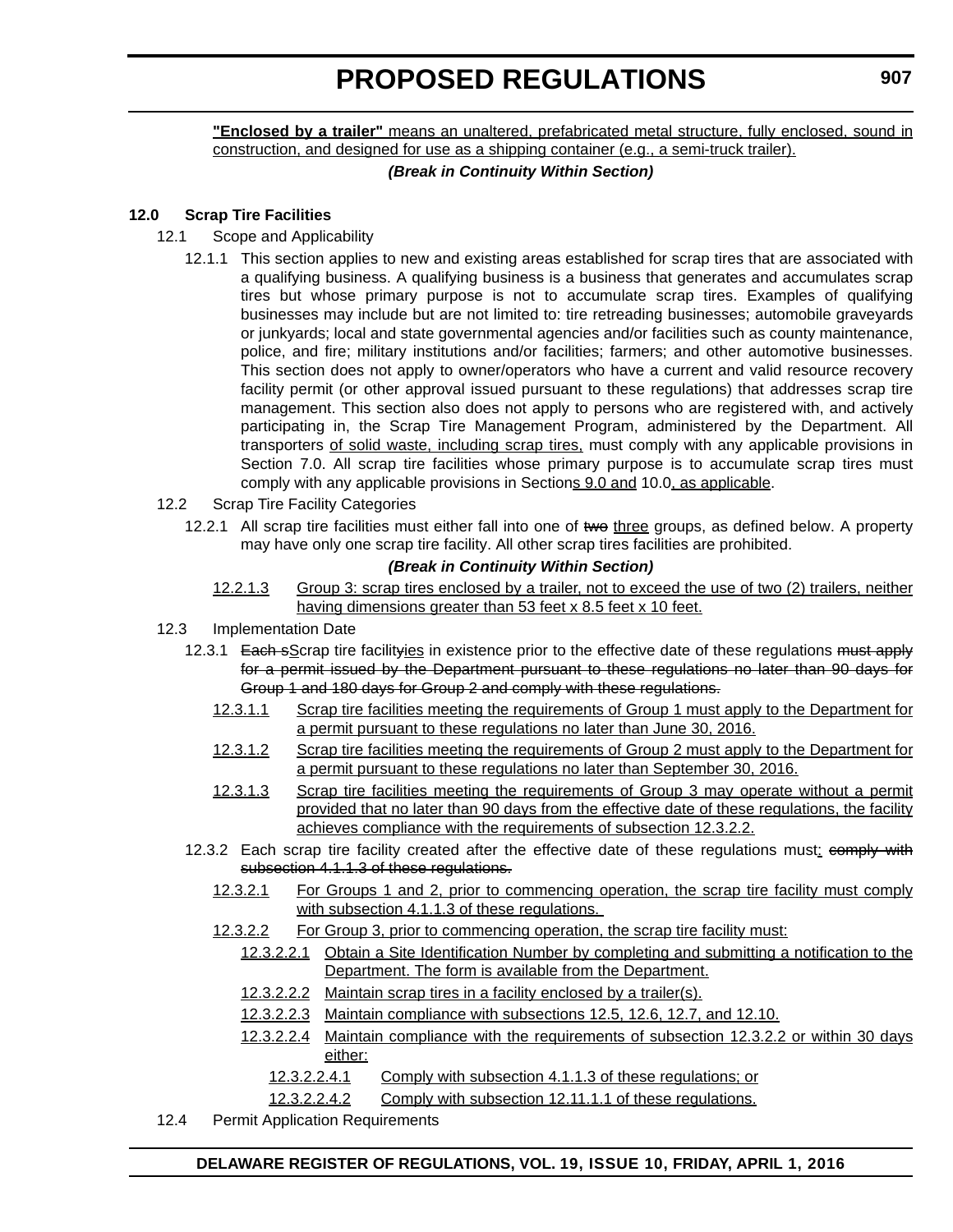**"Enclosed by a trailer"** means an unaltered, prefabricated metal structure, fully enclosed, sound in construction, and designed for use as a shipping container (e.g., a semi-truck trailer).

***(Break in Continuity Within Section)***

**12.0 Scrap Tire Facilities**

12.1 Scope and Applicability

12.1.1 This section applies to new and existing areas established for scrap tires that are associated with a qualifying business. A qualifying business is a business that generates and accumulates scrap tires but whose primary purpose is not to accumulate scrap tires. Examples of qualifying businesses may include but are not limited to: tire retreading businesses; automobile graveyards or junkyards; local and state governmental agencies and/or facilities such as county maintenance, police, and fire; military institutions and/or facilities; farmers; and other automotive businesses. This section does not apply to owner/operators who have a current and valid resource recovery facility permit (or other approval issued pursuant to these regulations) that addresses scrap tire management. This section also does not apply to persons who are registered with, and actively participating in, the Scrap Tire Management Program, administered by the Department. All transporters of solid waste, including scrap tires, must comply with any applicable provisions in Section 7.0. All scrap tire facilities whose primary purpose is to accumulate scrap tires must comply with any applicable provisions in Sections 9.0 and 10.0, as applicable.

12.2 Scrap Tire Facility Categories

12.2.1 All scrap tire facilities must either fall into one of ~~two~~ three groups, as defined below. A property may have only one scrap tire facility. All other scrap tires facilities are prohibited.

***(Break in Continuity Within Section)***

12.2.1.3 Group 3: scrap tires enclosed by a trailer, not to exceed the use of two (2) trailers, neither having dimensions greater than 53 feet x 8.5 feet x 10 feet.

12.3 Implementation Date

12.3.1 ~~Each s~~Scrap tire facility~~y~~ies in existence prior to the effective date of these regulations ~~must apply for a permit issued by the Department pursuant to these regulations no later than 90 days for Group 1 and 180 days for Group 2 and comply with these regulations.~~

12.3.1.1 Scrap tire facilities meeting the requirements of Group 1 must apply to the Department for a permit pursuant to these regulations no later than June 30, 2016.

12.3.1.2 Scrap tire facilities meeting the requirements of Group 2 must apply to the Department for a permit pursuant to these regulations no later than September 30, 2016.

12.3.1.3 Scrap tire facilities meeting the requirements of Group 3 may operate without a permit provided that no later than 90 days from the effective date of these regulations, the facility achieves compliance with the requirements of subsection 12.3.2.2.

12.3.2 Each scrap tire facility created after the effective date of these regulations must: ~~comply with subsection 4.1.1.3 of these regulations.~~

12.3.2.1 For Groups 1 and 2, prior to commencing operation, the scrap tire facility must comply with subsection 4.1.1.3 of these regulations.

12.3.2.2 For Group 3, prior to commencing operation, the scrap tire facility must:

12.3.2.2.1 Obtain a Site Identification Number by completing and submitting a notification to the Department. The form is available from the Department.

12.3.2.2.2 Maintain scrap tires in a facility enclosed by a trailer(s).

12.3.2.2.3 Maintain compliance with subsections 12.5, 12.6, 12.7, and 12.10.

12.3.2.2.4 Maintain compliance with the requirements of subsection 12.3.2.2 or within 30 days either:

12.3.2.2.4.1 Comply with subsection 4.1.1.3 of these regulations; or

12.3.2.2.4.2 Comply with subsection 12.11.1.1 of these regulations.

12.4 Permit Application Requirements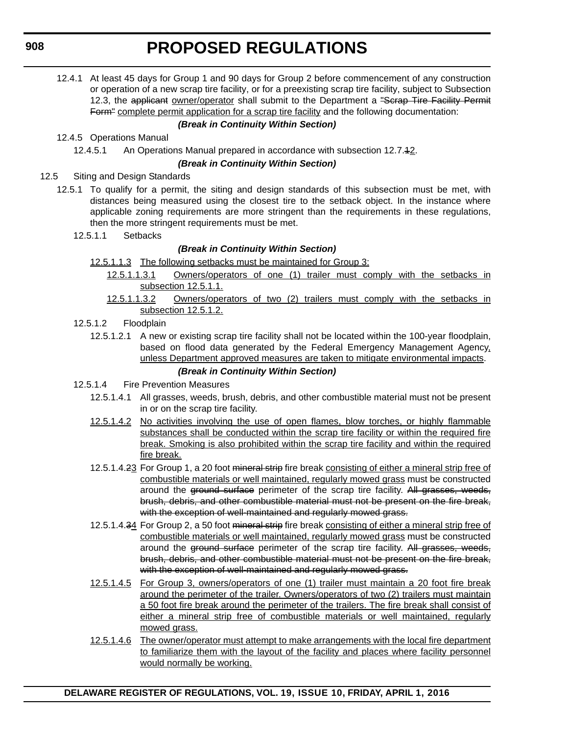12.4.1 At least 45 days for Group 1 and 90 days for Group 2 before commencement of any construction or operation of a new scrap tire facility, or for a preexisting scrap tire facility, subject to Subsection 12.3, the ~~applicant~~ <u>owner/operator</u> shall submit to the Department a ~~"Scrap Tire Facility Permit Form"~~ <u>complete permit application for a scrap tire facility</u> and the following documentation:

***(Break in Continuity Within Section)***

12.4.5 Operations Manual

12.4.5.1 An Operations Manual prepared in accordance with subsection 12.7.~~1~~<u>2</u>.

***(Break in Continuity Within Section)***

12.5 Siting and Design Standards

12.5.1 To qualify for a permit, the siting and design standards of this subsection must be met, with distances being measured using the closest tire to the setback object. In the instance where applicable zoning requirements are more stringent than the requirements in these regulations, then the more stringent requirements must be met.

12.5.1.1 Setbacks

***(Break in Continuity Within Section)***

<u>12.5.1.1.3 The following setbacks must be maintained for Group 3:</u>

<u>12.5.1.1.3.1 Owners/operators of one (1) trailer must comply with the setbacks in subsection 12.5.1.1.</u>

<u>12.5.1.1.3.2 Owners/operators of two (2) trailers must comply with the setbacks in subsection 12.5.1.2.</u>

12.5.1.2 Floodplain

12.5.1.2.1 A new or existing scrap tire facility shall not be located within the 100-year floodplain, based on flood data generated by the Federal Emergency Management Agency<u>, unless Department approved measures are taken to mitigate environmental impacts</u>.

***(Break in Continuity Within Section)***

12.5.1.4 Fire Prevention Measures

12.5.1.4.1 All grasses, weeds, brush, debris, and other combustible material must not be present in or on the scrap tire facility.

<u>12.5.1.4.2 No activities involving the use of open flames, blow torches, or highly flammable substances shall be conducted within the scrap tire facility or within the required fire break. Smoking is also prohibited within the scrap tire facility and within the required fire break.</u>

12.5.1.4.~~2~~<u>3</u> For Group 1, a 20 foot ~~mineral strip~~ fire break <u>consisting of either a mineral strip free of combustible materials or well maintained, regularly mowed grass</u> must be constructed around the ~~ground surface~~ perimeter of the scrap tire facility. ~~All grasses, weeds, brush, debris, and other combustible material must not be present on the fire break, with the exception of well-maintained and regularly mowed grass.~~

12.5.1.4.~~3~~<u>4</u> For Group 2, a 50 foot ~~mineral strip~~ fire break <u>consisting of either a mineral strip free of combustible materials or well maintained, regularly mowed grass</u> must be constructed around the ~~ground surface~~ perimeter of the scrap tire facility. ~~All grasses, weeds, brush, debris, and other combustible material must not be present on the fire break, with the exception of well-maintained and regularly mowed grass.~~

<u>12.5.1.4.5 For Group 3, owners/operators of one (1) trailer must maintain a 20 foot fire break around the perimeter of the trailer. Owners/operators of two (2) trailers must maintain a 50 foot fire break around the perimeter of the trailers. The fire break shall consist of either a mineral strip free of combustible materials or well maintained, regularly mowed grass.</u>

<u>12.5.1.4.6 The owner/operator must attempt to make arrangements with the local fire department to familiarize them with the layout of the facility and places where facility personnel would normally be working.</u>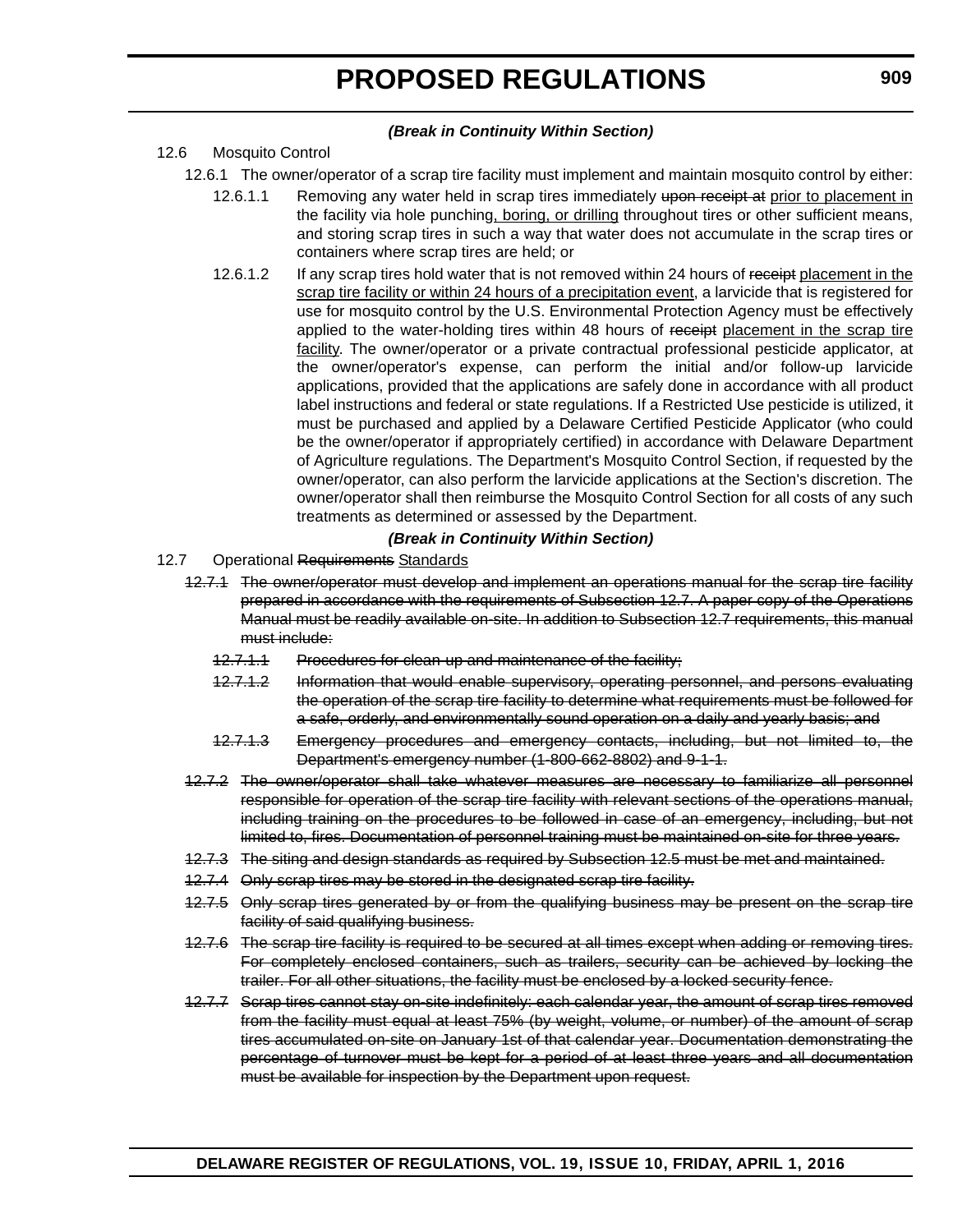***(Break in Continuity Within Section)***

12.6 Mosquito Control

12.6.1 The owner/operator of a scrap tire facility must implement and maintain mosquito control by either:

12.6.1.1 Removing any water held in scrap tires immediately ~~upon receipt at~~ <u>prior to placement in</u> the facility via hole punching<u>, boring, or drilling</u> throughout tires or other sufficient means, and storing scrap tires in such a way that water does not accumulate in the scrap tires or containers where scrap tires are held; or

12.6.1.2 If any scrap tires hold water that is not removed within 24 hours of ~~receipt~~ <u>placement in the scrap tire facility or within 24 hours of a precipitation event</u>, a larvicide that is registered for use for mosquito control by the U.S. Environmental Protection Agency must be effectively applied to the water-holding tires within 48 hours of ~~receipt~~ <u>placement in the scrap tire facility</u>. The owner/operator or a private contractual professional pesticide applicator, at the owner/operator's expense, can perform the initial and/or follow-up larvicide applications, provided that the applications are safely done in accordance with all product label instructions and federal or state regulations. If a Restricted Use pesticide is utilized, it must be purchased and applied by a Delaware Certified Pesticide Applicator (who could be the owner/operator if appropriately certified) in accordance with Delaware Department of Agriculture regulations. The Department's Mosquito Control Section, if requested by the owner/operator, can also perform the larvicide applications at the Section's discretion. The owner/operator shall then reimburse the Mosquito Control Section for all costs of any such treatments as determined or assessed by the Department.

***(Break in Continuity Within Section)***

12.7 Operational ~~Requirements~~ <u>Standards</u>

~~12.7.1 The owner/operator must develop and implement an operations manual for the scrap tire facility prepared in accordance with the requirements of Subsection 12.7. A paper copy of the Operations Manual must be readily available on-site. In addition to Subsection 12.7 requirements, this manual must include:~~

~~12.7.1.1 Procedures for clean-up and maintenance of the facility;~~

~~12.7.1.2 Information that would enable supervisory, operating personnel, and persons evaluating the operation of the scrap tire facility to determine what requirements must be followed for a safe, orderly, and environmentally sound operation on a daily and yearly basis; and~~

~~12.7.1.3 Emergency procedures and emergency contacts, including, but not limited to, the Department's emergency number (1-800-662-8802) and 9-1-1.~~

~~12.7.2 The owner/operator shall take whatever measures are necessary to familiarize all personnel responsible for operation of the scrap tire facility with relevant sections of the operations manual, including training on the procedures to be followed in case of an emergency, including, but not limited to, fires. Documentation of personnel training must be maintained on-site for three years.~~

~~12.7.3 The siting and design standards as required by Subsection 12.5 must be met and maintained.~~

~~12.7.4 Only scrap tires may be stored in the designated scrap tire facility.~~

~~12.7.5 Only scrap tires generated by or from the qualifying business may be present on the scrap tire facility of said qualifying business.~~

~~12.7.6 The scrap tire facility is required to be secured at all times except when adding or removing tires. For completely enclosed containers, such as trailers, security can be achieved by locking the trailer. For all other situations, the facility must be enclosed by a locked security fence.~~

~~12.7.7 Scrap tires cannot stay on-site indefinitely: each calendar year, the amount of scrap tires removed from the facility must equal at least 75% (by weight, volume, or number) of the amount of scrap tires accumulated on-site on January 1st of that calendar year. Documentation demonstrating the percentage of turnover must be kept for a period of at least three years and all documentation must be available for inspection by the Department upon request.~~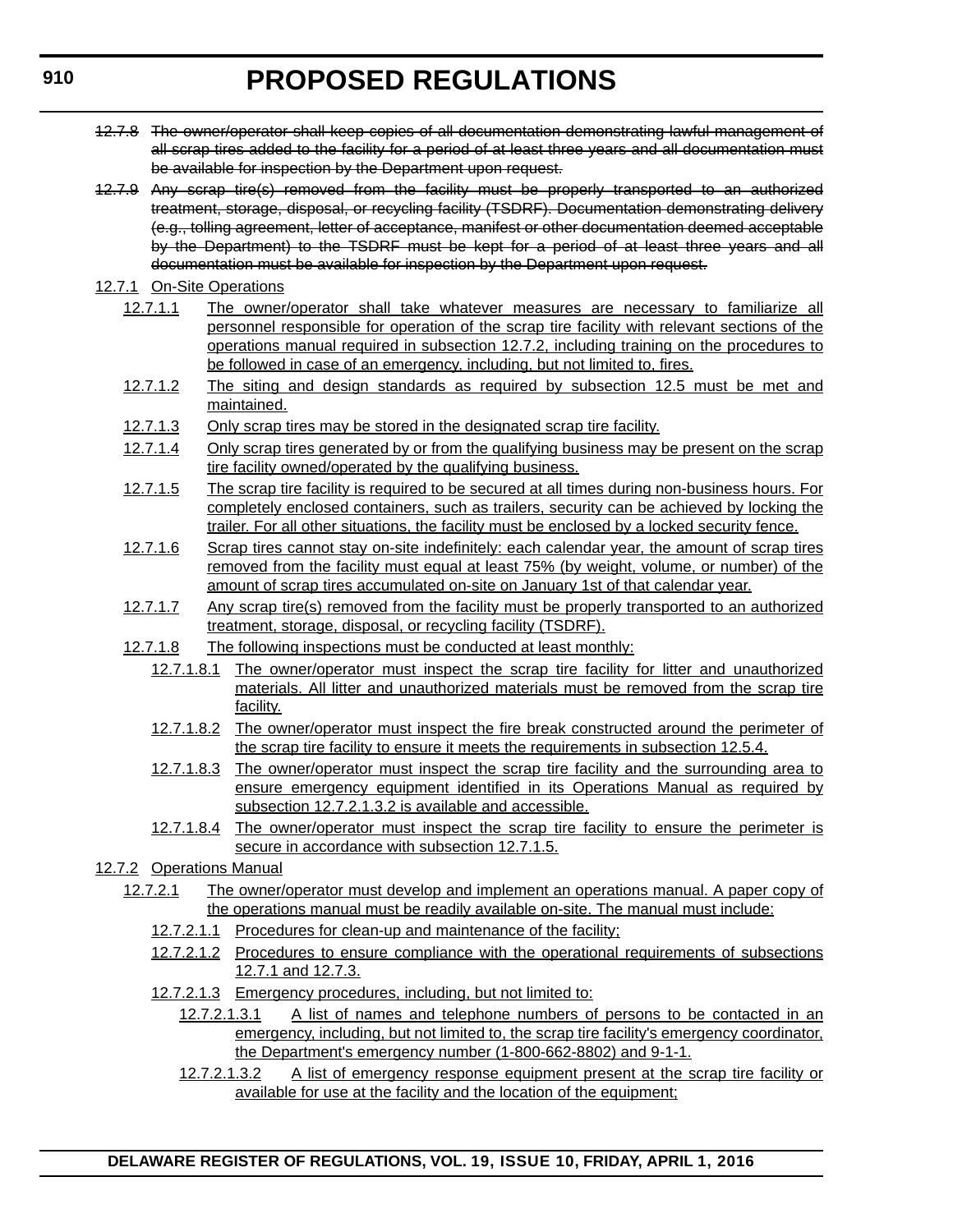~~12.7.8 The owner/operator shall keep copies of all documentation demonstrating lawful management of all scrap tires added to the facility for a period of at least three years and all documentation must be available for inspection by the Department upon request.~~

~~12.7.9 Any scrap tire(s) removed from the facility must be properly transported to an authorized treatment, storage, disposal, or recycling facility (TSDRF). Documentation demonstrating delivery (e.g., tolling agreement, letter of acceptance, manifest or other documentation deemed acceptable by the Department) to the TSDRF must be kept for a period of at least three years and all documentation must be available for inspection by the Department upon request.~~

<u>12.7.1 On-Site Operations</u>

<u>12.7.1.1 The owner/operator shall take whatever measures are necessary to familiarize all personnel responsible for operation of the scrap tire facility with relevant sections of the operations manual required in subsection 12.7.2, including training on the procedures to be followed in case of an emergency, including, but not limited to, fires.</u>

<u>12.7.1.2 The siting and design standards as required by subsection 12.5 must be met and maintained.</u>

<u>12.7.1.3 Only scrap tires may be stored in the designated scrap tire facility.</u>

<u>12.7.1.4 Only scrap tires generated by or from the qualifying business may be present on the scrap tire facility owned/operated by the qualifying business.</u>

<u>12.7.1.5 The scrap tire facility is required to be secured at all times during non-business hours. For completely enclosed containers, such as trailers, security can be achieved by locking the trailer. For all other situations, the facility must be enclosed by a locked security fence.</u>

<u>12.7.1.6 Scrap tires cannot stay on-site indefinitely: each calendar year, the amount of scrap tires removed from the facility must equal at least 75% (by weight, volume, or number) of the amount of scrap tires accumulated on-site on January 1st of that calendar year.</u>

<u>12.7.1.7 Any scrap tire(s) removed from the facility must be properly transported to an authorized treatment, storage, disposal, or recycling facility (TSDRF).</u>

<u>12.7.1.8 The following inspections must be conducted at least monthly:</u>

<u>12.7.1.8.1 The owner/operator must inspect the scrap tire facility for litter and unauthorized materials. All litter and unauthorized materials must be removed from the scrap tire facility.</u>

<u>12.7.1.8.2 The owner/operator must inspect the fire break constructed around the perimeter of the scrap tire facility to ensure it meets the requirements in subsection 12.5.4.</u>

<u>12.7.1.8.3 The owner/operator must inspect the scrap tire facility and the surrounding area to ensure emergency equipment identified in its Operations Manual as required by subsection 12.7.2.1.3.2 is available and accessible.</u>

<u>12.7.1.8.4 The owner/operator must inspect the scrap tire facility to ensure the perimeter is secure in accordance with subsection 12.7.1.5.</u>

<u>12.7.2 Operations Manual</u>

<u>12.7.2.1 The owner/operator must develop and implement an operations manual. A paper copy of the operations manual must be readily available on-site. The manual must include:</u>

<u>12.7.2.1.1 Procedures for clean-up and maintenance of the facility;</u>

<u>12.7.2.1.2 Procedures to ensure compliance with the operational requirements of subsections 12.7.1 and 12.7.3.</u>

<u>12.7.2.1.3 Emergency procedures, including, but not limited to:</u>

<u>12.7.2.1.3.1 A list of names and telephone numbers of persons to be contacted in an emergency, including, but not limited to, the scrap tire facility's emergency coordinator, the Department's emergency number (1-800-662-8802) and 9-1-1.</u>

<u>12.7.2.1.3.2 A list of emergency response equipment present at the scrap tire facility or available for use at the facility and the location of the equipment;</u>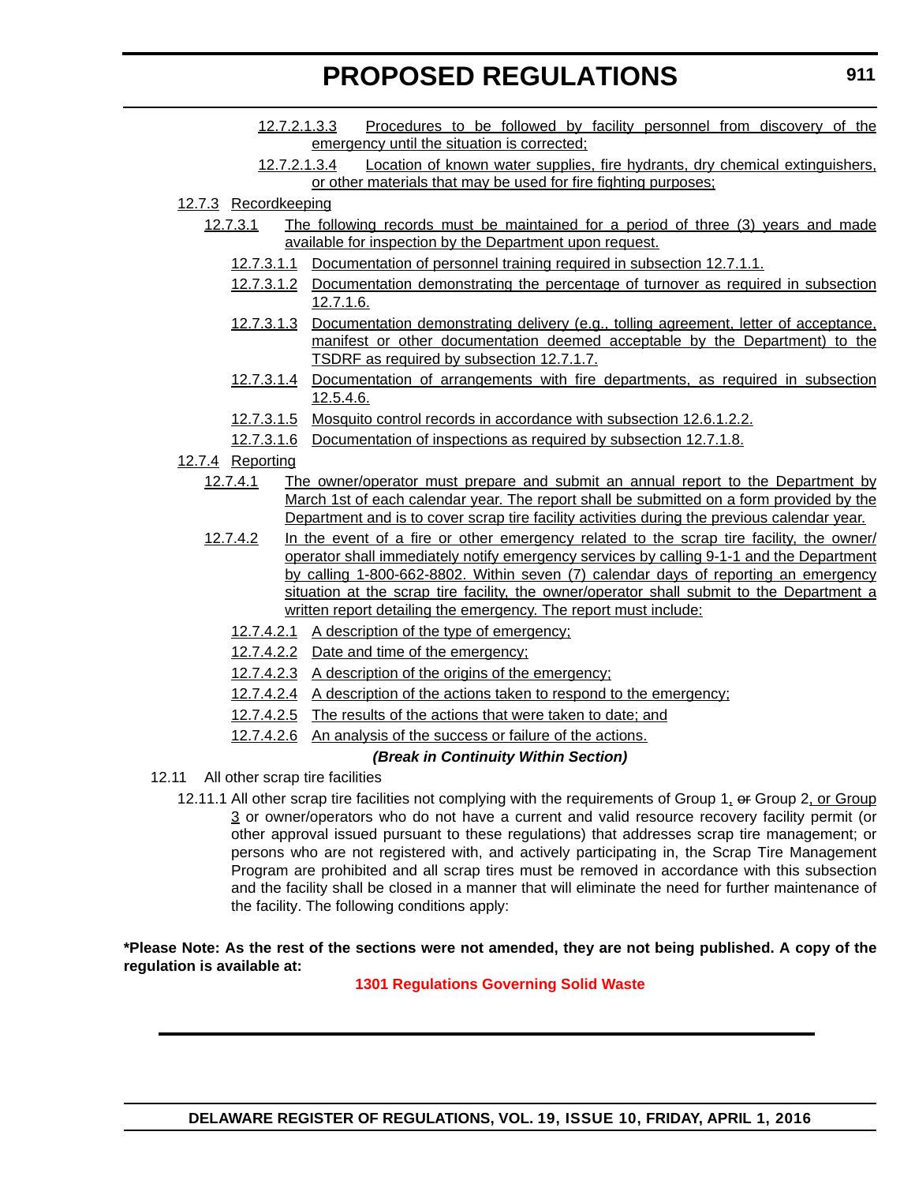12.7.2.1.3.3 Procedures to be followed by facility personnel from discovery of the emergency until the situation is corrected;

12.7.2.1.3.4 Location of known water supplies, fire hydrants, dry chemical extinguishers, or other materials that may be used for fire fighting purposes;

12.7.3 Recordkeeping

12.7.3.1 The following records must be maintained for a period of three (3) years and made available for inspection by the Department upon request.

12.7.3.1.1 Documentation of personnel training required in subsection 12.7.1.1.

12.7.3.1.2 Documentation demonstrating the percentage of turnover as required in subsection 12.7.1.6.

12.7.3.1.3 Documentation demonstrating delivery (e.g., tolling agreement, letter of acceptance, manifest or other documentation deemed acceptable by the Department) to the TSDRF as required by subsection 12.7.1.7.

12.7.3.1.4 Documentation of arrangements with fire departments, as required in subsection 12.5.4.6.

12.7.3.1.5 Mosquito control records in accordance with subsection 12.6.1.2.2.

12.7.3.1.6 Documentation of inspections as required by subsection 12.7.1.8.

12.7.4 Reporting

12.7.4.1 The owner/operator must prepare and submit an annual report to the Department by March 1st of each calendar year. The report shall be submitted on a form provided by the Department and is to cover scrap tire facility activities during the previous calendar year.

12.7.4.2 In the event of a fire or other emergency related to the scrap tire facility, the owner/operator shall immediately notify emergency services by calling 9-1-1 and the Department by calling 1-800-662-8802. Within seven (7) calendar days of reporting an emergency situation at the scrap tire facility, the owner/operator shall submit to the Department a written report detailing the emergency. The report must include:

12.7.4.2.1 A description of the type of emergency;

12.7.4.2.2 Date and time of the emergency;

12.7.4.2.3 A description of the origins of the emergency;

12.7.4.2.4 A description of the actions taken to respond to the emergency;

12.7.4.2.5 The results of the actions that were taken to date; and

12.7.4.2.6 An analysis of the success or failure of the actions.

***(Break in Continuity Within Section)***

12.11 All other scrap tire facilities

12.11.1 All other scrap tire facilities not complying with the requirements of Group 1, ~~or~~ Group 2, or Group 3 or owner/operators who do not have a current and valid resource recovery facility permit (or other approval issued pursuant to these regulations) that addresses scrap tire management; or persons who are not registered with, and actively participating in, the Scrap Tire Management Program are prohibited and all scrap tires must be removed in accordance with this subsection and the facility shall be closed in a manner that will eliminate the need for further maintenance of the facility. The following conditions apply:

**\*Please Note: As the rest of the sections were not amended, they are not being published. A copy of the regulation is available at:**

**1301 Regulations Governing Solid Waste**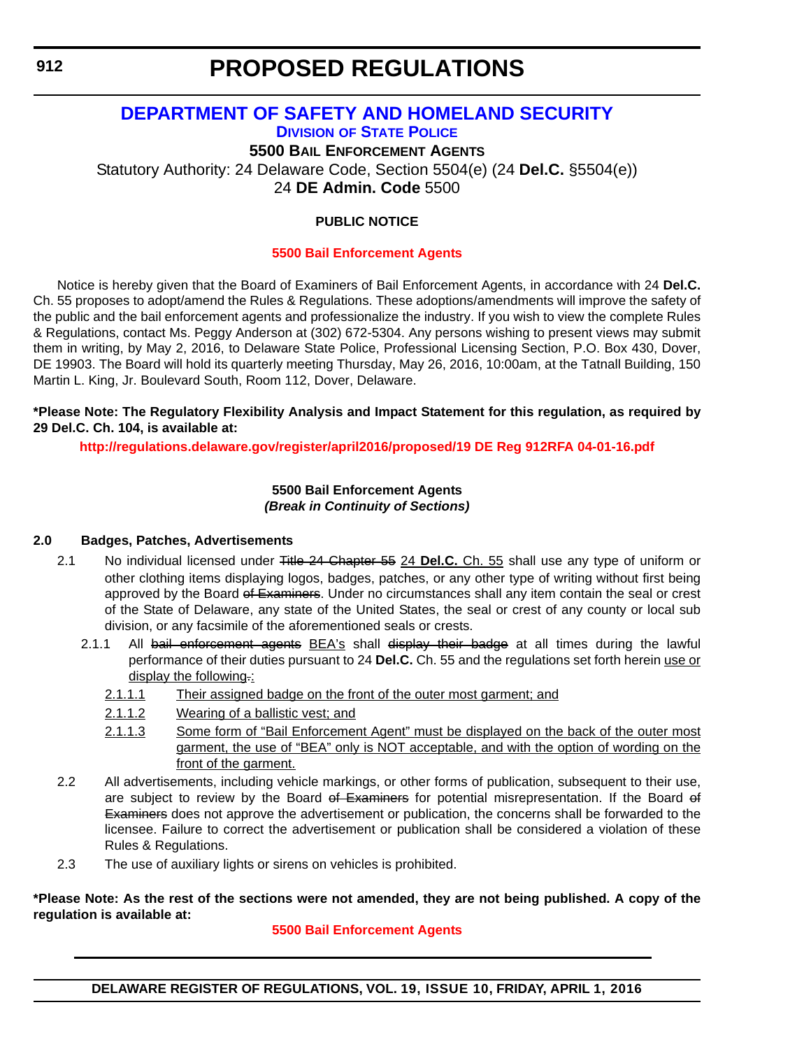# PROPOSED REGULATIONS

## DEPARTMENT OF SAFETY AND HOMELAND SECURITY

### DIVISION OF STATE POLICE

### 5500 BAIL ENFORCEMENT AGENTS

Statutory Authority: 24 Delaware Code, Section 5504(e) (24 **Del.C.** §5504(e))
24 **DE Admin. Code** 5500

**PUBLIC NOTICE**

**5500 Bail Enforcement Agents**

Notice is hereby given that the Board of Examiners of Bail Enforcement Agents, in accordance with 24 **Del.C.** Ch. 55 proposes to adopt/amend the Rules & Regulations. These adoptions/amendments will improve the safety of the public and the bail enforcement agents and professionalize the industry. If you wish to view the complete Rules & Regulations, contact Ms. Peggy Anderson at (302) 672-5304. Any persons wishing to present views may submit them in writing, by May 2, 2016, to Delaware State Police, Professional Licensing Section, P.O. Box 430, Dover, DE 19903. The Board will hold its quarterly meeting Thursday, May 26, 2016, 10:00am, at the Tatnall Building, 150 Martin L. King, Jr. Boulevard South, Room 112, Dover, Delaware.

**\*Please Note: The Regulatory Flexibility Analysis and Impact Statement for this regulation, as required by 29 Del.C. Ch. 104, is available at:**

**http://regulations.delaware.gov/register/april2016/proposed/19 DE Reg 912RFA 04-01-16.pdf**

**5500 Bail Enforcement Agents**
***(Break in Continuity of Sections)***

**2.0 Badges, Patches, Advertisements**

2.1 No individual licensed under ~~Title 24 Chapter 55~~ <u>24 **Del.C.** Ch. 55</u> shall use any type of uniform or other clothing items displaying logos, badges, patches, or any other type of writing without first being approved by the Board ~~of Examiners~~. Under no circumstances shall any item contain the seal or crest of the State of Delaware, any state of the United States, the seal or crest of any county or local sub division, or any facsimile of the aforementioned seals or crests.

2.1.1 All ~~bail enforcement agents~~ <u>BEA's</u> shall ~~display their badge~~ at all times during the lawful performance of their duties pursuant to 24 **Del.C.** Ch. 55 and the regulations set forth herein <u>use or display the following</u>~~.~~<u>:</u>

<u>2.1.1.1 Their assigned badge on the front of the outer most garment; and</u>

<u>2.1.1.2 Wearing of a ballistic vest; and</u>

<u>2.1.1.3 Some form of "Bail Enforcement Agent" must be displayed on the back of the outer most garment, the use of "BEA" only is NOT acceptable, and with the option of wording on the front of the garment.</u>

2.2 All advertisements, including vehicle markings, or other forms of publication, subsequent to their use, are subject to review by the Board ~~of Examiners~~ for potential misrepresentation. If the Board ~~of Examiners~~ does not approve the advertisement or publication, the concerns shall be forwarded to the licensee. Failure to correct the advertisement or publication shall be considered a violation of these Rules & Regulations.

2.3 The use of auxiliary lights or sirens on vehicles is prohibited.

**\*Please Note: As the rest of the sections were not amended, they are not being published. A copy of the regulation is available at:**

**5500 Bail Enforcement Agents**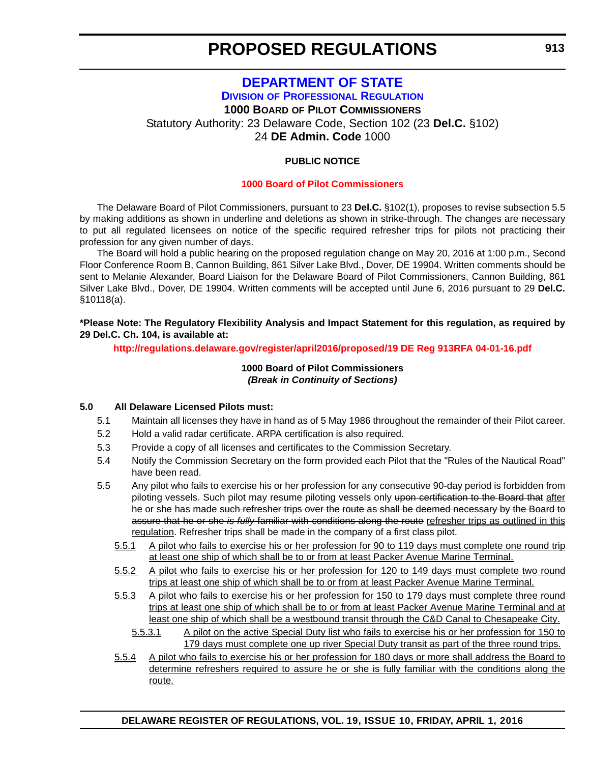# PROPOSED REGULATIONS

## DEPARTMENT OF STATE

### DIVISION OF PROFESSIONAL REGULATION

**1000 BOARD OF PILOT COMMISSIONERS**

Statutory Authority: 23 Delaware Code, Section 102 (23 **Del.C.** §102)
24 **DE Admin. Code** 1000

**PUBLIC NOTICE**

**1000 Board of Pilot Commissioners**

The Delaware Board of Pilot Commissioners, pursuant to 23 **Del.C.** §102(1), proposes to revise subsection 5.5 by making additions as shown in underline and deletions as shown in strike-through. The changes are necessary to put all regulated licensees on notice of the specific required refresher trips for pilots not practicing their profession for any given number of days.

The Board will hold a public hearing on the proposed regulation change on May 20, 2016 at 1:00 p.m., Second Floor Conference Room B, Cannon Building, 861 Silver Lake Blvd., Dover, DE 19904. Written comments should be sent to Melanie Alexander, Board Liaison for the Delaware Board of Pilot Commissioners, Cannon Building, 861 Silver Lake Blvd., Dover, DE 19904. Written comments will be accepted until June 6, 2016 pursuant to 29 **Del.C.** §10118(a).

**\*Please Note: The Regulatory Flexibility Analysis and Impact Statement for this regulation, as required by 29 Del.C. Ch. 104, is available at:**

**http://regulations.delaware.gov/register/april2016/proposed/19 DE Reg 913RFA 04-01-16.pdf**

**1000 Board of Pilot Commissioners**
***(Break in Continuity of Sections)***

**5.0 All Delaware Licensed Pilots must:**

5.1 Maintain all licenses they have in hand as of 5 May 1986 throughout the remainder of their Pilot career.

5.2 Hold a valid radar certificate. ARPA certification is also required.

5.3 Provide a copy of all licenses and certificates to the Commission Secretary.

5.4 Notify the Commission Secretary on the form provided each Pilot that the "Rules of the Nautical Road" have been read.

5.5 Any pilot who fails to exercise his or her profession for any consecutive 90-day period is forbidden from piloting vessels. Such pilot may resume piloting vessels only ~~upon certification to the Board that~~ <u>after</u> he or she has made ~~such refresher trips over the route as shall be deemed necessary by the Board to assure that he or she *is fully* familiar with conditions along the route~~ <u>refresher trips as outlined in this regulation</u>. Refresher trips shall be made in the company of a first class pilot.

<u>5.5.1 A pilot who fails to exercise his or her profession for 90 to 119 days must complete one round trip at least one ship of which shall be to or from at least Packer Avenue Marine Terminal.</u>

<u>5.5.2 A pilot who fails to exercise his or her profession for 120 to 149 days must complete two round trips at least one ship of which shall be to or from at least Packer Avenue Marine Terminal.</u>

<u>5.5.3 A pilot who fails to exercise his or her profession for 150 to 179 days must complete three round trips at least one ship of which shall be to or from at least Packer Avenue Marine Terminal and at least one ship of which shall be a westbound transit through the C&D Canal to Chesapeake City.</u>

<u>5.5.3.1 A pilot on the active Special Duty list who fails to exercise his or her profession for 150 to 179 days must complete one up river Special Duty transit as part of the three round trips.</u>

<u>5.5.4 A pilot who fails to exercise his or her profession for 180 days or more shall address the Board to determine refreshers required to assure he or she is fully familiar with the conditions along the route.</u>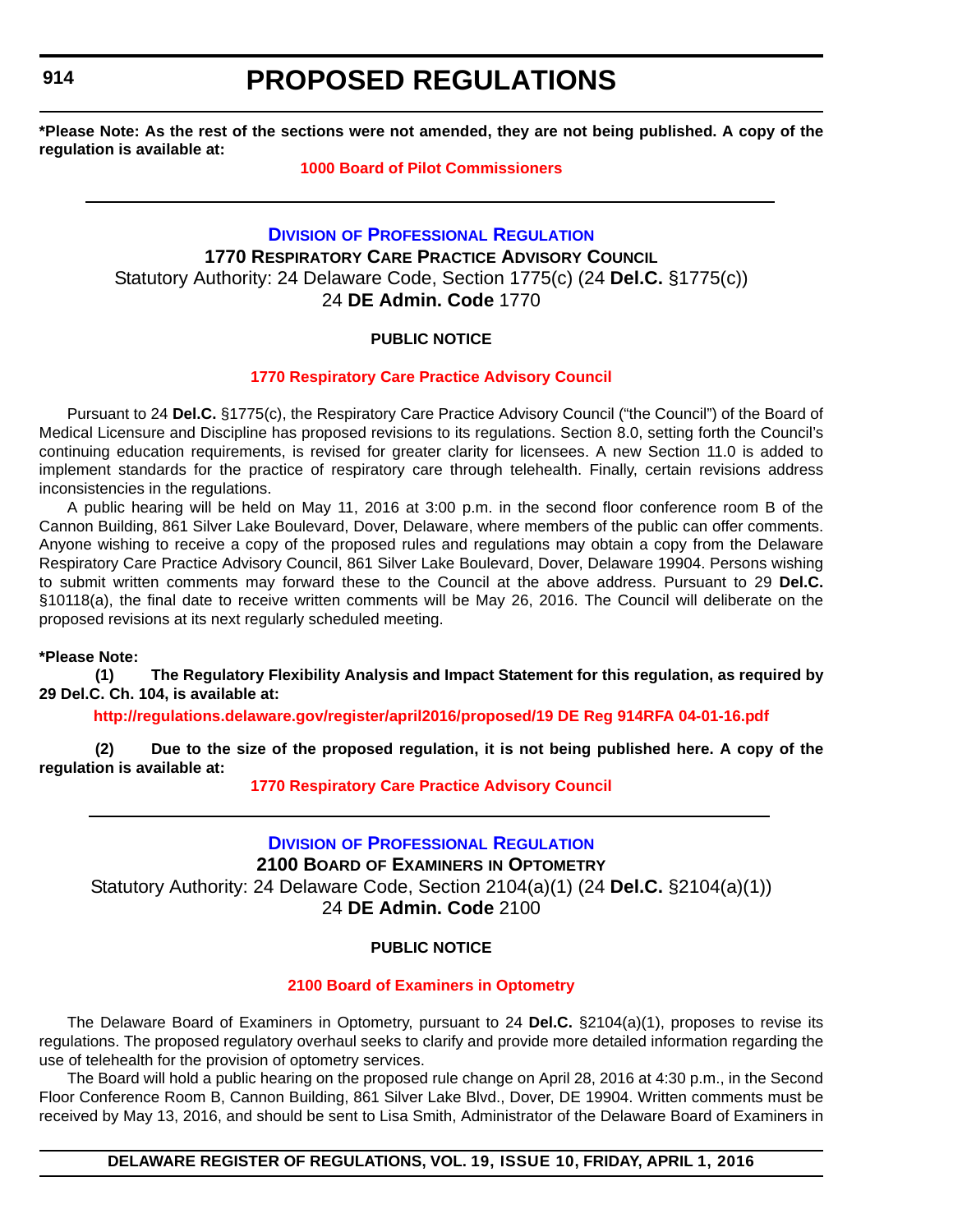**\*Please Note: As the rest of the sections were not amended, they are not being published. A copy of the regulation is available at:**

**1000 Board of Pilot Commissioners**

---

## Division of Professional Regulation

### 1770 Respiratory Care Practice Advisory Council

Statutory Authority: 24 Delaware Code, Section 1775(c) (24 **Del.C.** §1775(c))
24 **DE Admin. Code** 1770

**PUBLIC NOTICE**

**1770 Respiratory Care Practice Advisory Council**

Pursuant to 24 **Del.C.** §1775(c), the Respiratory Care Practice Advisory Council ("the Council") of the Board of Medical Licensure and Discipline has proposed revisions to its regulations. Section 8.0, setting forth the Council's continuing education requirements, is revised for greater clarity for licensees. A new Section 11.0 is added to implement standards for the practice of respiratory care through telehealth. Finally, certain revisions address inconsistencies in the regulations.

A public hearing will be held on May 11, 2016 at 3:00 p.m. in the second floor conference room B of the Cannon Building, 861 Silver Lake Boulevard, Dover, Delaware, where members of the public can offer comments. Anyone wishing to receive a copy of the proposed rules and regulations may obtain a copy from the Delaware Respiratory Care Practice Advisory Council, 861 Silver Lake Boulevard, Dover, Delaware 19904. Persons wishing to submit written comments may forward these to the Council at the above address. Pursuant to 29 **Del.C.** §10118(a), the final date to receive written comments will be May 26, 2016. The Council will deliberate on the proposed revisions at its next regularly scheduled meeting.

**\*Please Note:**

**(1) The Regulatory Flexibility Analysis and Impact Statement for this regulation, as required by 29 Del.C. Ch. 104, is available at:**

**http://regulations.delaware.gov/register/april2016/proposed/19 DE Reg 914RFA 04-01-16.pdf**

**(2) Due to the size of the proposed regulation, it is not being published here. A copy of the regulation is available at:**

**1770 Respiratory Care Practice Advisory Council**

---

## Division of Professional Regulation

### 2100 Board of Examiners in Optometry

Statutory Authority: 24 Delaware Code, Section 2104(a)(1) (24 **Del.C.** §2104(a)(1))
24 **DE Admin. Code** 2100

**PUBLIC NOTICE**

**2100 Board of Examiners in Optometry**

The Delaware Board of Examiners in Optometry, pursuant to 24 **Del.C.** §2104(a)(1), proposes to revise its regulations. The proposed regulatory overhaul seeks to clarify and provide more detailed information regarding the use of telehealth for the provision of optometry services.

The Board will hold a public hearing on the proposed rule change on April 28, 2016 at 4:30 p.m., in the Second Floor Conference Room B, Cannon Building, 861 Silver Lake Blvd., Dover, DE 19904. Written comments must be received by May 13, 2016, and should be sent to Lisa Smith, Administrator of the Delaware Board of Examiners in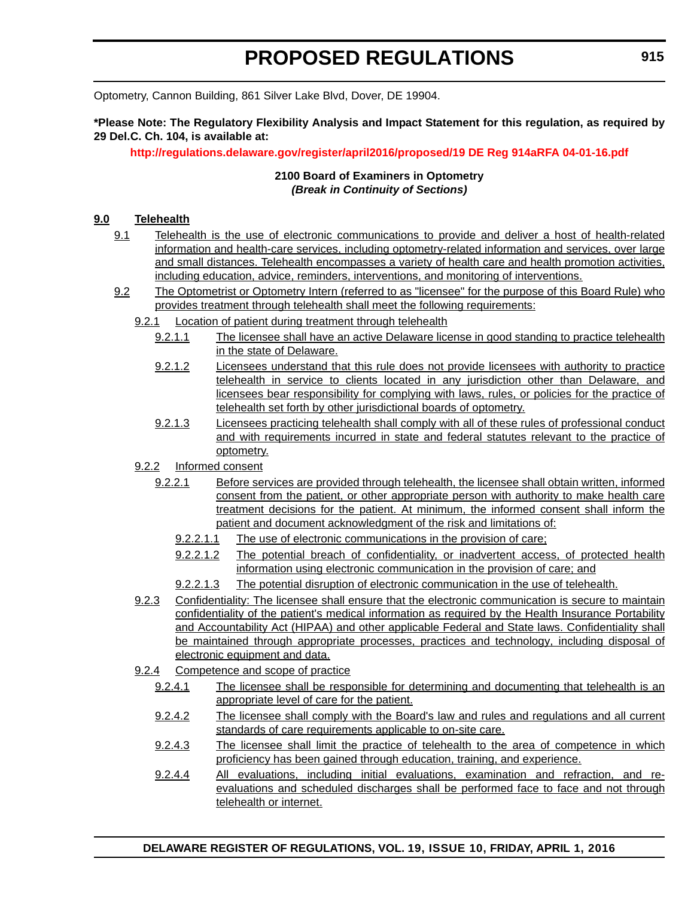Optometry, Cannon Building, 861 Silver Lake Blvd, Dover, DE 19904.

**\*Please Note: The Regulatory Flexibility Analysis and Impact Statement for this regulation, as required by 29 Del.C. Ch. 104, is available at:**

**http://regulations.delaware.gov/register/april2016/proposed/19 DE Reg 914aRFA 04-01-16.pdf**

**2100 Board of Examiners in Optometry**
***(Break in Continuity of Sections)***

**9.0 Telehealth**

9.1 Telehealth is the use of electronic communications to provide and deliver a host of health-related information and health-care services, including optometry-related information and services, over large and small distances. Telehealth encompasses a variety of health care and health promotion activities, including education, advice, reminders, interventions, and monitoring of interventions.

9.2 The Optometrist or Optometry Intern (referred to as "licensee" for the purpose of this Board Rule) who provides treatment through telehealth shall meet the following requirements:

9.2.1 Location of patient during treatment through telehealth

9.2.1.1 The licensee shall have an active Delaware license in good standing to practice telehealth in the state of Delaware.

9.2.1.2 Licensees understand that this rule does not provide licensees with authority to practice telehealth in service to clients located in any jurisdiction other than Delaware, and licensees bear responsibility for complying with laws, rules, or policies for the practice of telehealth set forth by other jurisdictional boards of optometry.

9.2.1.3 Licensees practicing telehealth shall comply with all of these rules of professional conduct and with requirements incurred in state and federal statutes relevant to the practice of optometry.

9.2.2 Informed consent

9.2.2.1 Before services are provided through telehealth, the licensee shall obtain written, informed consent from the patient, or other appropriate person with authority to make health care treatment decisions for the patient. At minimum, the informed consent shall inform the patient and document acknowledgment of the risk and limitations of:

9.2.2.1.1 The use of electronic communications in the provision of care;

9.2.2.1.2 The potential breach of confidentiality, or inadvertent access, of protected health information using electronic communication in the provision of care; and

9.2.2.1.3 The potential disruption of electronic communication in the use of telehealth.

9.2.3 Confidentiality: The licensee shall ensure that the electronic communication is secure to maintain confidentiality of the patient's medical information as required by the Health Insurance Portability and Accountability Act (HIPAA) and other applicable Federal and State laws. Confidentiality shall be maintained through appropriate processes, practices and technology, including disposal of electronic equipment and data.

9.2.4 Competence and scope of practice

9.2.4.1 The licensee shall be responsible for determining and documenting that telehealth is an appropriate level of care for the patient.

9.2.4.2 The licensee shall comply with the Board's law and rules and regulations and all current standards of care requirements applicable to on-site care.

9.2.4.3 The licensee shall limit the practice of telehealth to the area of competence in which proficiency has been gained through education, training, and experience.

9.2.4.4 All evaluations, including initial evaluations, examination and refraction, and re-evaluations and scheduled discharges shall be performed face to face and not through telehealth or internet.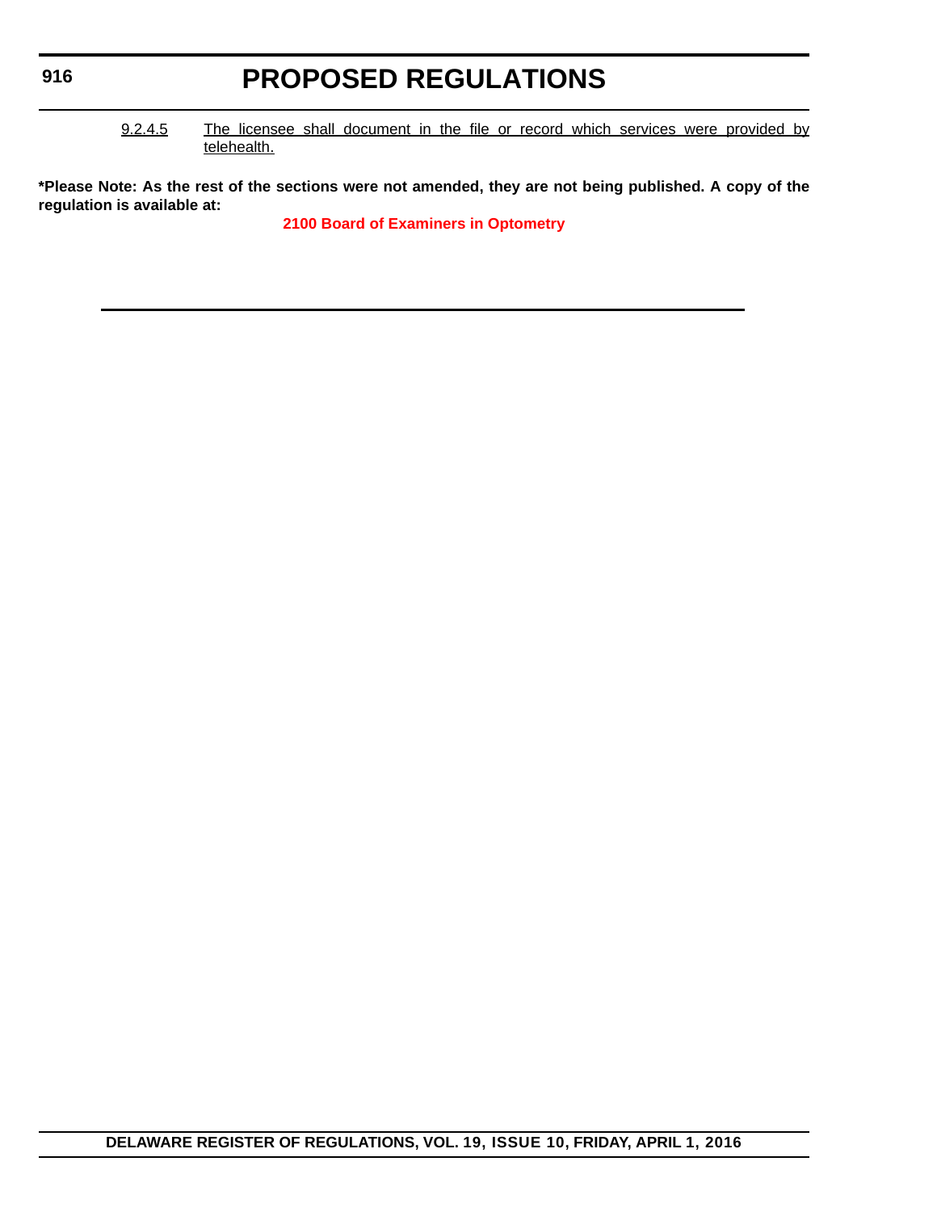9.2.4.5 The licensee shall document in the file or record which services were provided by telehealth.

**\*Please Note: As the rest of the sections were not amended, they are not being published. A copy of the regulation is available at:**

**2100 Board of Examiners in Optometry**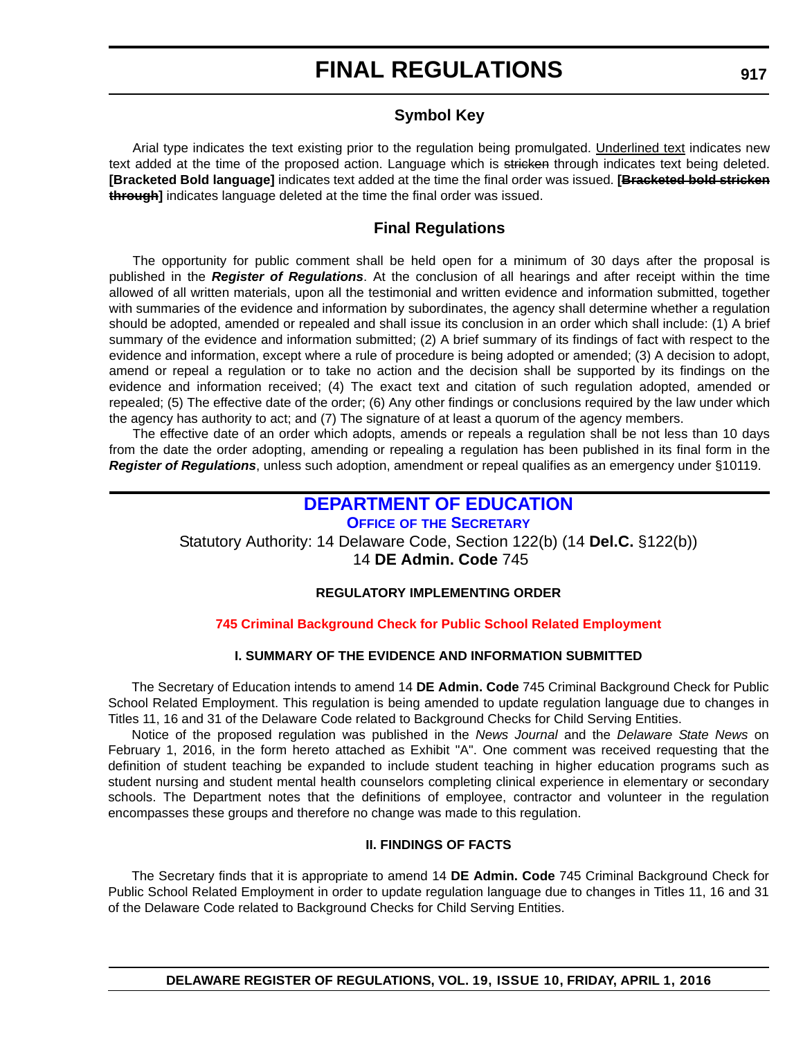# FINAL REGULATIONS

## Symbol Key

Arial type indicates the text existing prior to the regulation being promulgated. Underlined text indicates new text added at the time of the proposed action. Language which is ~~stricken~~ through indicates text being deleted. **[Bracketed Bold language]** indicates text added at the time the final order was issued. **[~~Bracketed bold stricken through~~]** indicates language deleted at the time the final order was issued.

## Final Regulations

The opportunity for public comment shall be held open for a minimum of 30 days after the proposal is published in the ***Register of Regulations***. At the conclusion of all hearings and after receipt within the time allowed of all written materials, upon all the testimonial and written evidence and information submitted, together with summaries of the evidence and information by subordinates, the agency shall determine whether a regulation should be adopted, amended or repealed and shall issue its conclusion in an order which shall include: (1) A brief summary of the evidence and information submitted; (2) A brief summary of its findings of fact with respect to the evidence and information, except where a rule of procedure is being adopted or amended; (3) A decision to adopt, amend or repeal a regulation or to take no action and the decision shall be supported by its findings on the evidence and information received; (4) The exact text and citation of such regulation adopted, amended or repealed; (5) The effective date of the order; (6) Any other findings or conclusions required by the law under which the agency has authority to act; and (7) The signature of at least a quorum of the agency members.

The effective date of an order which adopts, amends or repeals a regulation shall be not less than 10 days from the date the order adopting, amending or repealing a regulation has been published in its final form in the ***Register of Regulations***, unless such adoption, amendment or repeal qualifies as an emergency under §10119.

## DEPARTMENT OF EDUCATION

### OFFICE OF THE SECRETARY

Statutory Authority: 14 Delaware Code, Section 122(b) (14 **Del.C.** §122(b))
14 **DE Admin. Code** 745

**REGULATORY IMPLEMENTING ORDER**

**745 Criminal Background Check for Public School Related Employment**

**I. SUMMARY OF THE EVIDENCE AND INFORMATION SUBMITTED**

The Secretary of Education intends to amend 14 **DE Admin. Code** 745 Criminal Background Check for Public School Related Employment. This regulation is being amended to update regulation language due to changes in Titles 11, 16 and 31 of the Delaware Code related to Background Checks for Child Serving Entities.

Notice of the proposed regulation was published in the *News Journal* and the *Delaware State News* on February 1, 2016, in the form hereto attached as Exhibit "A". One comment was received requesting that the definition of student teaching be expanded to include student teaching in higher education programs such as student nursing and student mental health counselors completing clinical experience in elementary or secondary schools. The Department notes that the definitions of employee, contractor and volunteer in the regulation encompasses these groups and therefore no change was made to this regulation.

**II. FINDINGS OF FACTS**

The Secretary finds that it is appropriate to amend 14 **DE Admin. Code** 745 Criminal Background Check for Public School Related Employment in order to update regulation language due to changes in Titles 11, 16 and 31 of the Delaware Code related to Background Checks for Child Serving Entities.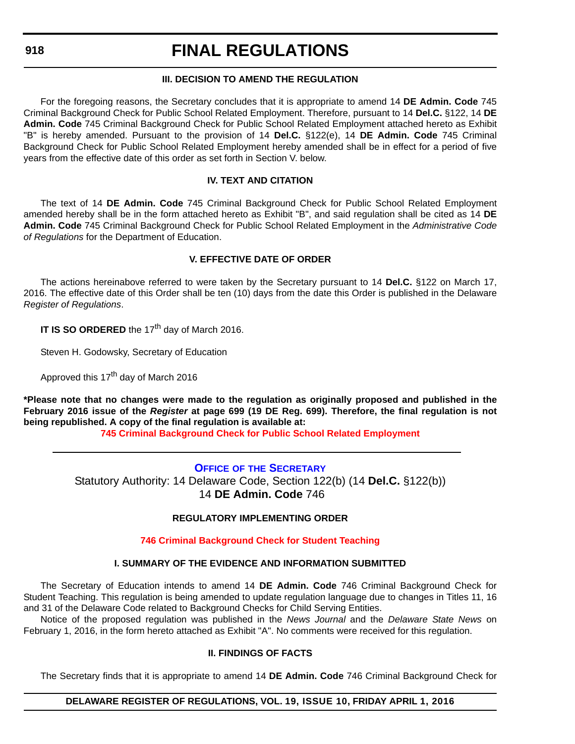### III. DECISION TO AMEND THE REGULATION

For the foregoing reasons, the Secretary concludes that it is appropriate to amend 14 **DE Admin. Code** 745 Criminal Background Check for Public School Related Employment. Therefore, pursuant to 14 **Del.C.** §122, 14 **DE Admin. Code** 745 Criminal Background Check for Public School Related Employment attached hereto as Exhibit "B" is hereby amended. Pursuant to the provision of 14 **Del.C.** §122(e), 14 **DE Admin. Code** 745 Criminal Background Check for Public School Related Employment hereby amended shall be in effect for a period of five years from the effective date of this order as set forth in Section V. below.

### IV. TEXT AND CITATION

The text of 14 **DE Admin. Code** 745 Criminal Background Check for Public School Related Employment amended hereby shall be in the form attached hereto as Exhibit "B", and said regulation shall be cited as 14 **DE Admin. Code** 745 Criminal Background Check for Public School Related Employment in the *Administrative Code of Regulations* for the Department of Education.

### V. EFFECTIVE DATE OF ORDER

The actions hereinabove referred to were taken by the Secretary pursuant to 14 **Del.C.** §122 on March 17, 2016. The effective date of this Order shall be ten (10) days from the date this Order is published in the Delaware *Register of Regulations*.

**IT IS SO ORDERED** the 17th day of March 2016.

Steven H. Godowsky, Secretary of Education

Approved this 17th day of March 2016

**\*Please note that no changes were made to the regulation as originally proposed and published in the February 2016 issue of the *Register* at page 699 (19 DE Reg. 699). Therefore, the final regulation is not being republished. A copy of the final regulation is available at:**

**745 Criminal Background Check for Public School Related Employment**

---

## OFFICE OF THE SECRETARY

Statutory Authority: 14 Delaware Code, Section 122(b) (14 **Del.C.** §122(b))
14 **DE Admin. Code** 746

### REGULATORY IMPLEMENTING ORDER

**746 Criminal Background Check for Student Teaching**

### I. SUMMARY OF THE EVIDENCE AND INFORMATION SUBMITTED

The Secretary of Education intends to amend 14 **DE Admin. Code** 746 Criminal Background Check for Student Teaching. This regulation is being amended to update regulation language due to changes in Titles 11, 16 and 31 of the Delaware Code related to Background Checks for Child Serving Entities.

Notice of the proposed regulation was published in the *News Journal* and the *Delaware State News* on February 1, 2016, in the form hereto attached as Exhibit "A". No comments were received for this regulation.

### II. FINDINGS OF FACTS

The Secretary finds that it is appropriate to amend 14 **DE Admin. Code** 746 Criminal Background Check for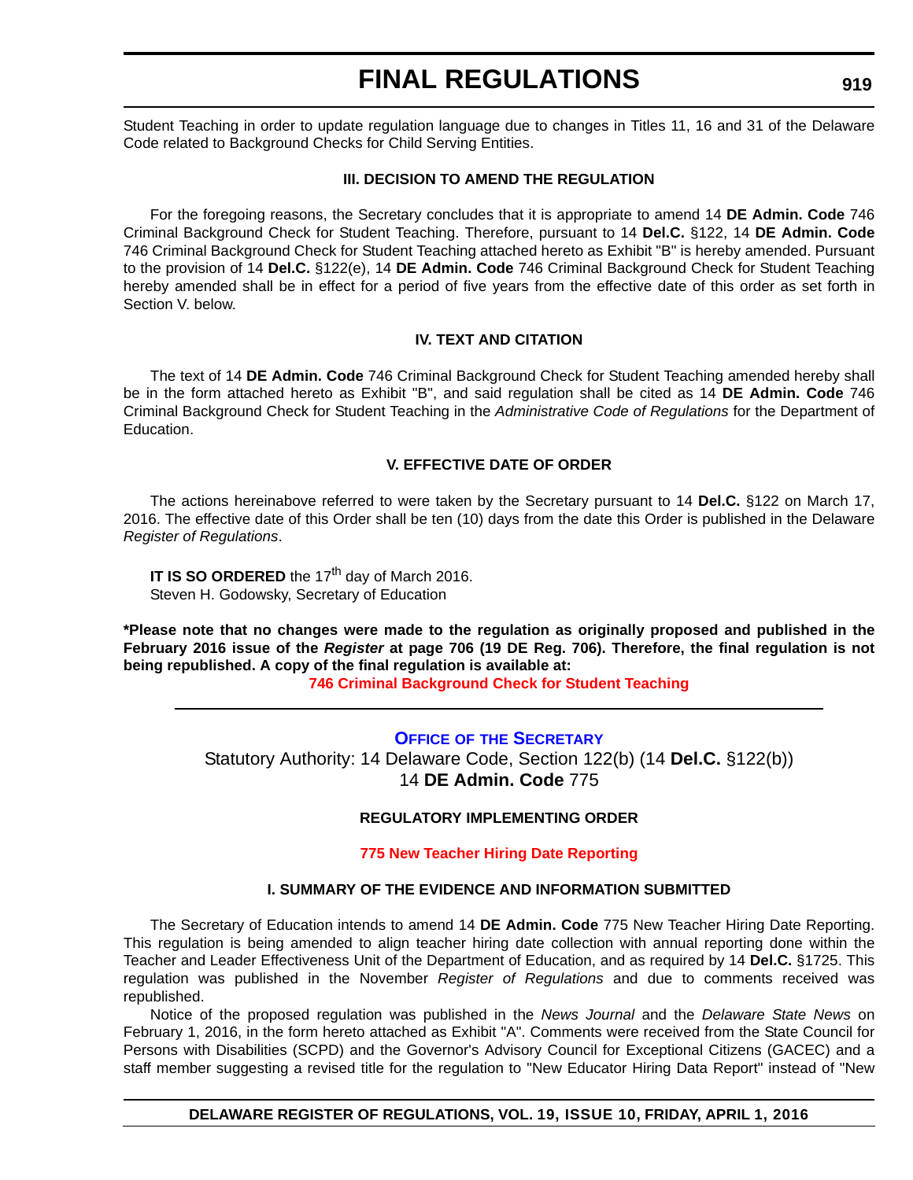Student Teaching in order to update regulation language due to changes in Titles 11, 16 and 31 of the Delaware Code related to Background Checks for Child Serving Entities.

### III. DECISION TO AMEND THE REGULATION

For the foregoing reasons, the Secretary concludes that it is appropriate to amend 14 **DE Admin. Code** 746 Criminal Background Check for Student Teaching. Therefore, pursuant to 14 **Del.C.** §122, 14 **DE Admin. Code** 746 Criminal Background Check for Student Teaching attached hereto as Exhibit "B" is hereby amended. Pursuant to the provision of 14 **Del.C.** §122(e), 14 **DE Admin. Code** 746 Criminal Background Check for Student Teaching hereby amended shall be in effect for a period of five years from the effective date of this order as set forth in Section V. below.

### IV. TEXT AND CITATION

The text of 14 **DE Admin. Code** 746 Criminal Background Check for Student Teaching amended hereby shall be in the form attached hereto as Exhibit "B", and said regulation shall be cited as 14 **DE Admin. Code** 746 Criminal Background Check for Student Teaching in the *Administrative Code of Regulations* for the Department of Education.

### V. EFFECTIVE DATE OF ORDER

The actions hereinabove referred to were taken by the Secretary pursuant to 14 **Del.C.** §122 on March 17, 2016. The effective date of this Order shall be ten (10) days from the date this Order is published in the Delaware *Register of Regulations*.

**IT IS SO ORDERED** the 17th day of March 2016.
Steven H. Godowsky, Secretary of Education

**\*Please note that no changes were made to the regulation as originally proposed and published in the February 2016 issue of the *Register* at page 706 (19 DE Reg. 706). Therefore, the final regulation is not being republished. A copy of the final regulation is available at:**

**746 Criminal Background Check for Student Teaching**

---

## OFFICE OF THE SECRETARY

Statutory Authority: 14 Delaware Code, Section 122(b) (14 **Del.C.** §122(b))
14 **DE Admin. Code** 775

### REGULATORY IMPLEMENTING ORDER

**775 New Teacher Hiring Date Reporting**

### I. SUMMARY OF THE EVIDENCE AND INFORMATION SUBMITTED

The Secretary of Education intends to amend 14 **DE Admin. Code** 775 New Teacher Hiring Date Reporting. This regulation is being amended to align teacher hiring date collection with annual reporting done within the Teacher and Leader Effectiveness Unit of the Department of Education, and as required by 14 **Del.C.** §1725. This regulation was published in the November *Register of Regulations* and due to comments received was republished.

Notice of the proposed regulation was published in the *News Journal* and the *Delaware State News* on February 1, 2016, in the form hereto attached as Exhibit "A". Comments were received from the State Council for Persons with Disabilities (SCPD) and the Governor's Advisory Council for Exceptional Citizens (GACEC) and a staff member suggesting a revised title for the regulation to "New Educator Hiring Data Report" instead of "New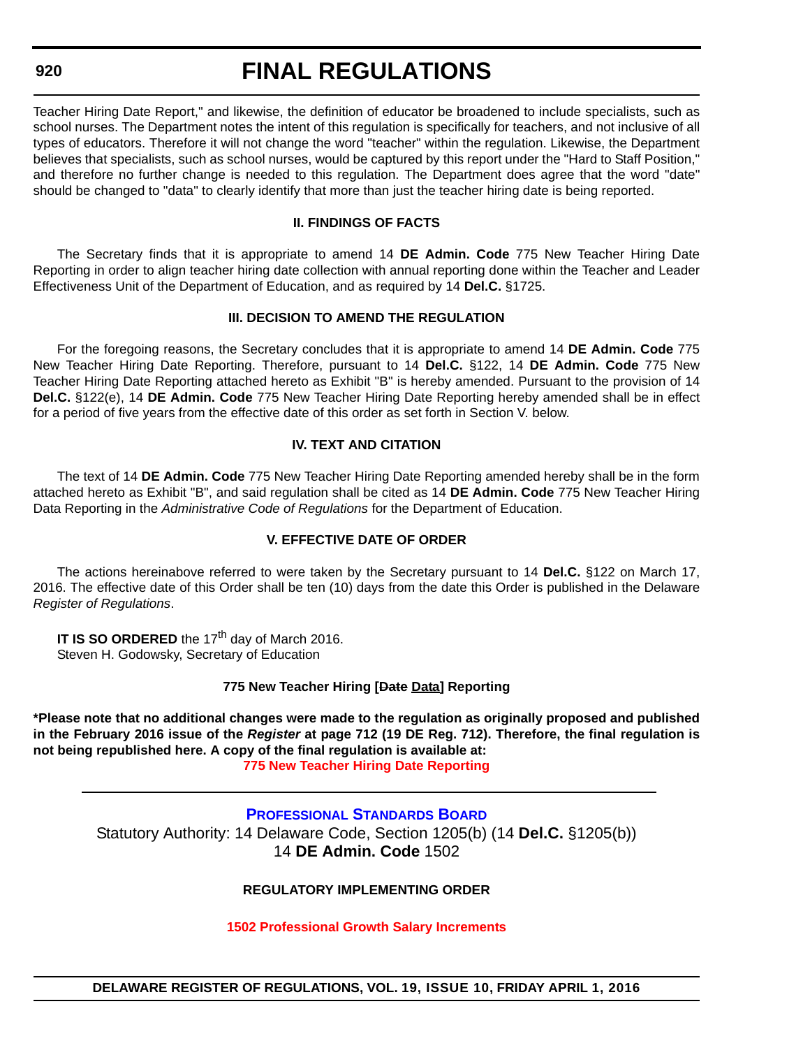Teacher Hiring Date Report," and likewise, the definition of educator be broadened to include specialists, such as school nurses. The Department notes the intent of this regulation is specifically for teachers, and not inclusive of all types of educators. Therefore it will not change the word "teacher" within the regulation. Likewise, the Department believes that specialists, such as school nurses, would be captured by this report under the "Hard to Staff Position," and therefore no further change is needed to this regulation. The Department does agree that the word "date" should be changed to "data" to clearly identify that more than just the teacher hiring date is being reported.

### II. FINDINGS OF FACTS

The Secretary finds that it is appropriate to amend 14 **DE Admin. Code** 775 New Teacher Hiring Date Reporting in order to align teacher hiring date collection with annual reporting done within the Teacher and Leader Effectiveness Unit of the Department of Education, and as required by 14 **Del.C.** §1725.

### III. DECISION TO AMEND THE REGULATION

For the foregoing reasons, the Secretary concludes that it is appropriate to amend 14 **DE Admin. Code** 775 New Teacher Hiring Date Reporting. Therefore, pursuant to 14 **Del.C.** §122, 14 **DE Admin. Code** 775 New Teacher Hiring Date Reporting attached hereto as Exhibit "B" is hereby amended. Pursuant to the provision of 14 **Del.C.** §122(e), 14 **DE Admin. Code** 775 New Teacher Hiring Date Reporting hereby amended shall be in effect for a period of five years from the effective date of this order as set forth in Section V. below.

### IV. TEXT AND CITATION

The text of 14 **DE Admin. Code** 775 New Teacher Hiring Date Reporting amended hereby shall be in the form attached hereto as Exhibit "B", and said regulation shall be cited as 14 **DE Admin. Code** 775 New Teacher Hiring Data Reporting in the *Administrative Code of Regulations* for the Department of Education.

### V. EFFECTIVE DATE OF ORDER

The actions hereinabove referred to were taken by the Secretary pursuant to 14 **Del.C.** §122 on March 17, 2016. The effective date of this Order shall be ten (10) days from the date this Order is published in the Delaware *Register of Regulations*.

**IT IS SO ORDERED** the 17th day of March 2016.
Steven H. Godowsky, Secretary of Education

**775 New Teacher Hiring [~~Date~~ Data] Reporting**

**\*Please note that no additional changes were made to the regulation as originally proposed and published in the February 2016 issue of the *Register* at page 712 (19 DE Reg. 712). Therefore, the final regulation is not being republished here. A copy of the final regulation is available at:**

**775 New Teacher Hiring Date Reporting**

---

## PROFESSIONAL STANDARDS BOARD

Statutory Authority: 14 Delaware Code, Section 1205(b) (14 **Del.C.** §1205(b))
14 **DE Admin. Code** 1502

### REGULATORY IMPLEMENTING ORDER

**1502 Professional Growth Salary Increments**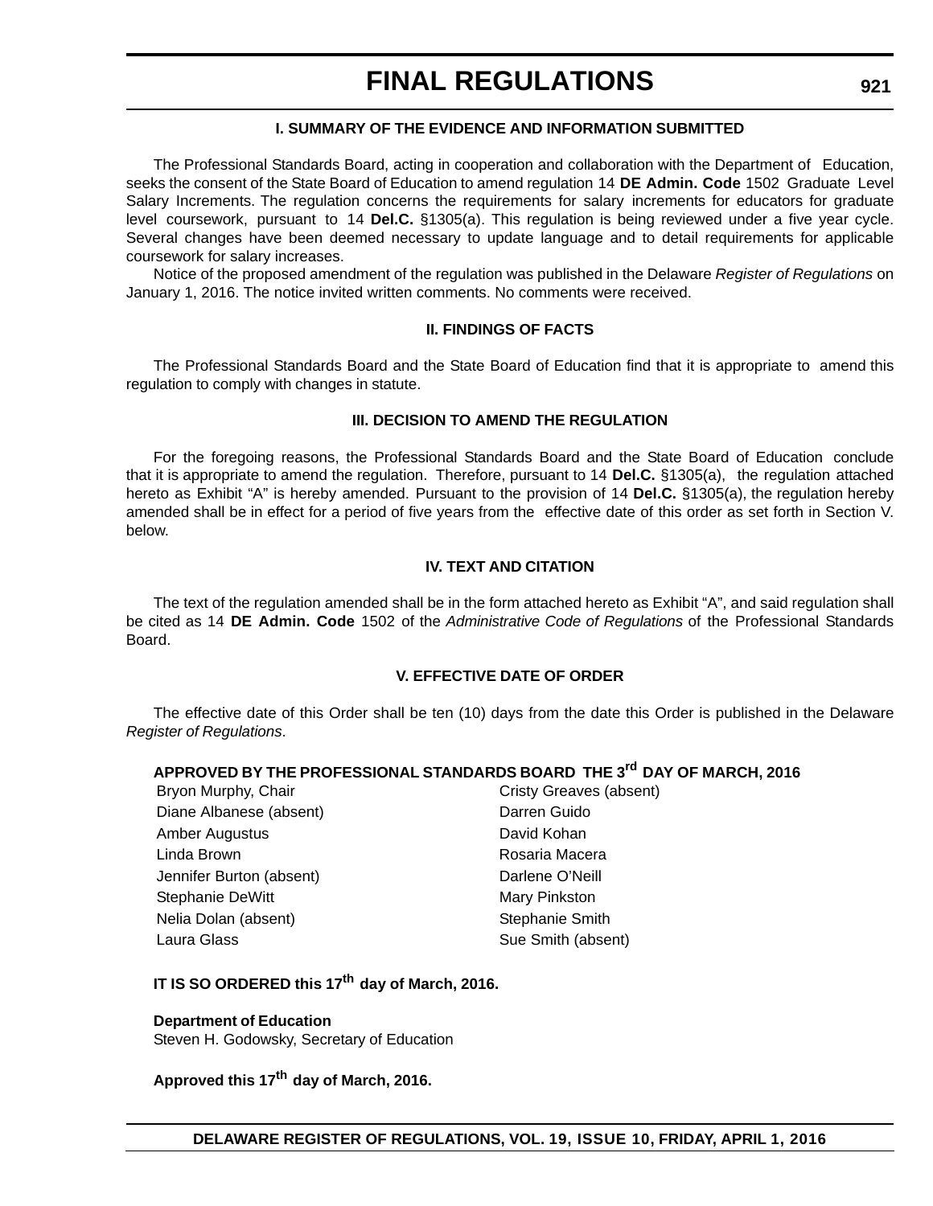### I. SUMMARY OF THE EVIDENCE AND INFORMATION SUBMITTED

The Professional Standards Board, acting in cooperation and collaboration with the Department of Education, seeks the consent of the State Board of Education to amend regulation 14 **DE Admin. Code** 1502 Graduate Level Salary Increments. The regulation concerns the requirements for salary increments for educators for graduate level coursework, pursuant to 14 **Del.C.** §1305(a). This regulation is being reviewed under a five year cycle. Several changes have been deemed necessary to update language and to detail requirements for applicable coursework for salary increases.

Notice of the proposed amendment of the regulation was published in the Delaware *Register of Regulations* on January 1, 2016. The notice invited written comments. No comments were received.

### II. FINDINGS OF FACTS

The Professional Standards Board and the State Board of Education find that it is appropriate to amend this regulation to comply with changes in statute.

### III. DECISION TO AMEND THE REGULATION

For the foregoing reasons, the Professional Standards Board and the State Board of Education conclude that it is appropriate to amend the regulation. Therefore, pursuant to 14 **Del.C.** §1305(a), the regulation attached hereto as Exhibit "A" is hereby amended. Pursuant to the provision of 14 **Del.C.** §1305(a), the regulation hereby amended shall be in effect for a period of five years from the effective date of this order as set forth in Section V. below.

### IV. TEXT AND CITATION

The text of the regulation amended shall be in the form attached hereto as Exhibit "A", and said regulation shall be cited as 14 **DE Admin. Code** 1502 of the *Administrative Code of Regulations* of the Professional Standards Board.

### V. EFFECTIVE DATE OF ORDER

The effective date of this Order shall be ten (10) days from the date this Order is published in the Delaware *Register of Regulations*.

**APPROVED BY THE PROFESSIONAL STANDARDS BOARD THE 3rd DAY OF MARCH, 2016**

| | |
|---|---|
| Bryon Murphy, Chair | Cristy Greaves (absent) |
| Diane Albanese (absent) | Darren Guido |
| Amber Augustus | David Kohan |
| Linda Brown | Rosaria Macera |
| Jennifer Burton (absent) | Darlene O'Neill |
| Stephanie DeWitt | Mary Pinkston |
| Nelia Dolan (absent) | Stephanie Smith |
| Laura Glass | Sue Smith (absent) |

**IT IS SO ORDERED this 17th day of March, 2016.**

**Department of Education**
Steven H. Godowsky, Secretary of Education

**Approved this 17th day of March, 2016.**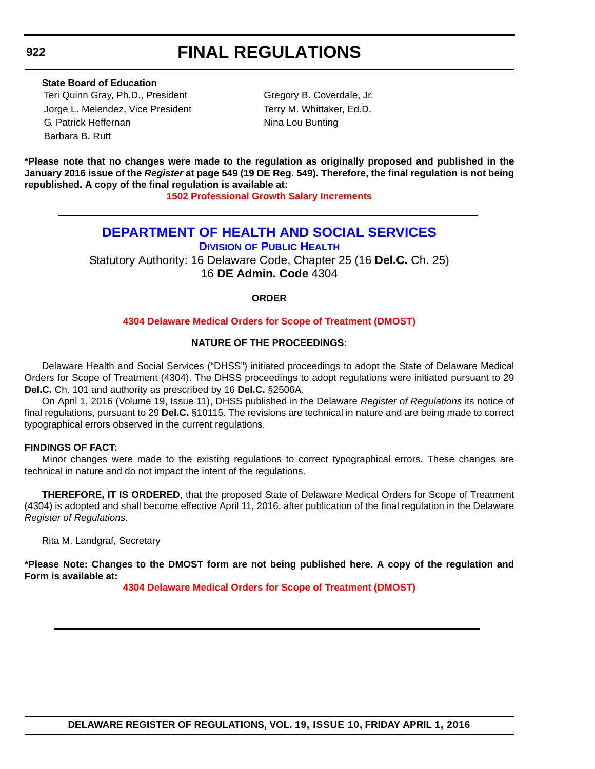**State Board of Education**

Teri Quinn Gray, Ph.D., President
Jorge L. Melendez, Vice President
G. Patrick Heffernan
Barbara B. Rutt
Gregory B. Coverdale, Jr.
Terry M. Whittaker, Ed.D.
Nina Lou Bunting

**\*Please note that no changes were made to the regulation as originally proposed and published in the January 2016 issue of the *Register* at page 549 (19 DE Reg. 549). Therefore, the final regulation is not being republished. A copy of the final regulation is available at:**

**1502 Professional Growth Salary Increments**

---

# DEPARTMENT OF HEALTH AND SOCIAL SERVICES

## DIVISION OF PUBLIC HEALTH

Statutory Authority: 16 Delaware Code, Chapter 25 (16 **Del.C.** Ch. 25)
16 **DE Admin. Code** 4304

**ORDER**

**4304 Delaware Medical Orders for Scope of Treatment (DMOST)**

**NATURE OF THE PROCEEDINGS:**

Delaware Health and Social Services ("DHSS") initiated proceedings to adopt the State of Delaware Medical Orders for Scope of Treatment (4304). The DHSS proceedings to adopt regulations were initiated pursuant to 29 **Del.C.** Ch. 101 and authority as prescribed by 16 **Del.C.** §2506A.

On April 1, 2016 (Volume 19, Issue 11), DHSS published in the Delaware *Register of Regulations* its notice of final regulations, pursuant to 29 **Del.C.** §10115. The revisions are technical in nature and are being made to correct typographical errors observed in the current regulations.

**FINDINGS OF FACT:**

Minor changes were made to the existing regulations to correct typographical errors. These changes are technical in nature and do not impact the intent of the regulations.

**THEREFORE, IT IS ORDERED**, that the proposed State of Delaware Medical Orders for Scope of Treatment (4304) is adopted and shall become effective April 11, 2016, after publication of the final regulation in the Delaware *Register of Regulations*.

Rita M. Landgraf, Secretary

**\*Please Note: Changes to the DMOST form are not being published here. A copy of the regulation and Form is available at:**

**4304 Delaware Medical Orders for Scope of Treatment (DMOST)**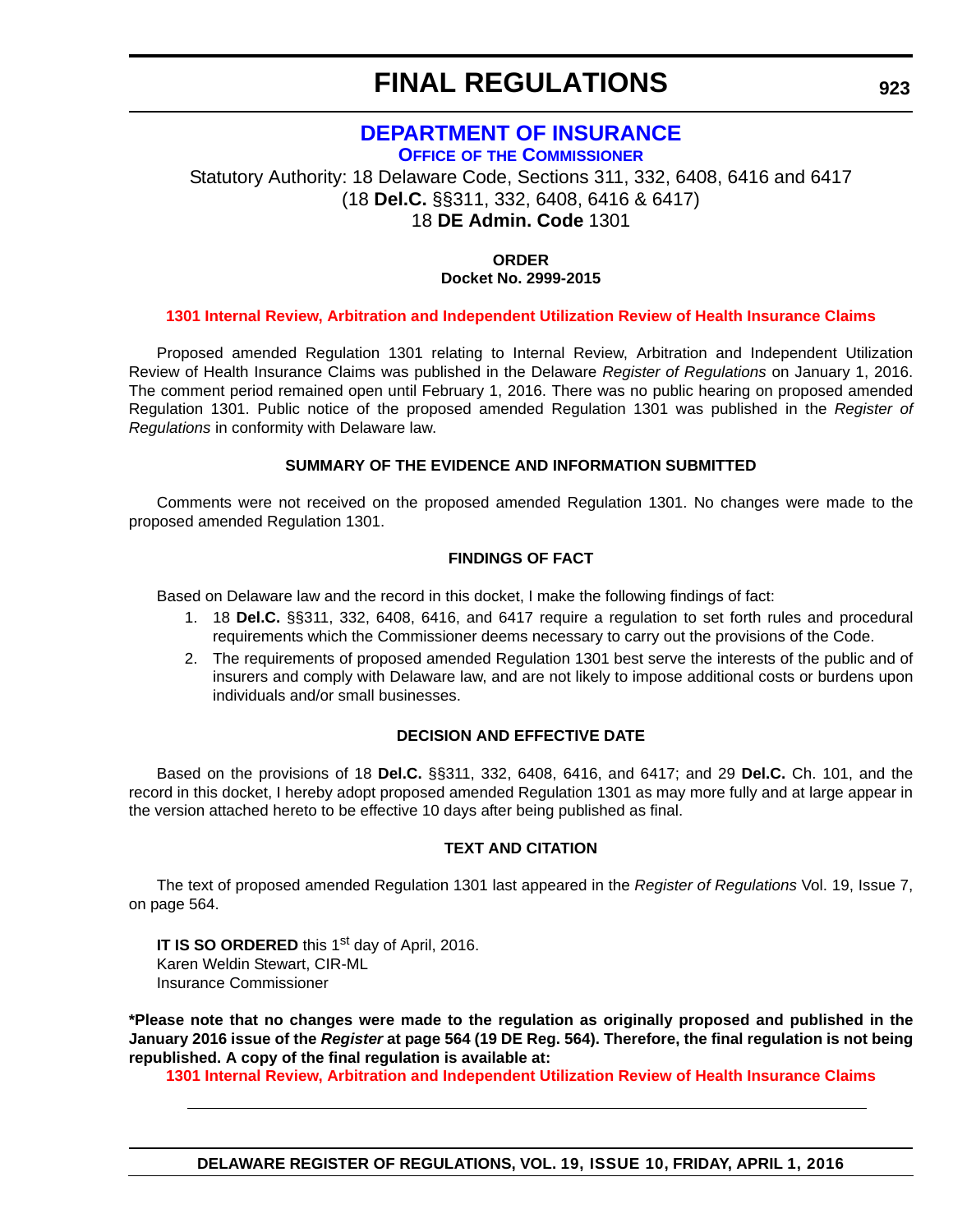# FINAL REGULATIONS

## DEPARTMENT OF INSURANCE

### OFFICE OF THE COMMISSIONER

Statutory Authority: 18 Delaware Code, Sections 311, 332, 6408, 6416 and 6417
(18 **Del.C.** §§311, 332, 6408, 6416 & 6417)
18 **DE Admin. Code** 1301

**ORDER**
**Docket No. 2999-2015**

**1301 Internal Review, Arbitration and Independent Utilization Review of Health Insurance Claims**

Proposed amended Regulation 1301 relating to Internal Review, Arbitration and Independent Utilization Review of Health Insurance Claims was published in the Delaware *Register of Regulations* on January 1, 2016. The comment period remained open until February 1, 2016. There was no public hearing on proposed amended Regulation 1301. Public notice of the proposed amended Regulation 1301 was published in the *Register of Regulations* in conformity with Delaware law.

**SUMMARY OF THE EVIDENCE AND INFORMATION SUBMITTED**

Comments were not received on the proposed amended Regulation 1301. No changes were made to the proposed amended Regulation 1301.

**FINDINGS OF FACT**

Based on Delaware law and the record in this docket, I make the following findings of fact:

1. 18 **Del.C.** §§311, 332, 6408, 6416, and 6417 require a regulation to set forth rules and procedural requirements which the Commissioner deems necessary to carry out the provisions of the Code.
2. The requirements of proposed amended Regulation 1301 best serve the interests of the public and of insurers and comply with Delaware law, and are not likely to impose additional costs or burdens upon individuals and/or small businesses.

**DECISION AND EFFECTIVE DATE**

Based on the provisions of 18 **Del.C.** §§311, 332, 6408, 6416, and 6417; and 29 **Del.C.** Ch. 101, and the record in this docket, I hereby adopt proposed amended Regulation 1301 as may more fully and at large appear in the version attached hereto to be effective 10 days after being published as final.

**TEXT AND CITATION**

The text of proposed amended Regulation 1301 last appeared in the *Register of Regulations* Vol. 19, Issue 7, on page 564.

**IT IS SO ORDERED** this 1st day of April, 2016.
Karen Weldin Stewart, CIR-ML
Insurance Commissioner

**\*Please note that no changes were made to the regulation as originally proposed and published in the January 2016 issue of the *Register* at page 564 (19 DE Reg. 564). Therefore, the final regulation is not being republished. A copy of the final regulation is available at:**

**1301 Internal Review, Arbitration and Independent Utilization Review of Health Insurance Claims**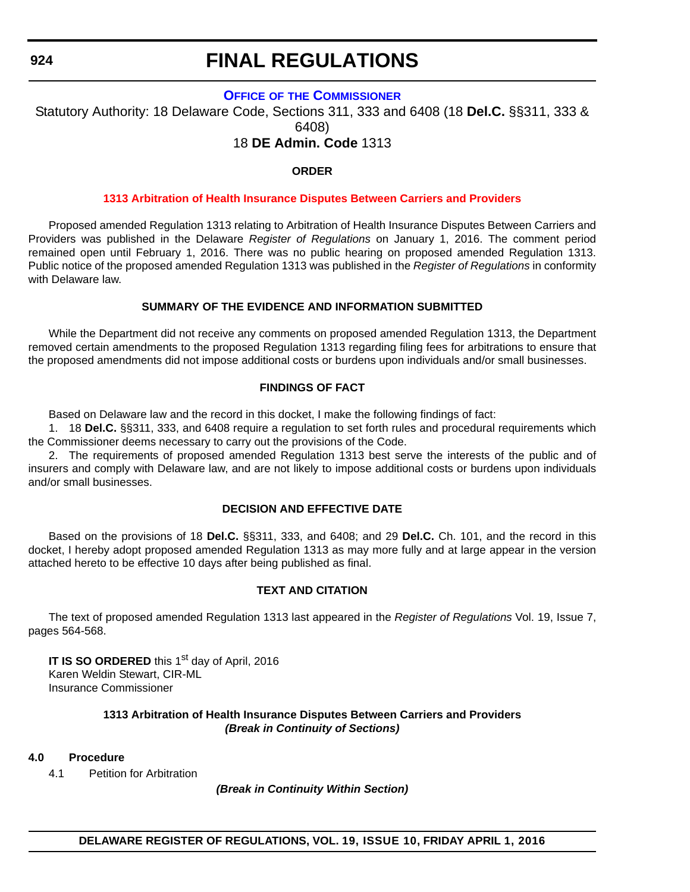# FINAL REGULATIONS

## OFFICE OF THE COMMISSIONER

Statutory Authority: 18 Delaware Code, Sections 311, 333 and 6408 (18 **Del.C.** §§311, 333 & 6408)

18 **DE Admin. Code** 1313

### ORDER

### 1313 Arbitration of Health Insurance Disputes Between Carriers and Providers

Proposed amended Regulation 1313 relating to Arbitration of Health Insurance Disputes Between Carriers and Providers was published in the Delaware *Register of Regulations* on January 1, 2016. The comment period remained open until February 1, 2016. There was no public hearing on proposed amended Regulation 1313. Public notice of the proposed amended Regulation 1313 was published in the *Register of Regulations* in conformity with Delaware law.

### SUMMARY OF THE EVIDENCE AND INFORMATION SUBMITTED

While the Department did not receive any comments on proposed amended Regulation 1313, the Department removed certain amendments to the proposed Regulation 1313 regarding filing fees for arbitrations to ensure that the proposed amendments did not impose additional costs or burdens upon individuals and/or small businesses.

### FINDINGS OF FACT

Based on Delaware law and the record in this docket, I make the following findings of fact:

1. 18 **Del.C.** §§311, 333, and 6408 require a regulation to set forth rules and procedural requirements which the Commissioner deems necessary to carry out the provisions of the Code.

2. The requirements of proposed amended Regulation 1313 best serve the interests of the public and of insurers and comply with Delaware law, and are not likely to impose additional costs or burdens upon individuals and/or small businesses.

### DECISION AND EFFECTIVE DATE

Based on the provisions of 18 **Del.C.** §§311, 333, and 6408; and 29 **Del.C.** Ch. 101, and the record in this docket, I hereby adopt proposed amended Regulation 1313 as may more fully and at large appear in the version attached hereto to be effective 10 days after being published as final.

### TEXT AND CITATION

The text of proposed amended Regulation 1313 last appeared in the *Register of Regulations* Vol. 19, Issue 7, pages 564-568.

**IT IS SO ORDERED** this 1st day of April, 2016
Karen Weldin Stewart, CIR-ML
Insurance Commissioner

### 1313 Arbitration of Health Insurance Disputes Between Carriers and Providers

***(Break in Continuity of Sections)***

**4.0 Procedure**

4.1 Petition for Arbitration

***(Break in Continuity Within Section)***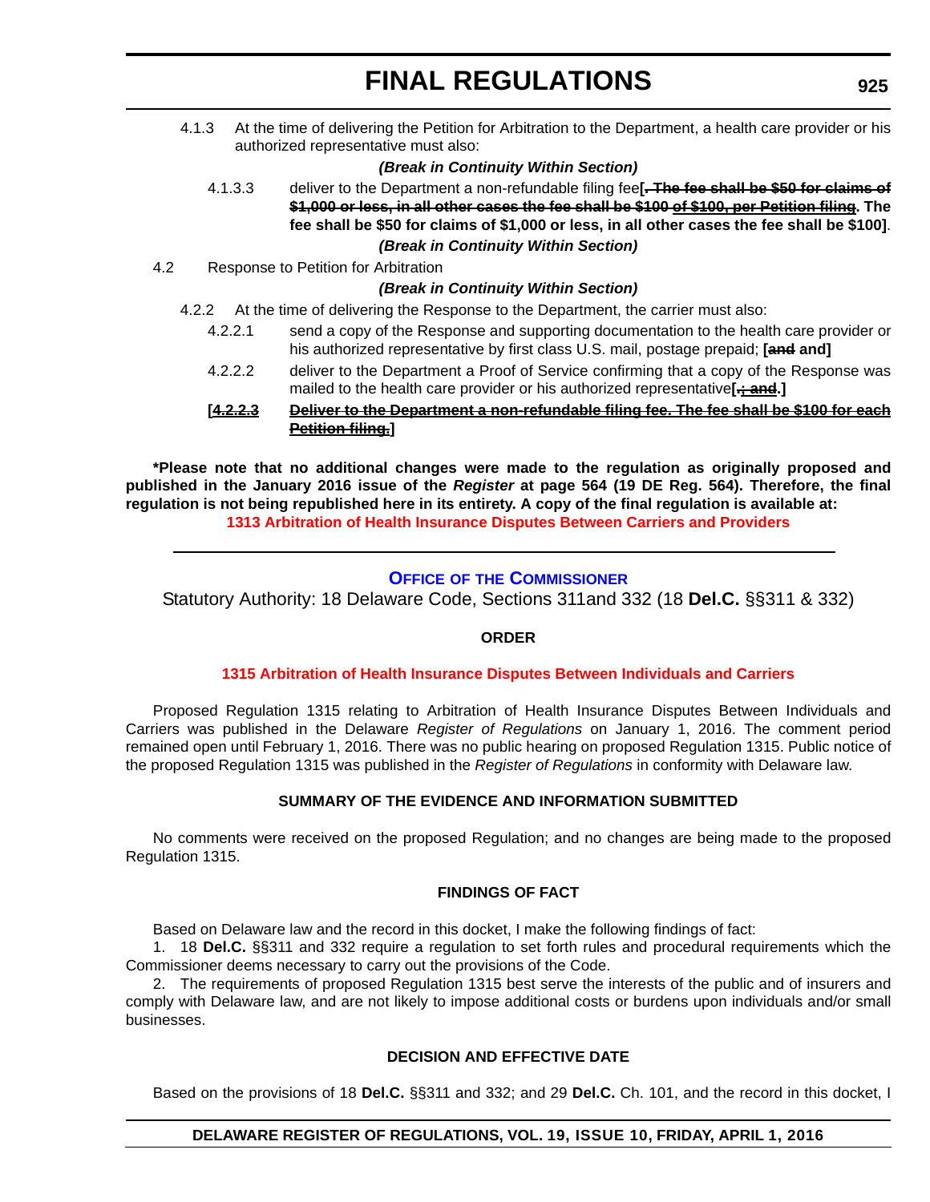4.1.3 At the time of delivering the Petition for Arbitration to the Department, a health care provider or his authorized representative must also:

***(Break in Continuity Within Section)***

4.1.3.3 deliver to the Department a non-refundable filing fee**[~~. The fee shall be \$50 for claims of \$1,000 or less, in all other cases the fee shall be \$100 of \$100, per Petition filing~~. The fee shall be \$50 for claims of \$1,000 or less, in all other cases the fee shall be \$100]**.

***(Break in Continuity Within Section)***

4.2 Response to Petition for Arbitration

***(Break in Continuity Within Section)***

4.2.2 At the time of delivering the Response to the Department, the carrier must also:

4.2.2.1 send a copy of the Response and supporting documentation to the health care provider or his authorized representative by first class U.S. mail, postage prepaid; **[~~and~~ and]**

4.2.2.2 deliver to the Department a Proof of Service confirming that a copy of the Response was mailed to the health care provider or his authorized representative**[.~~; and~~.]**

**[~~4.2.2.3 Deliver to the Department a non-refundable filing fee. The fee shall be \$100 for each Petition filing.~~]**

**\*Please note that no additional changes were made to the regulation as originally proposed and published in the January 2016 issue of the *Register* at page 564 (19 DE Reg. 564). Therefore, the final regulation is not being republished here in its entirety. A copy of the final regulation is available at:**

**1313 Arbitration of Health Insurance Disputes Between Carriers and Providers**

---

## OFFICE OF THE COMMISSIONER

Statutory Authority: 18 Delaware Code, Sections 311and 332 (18 **Del.C.** §§311 & 332)

### ORDER

### 1315 Arbitration of Health Insurance Disputes Between Individuals and Carriers

Proposed Regulation 1315 relating to Arbitration of Health Insurance Disputes Between Individuals and Carriers was published in the Delaware *Register of Regulations* on January 1, 2016. The comment period remained open until February 1, 2016. There was no public hearing on proposed Regulation 1315. Public notice of the proposed Regulation 1315 was published in the *Register of Regulations* in conformity with Delaware law.

### SUMMARY OF THE EVIDENCE AND INFORMATION SUBMITTED

No comments were received on the proposed Regulation; and no changes are being made to the proposed Regulation 1315.

### FINDINGS OF FACT

Based on Delaware law and the record in this docket, I make the following findings of fact:

1. 18 **Del.C.** §§311 and 332 require a regulation to set forth rules and procedural requirements which the Commissioner deems necessary to carry out the provisions of the Code.

2. The requirements of proposed Regulation 1315 best serve the interests of the public and of insurers and comply with Delaware law, and are not likely to impose additional costs or burdens upon individuals and/or small businesses.

### DECISION AND EFFECTIVE DATE

Based on the provisions of 18 **Del.C.** §§311 and 332; and 29 **Del.C.** Ch. 101, and the record in this docket, I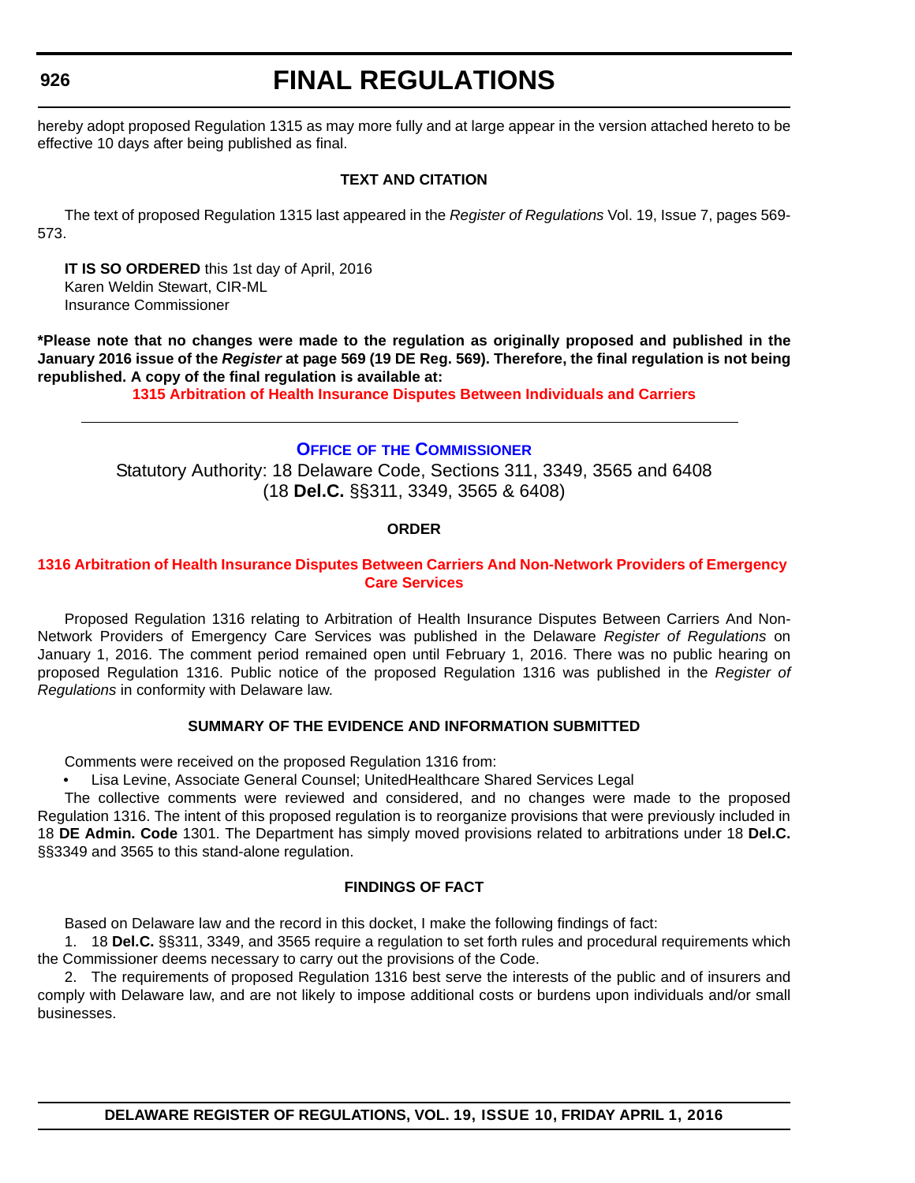hereby adopt proposed Regulation 1315 as may more fully and at large appear in the version attached hereto to be effective 10 days after being published as final.

**TEXT AND CITATION**

The text of proposed Regulation 1315 last appeared in the *Register of Regulations* Vol. 19, Issue 7, pages 569-573.

**IT IS SO ORDERED** this 1st day of April, 2016
Karen Weldin Stewart, CIR-ML
Insurance Commissioner

**\*Please note that no changes were made to the regulation as originally proposed and published in the January 2016 issue of the *Register* at page 569 (19 DE Reg. 569). Therefore, the final regulation is not being republished. A copy of the final regulation is available at:**

**1315 Arbitration of Health Insurance Disputes Between Individuals and Carriers**

---

## Office of the Commissioner

Statutory Authority: 18 Delaware Code, Sections 311, 3349, 3565 and 6408 (18 **Del.C.** §§311, 3349, 3565 & 6408)

**ORDER**

**1316 Arbitration of Health Insurance Disputes Between Carriers And Non-Network Providers of Emergency Care Services**

Proposed Regulation 1316 relating to Arbitration of Health Insurance Disputes Between Carriers And Non-Network Providers of Emergency Care Services was published in the Delaware *Register of Regulations* on January 1, 2016. The comment period remained open until February 1, 2016. There was no public hearing on proposed Regulation 1316. Public notice of the proposed Regulation 1316 was published in the *Register of Regulations* in conformity with Delaware law.

**SUMMARY OF THE EVIDENCE AND INFORMATION SUBMITTED**

Comments were received on the proposed Regulation 1316 from:

- Lisa Levine, Associate General Counsel; UnitedHealthcare Shared Services Legal

The collective comments were reviewed and considered, and no changes were made to the proposed Regulation 1316. The intent of this proposed regulation is to reorganize provisions that were previously included in 18 **DE Admin. Code** 1301. The Department has simply moved provisions related to arbitrations under 18 **Del.C.** §§3349 and 3565 to this stand-alone regulation.

**FINDINGS OF FACT**

Based on Delaware law and the record in this docket, I make the following findings of fact:

1. 18 **Del.C.** §§311, 3349, and 3565 require a regulation to set forth rules and procedural requirements which the Commissioner deems necessary to carry out the provisions of the Code.

2. The requirements of proposed Regulation 1316 best serve the interests of the public and of insurers and comply with Delaware law, and are not likely to impose additional costs or burdens upon individuals and/or small businesses.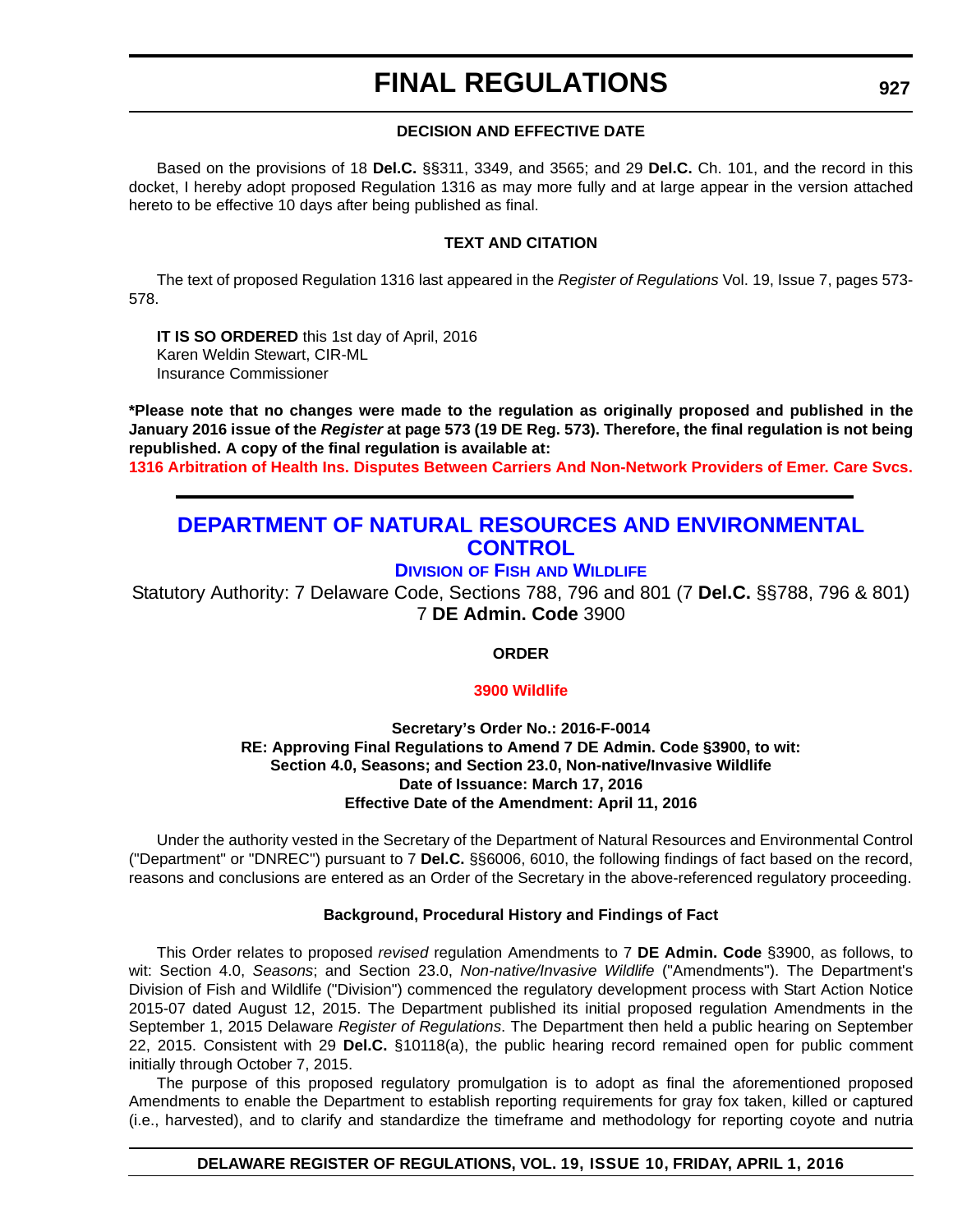#### DECISION AND EFFECTIVE DATE

Based on the provisions of 18 **Del.C.** §§311, 3349, and 3565; and 29 **Del.C.** Ch. 101, and the record in this docket, I hereby adopt proposed Regulation 1316 as may more fully and at large appear in the version attached hereto to be effective 10 days after being published as final.

#### TEXT AND CITATION

The text of proposed Regulation 1316 last appeared in the *Register of Regulations* Vol. 19, Issue 7, pages 573-578.

**IT IS SO ORDERED** this 1st day of April, 2016
Karen Weldin Stewart, CIR-ML
Insurance Commissioner

**\*Please note that no changes were made to the regulation as originally proposed and published in the January 2016 issue of the *Register* at page 573 (19 DE Reg. 573). Therefore, the final regulation is not being republished. A copy of the final regulation is available at:**
**1316 Arbitration of Health Ins. Disputes Between Carriers And Non-Network Providers of Emer. Care Svcs.**

## DEPARTMENT OF NATURAL RESOURCES AND ENVIRONMENTAL CONTROL

### DIVISION OF FISH AND WILDLIFE

Statutory Authority: 7 Delaware Code, Sections 788, 796 and 801 (7 **Del.C.** §§788, 796 & 801)
7 **DE Admin. Code** 3900

#### ORDER

#### 3900 Wildlife

**Secretary's Order No.: 2016-F-0014**
**RE: Approving Final Regulations to Amend 7 DE Admin. Code §3900, to wit:**
**Section 4.0, Seasons; and Section 23.0, Non-native/Invasive Wildlife**
**Date of Issuance: March 17, 2016**
**Effective Date of the Amendment: April 11, 2016**

Under the authority vested in the Secretary of the Department of Natural Resources and Environmental Control ("Department" or "DNREC") pursuant to 7 **Del.C.** §§6006, 6010, the following findings of fact based on the record, reasons and conclusions are entered as an Order of the Secretary in the above-referenced regulatory proceeding.

#### Background, Procedural History and Findings of Fact

This Order relates to proposed *revised* regulation Amendments to 7 **DE Admin. Code** §3900, as follows, to wit: Section 4.0, *Seasons*; and Section 23.0, *Non-native/Invasive Wildlife* ("Amendments"). The Department's Division of Fish and Wildlife ("Division") commenced the regulatory development process with Start Action Notice 2015-07 dated August 12, 2015. The Department published its initial proposed regulation Amendments in the September 1, 2015 Delaware *Register of Regulations*. The Department then held a public hearing on September 22, 2015. Consistent with 29 **Del.C.** §10118(a), the public hearing record remained open for public comment initially through October 7, 2015.

The purpose of this proposed regulatory promulgation is to adopt as final the aforementioned proposed Amendments to enable the Department to establish reporting requirements for gray fox taken, killed or captured (i.e., harvested), and to clarify and standardize the timeframe and methodology for reporting coyote and nutria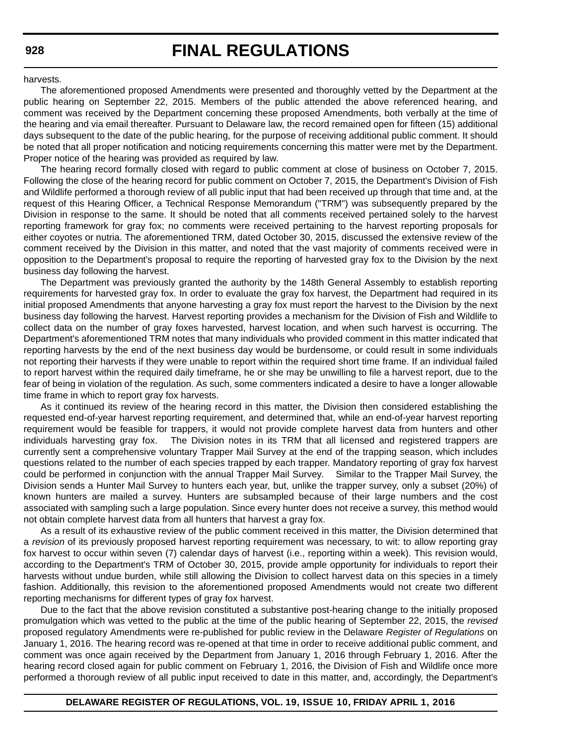harvests.

The aforementioned proposed Amendments were presented and thoroughly vetted by the Department at the public hearing on September 22, 2015. Members of the public attended the above referenced hearing, and comment was received by the Department concerning these proposed Amendments, both verbally at the time of the hearing and via email thereafter. Pursuant to Delaware law, the record remained open for fifteen (15) additional days subsequent to the date of the public hearing, for the purpose of receiving additional public comment. It should be noted that all proper notification and noticing requirements concerning this matter were met by the Department. Proper notice of the hearing was provided as required by law.

The hearing record formally closed with regard to public comment at close of business on October 7, 2015. Following the close of the hearing record for public comment on October 7, 2015, the Department's Division of Fish and Wildlife performed a thorough review of all public input that had been received up through that time and, at the request of this Hearing Officer, a Technical Response Memorandum ("TRM") was subsequently prepared by the Division in response to the same. It should be noted that all comments received pertained solely to the harvest reporting framework for gray fox; no comments were received pertaining to the harvest reporting proposals for either coyotes or nutria. The aforementioned TRM, dated October 30, 2015, discussed the extensive review of the comment received by the Division in this matter, and noted that the vast majority of comments received were in opposition to the Department's proposal to require the reporting of harvested gray fox to the Division by the next business day following the harvest.

The Department was previously granted the authority by the 148th General Assembly to establish reporting requirements for harvested gray fox. In order to evaluate the gray fox harvest, the Department had required in its initial proposed Amendments that anyone harvesting a gray fox must report the harvest to the Division by the next business day following the harvest. Harvest reporting provides a mechanism for the Division of Fish and Wildlife to collect data on the number of gray foxes harvested, harvest location, and when such harvest is occurring. The Department's aforementioned TRM notes that many individuals who provided comment in this matter indicated that reporting harvests by the end of the next business day would be burdensome, or could result in some individuals not reporting their harvests if they were unable to report within the required short time frame. If an individual failed to report harvest within the required daily timeframe, he or she may be unwilling to file a harvest report, due to the fear of being in violation of the regulation. As such, some commenters indicated a desire to have a longer allowable time frame in which to report gray fox harvests.

As it continued its review of the hearing record in this matter, the Division then considered establishing the requested end-of-year harvest reporting requirement, and determined that, while an end-of-year harvest reporting requirement would be feasible for trappers, it would not provide complete harvest data from hunters and other individuals harvesting gray fox. The Division notes in its TRM that all licensed and registered trappers are currently sent a comprehensive voluntary Trapper Mail Survey at the end of the trapping season, which includes questions related to the number of each species trapped by each trapper. Mandatory reporting of gray fox harvest could be performed in conjunction with the annual Trapper Mail Survey. Similar to the Trapper Mail Survey, the Division sends a Hunter Mail Survey to hunters each year, but, unlike the trapper survey, only a subset (20%) of known hunters are mailed a survey. Hunters are subsampled because of their large numbers and the cost associated with sampling such a large population. Since every hunter does not receive a survey, this method would not obtain complete harvest data from all hunters that harvest a gray fox.

As a result of its exhaustive review of the public comment received in this matter, the Division determined that a *revision* of its previously proposed harvest reporting requirement was necessary, to wit: to allow reporting gray fox harvest to occur within seven (7) calendar days of harvest (i.e., reporting within a week). This revision would, according to the Department's TRM of October 30, 2015, provide ample opportunity for individuals to report their harvests without undue burden, while still allowing the Division to collect harvest data on this species in a timely fashion. Additionally, this revision to the aforementioned proposed Amendments would not create two different reporting mechanisms for different types of gray fox harvest.

Due to the fact that the above revision constituted a substantive post-hearing change to the initially proposed promulgation which was vetted to the public at the time of the public hearing of September 22, 2015, the *revised* proposed regulatory Amendments were re-published for public review in the Delaware *Register of Regulations* on January 1, 2016. The hearing record was re-opened at that time in order to receive additional public comment, and comment was once again received by the Department from January 1, 2016 through February 1, 2016. After the hearing record closed again for public comment on February 1, 2016, the Division of Fish and Wildlife once more performed a thorough review of all public input received to date in this matter, and, accordingly, the Department's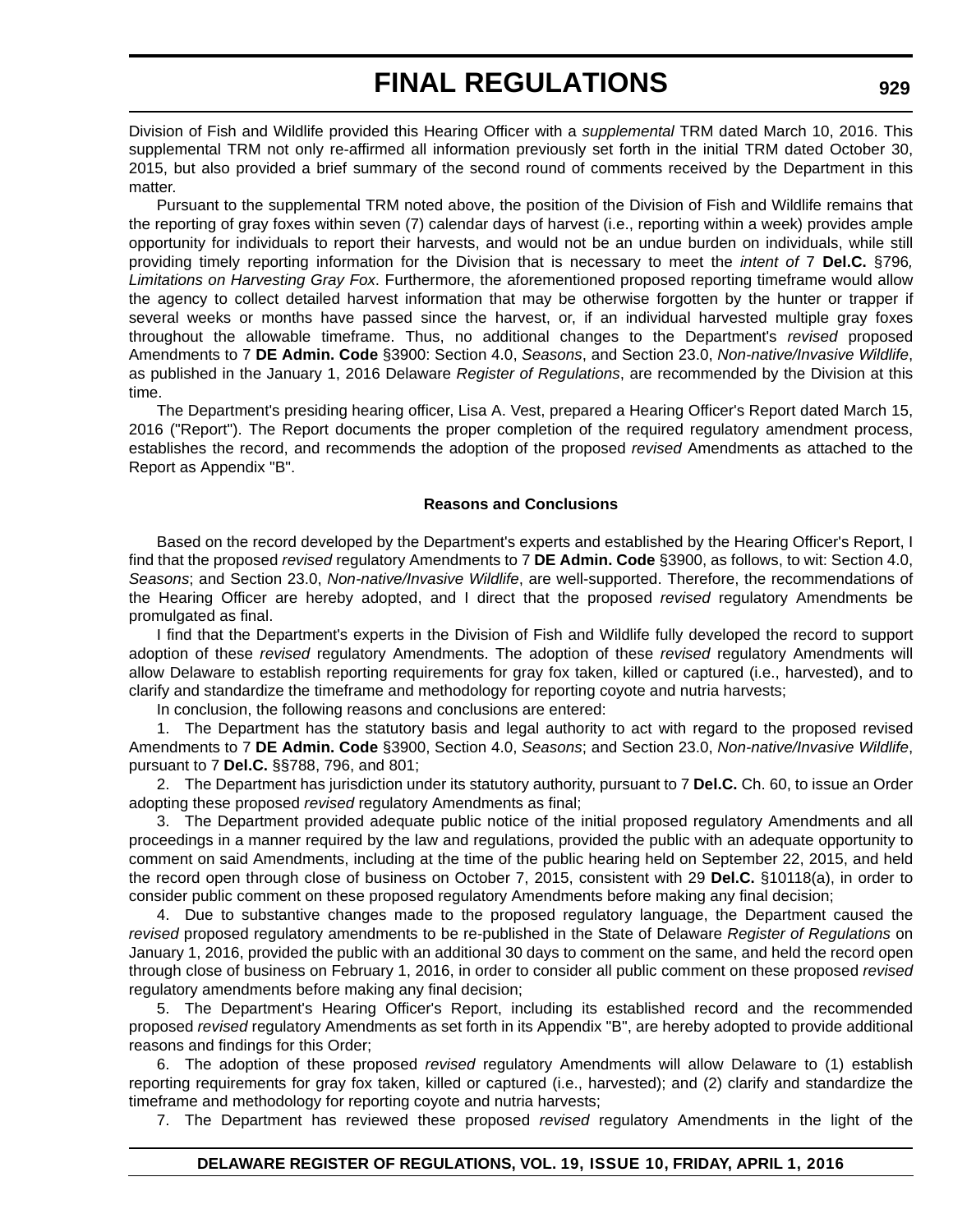Division of Fish and Wildlife provided this Hearing Officer with a *supplemental* TRM dated March 10, 2016. This supplemental TRM not only re-affirmed all information previously set forth in the initial TRM dated October 30, 2015, but also provided a brief summary of the second round of comments received by the Department in this matter.

Pursuant to the supplemental TRM noted above, the position of the Division of Fish and Wildlife remains that the reporting of gray foxes within seven (7) calendar days of harvest (i.e., reporting within a week) provides ample opportunity for individuals to report their harvests, and would not be an undue burden on individuals, while still providing timely reporting information for the Division that is necessary to meet the *intent of* 7 **Del.C.** §796*, Limitations on Harvesting Gray Fox*. Furthermore, the aforementioned proposed reporting timeframe would allow the agency to collect detailed harvest information that may be otherwise forgotten by the hunter or trapper if several weeks or months have passed since the harvest, or, if an individual harvested multiple gray foxes throughout the allowable timeframe. Thus, no additional changes to the Department's *revised* proposed Amendments to 7 **DE Admin. Code** §3900: Section 4.0, *Seasons*, and Section 23.0, *Non-native/Invasive Wildlife*, as published in the January 1, 2016 Delaware *Register of Regulations*, are recommended by the Division at this time.

The Department's presiding hearing officer, Lisa A. Vest, prepared a Hearing Officer's Report dated March 15, 2016 ("Report"). The Report documents the proper completion of the required regulatory amendment process, establishes the record, and recommends the adoption of the proposed *revised* Amendments as attached to the Report as Appendix "B".

**Reasons and Conclusions**

Based on the record developed by the Department's experts and established by the Hearing Officer's Report, I find that the proposed *revised* regulatory Amendments to 7 **DE Admin. Code** §3900, as follows, to wit: Section 4.0, *Seasons*; and Section 23.0, *Non-native/Invasive Wildlife*, are well-supported. Therefore, the recommendations of the Hearing Officer are hereby adopted, and I direct that the proposed *revised* regulatory Amendments be promulgated as final.

I find that the Department's experts in the Division of Fish and Wildlife fully developed the record to support adoption of these *revised* regulatory Amendments. The adoption of these *revised* regulatory Amendments will allow Delaware to establish reporting requirements for gray fox taken, killed or captured (i.e., harvested), and to clarify and standardize the timeframe and methodology for reporting coyote and nutria harvests;

In conclusion, the following reasons and conclusions are entered:

1. The Department has the statutory basis and legal authority to act with regard to the proposed revised Amendments to 7 **DE Admin. Code** §3900, Section 4.0, *Seasons*; and Section 23.0, *Non-native/Invasive Wildlife*, pursuant to 7 **Del.C.** §§788, 796, and 801;

2. The Department has jurisdiction under its statutory authority, pursuant to 7 **Del.C.** Ch. 60, to issue an Order adopting these proposed *revised* regulatory Amendments as final;

3. The Department provided adequate public notice of the initial proposed regulatory Amendments and all proceedings in a manner required by the law and regulations, provided the public with an adequate opportunity to comment on said Amendments, including at the time of the public hearing held on September 22, 2015, and held the record open through close of business on October 7, 2015, consistent with 29 **Del.C.** §10118(a), in order to consider public comment on these proposed regulatory Amendments before making any final decision;

4. Due to substantive changes made to the proposed regulatory language, the Department caused the *revised* proposed regulatory amendments to be re-published in the State of Delaware *Register of Regulations* on January 1, 2016, provided the public with an additional 30 days to comment on the same, and held the record open through close of business on February 1, 2016, in order to consider all public comment on these proposed *revised* regulatory amendments before making any final decision;

5. The Department's Hearing Officer's Report, including its established record and the recommended proposed *revised* regulatory Amendments as set forth in its Appendix "B", are hereby adopted to provide additional reasons and findings for this Order;

6. The adoption of these proposed *revised* regulatory Amendments will allow Delaware to (1) establish reporting requirements for gray fox taken, killed or captured (i.e., harvested); and (2) clarify and standardize the timeframe and methodology for reporting coyote and nutria harvests;

7. The Department has reviewed these proposed *revised* regulatory Amendments in the light of the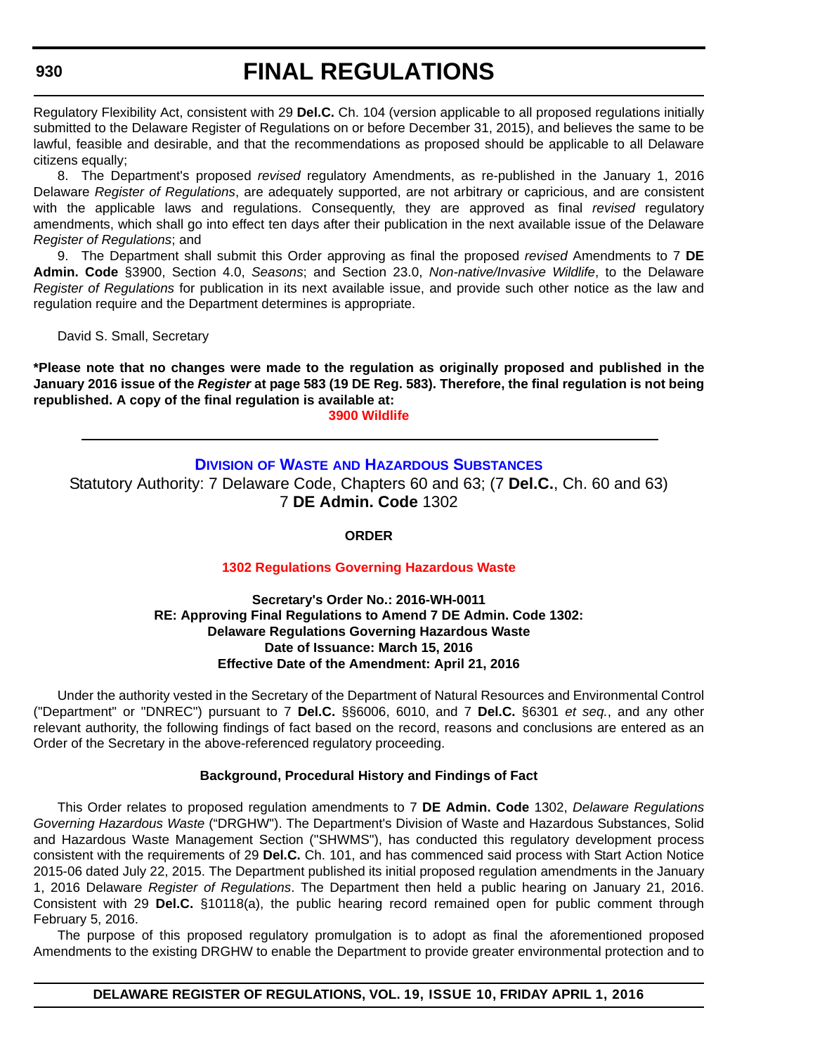Regulatory Flexibility Act, consistent with 29 **Del.C.** Ch. 104 (version applicable to all proposed regulations initially submitted to the Delaware Register of Regulations on or before December 31, 2015), and believes the same to be lawful, feasible and desirable, and that the recommendations as proposed should be applicable to all Delaware citizens equally;

8. The Department's proposed *revised* regulatory Amendments, as re-published in the January 1, 2016 Delaware *Register of Regulations*, are adequately supported, are not arbitrary or capricious, and are consistent with the applicable laws and regulations. Consequently, they are approved as final *revised* regulatory amendments, which shall go into effect ten days after their publication in the next available issue of the Delaware *Register of Regulations*; and

9. The Department shall submit this Order approving as final the proposed *revised* Amendments to 7 **DE Admin. Code** §3900, Section 4.0, *Seasons*; and Section 23.0, *Non-native/Invasive Wildlife*, to the Delaware *Register of Regulations* for publication in its next available issue, and provide such other notice as the law and regulation require and the Department determines is appropriate.

David S. Small, Secretary

**\*Please note that no changes were made to the regulation as originally proposed and published in the January 2016 issue of the *Register* at page 583 (19 DE Reg. 583). Therefore, the final regulation is not being republished. A copy of the final regulation is available at:**

**3900 Wildlife**

---

## Division of Waste and Hazardous Substances

Statutory Authority: 7 Delaware Code, Chapters 60 and 63; (7 **Del.C.**, Ch. 60 and 63)
7 **DE Admin. Code** 1302

**ORDER**

**1302 Regulations Governing Hazardous Waste**

**Secretary's Order No.: 2016-WH-0011**
**RE: Approving Final Regulations to Amend 7 DE Admin. Code 1302:**
**Delaware Regulations Governing Hazardous Waste**
**Date of Issuance: March 15, 2016**
**Effective Date of the Amendment: April 21, 2016**

Under the authority vested in the Secretary of the Department of Natural Resources and Environmental Control ("Department" or "DNREC") pursuant to 7 **Del.C.** §§6006, 6010, and 7 **Del.C.** §6301 *et seq.*, and any other relevant authority, the following findings of fact based on the record, reasons and conclusions are entered as an Order of the Secretary in the above-referenced regulatory proceeding.

**Background, Procedural History and Findings of Fact**

This Order relates to proposed regulation amendments to 7 **DE Admin. Code** 1302, *Delaware Regulations Governing Hazardous Waste* ("DRGHW"). The Department's Division of Waste and Hazardous Substances, Solid and Hazardous Waste Management Section ("SHWMS"), has conducted this regulatory development process consistent with the requirements of 29 **Del.C.** Ch. 101, and has commenced said process with Start Action Notice 2015-06 dated July 22, 2015. The Department published its initial proposed regulation amendments in the January 1, 2016 Delaware *Register of Regulations*. The Department then held a public hearing on January 21, 2016. Consistent with 29 **Del.C.** §10118(a), the public hearing record remained open for public comment through February 5, 2016.

The purpose of this proposed regulatory promulgation is to adopt as final the aforementioned proposed Amendments to the existing DRGHW to enable the Department to provide greater environmental protection and to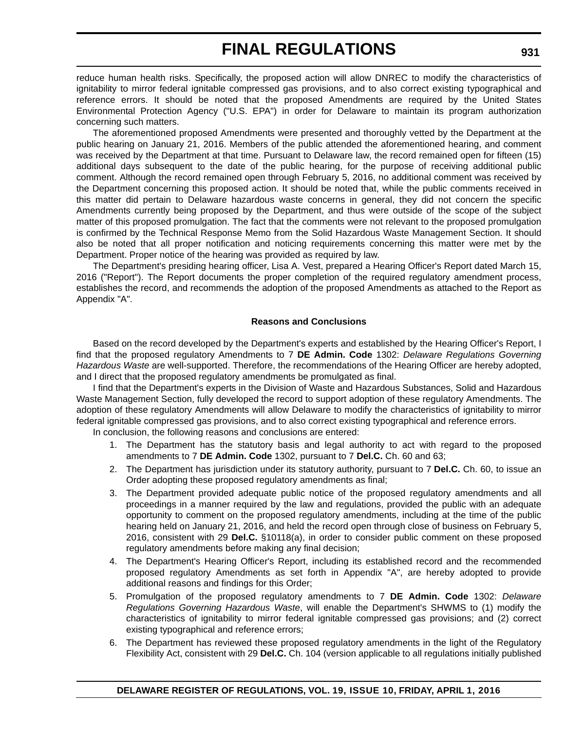reduce human health risks. Specifically, the proposed action will allow DNREC to modify the characteristics of ignitability to mirror federal ignitable compressed gas provisions, and to also correct existing typographical and reference errors. It should be noted that the proposed Amendments are required by the United States Environmental Protection Agency ("U.S. EPA") in order for Delaware to maintain its program authorization concerning such matters.

The aforementioned proposed Amendments were presented and thoroughly vetted by the Department at the public hearing on January 21, 2016. Members of the public attended the aforementioned hearing, and comment was received by the Department at that time. Pursuant to Delaware law, the record remained open for fifteen (15) additional days subsequent to the date of the public hearing, for the purpose of receiving additional public comment. Although the record remained open through February 5, 2016, no additional comment was received by the Department concerning this proposed action. It should be noted that, while the public comments received in this matter did pertain to Delaware hazardous waste concerns in general, they did not concern the specific Amendments currently being proposed by the Department, and thus were outside of the scope of the subject matter of this proposed promulgation. The fact that the comments were not relevant to the proposed promulgation is confirmed by the Technical Response Memo from the Solid Hazardous Waste Management Section. It should also be noted that all proper notification and noticing requirements concerning this matter were met by the Department. Proper notice of the hearing was provided as required by law.

The Department's presiding hearing officer, Lisa A. Vest, prepared a Hearing Officer's Report dated March 15, 2016 ("Report"). The Report documents the proper completion of the required regulatory amendment process, establishes the record, and recommends the adoption of the proposed Amendments as attached to the Report as Appendix "A".

**Reasons and Conclusions**

Based on the record developed by the Department's experts and established by the Hearing Officer's Report, I find that the proposed regulatory Amendments to 7 **DE Admin. Code** 1302: *Delaware Regulations Governing Hazardous Waste* are well-supported. Therefore, the recommendations of the Hearing Officer are hereby adopted, and I direct that the proposed regulatory amendments be promulgated as final.

I find that the Department's experts in the Division of Waste and Hazardous Substances, Solid and Hazardous Waste Management Section, fully developed the record to support adoption of these regulatory Amendments. The adoption of these regulatory Amendments will allow Delaware to modify the characteristics of ignitability to mirror federal ignitable compressed gas provisions, and to also correct existing typographical and reference errors.

In conclusion, the following reasons and conclusions are entered:

1. The Department has the statutory basis and legal authority to act with regard to the proposed amendments to 7 **DE Admin. Code** 1302, pursuant to 7 **Del.C.** Ch. 60 and 63;
2. The Department has jurisdiction under its statutory authority, pursuant to 7 **Del.C.** Ch. 60, to issue an Order adopting these proposed regulatory amendments as final;
3. The Department provided adequate public notice of the proposed regulatory amendments and all proceedings in a manner required by the law and regulations, provided the public with an adequate opportunity to comment on the proposed regulatory amendments, including at the time of the public hearing held on January 21, 2016, and held the record open through close of business on February 5, 2016, consistent with 29 **Del.C.** §10118(a), in order to consider public comment on these proposed regulatory amendments before making any final decision;
4. The Department's Hearing Officer's Report, including its established record and the recommended proposed regulatory Amendments as set forth in Appendix "A", are hereby adopted to provide additional reasons and findings for this Order;
5. Promulgation of the proposed regulatory amendments to 7 **DE Admin. Code** 1302: *Delaware Regulations Governing Hazardous Waste*, will enable the Department's SHWMS to (1) modify the characteristics of ignitability to mirror federal ignitable compressed gas provisions; and (2) correct existing typographical and reference errors;
6. The Department has reviewed these proposed regulatory amendments in the light of the Regulatory Flexibility Act, consistent with 29 **Del.C.** Ch. 104 (version applicable to all regulations initially published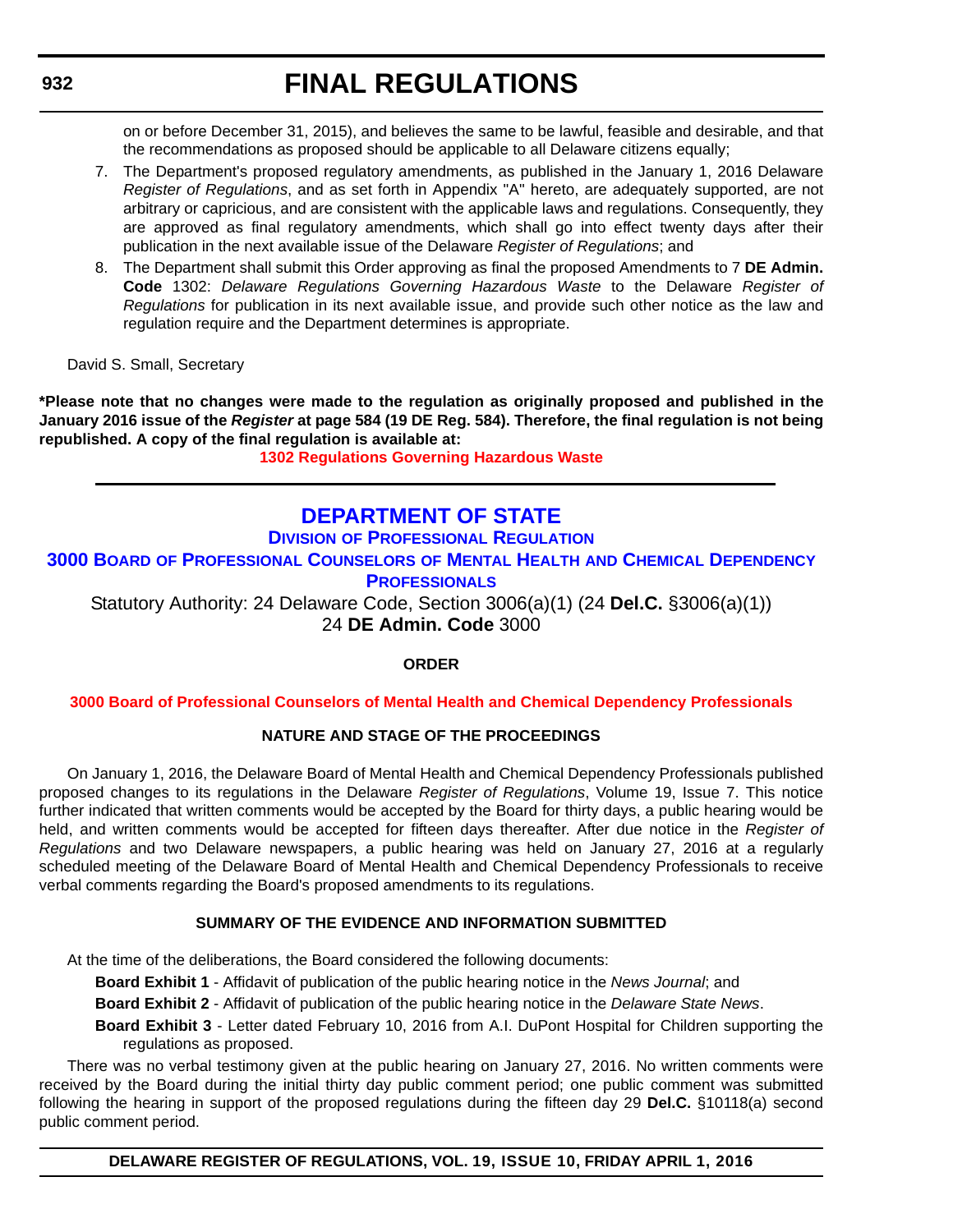on or before December 31, 2015), and believes the same to be lawful, feasible and desirable, and that the recommendations as proposed should be applicable to all Delaware citizens equally;

7. The Department's proposed regulatory amendments, as published in the January 1, 2016 Delaware *Register of Regulations*, and as set forth in Appendix "A" hereto, are adequately supported, are not arbitrary or capricious, and are consistent with the applicable laws and regulations. Consequently, they are approved as final regulatory amendments, which shall go into effect twenty days after their publication in the next available issue of the Delaware *Register of Regulations*; and
8. The Department shall submit this Order approving as final the proposed Amendments to 7 **DE Admin. Code** 1302: *Delaware Regulations Governing Hazardous Waste* to the Delaware *Register of Regulations* for publication in its next available issue, and provide such other notice as the law and regulation require and the Department determines is appropriate.

David S. Small, Secretary

**\*Please note that no changes were made to the regulation as originally proposed and published in the January 2016 issue of the *Register* at page 584 (19 DE Reg. 584). Therefore, the final regulation is not being republished. A copy of the final regulation is available at:**

**1302 Regulations Governing Hazardous Waste**

---

# DEPARTMENT OF STATE

## DIVISION OF PROFESSIONAL REGULATION

## 3000 BOARD OF PROFESSIONAL COUNSELORS OF MENTAL HEALTH AND CHEMICAL DEPENDENCY PROFESSIONALS

Statutory Authority: 24 Delaware Code, Section 3006(a)(1) (24 **Del.C.** §3006(a)(1))
24 **DE Admin. Code** 3000

### ORDER

**3000 Board of Professional Counselors of Mental Health and Chemical Dependency Professionals**

### NATURE AND STAGE OF THE PROCEEDINGS

On January 1, 2016, the Delaware Board of Mental Health and Chemical Dependency Professionals published proposed changes to its regulations in the Delaware *Register of Regulations*, Volume 19, Issue 7. This notice further indicated that written comments would be accepted by the Board for thirty days, a public hearing would be held, and written comments would be accepted for fifteen days thereafter. After due notice in the *Register of Regulations* and two Delaware newspapers, a public hearing was held on January 27, 2016 at a regularly scheduled meeting of the Delaware Board of Mental Health and Chemical Dependency Professionals to receive verbal comments regarding the Board's proposed amendments to its regulations.

### SUMMARY OF THE EVIDENCE AND INFORMATION SUBMITTED

At the time of the deliberations, the Board considered the following documents:

**Board Exhibit 1** - Affidavit of publication of the public hearing notice in the *News Journal*; and

**Board Exhibit 2** - Affidavit of publication of the public hearing notice in the *Delaware State News*.

**Board Exhibit 3** - Letter dated February 10, 2016 from A.I. DuPont Hospital for Children supporting the regulations as proposed.

There was no verbal testimony given at the public hearing on January 27, 2016. No written comments were received by the Board during the initial thirty day public comment period; one public comment was submitted following the hearing in support of the proposed regulations during the fifteen day 29 **Del.C.** §10118(a) second public comment period.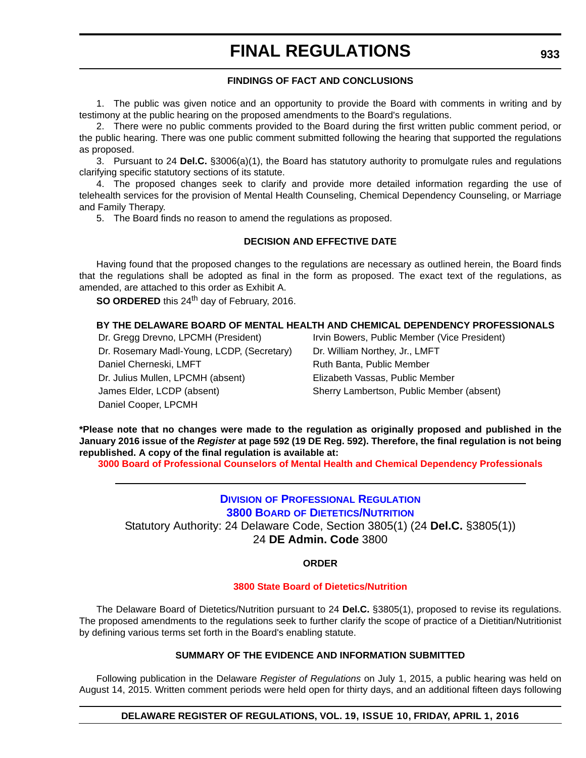#### FINDINGS OF FACT AND CONCLUSIONS

1. The public was given notice and an opportunity to provide the Board with comments in writing and by testimony at the public hearing on the proposed amendments to the Board's regulations.

2. There were no public comments provided to the Board during the first written public comment period, or the public hearing. There was one public comment submitted following the hearing that supported the regulations as proposed.

3. Pursuant to 24 **Del.C.** §3006(a)(1), the Board has statutory authority to promulgate rules and regulations clarifying specific statutory sections of its statute.

4. The proposed changes seek to clarify and provide more detailed information regarding the use of telehealth services for the provision of Mental Health Counseling, Chemical Dependency Counseling, or Marriage and Family Therapy.

5. The Board finds no reason to amend the regulations as proposed.

#### DECISION AND EFFECTIVE DATE

Having found that the proposed changes to the regulations are necessary as outlined herein, the Board finds that the regulations shall be adopted as final in the form as proposed. The exact text of the regulations, as amended, are attached to this order as Exhibit A.

**SO ORDERED** this 24th day of February, 2016.

**BY THE DELAWARE BOARD OF MENTAL HEALTH AND CHEMICAL DEPENDENCY PROFESSIONALS**

| | |
|---|---|
| Dr. Gregg Drevno, LPCMH (President) | Irvin Bowers, Public Member (Vice President) |
| Dr. Rosemary Madl-Young, LCDP, (Secretary) | Dr. William Northey, Jr., LMFT |
| Daniel Cherneski, LMFT | Ruth Banta, Public Member |
| Dr. Julius Mullen, LPCMH (absent) | Elizabeth Vassas, Public Member |
| James Elder, LCDP (absent) | Sherry Lambertson, Public Member (absent) |
| Daniel Cooper, LPCMH | |

**\*Please note that no changes were made to the regulation as originally proposed and published in the January 2016 issue of the *Register* at page 592 (19 DE Reg. 592). Therefore, the final regulation is not being republished. A copy of the final regulation is available at:**

**3000 Board of Professional Counselors of Mental Health and Chemical Dependency Professionals**

---

## DIVISION OF PROFESSIONAL REGULATION
## 3800 BOARD OF DIETETICS/NUTRITION

Statutory Authority: 24 Delaware Code, Section 3805(1) (24 **Del.C.** §3805(1))
24 **DE Admin. Code** 3800

#### ORDER

**3800 State Board of Dietetics/Nutrition**

The Delaware Board of Dietetics/Nutrition pursuant to 24 **Del.C.** §3805(1), proposed to revise its regulations. The proposed amendments to the regulations seek to further clarify the scope of practice of a Dietitian/Nutritionist by defining various terms set forth in the Board's enabling statute.

#### SUMMARY OF THE EVIDENCE AND INFORMATION SUBMITTED

Following publication in the Delaware *Register of Regulations* on July 1, 2015, a public hearing was held on August 14, 2015. Written comment periods were held open for thirty days, and an additional fifteen days following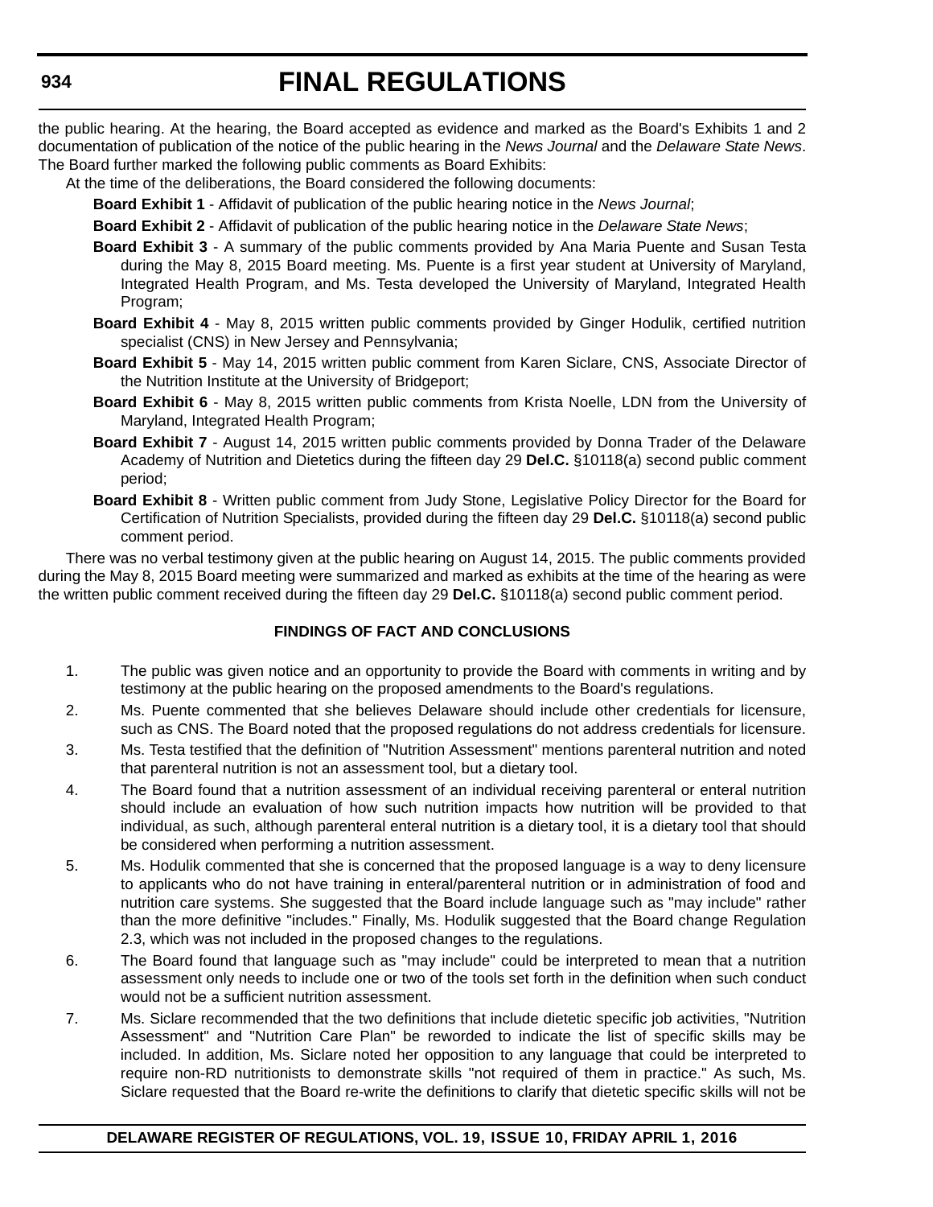the public hearing. At the hearing, the Board accepted as evidence and marked as the Board's Exhibits 1 and 2 documentation of publication of the notice of the public hearing in the *News Journal* and the *Delaware State News*. The Board further marked the following public comments as Board Exhibits:

At the time of the deliberations, the Board considered the following documents:

**Board Exhibit 1** - Affidavit of publication of the public hearing notice in the *News Journal*;

**Board Exhibit 2** - Affidavit of publication of the public hearing notice in the *Delaware State News*;

**Board Exhibit 3** - A summary of the public comments provided by Ana Maria Puente and Susan Testa during the May 8, 2015 Board meeting. Ms. Puente is a first year student at University of Maryland, Integrated Health Program, and Ms. Testa developed the University of Maryland, Integrated Health Program;

**Board Exhibit 4** - May 8, 2015 written public comments provided by Ginger Hodulik, certified nutrition specialist (CNS) in New Jersey and Pennsylvania;

**Board Exhibit 5** - May 14, 2015 written public comment from Karen Siclare, CNS, Associate Director of the Nutrition Institute at the University of Bridgeport;

**Board Exhibit 6** - May 8, 2015 written public comments from Krista Noelle, LDN from the University of Maryland, Integrated Health Program;

**Board Exhibit 7** - August 14, 2015 written public comments provided by Donna Trader of the Delaware Academy of Nutrition and Dietetics during the fifteen day 29 **Del.C.** §10118(a) second public comment period;

**Board Exhibit 8** - Written public comment from Judy Stone, Legislative Policy Director for the Board for Certification of Nutrition Specialists, provided during the fifteen day 29 **Del.C.** §10118(a) second public comment period.

There was no verbal testimony given at the public hearing on August 14, 2015. The public comments provided during the May 8, 2015 Board meeting were summarized and marked as exhibits at the time of the hearing as were the written public comment received during the fifteen day 29 **Del.C.** §10118(a) second public comment period.

**FINDINGS OF FACT AND CONCLUSIONS**

1. The public was given notice and an opportunity to provide the Board with comments in writing and by testimony at the public hearing on the proposed amendments to the Board's regulations.
2. Ms. Puente commented that she believes Delaware should include other credentials for licensure, such as CNS. The Board noted that the proposed regulations do not address credentials for licensure.
3. Ms. Testa testified that the definition of "Nutrition Assessment" mentions parenteral nutrition and noted that parenteral nutrition is not an assessment tool, but a dietary tool.
4. The Board found that a nutrition assessment of an individual receiving parenteral or enteral nutrition should include an evaluation of how such nutrition impacts how nutrition will be provided to that individual, as such, although parenteral enteral nutrition is a dietary tool, it is a dietary tool that should be considered when performing a nutrition assessment.
5. Ms. Hodulik commented that she is concerned that the proposed language is a way to deny licensure to applicants who do not have training in enteral/parenteral nutrition or in administration of food and nutrition care systems. She suggested that the Board include language such as "may include" rather than the more definitive "includes." Finally, Ms. Hodulik suggested that the Board change Regulation 2.3, which was not included in the proposed changes to the regulations.
6. The Board found that language such as "may include" could be interpreted to mean that a nutrition assessment only needs to include one or two of the tools set forth in the definition when such conduct would not be a sufficient nutrition assessment.
7. Ms. Siclare recommended that the two definitions that include dietetic specific job activities, "Nutrition Assessment" and "Nutrition Care Plan" be reworded to indicate the list of specific skills may be included. In addition, Ms. Siclare noted her opposition to any language that could be interpreted to require non-RD nutritionists to demonstrate skills "not required of them in practice." As such, Ms. Siclare requested that the Board re-write the definitions to clarify that dietetic specific skills will not be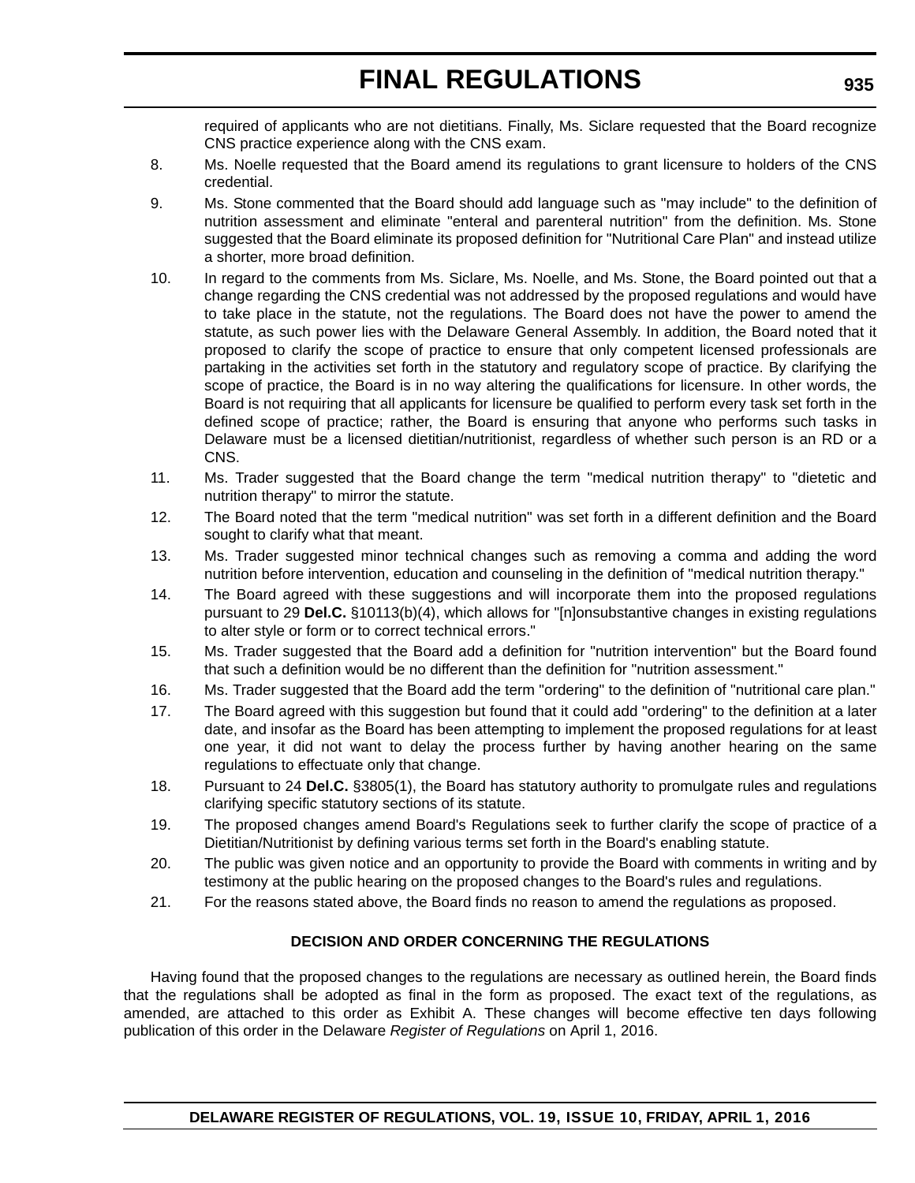required of applicants who are not dietitians. Finally, Ms. Siclare requested that the Board recognize CNS practice experience along with the CNS exam.

8. Ms. Noelle requested that the Board amend its regulations to grant licensure to holders of the CNS credential.

9. Ms. Stone commented that the Board should add language such as "may include" to the definition of nutrition assessment and eliminate "enteral and parenteral nutrition" from the definition. Ms. Stone suggested that the Board eliminate its proposed definition for "Nutritional Care Plan" and instead utilize a shorter, more broad definition.

10. In regard to the comments from Ms. Siclare, Ms. Noelle, and Ms. Stone, the Board pointed out that a change regarding the CNS credential was not addressed by the proposed regulations and would have to take place in the statute, not the regulations. The Board does not have the power to amend the statute, as such power lies with the Delaware General Assembly. In addition, the Board noted that it proposed to clarify the scope of practice to ensure that only competent licensed professionals are partaking in the activities set forth in the statutory and regulatory scope of practice. By clarifying the scope of practice, the Board is in no way altering the qualifications for licensure. In other words, the Board is not requiring that all applicants for licensure be qualified to perform every task set forth in the defined scope of practice; rather, the Board is ensuring that anyone who performs such tasks in Delaware must be a licensed dietitian/nutritionist, regardless of whether such person is an RD or a CNS.

11. Ms. Trader suggested that the Board change the term "medical nutrition therapy" to "dietetic and nutrition therapy" to mirror the statute.

12. The Board noted that the term "medical nutrition" was set forth in a different definition and the Board sought to clarify what that meant.

13. Ms. Trader suggested minor technical changes such as removing a comma and adding the word nutrition before intervention, education and counseling in the definition of "medical nutrition therapy."

14. The Board agreed with these suggestions and will incorporate them into the proposed regulations pursuant to 29 **Del.C.** §10113(b)(4), which allows for "[n]onsubstantive changes in existing regulations to alter style or form or to correct technical errors."

15. Ms. Trader suggested that the Board add a definition for "nutrition intervention" but the Board found that such a definition would be no different than the definition for "nutrition assessment."

16. Ms. Trader suggested that the Board add the term "ordering" to the definition of "nutritional care plan."

17. The Board agreed with this suggestion but found that it could add "ordering" to the definition at a later date, and insofar as the Board has been attempting to implement the proposed regulations for at least one year, it did not want to delay the process further by having another hearing on the same regulations to effectuate only that change.

18. Pursuant to 24 **Del.C.** §3805(1), the Board has statutory authority to promulgate rules and regulations clarifying specific statutory sections of its statute.

19. The proposed changes amend Board's Regulations seek to further clarify the scope of practice of a Dietitian/Nutritionist by defining various terms set forth in the Board's enabling statute.

20. The public was given notice and an opportunity to provide the Board with comments in writing and by testimony at the public hearing on the proposed changes to the Board's rules and regulations.

21. For the reasons stated above, the Board finds no reason to amend the regulations as proposed.

**DECISION AND ORDER CONCERNING THE REGULATIONS**

Having found that the proposed changes to the regulations are necessary as outlined herein, the Board finds that the regulations shall be adopted as final in the form as proposed. The exact text of the regulations, as amended, are attached to this order as Exhibit A. These changes will become effective ten days following publication of this order in the Delaware *Register of Regulations* on April 1, 2016.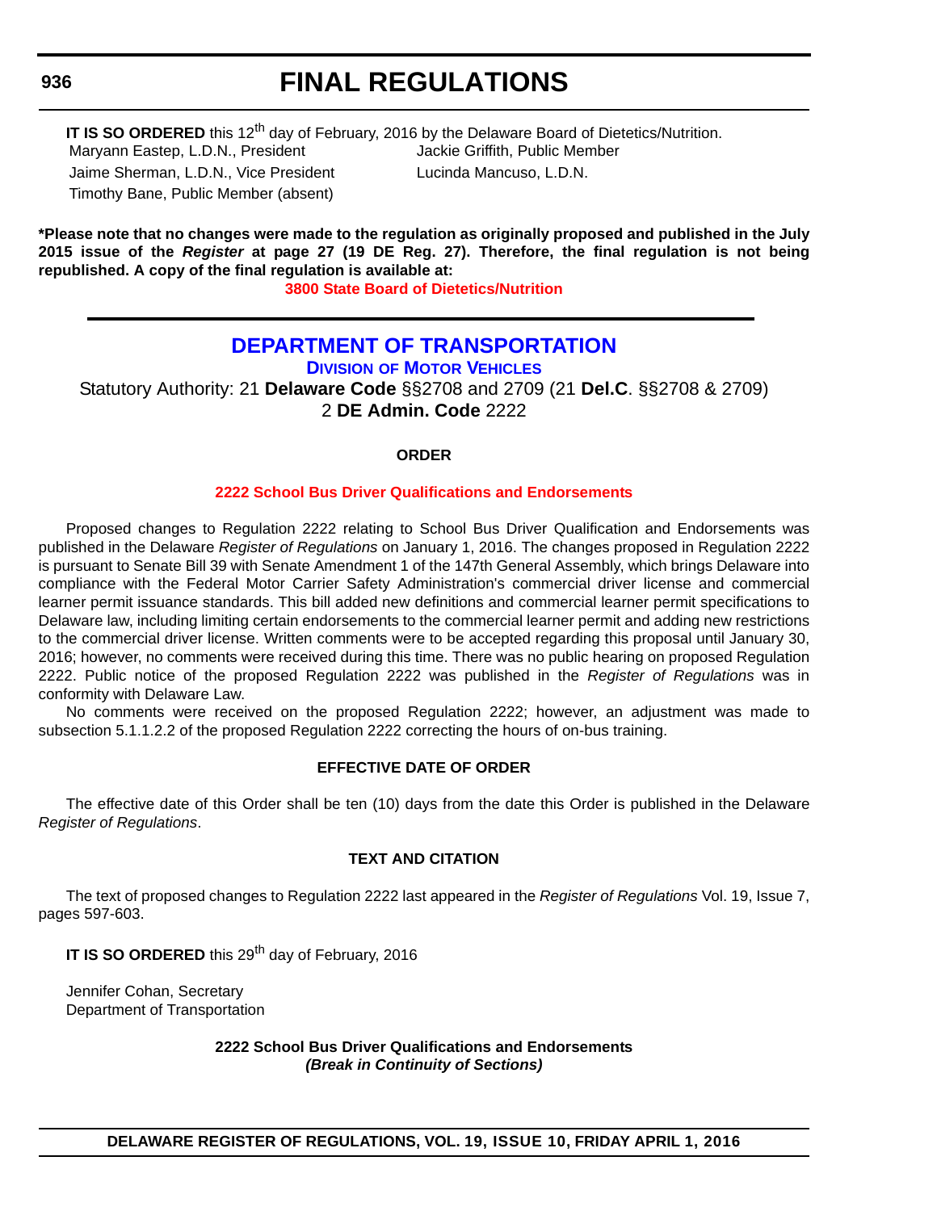**IT IS SO ORDERED** this 12th day of February, 2016 by the Delaware Board of Dietetics/Nutrition.

Maryann Eastep, L.D.N., President
Jaime Sherman, L.D.N., Vice President
Timothy Bane, Public Member (absent)
Jackie Griffith, Public Member
Lucinda Mancuso, L.D.N.

**\*Please note that no changes were made to the regulation as originally proposed and published in the July 2015 issue of the *Register* at page 27 (19 DE Reg. 27). Therefore, the final regulation is not being republished. A copy of the final regulation is available at:**

**3800 State Board of Dietetics/Nutrition**

---

# DEPARTMENT OF TRANSPORTATION

## Division of Motor Vehicles

Statutory Authority: 21 **Delaware Code** §§2708 and 2709 (21 **Del.C**. §§2708 & 2709)
2 **DE Admin. Code** 2222

### ORDER

### 2222 School Bus Driver Qualifications and Endorsements

Proposed changes to Regulation 2222 relating to School Bus Driver Qualification and Endorsements was published in the Delaware *Register of Regulations* on January 1, 2016. The changes proposed in Regulation 2222 is pursuant to Senate Bill 39 with Senate Amendment 1 of the 147th General Assembly, which brings Delaware into compliance with the Federal Motor Carrier Safety Administration's commercial driver license and commercial learner permit issuance standards. This bill added new definitions and commercial learner permit specifications to Delaware law, including limiting certain endorsements to the commercial learner permit and adding new restrictions to the commercial driver license. Written comments were to be accepted regarding this proposal until January 30, 2016; however, no comments were received during this time. There was no public hearing on proposed Regulation 2222. Public notice of the proposed Regulation 2222 was published in the *Register of Regulations* was in conformity with Delaware Law.

No comments were received on the proposed Regulation 2222; however, an adjustment was made to subsection 5.1.1.2.2 of the proposed Regulation 2222 correcting the hours of on-bus training.

### EFFECTIVE DATE OF ORDER

The effective date of this Order shall be ten (10) days from the date this Order is published in the Delaware *Register of Regulations*.

### TEXT AND CITATION

The text of proposed changes to Regulation 2222 last appeared in the *Register of Regulations* Vol. 19, Issue 7, pages 597-603.

**IT IS SO ORDERED** this 29th day of February, 2016

Jennifer Cohan, Secretary
Department of Transportation

**2222 School Bus Driver Qualifications and Endorsements**
***(Break in Continuity of Sections)***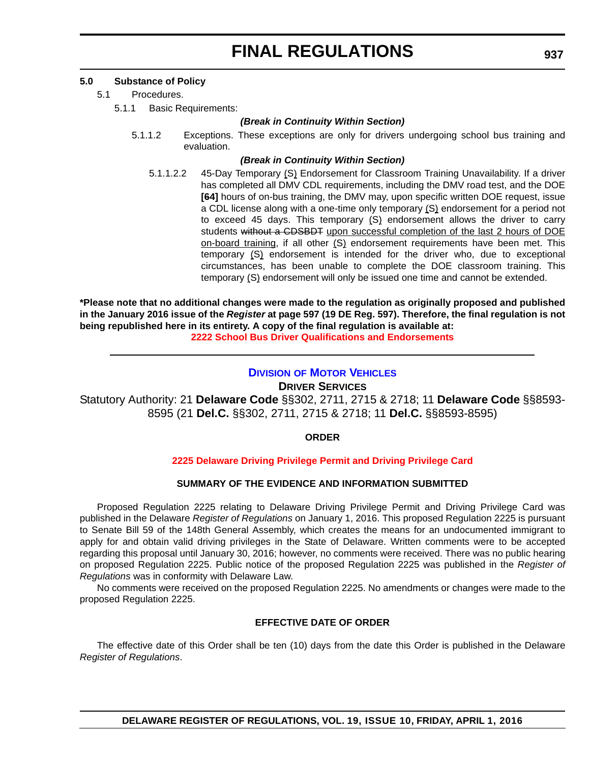**5.0 Substance of Policy**

5.1 Procedures.

5.1.1 Basic Requirements:

***(Break in Continuity Within Section)***

5.1.1.2 Exceptions. These exceptions are only for drivers undergoing school bus training and evaluation.

***(Break in Continuity Within Section)***

5.1.1.2.2 45-Day Temporary (S) Endorsement for Classroom Training Unavailability. If a driver has completed all DMV CDL requirements, including the DMV road test, and the DOE **[~~6~~4]** hours of on-bus training, the DMV may, upon specific written DOE request, issue a CDL license along with a one-time only temporary (S) endorsement for a period not to exceed 45 days. This temporary (S) endorsement allows the driver to carry students ~~without a CDSBDT~~ upon successful completion of the last 2 hours of DOE on-board training, if all other (S) endorsement requirements have been met. This temporary (S) endorsement is intended for the driver who, due to exceptional circumstances, has been unable to complete the DOE classroom training. This temporary (S) endorsement will only be issued one time and cannot be extended.

**\*Please note that no additional changes were made to the regulation as originally proposed and published in the January 2016 issue of the *Register* at page 597 (19 DE Reg. 597). Therefore, the final regulation is not being republished here in its entirety. A copy of the final regulation is available at:**

**2222 School Bus Driver Qualifications and Endorsements**

---

## Division of Motor Vehicles

### Driver Services

Statutory Authority: 21 **Delaware Code** §§302, 2711, 2715 & 2718; 11 **Delaware Code** §§8593-8595 (21 **Del.C.** §§302, 2711, 2715 & 2718; 11 **Del.C.** §§8593-8595)

**ORDER**

**2225 Delaware Driving Privilege Permit and Driving Privilege Card**

**SUMMARY OF THE EVIDENCE AND INFORMATION SUBMITTED**

Proposed Regulation 2225 relating to Delaware Driving Privilege Permit and Driving Privilege Card was published in the Delaware *Register of Regulations* on January 1, 2016. This proposed Regulation 2225 is pursuant to Senate Bill 59 of the 148th General Assembly, which creates the means for an undocumented immigrant to apply for and obtain valid driving privileges in the State of Delaware. Written comments were to be accepted regarding this proposal until January 30, 2016; however, no comments were received. There was no public hearing on proposed Regulation 2225. Public notice of the proposed Regulation 2225 was published in the *Register of Regulations* was in conformity with Delaware Law.

No comments were received on the proposed Regulation 2225. No amendments or changes were made to the proposed Regulation 2225.

**EFFECTIVE DATE OF ORDER**

The effective date of this Order shall be ten (10) days from the date this Order is published in the Delaware *Register of Regulations*.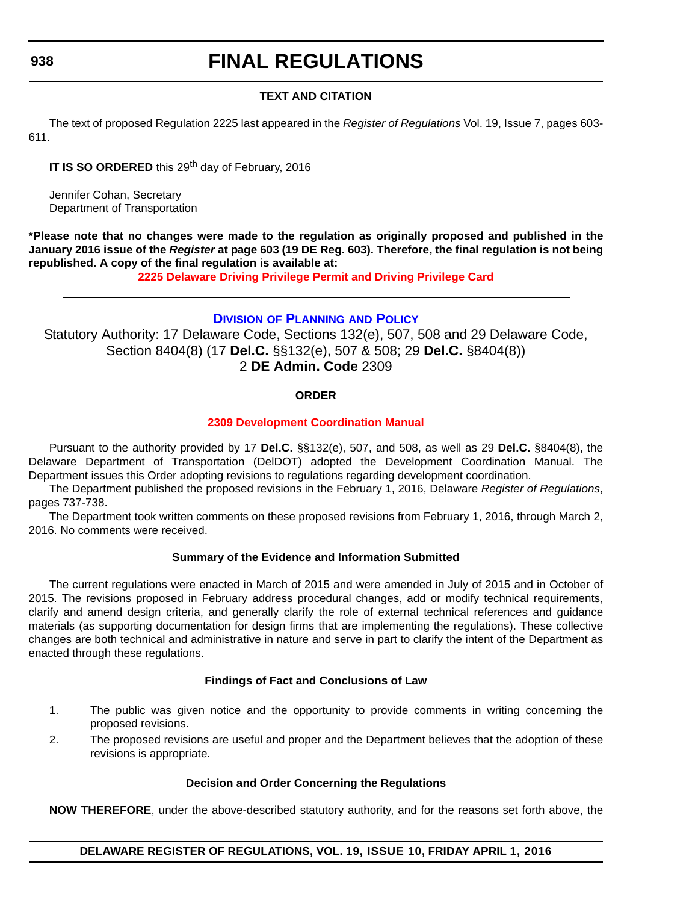### TEXT AND CITATION

The text of proposed Regulation 2225 last appeared in the *Register of Regulations* Vol. 19, Issue 7, pages 603-611.

**IT IS SO ORDERED** this 29th day of February, 2016

Jennifer Cohan, Secretary
Department of Transportation

**\*Please note that no changes were made to the regulation as originally proposed and published in the January 2016 issue of the *Register* at page 603 (19 DE Reg. 603). Therefore, the final regulation is not being republished. A copy of the final regulation is available at:**

**2225 Delaware Driving Privilege Permit and Driving Privilege Card**

---

## DIVISION OF PLANNING AND POLICY

Statutory Authority: 17 Delaware Code, Sections 132(e), 507, 508 and 29 Delaware Code, Section 8404(8) (17 **Del.C.** §§132(e), 507 & 508; 29 **Del.C.** §8404(8))
2 **DE Admin. Code** 2309

### ORDER

**2309 Development Coordination Manual**

Pursuant to the authority provided by 17 **Del.C.** §§132(e), 507, and 508, as well as 29 **Del.C.** §8404(8), the Delaware Department of Transportation (DelDOT) adopted the Development Coordination Manual. The Department issues this Order adopting revisions to regulations regarding development coordination.

The Department published the proposed revisions in the February 1, 2016, Delaware *Register of Regulations*, pages 737-738.

The Department took written comments on these proposed revisions from February 1, 2016, through March 2, 2016. No comments were received.

### Summary of the Evidence and Information Submitted

The current regulations were enacted in March of 2015 and were amended in July of 2015 and in October of 2015. The revisions proposed in February address procedural changes, add or modify technical requirements, clarify and amend design criteria, and generally clarify the role of external technical references and guidance materials (as supporting documentation for design firms that are implementing the regulations). These collective changes are both technical and administrative in nature and serve in part to clarify the intent of the Department as enacted through these regulations.

### Findings of Fact and Conclusions of Law

1. The public was given notice and the opportunity to provide comments in writing concerning the proposed revisions.
2. The proposed revisions are useful and proper and the Department believes that the adoption of these revisions is appropriate.

### Decision and Order Concerning the Regulations

**NOW THEREFORE**, under the above-described statutory authority, and for the reasons set forth above, the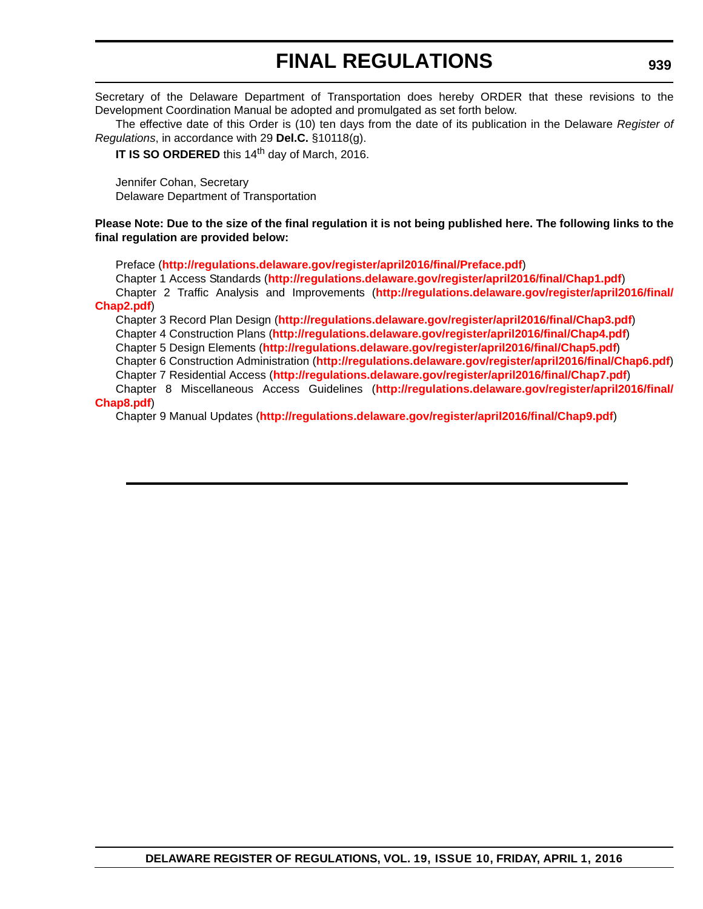Secretary of the Delaware Department of Transportation does hereby ORDER that these revisions to the Development Coordination Manual be adopted and promulgated as set forth below.

The effective date of this Order is (10) ten days from the date of its publication in the Delaware *Register of Regulations*, in accordance with 29 **Del.C.** §10118(g).

**IT IS SO ORDERED** this 14th day of March, 2016.

Jennifer Cohan, Secretary
Delaware Department of Transportation

**Please Note: Due to the size of the final regulation it is not being published here. The following links to the final regulation are provided below:**

Preface (**http://regulations.delaware.gov/register/april2016/final/Preface.pdf**)

Chapter 1 Access Standards (**http://regulations.delaware.gov/register/april2016/final/Chap1.pdf**)

Chapter 2 Traffic Analysis and Improvements (**http://regulations.delaware.gov/register/april2016/final/Chap2.pdf**)

Chapter 3 Record Plan Design (**http://regulations.delaware.gov/register/april2016/final/Chap3.pdf**)

Chapter 4 Construction Plans (**http://regulations.delaware.gov/register/april2016/final/Chap4.pdf**)

Chapter 5 Design Elements (**http://regulations.delaware.gov/register/april2016/final/Chap5.pdf**)

Chapter 6 Construction Administration (**http://regulations.delaware.gov/register/april2016/final/Chap6.pdf**)

Chapter 7 Residential Access (**http://regulations.delaware.gov/register/april2016/final/Chap7.pdf**)

Chapter 8 Miscellaneous Access Guidelines (**http://regulations.delaware.gov/register/april2016/final/Chap8.pdf**)

Chapter 9 Manual Updates (**http://regulations.delaware.gov/register/april2016/final/Chap9.pdf**)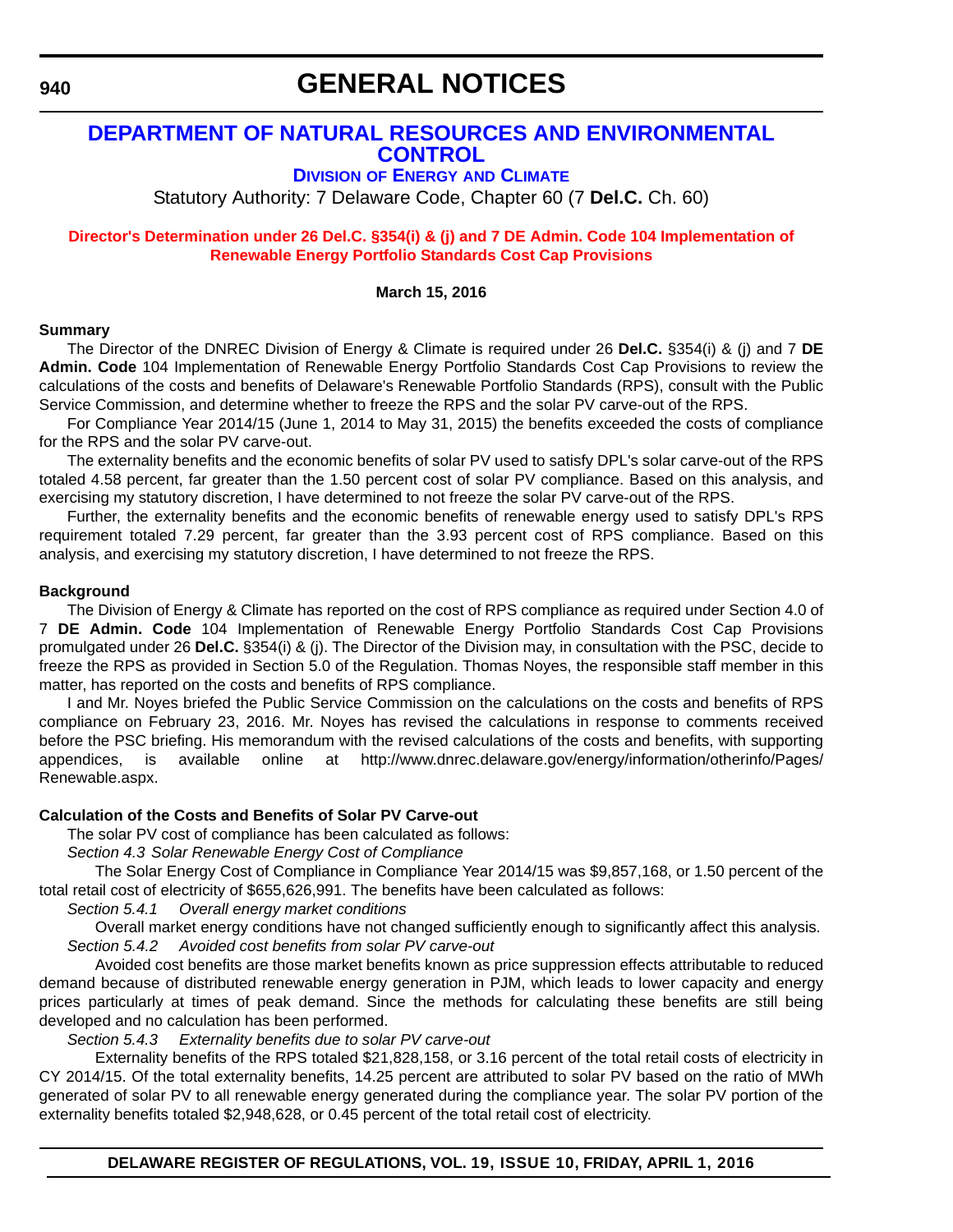# GENERAL NOTICES

## DEPARTMENT OF NATURAL RESOURCES AND ENVIRONMENTAL CONTROL

### DIVISION OF ENERGY AND CLIMATE

Statutory Authority: 7 Delaware Code, Chapter 60 (7 **Del.C.** Ch. 60)

### Director's Determination under 26 Del.C. §354(i) & (j) and 7 DE Admin. Code 104 Implementation of Renewable Energy Portfolio Standards Cost Cap Provisions

**March 15, 2016**

**Summary**

The Director of the DNREC Division of Energy & Climate is required under 26 **Del.C.** §354(i) & (j) and 7 **DE Admin. Code** 104 Implementation of Renewable Energy Portfolio Standards Cost Cap Provisions to review the calculations of the costs and benefits of Delaware's Renewable Portfolio Standards (RPS), consult with the Public Service Commission, and determine whether to freeze the RPS and the solar PV carve-out of the RPS.

For Compliance Year 2014/15 (June 1, 2014 to May 31, 2015) the benefits exceeded the costs of compliance for the RPS and the solar PV carve-out.

The externality benefits and the economic benefits of solar PV used to satisfy DPL's solar carve-out of the RPS totaled 4.58 percent, far greater than the 1.50 percent cost of solar PV compliance. Based on this analysis, and exercising my statutory discretion, I have determined to not freeze the solar PV carve-out of the RPS.

Further, the externality benefits and the economic benefits of renewable energy used to satisfy DPL's RPS requirement totaled 7.29 percent, far greater than the 3.93 percent cost of RPS compliance. Based on this analysis, and exercising my statutory discretion, I have determined to not freeze the RPS.

**Background**

The Division of Energy & Climate has reported on the cost of RPS compliance as required under Section 4.0 of 7 **DE Admin. Code** 104 Implementation of Renewable Energy Portfolio Standards Cost Cap Provisions promulgated under 26 **Del.C.** §354(i) & (j). The Director of the Division may, in consultation with the PSC, decide to freeze the RPS as provided in Section 5.0 of the Regulation. Thomas Noyes, the responsible staff member in this matter, has reported on the costs and benefits of RPS compliance.

I and Mr. Noyes briefed the Public Service Commission on the calculations on the costs and benefits of RPS compliance on February 23, 2016. Mr. Noyes has revised the calculations in response to comments received before the PSC briefing. His memorandum with the revised calculations of the costs and benefits, with supporting appendices, is available online at http://www.dnrec.delaware.gov/energy/information/otherinfo/Pages/Renewable.aspx.

**Calculation of the Costs and Benefits of Solar PV Carve-out**

The solar PV cost of compliance has been calculated as follows:

*Section 4.3 Solar Renewable Energy Cost of Compliance*

The Solar Energy Cost of Compliance in Compliance Year 2014/15 was $9,857,168, or 1.50 percent of the total retail cost of electricity of $655,626,991. The benefits have been calculated as follows:

*Section 5.4.1 Overall energy market conditions*

Overall market energy conditions have not changed sufficiently enough to significantly affect this analysis.

*Section 5.4.2 Avoided cost benefits from solar PV carve-out*

Avoided cost benefits are those market benefits known as price suppression effects attributable to reduced demand because of distributed renewable energy generation in PJM, which leads to lower capacity and energy prices particularly at times of peak demand. Since the methods for calculating these benefits are still being developed and no calculation has been performed.

*Section 5.4.3 Externality benefits due to solar PV carve-out*

Externality benefits of the RPS totaled $21,828,158, or 3.16 percent of the total retail costs of electricity in CY 2014/15. Of the total externality benefits, 14.25 percent are attributed to solar PV based on the ratio of MWh generated of solar PV to all renewable energy generated during the compliance year. The solar PV portion of the externality benefits totaled $2,948,628, or 0.45 percent of the total retail cost of electricity.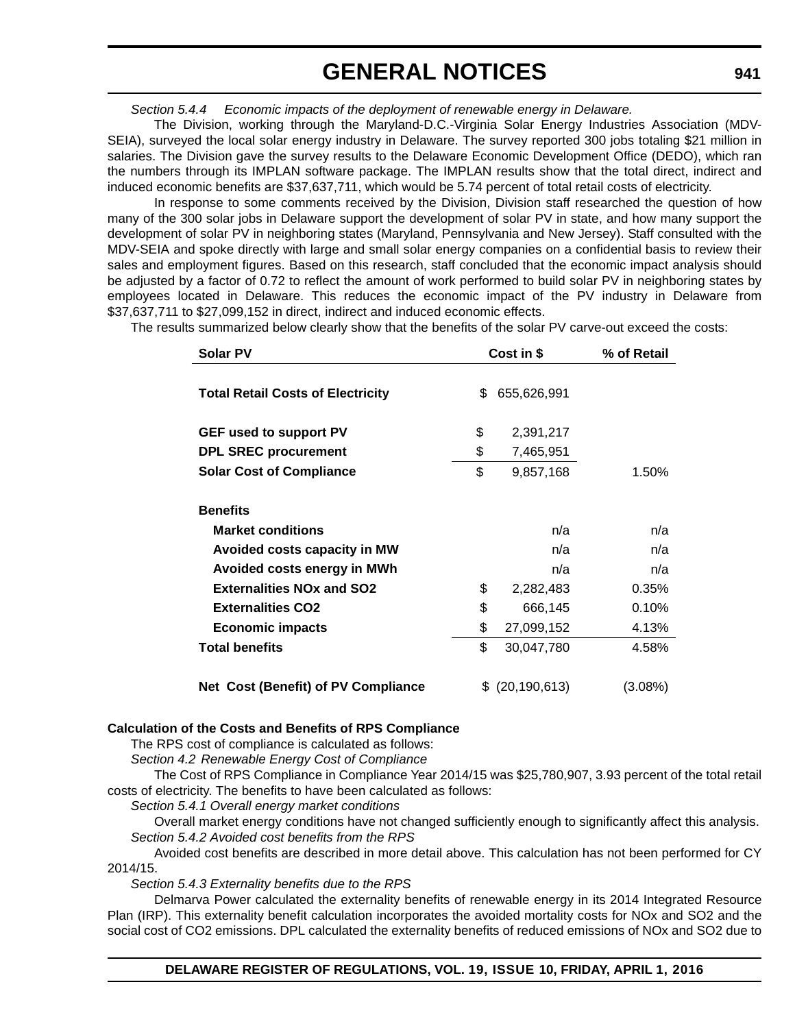*Section 5.4.4 Economic impacts of the deployment of renewable energy in Delaware.*

The Division, working through the Maryland-D.C.-Virginia Solar Energy Industries Association (MDV-SEIA), surveyed the local solar energy industry in Delaware. The survey reported 300 jobs totaling $21 million in salaries. The Division gave the survey results to the Delaware Economic Development Office (DEDO), which ran the numbers through its IMPLAN software package. The IMPLAN results show that the total direct, indirect and induced economic benefits are $37,637,711, which would be 5.74 percent of total retail costs of electricity.

In response to some comments received by the Division, Division staff researched the question of how many of the 300 solar jobs in Delaware support the development of solar PV in state, and how many support the development of solar PV in neighboring states (Maryland, Pennsylvania and New Jersey). Staff consulted with the MDV-SEIA and spoke directly with large and small solar energy companies on a confidential basis to review their sales and employment figures. Based on this research, staff concluded that the economic impact analysis should be adjusted by a factor of 0.72 to reflect the amount of work performed to build solar PV in neighboring states by employees located in Delaware. This reduces the economic impact of the PV industry in Delaware from $37,637,711 to $27,099,152 in direct, indirect and induced economic effects.

The results summarized below clearly show that the benefits of the solar PV carve-out exceed the costs:

| Solar PV | Cost in $ | % of Retail |
|---|---|---|
| **Total Retail Costs of Electricity** | $ 655,626,991 | |
| **GEF used to support PV** | $ 2,391,217 | |
| **DPL SREC procurement** | $ 7,465,951 | |
| **Solar Cost of Compliance** | $ 9,857,168 | 1.50% |
| **Benefits** | | |
| **Market conditions** | n/a | n/a |
| **Avoided costs capacity in MW** | n/a | n/a |
| **Avoided costs energy in MWh** | n/a | n/a |
| **Externalities NOx and SO2** | $ 2,282,483 | 0.35% |
| **Externalities CO2** | $ 666,145 | 0.10% |
| **Economic impacts** | $ 27,099,152 | 4.13% |
| **Total benefits** | $ 30,047,780 | 4.58% |
| **Net Cost (Benefit) of PV Compliance** | $ (20,190,613) | (3.08%) |

**Calculation of the Costs and Benefits of RPS Compliance**

The RPS cost of compliance is calculated as follows:

*Section 4.2 Renewable Energy Cost of Compliance*

The Cost of RPS Compliance in Compliance Year 2014/15 was $25,780,907, 3.93 percent of the total retail costs of electricity. The benefits to have been calculated as follows:

*Section 5.4.1 Overall energy market conditions*

Overall market energy conditions have not changed sufficiently enough to significantly affect this analysis.

*Section 5.4.2 Avoided cost benefits from the RPS*

Avoided cost benefits are described in more detail above. This calculation has not been performed for CY 2014/15.

*Section 5.4.3 Externality benefits due to the RPS*

Delmarva Power calculated the externality benefits of renewable energy in its 2014 Integrated Resource Plan (IRP). This externality benefit calculation incorporates the avoided mortality costs for NOx and SO2 and the social cost of CO2 emissions. DPL calculated the externality benefits of reduced emissions of NOx and SO2 due to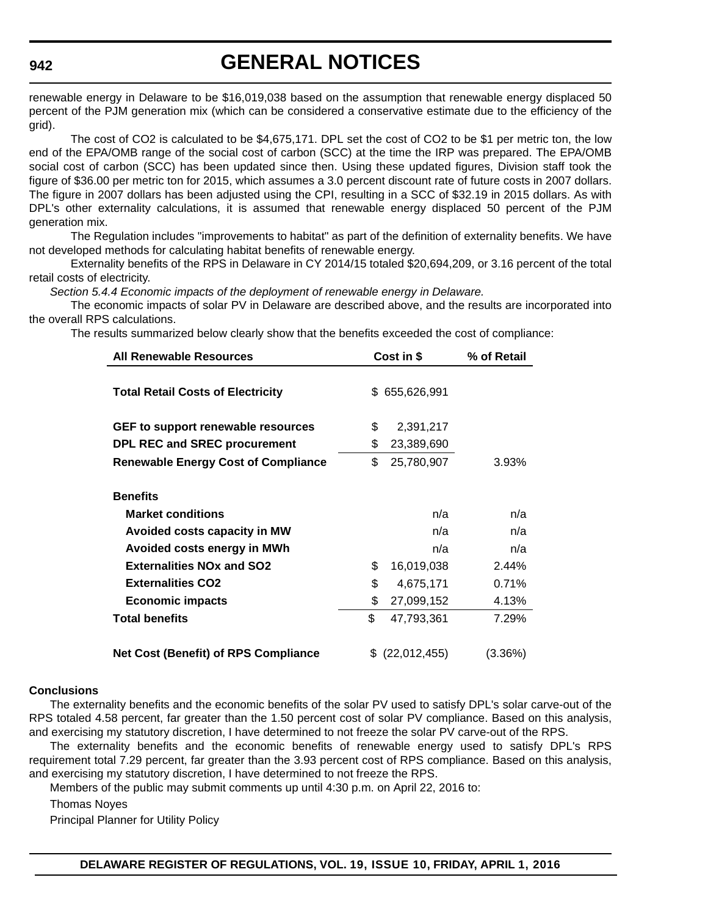renewable energy in Delaware to be $16,019,038 based on the assumption that renewable energy displaced 50 percent of the PJM generation mix (which can be considered a conservative estimate due to the efficiency of the grid).

The cost of CO2 is calculated to be $4,675,171. DPL set the cost of CO2 to be $1 per metric ton, the low end of the EPA/OMB range of the social cost of carbon (SCC) at the time the IRP was prepared. The EPA/OMB social cost of carbon (SCC) has been updated since then. Using these updated figures, Division staff took the figure of $36.00 per metric ton for 2015, which assumes a 3.0 percent discount rate of future costs in 2007 dollars. The figure in 2007 dollars has been adjusted using the CPI, resulting in a SCC of $32.19 in 2015 dollars. As with DPL's other externality calculations, it is assumed that renewable energy displaced 50 percent of the PJM generation mix.

The Regulation includes "improvements to habitat" as part of the definition of externality benefits. We have not developed methods for calculating habitat benefits of renewable energy.

Externality benefits of the RPS in Delaware in CY 2014/15 totaled $20,694,209, or 3.16 percent of the total retail costs of electricity.

*Section 5.4.4 Economic impacts of the deployment of renewable energy in Delaware.*

The economic impacts of solar PV in Delaware are described above, and the results are incorporated into the overall RPS calculations.

The results summarized below clearly show that the benefits exceeded the cost of compliance:

| All Renewable Resources | Cost in $ | % of Retail |
|---|---|---|
| **Total Retail Costs of Electricity** | $ 655,626,991 | |
| **GEF to support renewable resources** | $ 2,391,217 | |
| **DPL REC and SREC procurement** | $ 23,389,690 | |
| **Renewable Energy Cost of Compliance** | $ 25,780,907 | 3.93% |
| **Benefits** | | |
| **Market conditions** | n/a | n/a |
| **Avoided costs capacity in MW** | n/a | n/a |
| **Avoided costs energy in MWh** | n/a | n/a |
| **Externalities NOx and SO2** | $ 16,019,038 | 2.44% |
| **Externalities CO2** | $ 4,675,171 | 0.71% |
| **Economic impacts** | $ 27,099,152 | 4.13% |
| **Total benefits** | $ 47,793,361 | 7.29% |
| **Net Cost (Benefit) of RPS Compliance** | $ (22,012,455) | (3.36%) |

**Conclusions**

The externality benefits and the economic benefits of the solar PV used to satisfy DPL's solar carve-out of the RPS totaled 4.58 percent, far greater than the 1.50 percent cost of solar PV compliance. Based on this analysis, and exercising my statutory discretion, I have determined to not freeze the solar PV carve-out of the RPS.

The externality benefits and the economic benefits of renewable energy used to satisfy DPL's RPS requirement total 7.29 percent, far greater than the 3.93 percent cost of RPS compliance. Based on this analysis, and exercising my statutory discretion, I have determined to not freeze the RPS.

Members of the public may submit comments up until 4:30 p.m. on April 22, 2016 to:

Thomas Noyes

Principal Planner for Utility Policy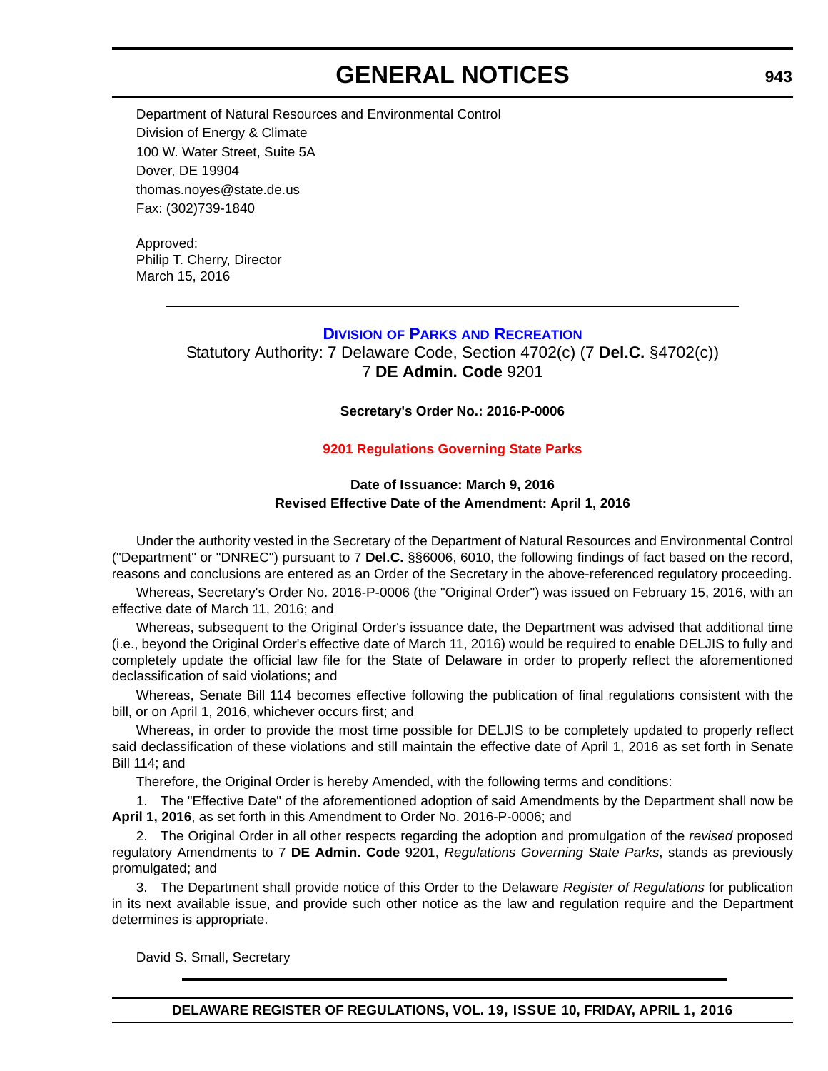Department of Natural Resources and Environmental Control
Division of Energy & Climate
100 W. Water Street, Suite 5A
Dover, DE 19904
thomas.noyes@state.de.us
Fax: (302)739-1840

Approved:
Philip T. Cherry, Director
March 15, 2016

---

## Division of Parks and Recreation

Statutory Authority: 7 Delaware Code, Section 4702(c) (7 **Del.C.** §4702(c))
7 **DE Admin. Code** 9201

**Secretary's Order No.: 2016-P-0006**

### 9201 Regulations Governing State Parks

**Date of Issuance: March 9, 2016**
**Revised Effective Date of the Amendment: April 1, 2016**

Under the authority vested in the Secretary of the Department of Natural Resources and Environmental Control ("Department" or "DNREC") pursuant to 7 **Del.C.** §§6006, 6010, the following findings of fact based on the record, reasons and conclusions are entered as an Order of the Secretary in the above-referenced regulatory proceeding.

Whereas, Secretary's Order No. 2016-P-0006 (the "Original Order") was issued on February 15, 2016, with an effective date of March 11, 2016; and

Whereas, subsequent to the Original Order's issuance date, the Department was advised that additional time (i.e., beyond the Original Order's effective date of March 11, 2016) would be required to enable DELJIS to fully and completely update the official law file for the State of Delaware in order to properly reflect the aforementioned declassification of said violations; and

Whereas, Senate Bill 114 becomes effective following the publication of final regulations consistent with the bill, or on April 1, 2016, whichever occurs first; and

Whereas, in order to provide the most time possible for DELJIS to be completely updated to properly reflect said declassification of these violations and still maintain the effective date of April 1, 2016 as set forth in Senate Bill 114; and

Therefore, the Original Order is hereby Amended, with the following terms and conditions:

1. The "Effective Date" of the aforementioned adoption of said Amendments by the Department shall now be **April 1, 2016**, as set forth in this Amendment to Order No. 2016-P-0006; and

2. The Original Order in all other respects regarding the adoption and promulgation of the *revised* proposed regulatory Amendments to 7 **DE Admin. Code** 9201, *Regulations Governing State Parks*, stands as previously promulgated; and

3. The Department shall provide notice of this Order to the Delaware *Register of Regulations* for publication in its next available issue, and provide such other notice as the law and regulation require and the Department determines is appropriate.

David S. Small, Secretary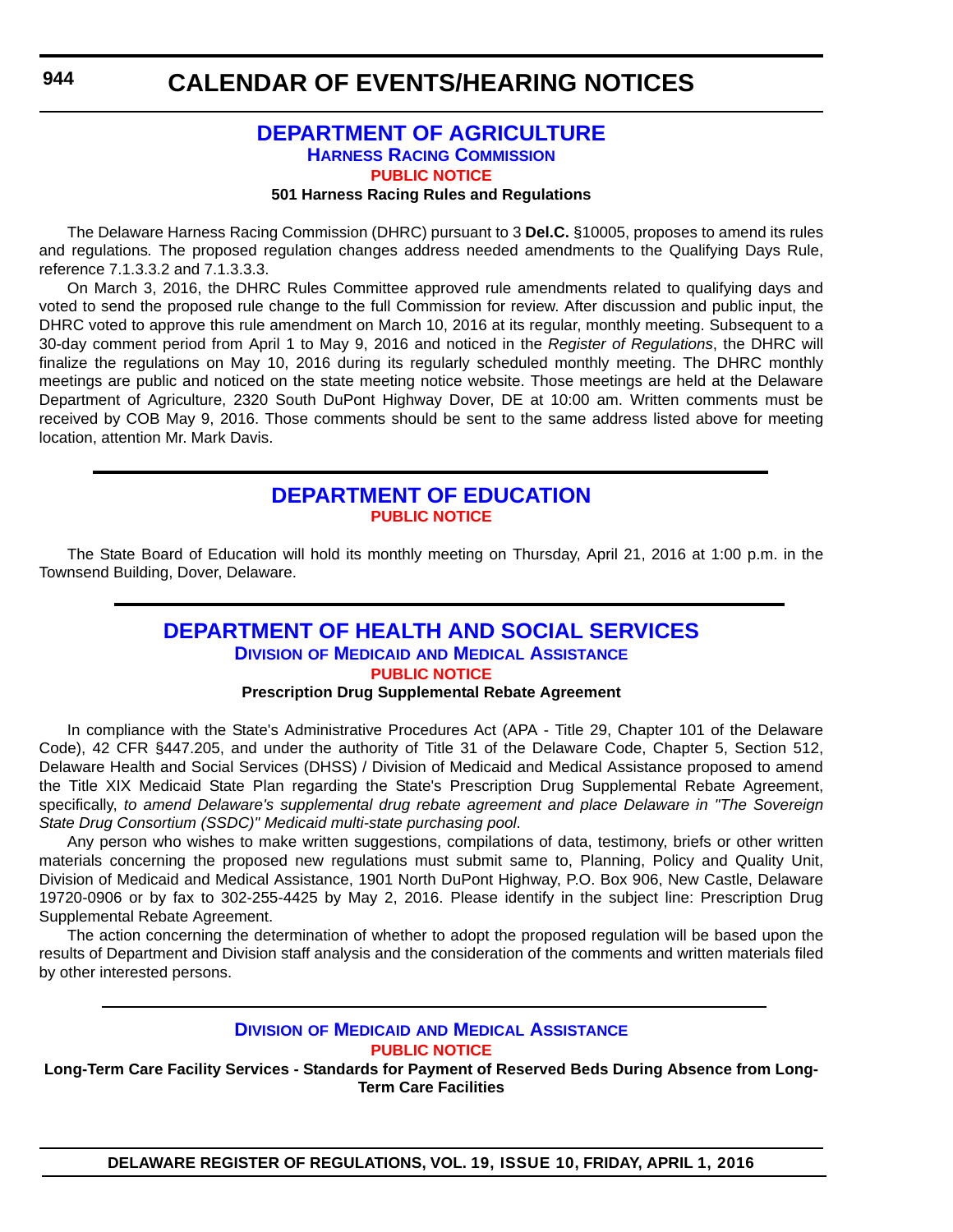# CALENDAR OF EVENTS/HEARING NOTICES

## DEPARTMENT OF AGRICULTURE

### Harness Racing Commission

#### PUBLIC NOTICE

**501 Harness Racing Rules and Regulations**

The Delaware Harness Racing Commission (DHRC) pursuant to 3 **Del.C.** §10005, proposes to amend its rules and regulations. The proposed regulation changes address needed amendments to the Qualifying Days Rule, reference 7.1.3.3.2 and 7.1.3.3.3.

On March 3, 2016, the DHRC Rules Committee approved rule amendments related to qualifying days and voted to send the proposed rule change to the full Commission for review. After discussion and public input, the DHRC voted to approve this rule amendment on March 10, 2016 at its regular, monthly meeting. Subsequent to a 30-day comment period from April 1 to May 9, 2016 and noticed in the *Register of Regulations*, the DHRC will finalize the regulations on May 10, 2016 during its regularly scheduled monthly meeting. The DHRC monthly meetings are public and noticed on the state meeting notice website. Those meetings are held at the Delaware Department of Agriculture, 2320 South DuPont Highway Dover, DE at 10:00 am. Written comments must be received by COB May 9, 2016. Those comments should be sent to the same address listed above for meeting location, attention Mr. Mark Davis.

## DEPARTMENT OF EDUCATION

#### PUBLIC NOTICE

The State Board of Education will hold its monthly meeting on Thursday, April 21, 2016 at 1:00 p.m. in the Townsend Building, Dover, Delaware.

## DEPARTMENT OF HEALTH AND SOCIAL SERVICES

### Division of Medicaid and Medical Assistance

#### PUBLIC NOTICE

**Prescription Drug Supplemental Rebate Agreement**

In compliance with the State's Administrative Procedures Act (APA - Title 29, Chapter 101 of the Delaware Code), 42 CFR §447.205, and under the authority of Title 31 of the Delaware Code, Chapter 5, Section 512, Delaware Health and Social Services (DHSS) / Division of Medicaid and Medical Assistance proposed to amend the Title XIX Medicaid State Plan regarding the State's Prescription Drug Supplemental Rebate Agreement, specifically, *to amend Delaware's supplemental drug rebate agreement and place Delaware in "The Sovereign State Drug Consortium (SSDC)" Medicaid multi-state purchasing pool*.

Any person who wishes to make written suggestions, compilations of data, testimony, briefs or other written materials concerning the proposed new regulations must submit same to, Planning, Policy and Quality Unit, Division of Medicaid and Medical Assistance, 1901 North DuPont Highway, P.O. Box 906, New Castle, Delaware 19720-0906 or by fax to 302-255-4425 by May 2, 2016. Please identify in the subject line: Prescription Drug Supplemental Rebate Agreement.

The action concerning the determination of whether to adopt the proposed regulation will be based upon the results of Department and Division staff analysis and the consideration of the comments and written materials filed by other interested persons.

### Division of Medicaid and Medical Assistance

#### PUBLIC NOTICE

**Long-Term Care Facility Services - Standards for Payment of Reserved Beds During Absence from Long-Term Care Facilities**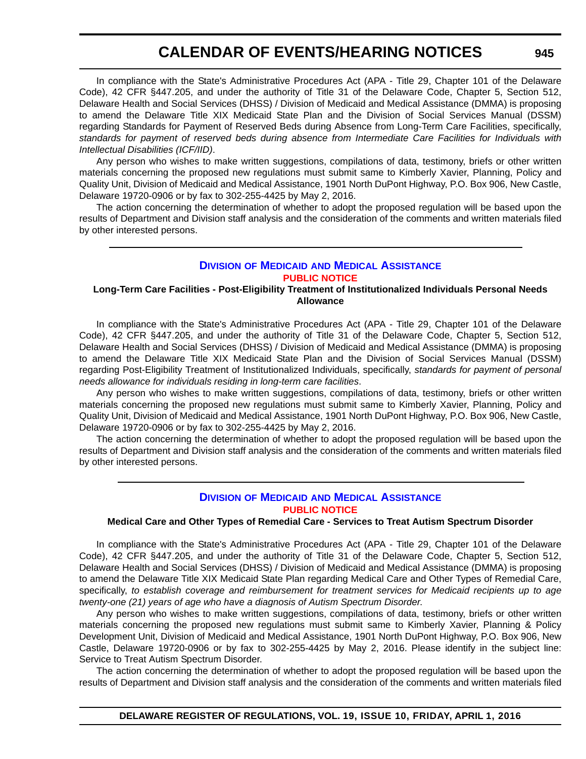In compliance with the State's Administrative Procedures Act (APA - Title 29, Chapter 101 of the Delaware Code), 42 CFR §447.205, and under the authority of Title 31 of the Delaware Code, Chapter 5, Section 512, Delaware Health and Social Services (DHSS) / Division of Medicaid and Medical Assistance (DMMA) is proposing to amend the Delaware Title XIX Medicaid State Plan and the Division of Social Services Manual (DSSM) regarding Standards for Payment of Reserved Beds during Absence from Long-Term Care Facilities, specifically, *standards for payment of reserved beds during absence from Intermediate Care Facilities for Individuals with Intellectual Disabilities (ICF/IID)*.

Any person who wishes to make written suggestions, compilations of data, testimony, briefs or other written materials concerning the proposed new regulations must submit same to Kimberly Xavier, Planning, Policy and Quality Unit, Division of Medicaid and Medical Assistance, 1901 North DuPont Highway, P.O. Box 906, New Castle, Delaware 19720-0906 or by fax to 302-255-4425 by May 2, 2016.

The action concerning the determination of whether to adopt the proposed regulation will be based upon the results of Department and Division staff analysis and the consideration of the comments and written materials filed by other interested persons.

---

## Division of Medicaid and Medical Assistance

**PUBLIC NOTICE**

**Long-Term Care Facilities - Post-Eligibility Treatment of Institutionalized Individuals Personal Needs Allowance**

In compliance with the State's Administrative Procedures Act (APA - Title 29, Chapter 101 of the Delaware Code), 42 CFR §447.205, and under the authority of Title 31 of the Delaware Code, Chapter 5, Section 512, Delaware Health and Social Services (DHSS) / Division of Medicaid and Medical Assistance (DMMA) is proposing to amend the Delaware Title XIX Medicaid State Plan and the Division of Social Services Manual (DSSM) regarding Post-Eligibility Treatment of Institutionalized Individuals, specifically, *standards for payment of personal needs allowance for individuals residing in long-term care facilities*.

Any person who wishes to make written suggestions, compilations of data, testimony, briefs or other written materials concerning the proposed new regulations must submit same to Kimberly Xavier, Planning, Policy and Quality Unit, Division of Medicaid and Medical Assistance, 1901 North DuPont Highway, P.O. Box 906, New Castle, Delaware 19720-0906 or by fax to 302-255-4425 by May 2, 2016.

The action concerning the determination of whether to adopt the proposed regulation will be based upon the results of Department and Division staff analysis and the consideration of the comments and written materials filed by other interested persons.

---

## Division of Medicaid and Medical Assistance

**PUBLIC NOTICE**

**Medical Care and Other Types of Remedial Care - Services to Treat Autism Spectrum Disorder**

In compliance with the State's Administrative Procedures Act (APA - Title 29, Chapter 101 of the Delaware Code), 42 CFR §447.205, and under the authority of Title 31 of the Delaware Code, Chapter 5, Section 512, Delaware Health and Social Services (DHSS) / Division of Medicaid and Medical Assistance (DMMA) is proposing to amend the Delaware Title XIX Medicaid State Plan regarding Medical Care and Other Types of Remedial Care, specifically, *to establish coverage and reimbursement for treatment services for Medicaid recipients up to age twenty-one (21) years of age who have a diagnosis of Autism Spectrum Disorder.*

Any person who wishes to make written suggestions, compilations of data, testimony, briefs or other written materials concerning the proposed new regulations must submit same to Kimberly Xavier, Planning & Policy Development Unit, Division of Medicaid and Medical Assistance, 1901 North DuPont Highway, P.O. Box 906, New Castle, Delaware 19720-0906 or by fax to 302-255-4425 by May 2, 2016. Please identify in the subject line: Service to Treat Autism Spectrum Disorder.

The action concerning the determination of whether to adopt the proposed regulation will be based upon the results of Department and Division staff analysis and the consideration of the comments and written materials filed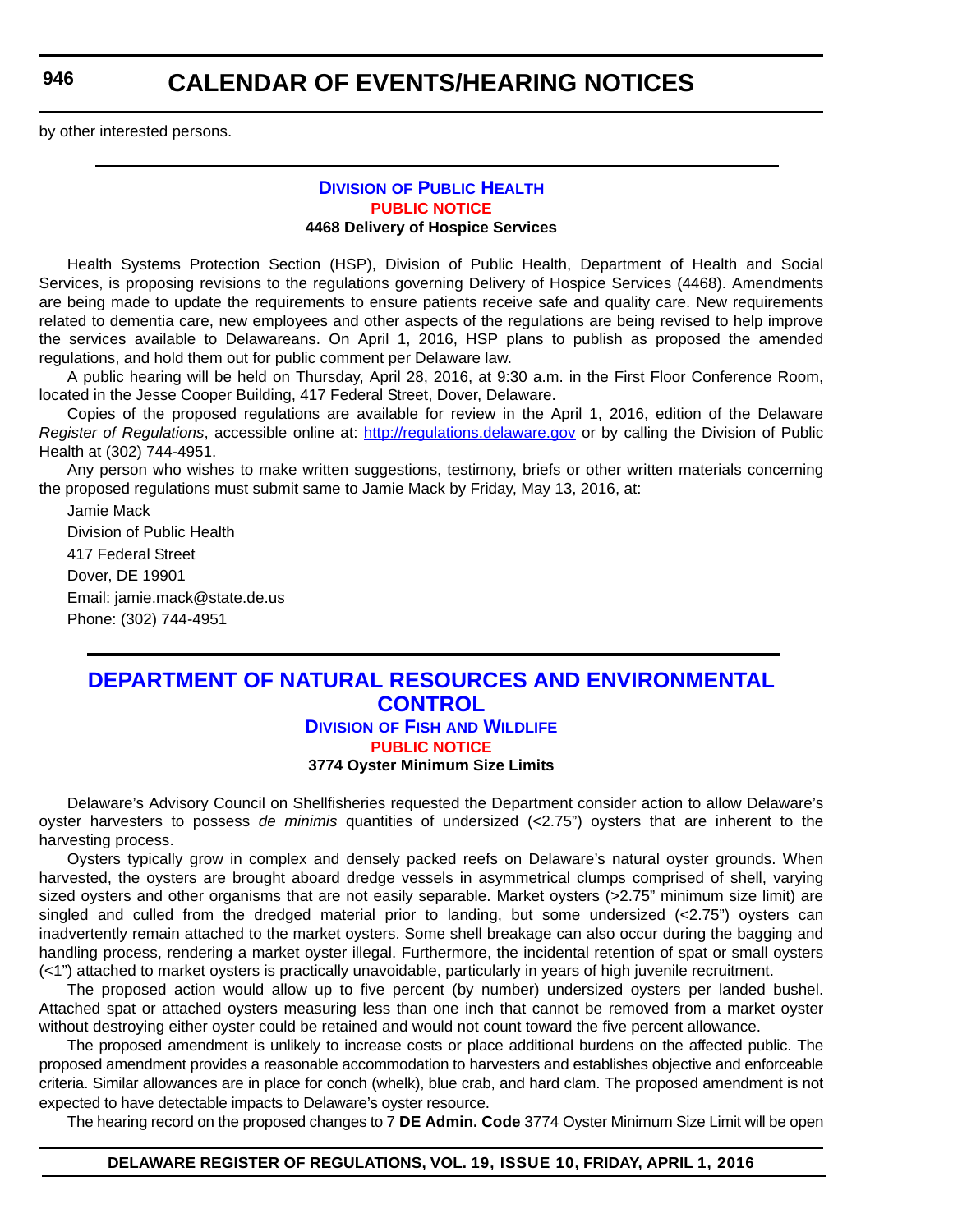by other interested persons.

---

## Division of Public Health

### PUBLIC NOTICE

**4468 Delivery of Hospice Services**

Health Systems Protection Section (HSP), Division of Public Health, Department of Health and Social Services, is proposing revisions to the regulations governing Delivery of Hospice Services (4468). Amendments are being made to update the requirements to ensure patients receive safe and quality care. New requirements related to dementia care, new employees and other aspects of the regulations are being revised to help improve the services available to Delawareans. On April 1, 2016, HSP plans to publish as proposed the amended regulations, and hold them out for public comment per Delaware law.

A public hearing will be held on Thursday, April 28, 2016, at 9:30 a.m. in the First Floor Conference Room, located in the Jesse Cooper Building, 417 Federal Street, Dover, Delaware.

Copies of the proposed regulations are available for review in the April 1, 2016, edition of the Delaware *Register of Regulations*, accessible online at: http://regulations.delaware.gov or by calling the Division of Public Health at (302) 744-4951.

Any person who wishes to make written suggestions, testimony, briefs or other written materials concerning the proposed regulations must submit same to Jamie Mack by Friday, May 13, 2016, at:

Jamie Mack
Division of Public Health
417 Federal Street
Dover, DE 19901
Email: jamie.mack@state.de.us
Phone: (302) 744-4951

---

# DEPARTMENT OF NATURAL RESOURCES AND ENVIRONMENTAL CONTROL

## Division of Fish and Wildlife

### PUBLIC NOTICE

**3774 Oyster Minimum Size Limits**

Delaware's Advisory Council on Shellfisheries requested the Department consider action to allow Delaware's oyster harvesters to possess *de minimis* quantities of undersized (<2.75") oysters that are inherent to the harvesting process.

Oysters typically grow in complex and densely packed reefs on Delaware's natural oyster grounds. When harvested, the oysters are brought aboard dredge vessels in asymmetrical clumps comprised of shell, varying sized oysters and other organisms that are not easily separable. Market oysters (>2.75" minimum size limit) are singled and culled from the dredged material prior to landing, but some undersized (<2.75") oysters can inadvertently remain attached to the market oysters. Some shell breakage can also occur during the bagging and handling process, rendering a market oyster illegal. Furthermore, the incidental retention of spat or small oysters (<1") attached to market oysters is practically unavoidable, particularly in years of high juvenile recruitment.

The proposed action would allow up to five percent (by number) undersized oysters per landed bushel. Attached spat or attached oysters measuring less than one inch that cannot be removed from a market oyster without destroying either oyster could be retained and would not count toward the five percent allowance.

The proposed amendment is unlikely to increase costs or place additional burdens on the affected public. The proposed amendment provides a reasonable accommodation to harvesters and establishes objective and enforceable criteria. Similar allowances are in place for conch (whelk), blue crab, and hard clam. The proposed amendment is not expected to have detectable impacts to Delaware's oyster resource.

The hearing record on the proposed changes to 7 **DE Admin. Code** 3774 Oyster Minimum Size Limit will be open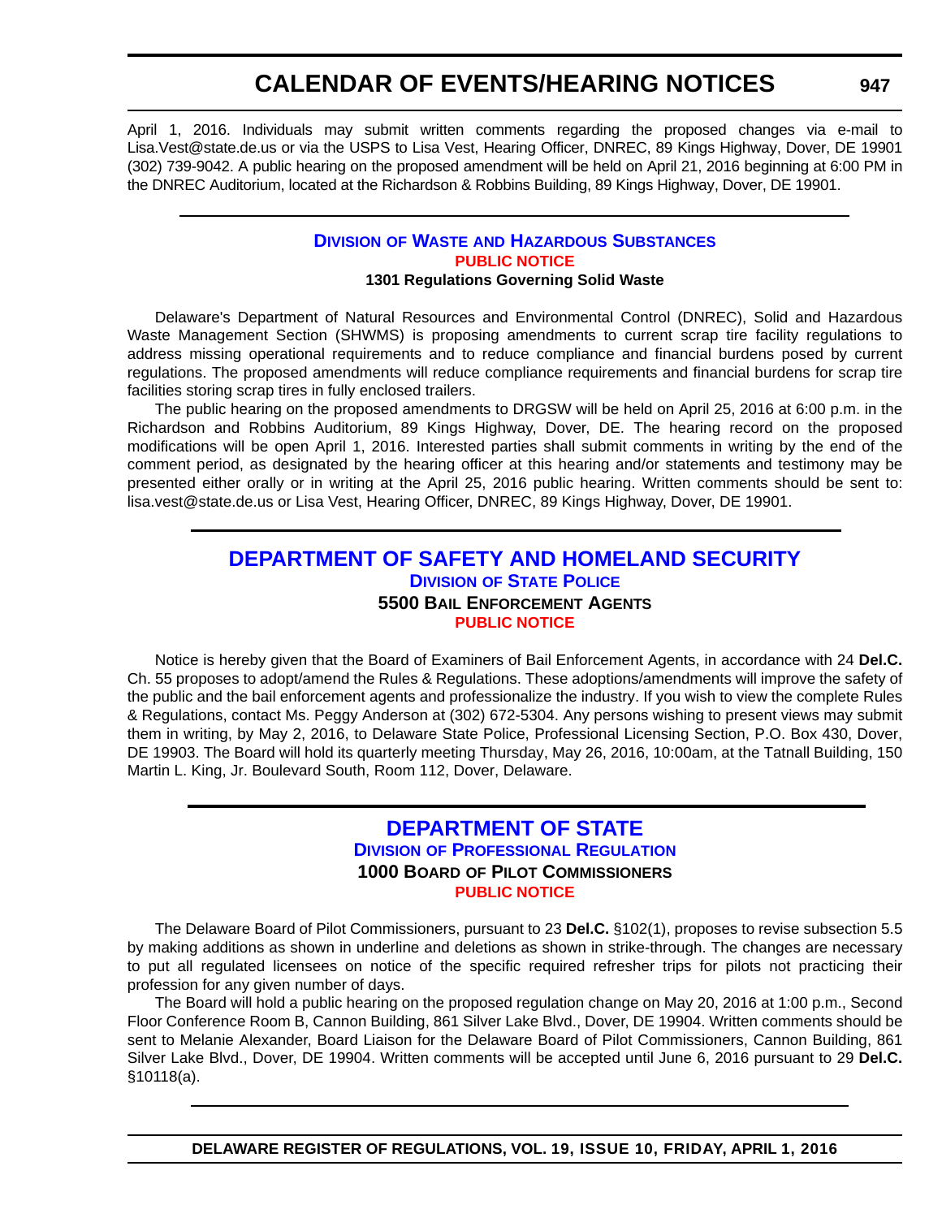April 1, 2016. Individuals may submit written comments regarding the proposed changes via e-mail to Lisa.Vest@state.de.us or via the USPS to Lisa Vest, Hearing Officer, DNREC, 89 Kings Highway, Dover, DE 19901 (302) 739-9042. A public hearing on the proposed amendment will be held on April 21, 2016 beginning at 6:00 PM in the DNREC Auditorium, located at the Richardson & Robbins Building, 89 Kings Highway, Dover, DE 19901.

### Division of Waste and Hazardous Substances

**PUBLIC NOTICE**

**1301 Regulations Governing Solid Waste**

Delaware's Department of Natural Resources and Environmental Control (DNREC), Solid and Hazardous Waste Management Section (SHWMS) is proposing amendments to current scrap tire facility regulations to address missing operational requirements and to reduce compliance and financial burdens posed by current regulations. The proposed amendments will reduce compliance requirements and financial burdens for scrap tire facilities storing scrap tires in fully enclosed trailers.

The public hearing on the proposed amendments to DRGSW will be held on April 25, 2016 at 6:00 p.m. in the Richardson and Robbins Auditorium, 89 Kings Highway, Dover, DE. The hearing record on the proposed modifications will be open April 1, 2016. Interested parties shall submit comments in writing by the end of the comment period, as designated by the hearing officer at this hearing and/or statements and testimony may be presented either orally or in writing at the April 25, 2016 public hearing. Written comments should be sent to: lisa.vest@state.de.us or Lisa Vest, Hearing Officer, DNREC, 89 Kings Highway, Dover, DE 19901.

## DEPARTMENT OF SAFETY AND HOMELAND SECURITY

### Division of State Police

**5500 Bail Enforcement Agents**

**PUBLIC NOTICE**

Notice is hereby given that the Board of Examiners of Bail Enforcement Agents, in accordance with 24 **Del.C.** Ch. 55 proposes to adopt/amend the Rules & Regulations. These adoptions/amendments will improve the safety of the public and the bail enforcement agents and professionalize the industry. If you wish to view the complete Rules & Regulations, contact Ms. Peggy Anderson at (302) 672-5304. Any persons wishing to present views may submit them in writing, by May 2, 2016, to Delaware State Police, Professional Licensing Section, P.O. Box 430, Dover, DE 19903. The Board will hold its quarterly meeting Thursday, May 26, 2016, 10:00am, at the Tatnall Building, 150 Martin L. King, Jr. Boulevard South, Room 112, Dover, Delaware.

## DEPARTMENT OF STATE

### Division of Professional Regulation

**1000 Board of Pilot Commissioners**

**PUBLIC NOTICE**

The Delaware Board of Pilot Commissioners, pursuant to 23 **Del.C.** §102(1), proposes to revise subsection 5.5 by making additions as shown in underline and deletions as shown in strike-through. The changes are necessary to put all regulated licensees on notice of the specific required refresher trips for pilots not practicing their profession for any given number of days.

The Board will hold a public hearing on the proposed regulation change on May 20, 2016 at 1:00 p.m., Second Floor Conference Room B, Cannon Building, 861 Silver Lake Blvd., Dover, DE 19904. Written comments should be sent to Melanie Alexander, Board Liaison for the Delaware Board of Pilot Commissioners, Cannon Building, 861 Silver Lake Blvd., Dover, DE 19904. Written comments will be accepted until June 6, 2016 pursuant to 29 **Del.C.** §10118(a).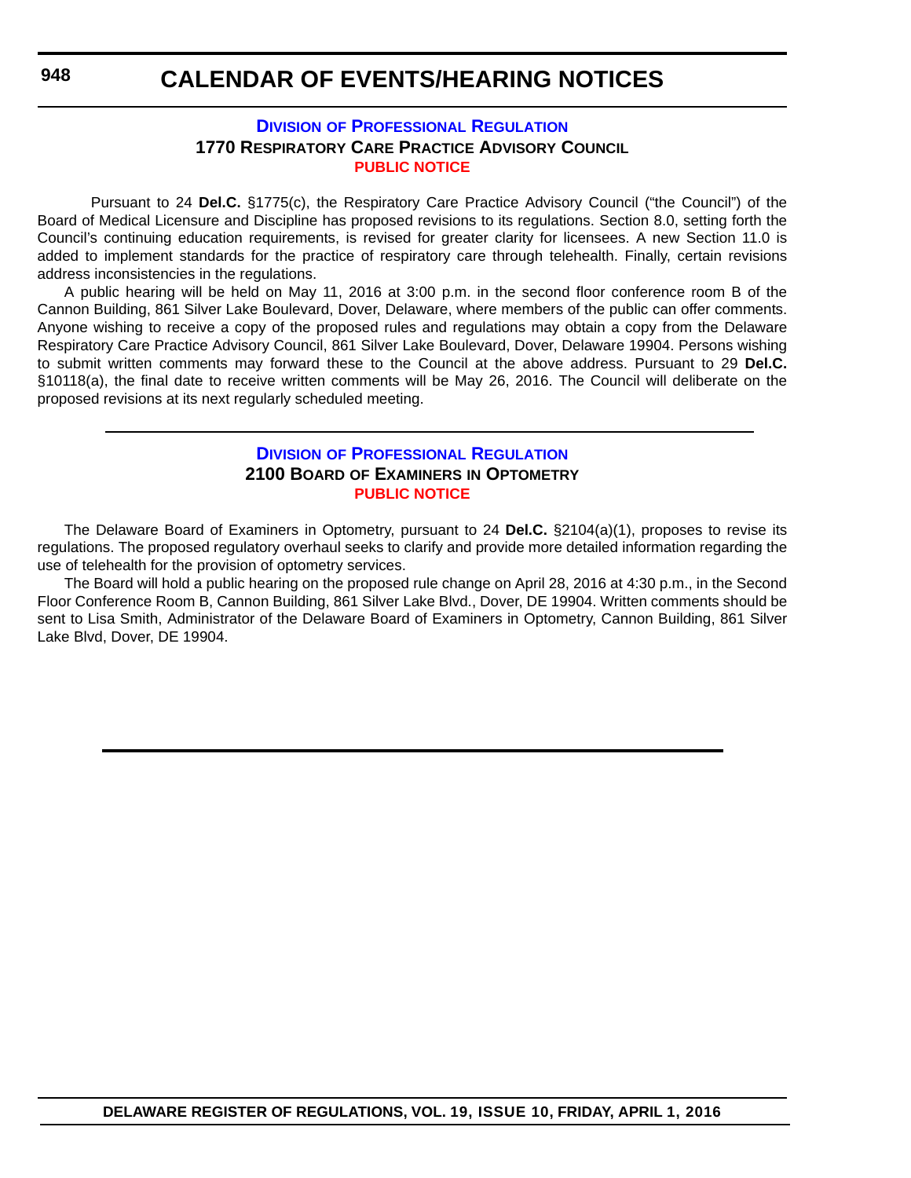## Division of Professional Regulation

### 1770 Respiratory Care Practice Advisory Council

### Public Notice

Pursuant to 24 **Del.C.** §1775(c), the Respiratory Care Practice Advisory Council ("the Council") of the Board of Medical Licensure and Discipline has proposed revisions to its regulations. Section 8.0, setting forth the Council's continuing education requirements, is revised for greater clarity for licensees. A new Section 11.0 is added to implement standards for the practice of respiratory care through telehealth. Finally, certain revisions address inconsistencies in the regulations.

A public hearing will be held on May 11, 2016 at 3:00 p.m. in the second floor conference room B of the Cannon Building, 861 Silver Lake Boulevard, Dover, Delaware, where members of the public can offer comments. Anyone wishing to receive a copy of the proposed rules and regulations may obtain a copy from the Delaware Respiratory Care Practice Advisory Council, 861 Silver Lake Boulevard, Dover, Delaware 19904. Persons wishing to submit written comments may forward these to the Council at the above address. Pursuant to 29 **Del.C.** §10118(a), the final date to receive written comments will be May 26, 2016. The Council will deliberate on the proposed revisions at its next regularly scheduled meeting.

---

## Division of Professional Regulation

### 2100 Board of Examiners in Optometry

### Public Notice

The Delaware Board of Examiners in Optometry, pursuant to 24 **Del.C.** §2104(a)(1), proposes to revise its regulations. The proposed regulatory overhaul seeks to clarify and provide more detailed information regarding the use of telehealth for the provision of optometry services.

The Board will hold a public hearing on the proposed rule change on April 28, 2016 at 4:30 p.m., in the Second Floor Conference Room B, Cannon Building, 861 Silver Lake Blvd., Dover, DE 19904. Written comments should be sent to Lisa Smith, Administrator of the Delaware Board of Examiners in Optometry, Cannon Building, 861 Silver Lake Blvd, Dover, DE 19904.